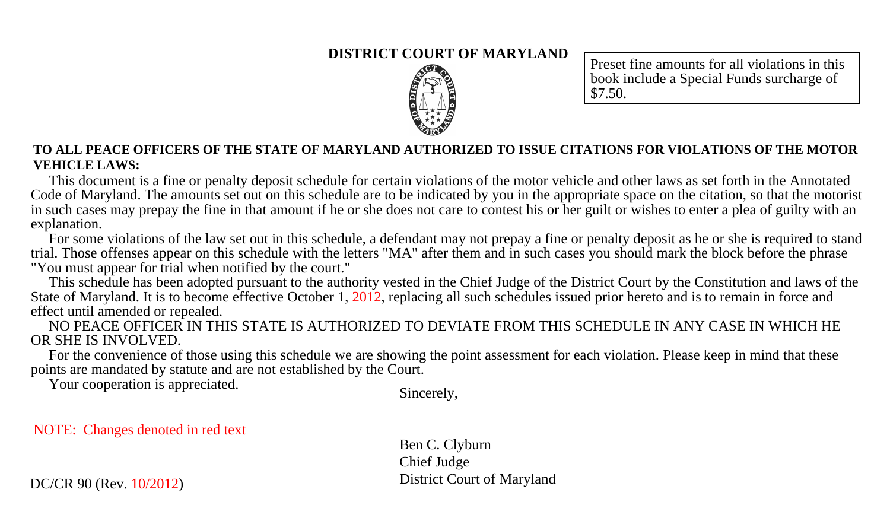# DISTRICT COURT OF MARYLAND

Preset fine amounts for all violations in this book include a Special Funds surcharge of $7.50.

**TO ALL PEACE OFFICERS OF THE STATE OF MARYLAND AUTHORIZED TO ISSUE CITATIONS FOR VIOLATIONS OF THE MOTOR VEHICLE LAWS:**

This document is a fine or penalty deposit schedule for certain violations of the motor vehicle and other laws as set forth in the Annotated Code of Maryland. The amounts set out on this schedule are to be indicated by you in the appropriate space on the citation, so that the motorist in such cases may prepay the fine in that amount if he or she does not care to contest his or her guilt or wishes to enter a plea of guilty with an explanation.

For some violations of the law set out in this schedule, a defendant may not prepay a fine or penalty deposit as he or she is required to stand trial. Those offenses appear on this schedule with the letters "MA" after them and in such cases you should mark the block before the phrase "You must appear for trial when notified by the court."

This schedule has been adopted pursuant to the authority vested in the Chief Judge of the District Court by the Constitution and laws of the State of Maryland. It is to become effective October 1, 2012, replacing all such schedules issued prior hereto and is to remain in force and effect until amended or repealed.

NO PEACE OFFICER IN THIS STATE IS AUTHORIZED TO DEVIATE FROM THIS SCHEDULE IN ANY CASE IN WHICH HE OR SHE IS INVOLVED.

For the convenience of those using this schedule we are showing the point assessment for each violation. Please keep in mind that these points are mandated by statute and are not established by the Court.

Your cooperation is appreciated.

Sincerely,

Ben C. Clyburn  
Chief Judge  
District Court of Maryland

NOTE: Changes denoted in red text

DC/CR 90 (Rev. 10/2012)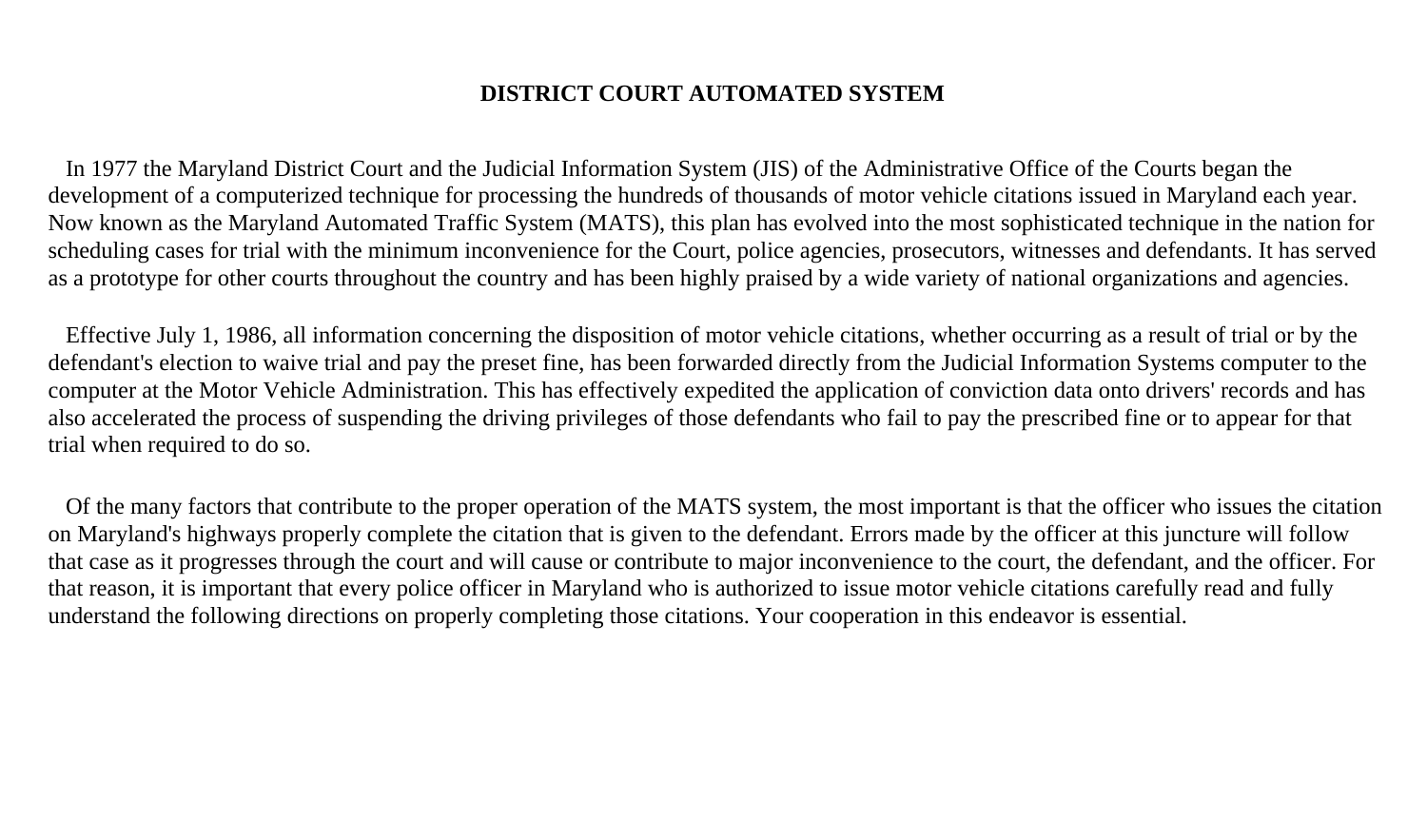# DISTRICT COURT AUTOMATED SYSTEM

In 1977 the Maryland District Court and the Judicial Information System (JIS) of the Administrative Office of the Courts began the development of a computerized technique for processing the hundreds of thousands of motor vehicle citations issued in Maryland each year. Now known as the Maryland Automated Traffic System (MATS), this plan has evolved into the most sophisticated technique in the nation for scheduling cases for trial with the minimum inconvenience for the Court, police agencies, prosecutors, witnesses and defendants. It has served as a prototype for other courts throughout the country and has been highly praised by a wide variety of national organizations and agencies.

Effective July 1, 1986, all information concerning the disposition of motor vehicle citations, whether occurring as a result of trial or by the defendant's election to waive trial and pay the preset fine, has been forwarded directly from the Judicial Information Systems computer to the computer at the Motor Vehicle Administration. This has effectively expedited the application of conviction data onto drivers' records and has also accelerated the process of suspending the driving privileges of those defendants who fail to pay the prescribed fine or to appear for that trial when required to do so.

Of the many factors that contribute to the proper operation of the MATS system, the most important is that the officer who issues the citation on Maryland's highways properly complete the citation that is given to the defendant. Errors made by the officer at this juncture will follow that case as it progresses through the court and will cause or contribute to major inconvenience to the court, the defendant, and the officer. For that reason, it is important that every police officer in Maryland who is authorized to issue motor vehicle citations carefully read and fully understand the following directions on properly completing those citations. Your cooperation in this endeavor is essential.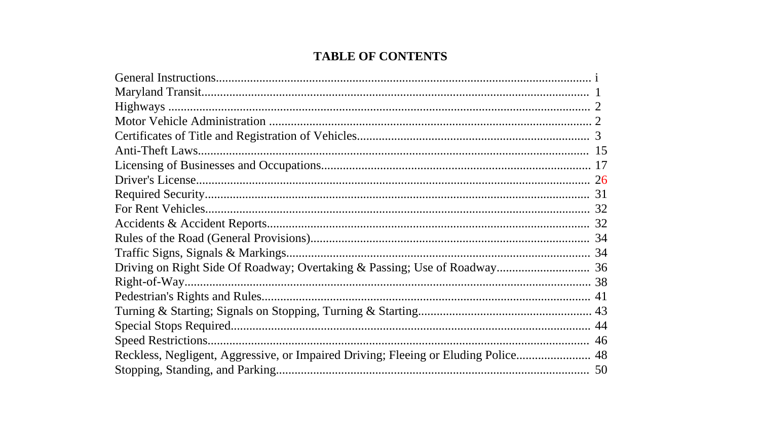# TABLE OF CONTENTS

| | |
|---|---|
| General Instructions | i |
| Maryland Transit | 1 |
| Highways | 2 |
| Motor Vehicle Administration | 2 |
| Certificates of Title and Registration of Vehicles | 3 |
| Anti-Theft Laws | 15 |
| Licensing of Businesses and Occupations | 17 |
| Driver's License | 26 |
| Required Security | 31 |
| For Rent Vehicles | 32 |
| Accidents & Accident Reports | 32 |
| Rules of the Road (General Provisions) | 34 |
| Traffic Signs, Signals & Markings | 34 |
| Driving on Right Side Of Roadway; Overtaking & Passing; Use of Roadway | 36 |
| Right-of-Way | 38 |
| Pedestrian's Rights and Rules | 41 |
| Turning & Starting; Signals on Stopping, Turning & Starting | 43 |
| Special Stops Required | 44 |
| Speed Restrictions | 46 |
| Reckless, Negligent, Aggressive, or Impaired Driving; Fleeing or Eluding Police | 48 |
| Stopping, Standing, and Parking | 50 |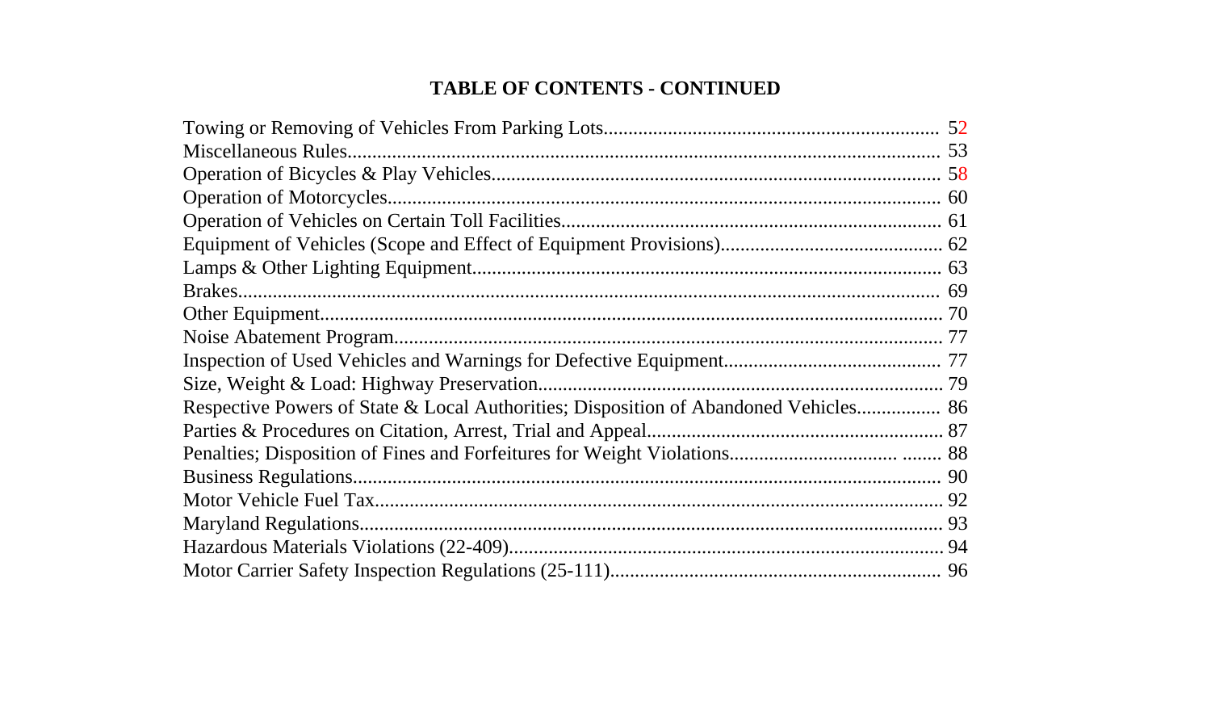## TABLE OF CONTENTS - CONTINUED

| | |
|---|---|
| Towing or Removing of Vehicles From Parking Lots | 52 |
| Miscellaneous Rules | 53 |
| Operation of Bicycles & Play Vehicles | 58 |
| Operation of Motorcycles | 60 |
| Operation of Vehicles on Certain Toll Facilities | 61 |
| Equipment of Vehicles (Scope and Effect of Equipment Provisions) | 62 |
| Lamps & Other Lighting Equipment | 63 |
| Brakes | 69 |
| Other Equipment | 70 |
| Noise Abatement Program | 77 |
| Inspection of Used Vehicles and Warnings for Defective Equipment | 77 |
| Size, Weight & Load: Highway Preservation | 79 |
| Respective Powers of State & Local Authorities; Disposition of Abandoned Vehicles | 86 |
| Parties & Procedures on Citation, Arrest, Trial and Appeal | 87 |
| Penalties; Disposition of Fines and Forfeitures for Weight Violations | 88 |
| Business Regulations | 90 |
| Motor Vehicle Fuel Tax | 92 |
| Maryland Regulations | 93 |
| Hazardous Materials Violations (22-409) | 94 |
| Motor Carrier Safety Inspection Regulations (25-111) | 96 |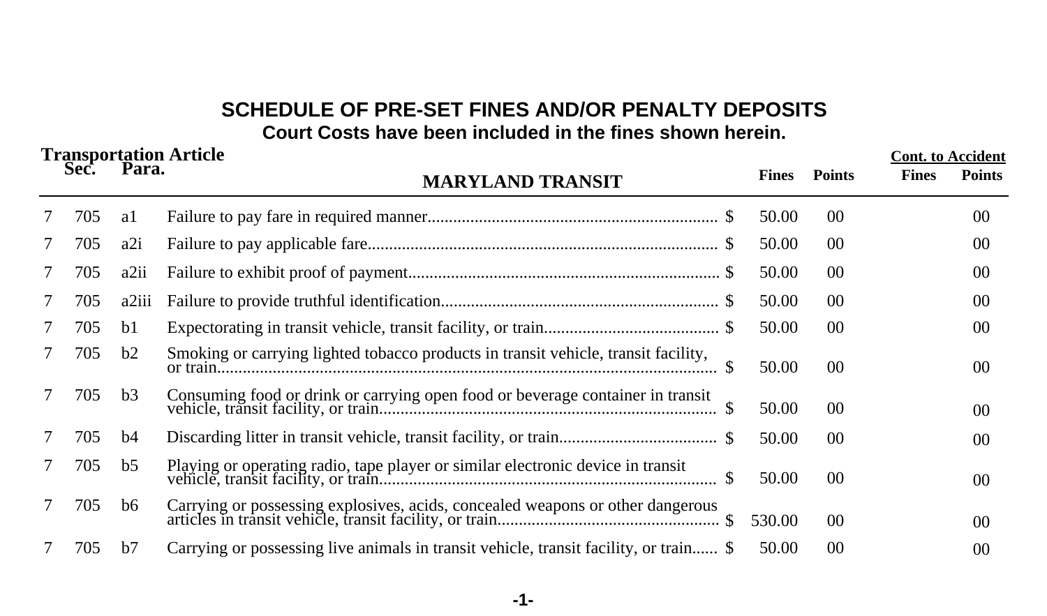## SCHEDULE OF PRE-SET FINES AND/OR PENALTY DEPOSITS

**Court Costs have been included in the fines shown herein.**

| Transportation Article | Sec. | Para. | MARYLAND TRANSIT | Fines | Points | Cont. to Accident Fines | Cont. to Accident Points |
|---|---|---|---|---|---|---|---|
| 7 | 705 | a1 | Failure to pay fare in required manner | $ 50.00 | 00 | | 00 |
| 7 | 705 | a2i | Failure to pay applicable fare | $ 50.00 | 00 | | 00 |
| 7 | 705 | a2ii | Failure to exhibit proof of payment | $ 50.00 | 00 | | 00 |
| 7 | 705 | a2iii | Failure to provide truthful identification | $ 50.00 | 00 | | 00 |
| 7 | 705 | b1 | Expectorating in transit vehicle, transit facility, or train | $ 50.00 | 00 | | 00 |
| 7 | 705 | b2 | Smoking or carrying lighted tobacco products in transit vehicle, transit facility, or train | $ 50.00 | 00 | | 00 |
| 7 | 705 | b3 | Consuming food or drink or carrying open food or beverage container in transit vehicle, transit facility, or train | $ 50.00 | 00 | | 00 |
| 7 | 705 | b4 | Discarding litter in transit vehicle, transit facility, or train | $ 50.00 | 00 | | 00 |
| 7 | 705 | b5 | Playing or operating radio, tape player or similar electronic device in transit vehicle, transit facility, or train | $ 50.00 | 00 | | 00 |
| 7 | 705 | b6 | Carrying or possessing explosives, acids, concealed weapons or other dangerous articles in transit vehicle, transit facility, or train | $ 530.00 | 00 | | 00 |
| 7 | 705 | b7 | Carrying or possessing live animals in transit vehicle, transit facility, or train | $ 50.00 | 00 | | 00 |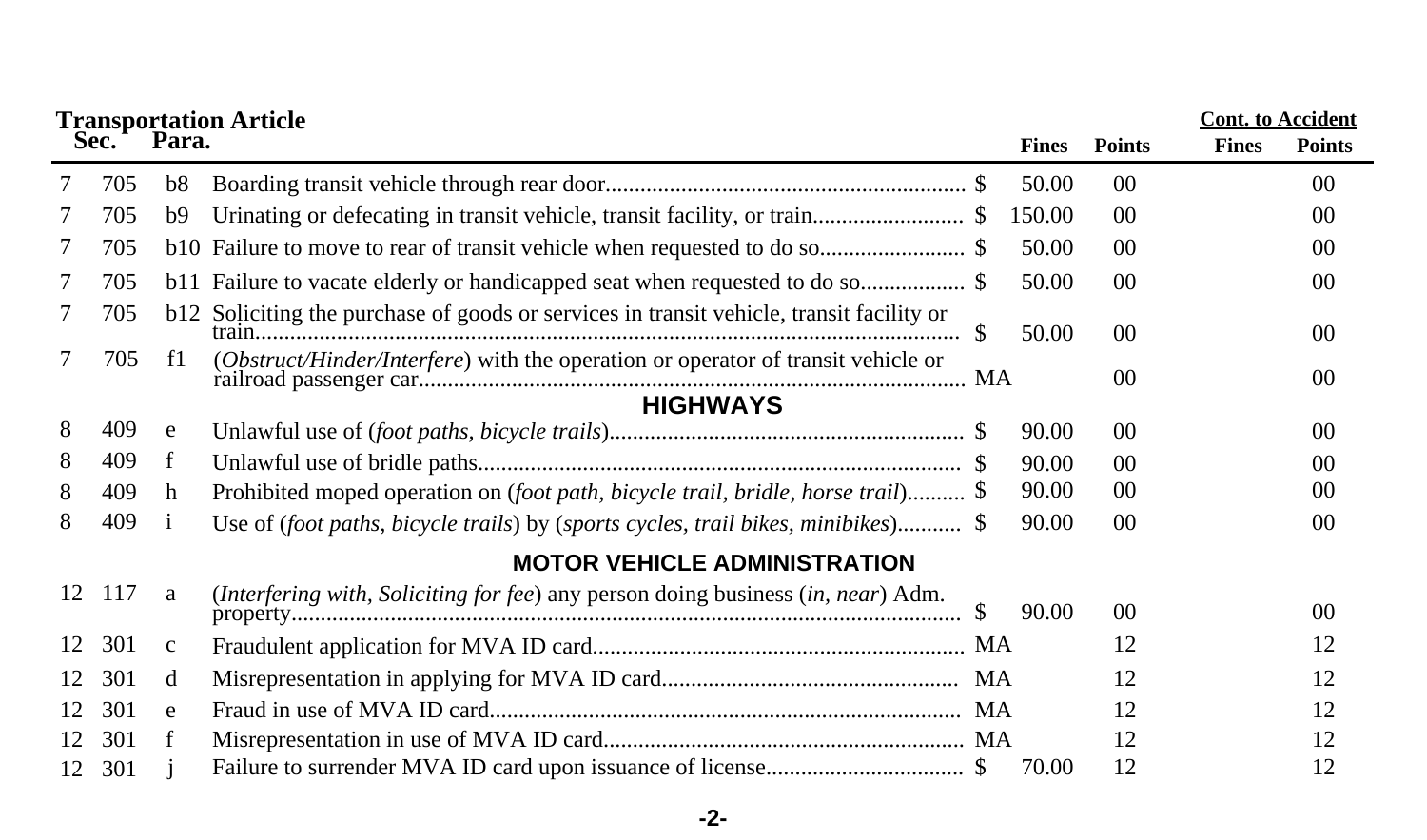**Transportation Article**

| Art. | Sec. | Para. | Description | | Fines | Points | Cont. to Accident Fines | Cont. to Accident Points |
|---|---|---|---|---|---|---|---|---|
| 7 | 705 | b8 | Boarding transit vehicle through rear door | $ | 50.00 | 00 | | 00 |
| 7 | 705 | b9 | Urinating or defecating in transit vehicle, transit facility, or train | $ | 150.00 | 00 | | 00 |
| 7 | 705 | b10 | Failure to move to rear of transit vehicle when requested to do so | $ | 50.00 | 00 | | 00 |
| 7 | 705 | b11 | Failure to vacate elderly or handicapped seat when requested to do so | $ | 50.00 | 00 | | 00 |
| 7 | 705 | b12 | Soliciting the purchase of goods or services in transit vehicle, transit facility or train | $ | 50.00 | 00 | | 00 |
| 7 | 705 | f1 | (*Obstruct/Hinder/Interfere*) with the operation or operator of transit vehicle or railroad passenger car | MA | | 00 | | 00 |
| | | | **HIGHWAYS** | | | | | |
| 8 | 409 | e | Unlawful use of (*foot paths, bicycle trails*) | $ | 90.00 | 00 | | 00 |
| 8 | 409 | f | Unlawful use of bridle paths | $ | 90.00 | 00 | | 00 |
| 8 | 409 | h | Prohibited moped operation on (*foot path, bicycle trail, bridle, horse trail*) | $ | 90.00 | 00 | | 00 |
| 8 | 409 | i | Use of (*foot paths, bicycle trails*) by (*sports cycles, trail bikes, minibikes*) | $ | 90.00 | 00 | | 00 |
| | | | **MOTOR VEHICLE ADMINISTRATION** | | | | | |
| 12 | 117 | a | (*Interfering with, Soliciting for fee*) any person doing business (*in, near*) Adm. property | $ | 90.00 | 00 | | 00 |
| 12 | 301 | c | Fraudulent application for MVA ID card | MA | | 12 | | 12 |
| 12 | 301 | d | Misrepresentation in applying for MVA ID card | MA | | 12 | | 12 |
| 12 | 301 | e | Fraud in use of MVA ID card | MA | | 12 | | 12 |
| 12 | 301 | f | Misrepresentation in use of MVA ID card | MA | | 12 | | 12 |
| 12 | 301 | j | Failure to surrender MVA ID card upon issuance of license | $ | 70.00 | 12 | | 12 |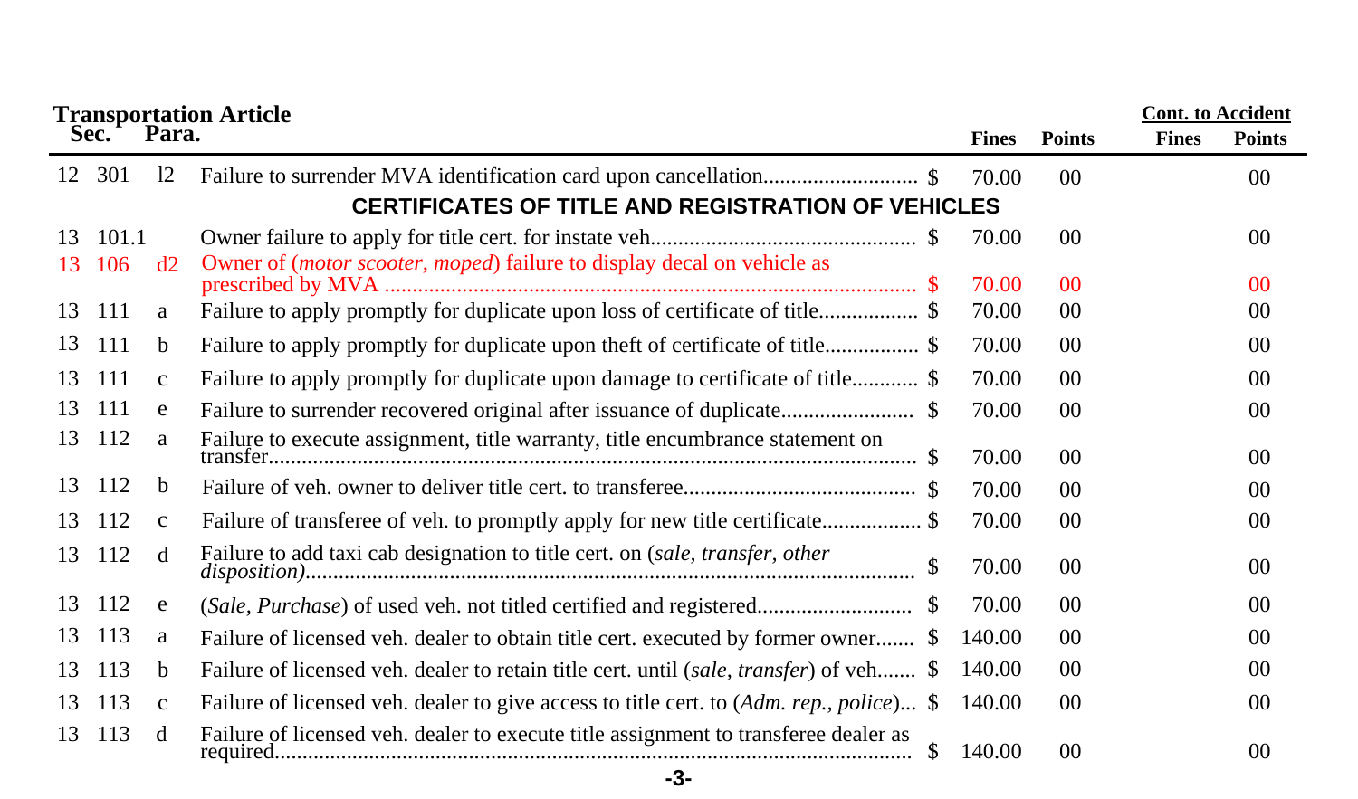**Transportation Article**

| Sec. | | Para. | | Fines | Points | Cont. to Accident Fines | Cont. to Accident Points |
|---|---|---|---|---|---|---|---|
| 12 | 301 | l2 | Failure to surrender MVA identification card upon cancellation........................... $ | 70.00 | 00 | | 00 |
| | | | **CERTIFICATES OF TITLE AND REGISTRATION OF VEHICLES** | | | | |
| 13 | 101.1 | | Owner failure to apply for title cert. for instate veh............................................... $ | 70.00 | 00 | | 00 |
| 13 | 106 | d2 | Owner of (*motor scooter, moped*) failure to display decal on vehicle as prescribed by MVA ............................................................................................... $ | 70.00 | 00 | | 00 |
| 13 | 111 | a | Failure to apply promptly for duplicate upon loss of certificate of title................. $ | 70.00 | 00 | | 00 |
| 13 | 111 | b | Failure to apply promptly for duplicate upon theft of certificate of title................ $ | 70.00 | 00 | | 00 |
| 13 | 111 | c | Failure to apply promptly for duplicate upon damage to certificate of title........... $ | 70.00 | 00 | | 00 |
| 13 | 111 | e | Failure to surrender recovered original after issuance of duplicate....................... $ | 70.00 | 00 | | 00 |
| 13 | 112 | a | Failure to execute assignment, title warranty, title encumbrance statement on transfer.................................................................................................................. $ | 70.00 | 00 | | 00 |
| 13 | 112 | b | Failure of veh. owner to deliver title cert. to transferee......................................... $ | 70.00 | 00 | | 00 |
| 13 | 112 | c | Failure of transferee of veh. to promptly apply for new title certificate................. $ | 70.00 | 00 | | 00 |
| 13 | 112 | d | Failure to add taxi cab designation to title cert. on (*sale, transfer, other disposition)*.......................................................................................................... $ | 70.00 | 00 | | 00 |
| 13 | 112 | e | (*Sale, Purchase*) of used veh. not titled certified and registered........................... $ | 70.00 | 00 | | 00 |
| 13 | 113 | a | Failure of licensed veh. dealer to obtain title cert. executed by former owner....... $ | 140.00 | 00 | | 00 |
| 13 | 113 | b | Failure of licensed veh. dealer to retain title cert. until (*sale, transfer*) of veh....... $ | 140.00 | 00 | | 00 |
| 13 | 113 | c | Failure of licensed veh. dealer to give access to title cert. to (*Adm. rep., police*)... $ | 140.00 | 00 | | 00 |
| 13 | 113 | d | Failure of licensed veh. dealer to execute title assignment to transferee dealer as required................................................................................................................ $ | 140.00 | 00 | | 00 |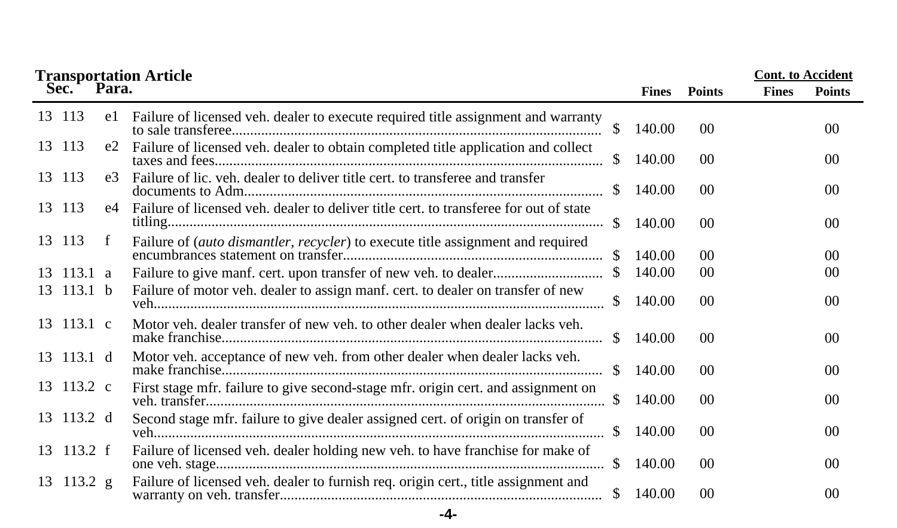**Transportation Article**

| Sec. | | Para. | | Fines | Points | Cont. to Accident Fines | Cont. to Accident Points |
|---|---|---|---|---|---|---|---|
| 13 | 113 | e1 | Failure of licensed veh. dealer to execute required title assignment and warranty to sale transferee | $ 140.00 | 00 | | 00 |
| 13 | 113 | e2 | Failure of licensed veh. dealer to obtain completed title application and collect taxes and fees | $ 140.00 | 00 | | 00 |
| 13 | 113 | e3 | Failure of lic. veh. dealer to deliver title cert. to transferee and transfer documents to Adm. | $ 140.00 | 00 | | 00 |
| 13 | 113 | e4 | Failure of licensed veh. dealer to deliver title cert. to transferee for out of state titling | $ 140.00 | 00 | | 00 |
| 13 | 113 | f | Failure of (*auto dismantler, recycler*) to execute title assignment and required encumbrances statement on transfer | $ 140.00 | 00 | | 00 |
| 13 | 113.1 | a | Failure to give manf. cert. upon transfer of new veh. to dealer | $ 140.00 | 00 | | 00 |
| 13 | 113.1 | b | Failure of motor veh. dealer to assign manf. cert. to dealer on transfer of new veh. | $ 140.00 | 00 | | 00 |
| 13 | 113.1 | c | Motor veh. dealer transfer of new veh. to other dealer when dealer lacks veh. make franchise | $ 140.00 | 00 | | 00 |
| 13 | 113.1 | d | Motor veh. acceptance of new veh. from other dealer when dealer lacks veh. make franchise | $ 140.00 | 00 | | 00 |
| 13 | 113.2 | c | First stage mfr. failure to give second-stage mfr. origin cert. and assignment on veh. transfer | $ 140.00 | 00 | | 00 |
| 13 | 113.2 | d | Second stage mfr. failure to give dealer assigned cert. of origin on transfer of veh. | $ 140.00 | 00 | | 00 |
| 13 | 113.2 | f | Failure of licensed veh. dealer holding new veh. to have franchise for make of one veh. stage | $ 140.00 | 00 | | 00 |
| 13 | 113.2 | g | Failure of licensed veh. dealer to furnish req. origin cert., title assignment and warranty on veh. transfer | $ 140.00 | 00 | | 00 |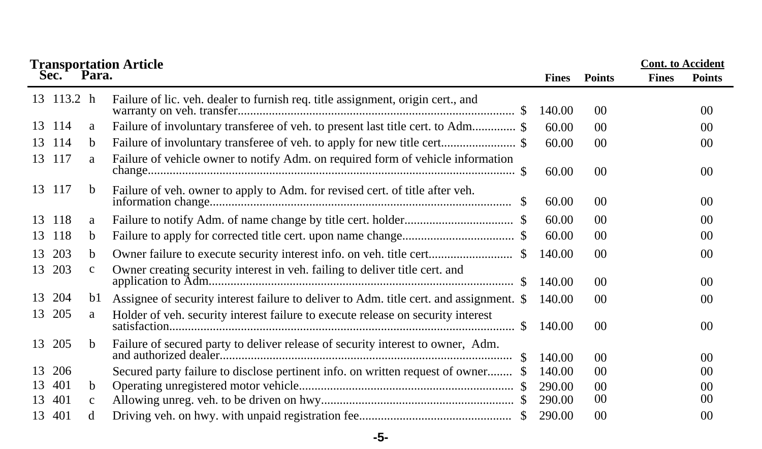| Transportation Article Sec. | Para. | | Fines | Points | Cont. to Accident Fines | Points |
|---|---|---|---|---|---|---|
| 13 113.2 | h | Failure of lic. veh. dealer to furnish req. title assignment, origin cert., and warranty on veh. transfer........................................................................................ $ | 140.00 | 00 | | 00 |
| 13 114 | a | Failure of involuntary transferee of veh. to present last title cert. to Adm............. $ | 60.00 | 00 | | 00 |
| 13 114 | b | Failure of involuntary transferee of veh. to apply for new title cert....................... $ | 60.00 | 00 | | 00 |
| 13 117 | a | Failure of vehicle owner to notify Adm. on required form of vehicle information change.................................................................................................................... $ | 60.00 | 00 | | 00 |
| 13 117 | b | Failure of veh. owner to apply to Adm. for revised cert. of title after veh. information change................................................................................................ $ | 60.00 | 00 | | 00 |
| 13 118 | a | Failure to notify Adm. of name change by title cert. holder.................................. $ | 60.00 | 00 | | 00 |
| 13 118 | b | Failure to apply for corrected title cert. upon name change................................... $ | 60.00 | 00 | | 00 |
| 13 203 | b | Owner failure to execute security interest info. on veh. title cert.......................... $ | 140.00 | 00 | | 00 |
| 13 203 | c | Owner creating security interest in veh. failing to deliver title cert. and application to Adm................................................................................................ $ | 140.00 | 00 | | 00 |
| 13 204 | b1 | Assignee of security interest failure to deliver to Adm. title cert. and assignment. $ | 140.00 | 00 | | 00 |
| 13 205 | a | Holder of veh. security interest failure to execute release on security interest satisfaction............................................................................................................. $ | 140.00 | 00 | | 00 |
| 13 205 | b | Failure of secured party to deliver release of security interest to owner, Adm. and authorized dealer........................................................................................... $ | 140.00 | 00 | | 00 |
| 13 206 | | Secured party failure to disclose pertinent info. on written request of owner........ $ | 140.00 | 00 | | 00 |
| 13 401 | b | Operating unregistered motor vehicle.................................................................. $ | 290.00 | 00 | | 00 |
| 13 401 | c | Allowing unreg. veh. to be driven on hwy............................................................ $ | 290.00 | 00 | | 00 |
| 13 401 | d | Driving veh. on hwy. with unpaid registration fee................................................ $ | 290.00 | 00 | | 00 |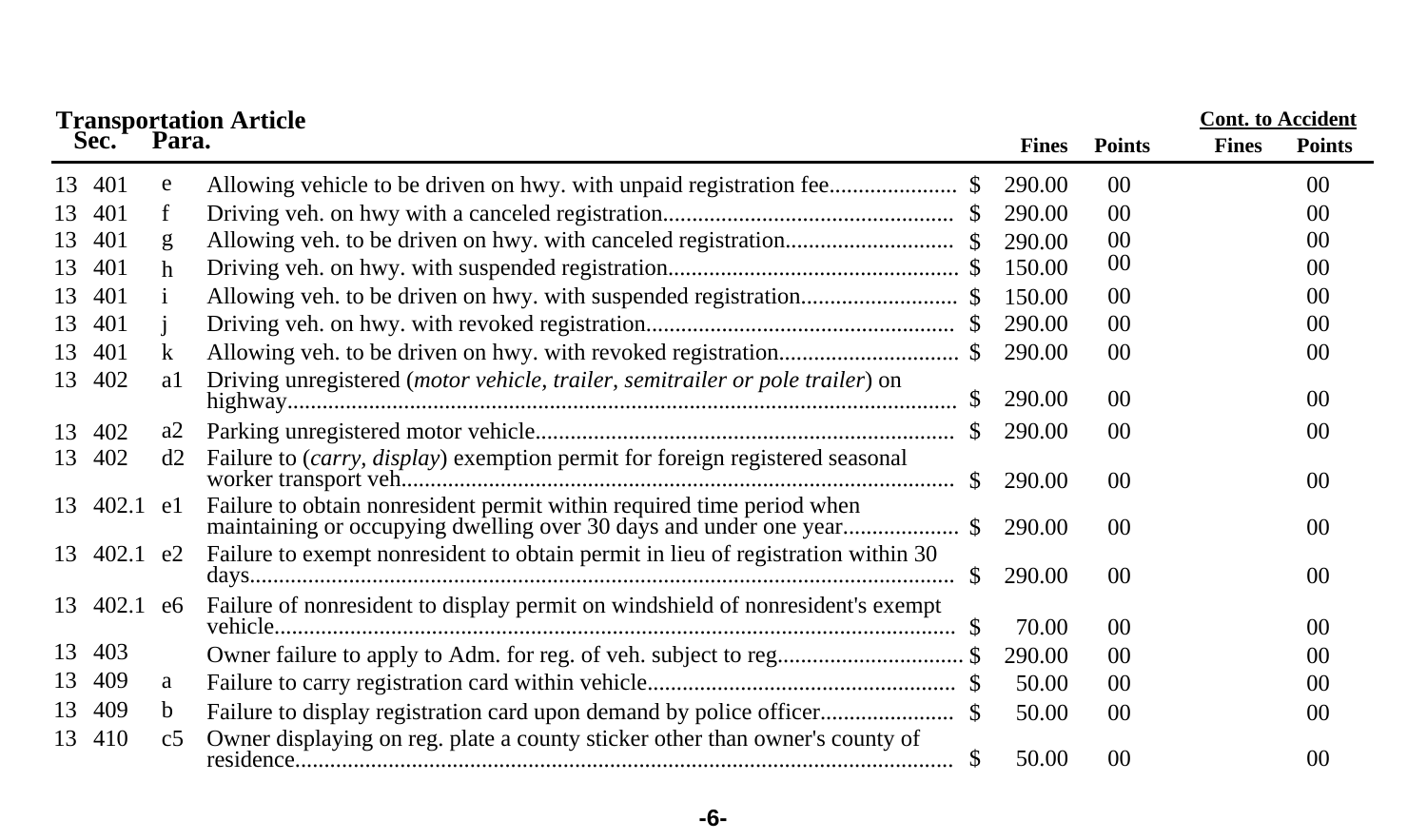## Transportation Article

| Sec. | | Para. | Description | | Fines | Points | Cont. to Accident Fines | Cont. to Accident Points |
|---|---|---|---|---|---|---|---|---|
| 13 | 401 | e | Allowing vehicle to be driven on hwy. with unpaid registration fee | $ | 290.00 | 00 | | 00 |
| 13 | 401 | f | Driving veh. on hwy with a canceled registration | $ | 290.00 | 00 | | 00 |
| 13 | 401 | g | Allowing veh. to be driven on hwy. with canceled registration | $ | 290.00 | 00 | | 00 |
| 13 | 401 | h | Driving veh. on hwy. with suspended registration | $ | 150.00 | 00 | | 00 |
| 13 | 401 | i | Allowing veh. to be driven on hwy. with suspended registration | $ | 150.00 | 00 | | 00 |
| 13 | 401 | j | Driving veh. on hwy. with revoked registration | $ | 290.00 | 00 | | 00 |
| 13 | 401 | k | Allowing veh. to be driven on hwy. with revoked registration | $ | 290.00 | 00 | | 00 |
| 13 | 402 | a1 | Driving unregistered (*motor vehicle, trailer, semitrailer or pole trailer*) on highway | $ | 290.00 | 00 | | 00 |
| 13 | 402 | a2 | Parking unregistered motor vehicle | $ | 290.00 | 00 | | 00 |
| 13 | 402 | d2 | Failure to (*carry, display*) exemption permit for foreign registered seasonal worker transport veh. | $ | 290.00 | 00 | | 00 |
| 13 | 402.1 | e1 | Failure to obtain nonresident permit within required time period when maintaining or occupying dwelling over 30 days and under one year | $ | 290.00 | 00 | | 00 |
| 13 | 402.1 | e2 | Failure to exempt nonresident to obtain permit in lieu of registration within 30 days | $ | 290.00 | 00 | | 00 |
| 13 | 402.1 | e6 | Failure of nonresident to display permit on windshield of nonresident's exempt vehicle | $ | 70.00 | 00 | | 00 |
| 13 | 403 | | Owner failure to apply to Adm. for reg. of veh. subject to reg. | $ | 290.00 | 00 | | 00 |
| 13 | 409 | a | Failure to carry registration card within vehicle | $ | 50.00 | 00 | | 00 |
| 13 | 409 | b | Failure to display registration card upon demand by police officer | $ | 50.00 | 00 | | 00 |
| 13 | 410 | c5 | Owner displaying on reg. plate a county sticker other than owner's county of residence | $ | 50.00 | 00 | | 00 |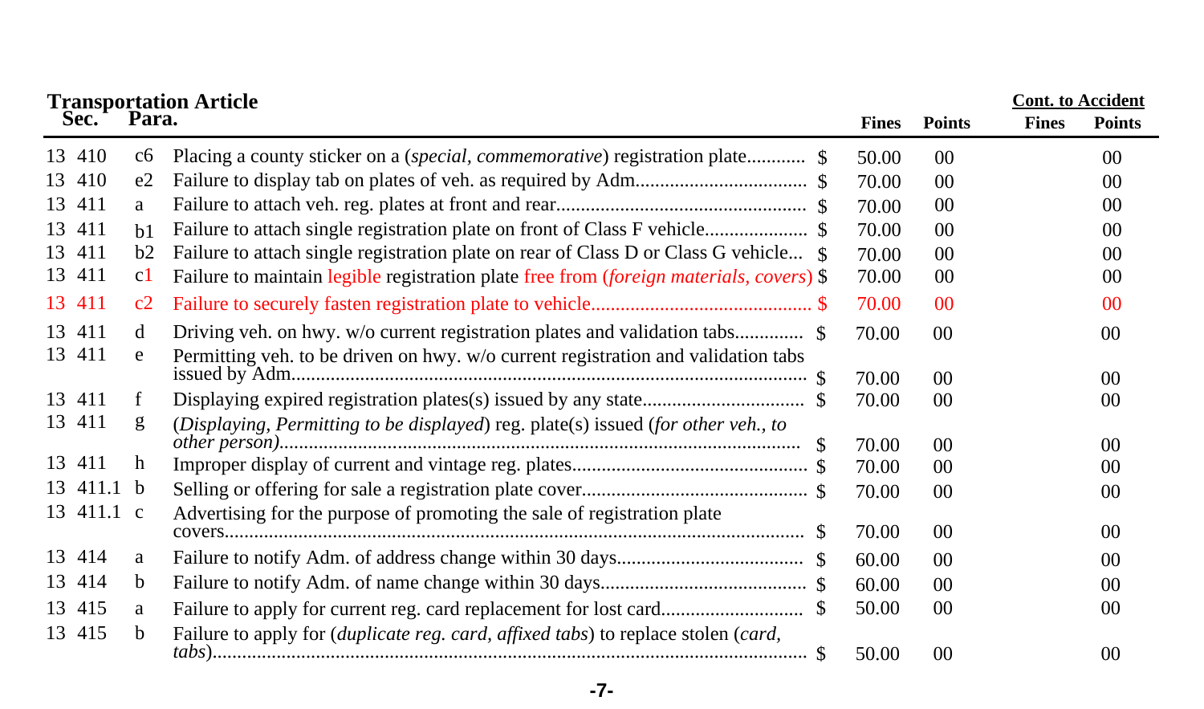**Transportation Article**

| Sec. | Para. | | Fines | Points | Cont. to Accident Fines | Cont. to Accident Points |
|---|---|---|---|---|---|---|
| 13 410 | c6 | Placing a county sticker on a (*special, commemorative*) registration plate............ $ | 50.00 | 00 | | 00 |
| 13 410 | e2 | Failure to display tab on plates of veh. as required by Adm.................................. $ | 70.00 | 00 | | 00 |
| 13 411 | a | Failure to attach veh. reg. plates at front and rear.................................................. $ | 70.00 | 00 | | 00 |
| 13 411 | b1 | Failure to attach single registration plate on front of Class F vehicle.................... $ | 70.00 | 00 | | 00 |
| 13 411 | b2 | Failure to attach single registration plate on rear of Class D or Class G vehicle... $ | 70.00 | 00 | | 00 |
| 13 411 | c1 | Failure to maintain legible registration plate free from (*foreign materials, covers*) $ | 70.00 | 00 | | 00 |
| 13 411 | c2 | Failure to securely fasten registration plate to vehicle............................................ $ | 70.00 | 00 | | 00 |
| 13 411 | d | Driving veh. on hwy. w/o current registration plates and validation tabs............. $ | 70.00 | 00 | | 00 |
| 13 411 | e | Permitting veh. to be driven on hwy. w/o current registration and validation tabs issued by Adm....................................................................................................... $ | 70.00 | 00 | | 00 |
| 13 411 | f | Displaying expired registration plates(s) issued by any state................................ $ | 70.00 | 00 | | 00 |
| 13 411 | g | (*Displaying, Permitting to be displayed*) reg. plate(s) issued (*for other veh., to other person*)........................................................................................................ $ | 70.00 | 00 | | 00 |
| 13 411 | h | Improper display of current and vintage reg. plates............................................... $ | 70.00 | 00 | | 00 |
| 13 411.1 | b | Selling or offering for sale a registration plate cover............................................. $ | 70.00 | 00 | | 00 |
| 13 411.1 | c | Advertising for the purpose of promoting the sale of registration plate covers................................................................................................................... $ | 70.00 | 00 | | 00 |
| 13 414 | a | Failure to notify Adm. of address change within 30 days..................................... $ | 60.00 | 00 | | 00 |
| 13 414 | b | Failure to notify Adm. of name change within 30 days.......................................... $ | 60.00 | 00 | | 00 |
| 13 415 | a | Failure to apply for current reg. card replacement for lost card............................ $ | 50.00 | 00 | | 00 |
| 13 415 | b | Failure to apply for (*duplicate reg. card, affixed tabs*) to replace stolen (*card, tabs*)......................................................................................................................... $ | 50.00 | 00 | | 00 |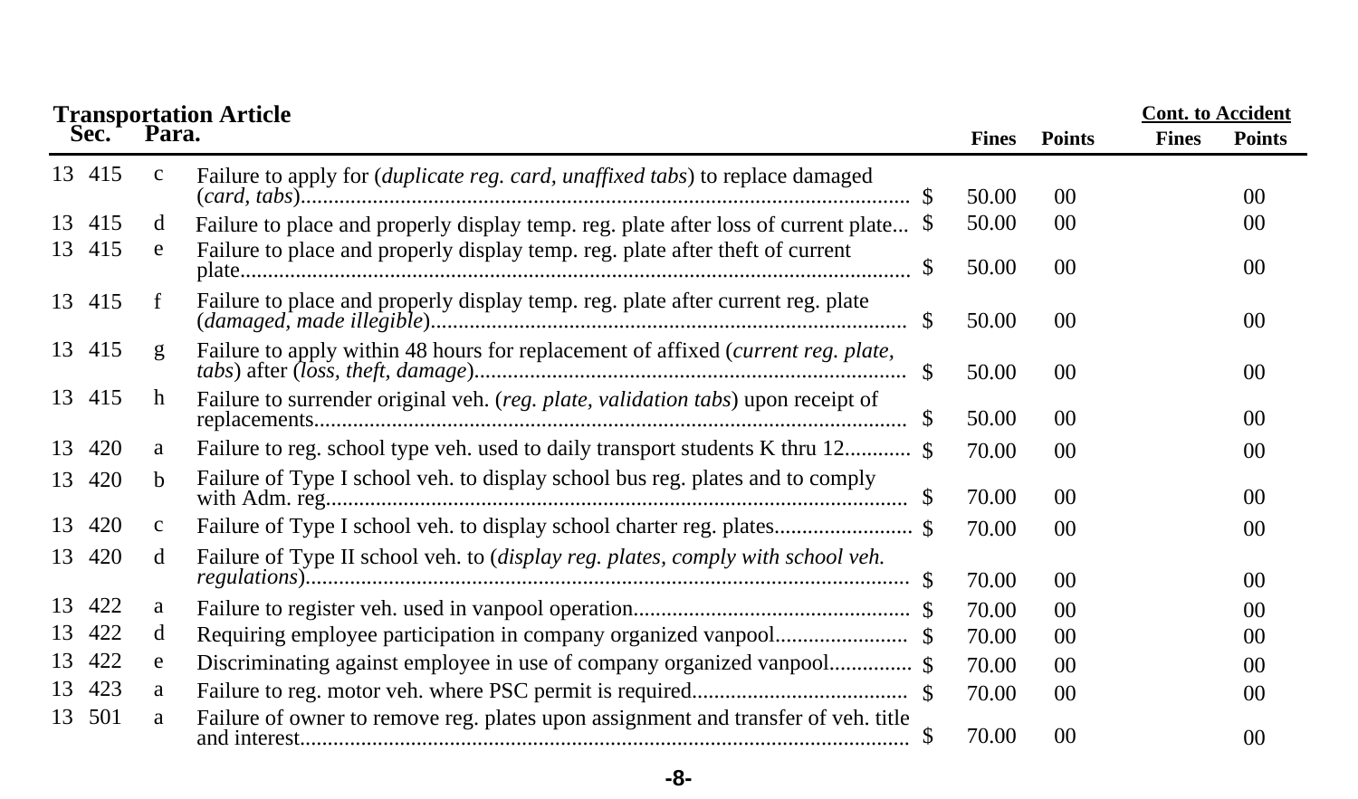## Transportation Article

| Sec. | | Para. | | | Fines | Points | Cont. to Accident Fines | Cont. to Accident Points |
|---|---|---|---|---|---|---|---|---|
| 13 | 415 | c | Failure to apply for (*duplicate reg. card, unaffixed tabs*) to replace damaged (*card, tabs*) | $ | 50.00 | 00 | | 00 |
| 13 | 415 | d | Failure to place and properly display temp. reg. plate after loss of current plate | $ | 50.00 | 00 | | 00 |
| 13 | 415 | e | Failure to place and properly display temp. reg. plate after theft of current plate | $ | 50.00 | 00 | | 00 |
| 13 | 415 | f | Failure to place and properly display temp. reg. plate after current reg. plate (*damaged, made illegible*) | $ | 50.00 | 00 | | 00 |
| 13 | 415 | g | Failure to apply within 48 hours for replacement of affixed (*current reg. plate, tabs*) after (*loss, theft, damage*) | $ | 50.00 | 00 | | 00 |
| 13 | 415 | h | Failure to surrender original veh. (*reg. plate, validation tabs*) upon receipt of replacements | $ | 50.00 | 00 | | 00 |
| 13 | 420 | a | Failure to reg. school type veh. used to daily transport students K thru 12 | $ | 70.00 | 00 | | 00 |
| 13 | 420 | b | Failure of Type I school veh. to display school bus reg. plates and to comply with Adm. reg | $ | 70.00 | 00 | | 00 |
| 13 | 420 | c | Failure of Type I school veh. to display school charter reg. plates | $ | 70.00 | 00 | | 00 |
| 13 | 420 | d | Failure of Type II school veh. to (*display reg. plates, comply with school veh. regulations*) | $ | 70.00 | 00 | | 00 |
| 13 | 422 | a | Failure to register veh. used in vanpool operation | $ | 70.00 | 00 | | 00 |
| 13 | 422 | d | Requiring employee participation in company organized vanpool | $ | 70.00 | 00 | | 00 |
| 13 | 422 | e | Discriminating against employee in use of company organized vanpool | $ | 70.00 | 00 | | 00 |
| 13 | 423 | a | Failure to reg. motor veh. where PSC permit is required | $ | 70.00 | 00 | | 00 |
| 13 | 501 | a | Failure of owner to remove reg. plates upon assignment and transfer of veh. title and interest | $ | 70.00 | 00 | | 00 |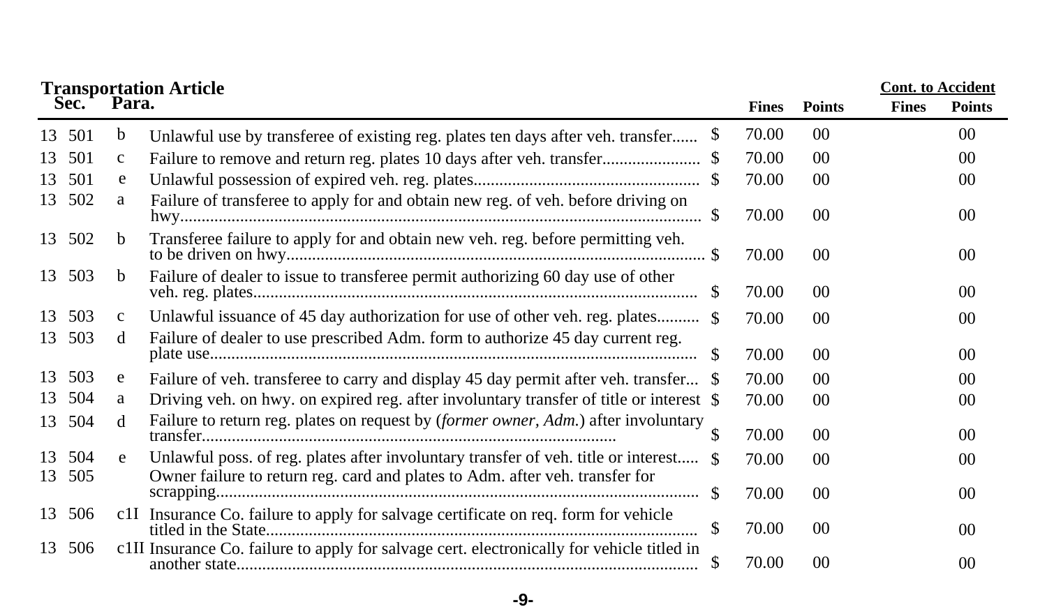**Transportation Article**

| Sec. | | Para. | | | Fines | Points | Cont. to Accident Fines | Cont. to Accident Points |
|---|---|---|---|---|---|---|---|---|
| 13 | 501 | b | Unlawful use by transferee of existing reg. plates ten days after veh. transfer...... | $ | 70.00 | 00 | | 00 |
| 13 | 501 | c | Failure to remove and return reg. plates 10 days after veh. transfer...................... | $ | 70.00 | 00 | | 00 |
| 13 | 501 | e | Unlawful possession of expired veh. reg. plates.................................................... | $ | 70.00 | 00 | | 00 |
| 13 | 502 | a | Failure of transferee to apply for and obtain new reg. of veh. before driving on hwy.......................................................................................................... | $ | 70.00 | 00 | | 00 |
| 13 | 502 | b | Transferee failure to apply for and obtain new veh. reg. before permitting veh. to be driven on hwy................................................................................................ | $ | 70.00 | 00 | | 00 |
| 13 | 503 | b | Failure of dealer to issue to transferee permit authorizing 60 day use of other veh. reg. plates...................................................................................................... | $ | 70.00 | 00 | | 00 |
| 13 | 503 | c | Unlawful issuance of 45 day authorization for use of other veh. reg. plates.......... | $ | 70.00 | 00 | | 00 |
| 13 | 503 | d | Failure of dealer to use prescribed Adm. form to authorize 45 day current reg. plate use................................................................................................................ | $ | 70.00 | 00 | | 00 |
| 13 | 503 | e | Failure of veh. transferee to carry and display 45 day permit after veh. transfer... | $ | 70.00 | 00 | | 00 |
| 13 | 504 | a | Driving veh. on hwy. on expired reg. after involuntary transfer of title or interest | $ | 70.00 | 00 | | 00 |
| 13 | 504 | d | Failure to return reg. plates on request by (*former owner, Adm.*) after involuntary transfer................................................................................................ | $ | 70.00 | 00 | | 00 |
| 13 | 504 | e | Unlawful poss. of reg. plates after involuntary transfer of veh. title or interest..... | $ | 70.00 | 00 | | 00 |
| 13 | 505 | | Owner failure to return reg. card and plates to Adm. after veh. transfer for scrapping............................................................................................................... | $ | 70.00 | 00 | | 00 |
| 13 | 506 | c1I | Insurance Co. failure to apply for salvage certificate on req. form for vehicle titled in the State.................................................................................................. | $ | 70.00 | 00 | | 00 |
| 13 | 506 | c1II | Insurance Co. failure to apply for salvage cert. electronically for vehicle titled in another state......................................................................................................... | $ | 70.00 | 00 | | 00 |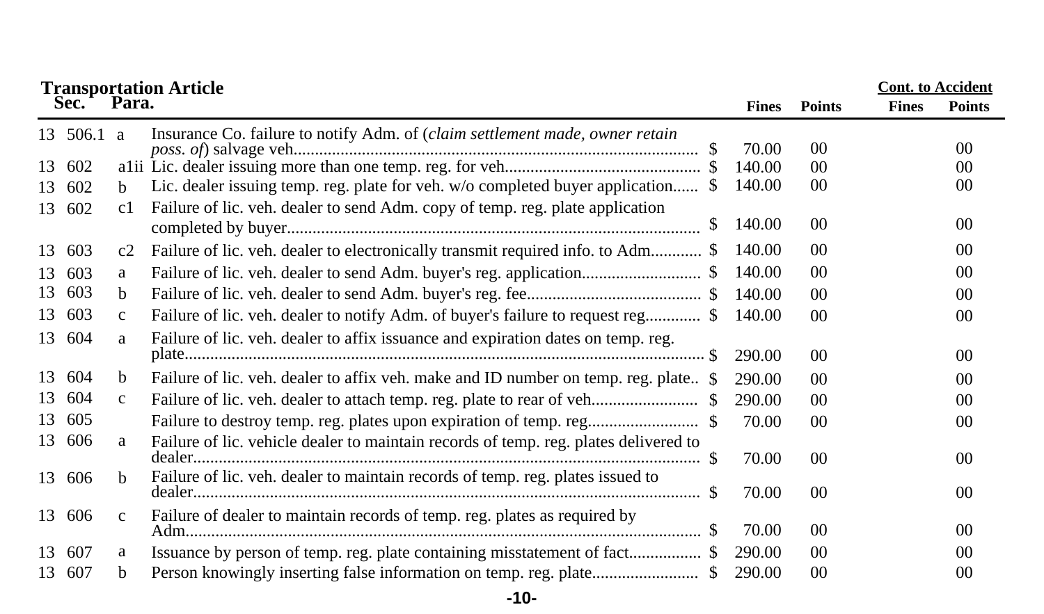**Transportation Article**

| Sec. | | Para. | | Fines | Points | Cont. to Accident Fines | Cont. to Accident Points |
|---|---|---|---|---|---|---|---|
| 13 | 506.1 | a | Insurance Co. failure to notify Adm. of (*claim settlement made, owner retain poss. of*) salvage veh. | $ 70.00 | 00 | | 00 |
| 13 | 602 | a1ii | Lic. dealer issuing more than one temp. reg. for veh. | $ 140.00 | 00 | | 00 |
| 13 | 602 | b | Lic. dealer issuing temp. reg. plate for veh. w/o completed buyer application | $ 140.00 | 00 | | 00 |
| 13 | 602 | c1 | Failure of lic. veh. dealer to send Adm. copy of temp. reg. plate application completed by buyer | $ 140.00 | 00 | | 00 |
| 13 | 603 | c2 | Failure of lic. veh. dealer to electronically transmit required info. to Adm. | $ 140.00 | 00 | | 00 |
| 13 | 603 | a | Failure of lic. veh. dealer to send Adm. buyer's reg. application | $ 140.00 | 00 | | 00 |
| 13 | 603 | b | Failure of lic. veh. dealer to send Adm. buyer's reg. fee | $ 140.00 | 00 | | 00 |
| 13 | 603 | c | Failure of lic. veh. dealer to notify Adm. of buyer's failure to request reg. | $ 140.00 | 00 | | 00 |
| 13 | 604 | a | Failure of lic. veh. dealer to affix issuance and expiration dates on temp. reg. plate | $ 290.00 | 00 | | 00 |
| 13 | 604 | b | Failure of lic. veh. dealer to affix veh. make and ID number on temp. reg. plate | $ 290.00 | 00 | | 00 |
| 13 | 604 | c | Failure of lic. veh. dealer to attach temp. reg. plate to rear of veh. | $ 290.00 | 00 | | 00 |
| 13 | 605 | | Failure to destroy temp. reg. plates upon expiration of temp. reg. | $ 70.00 | 00 | | 00 |
| 13 | 606 | a | Failure of lic. vehicle dealer to maintain records of temp. reg. plates delivered to dealer | $ 70.00 | 00 | | 00 |
| 13 | 606 | b | Failure of lic. veh. dealer to maintain records of temp. reg. plates issued to dealer | $ 70.00 | 00 | | 00 |
| 13 | 606 | c | Failure of dealer to maintain records of temp. reg. plates as required by Adm. | $ 70.00 | 00 | | 00 |
| 13 | 607 | a | Issuance by person of temp. reg. plate containing misstatement of fact | $ 290.00 | 00 | | 00 |
| 13 | 607 | b | Person knowingly inserting false information on temp. reg. plate | $ 290.00 | 00 | | 00 |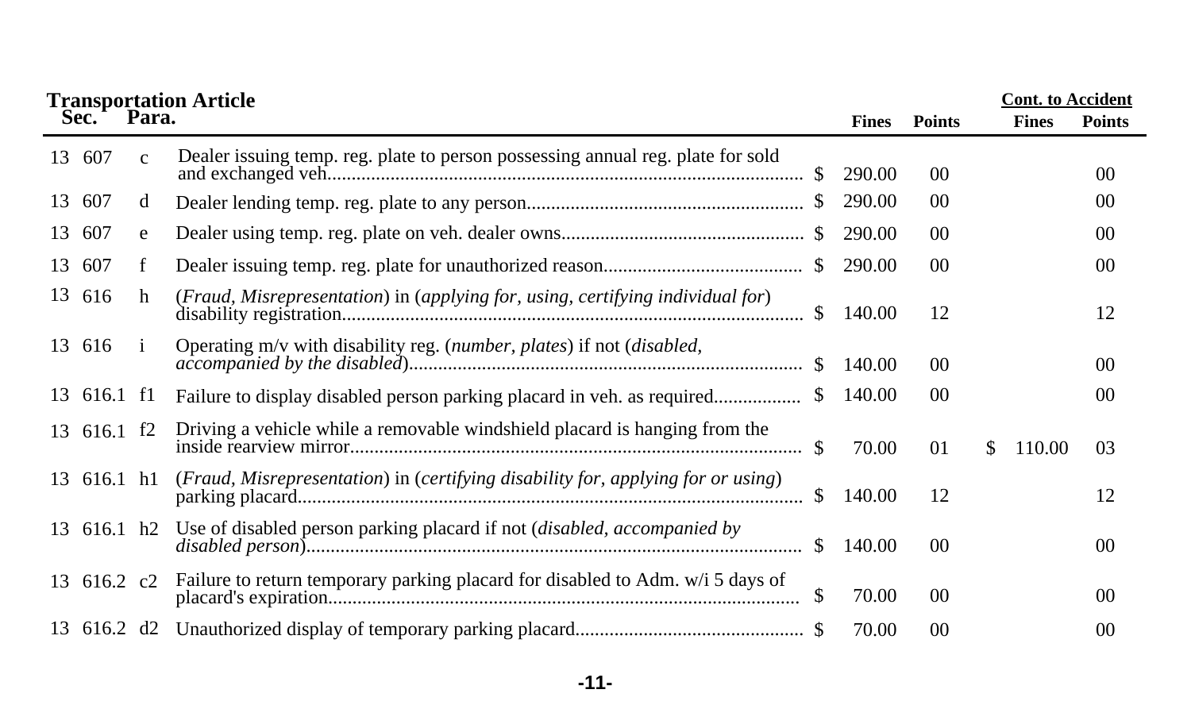**Transportation Article**

| Sec. | | Para. | | Fines | Points | Cont. to Accident Fines | Cont. to Accident Points |
|---|---|---|---|---|---|---|---|
| 13 | 607 | c | Dealer issuing temp. reg. plate to person possessing annual reg. plate for sold and exchanged veh................................................................................................ | $ 290.00 | 00 | | 00 |
| 13 | 607 | d | Dealer lending temp. reg. plate to any person........................................................ | $ 290.00 | 00 | | 00 |
| 13 | 607 | e | Dealer using temp. reg. plate on veh. dealer owns................................................. | $ 290.00 | 00 | | 00 |
| 13 | 607 | f | Dealer issuing temp. reg. plate for unauthorized reason........................................ | $ 290.00 | 00 | | 00 |
| 13 | 616 | h | (*Fraud, Misrepresentation*) in (*applying for, using, certifying individual for*) disability registration............................................................................................. | $ 140.00 | 12 | | 12 |
| 13 | 616 | i | Operating m/v with disability reg. (*number, plates*) if not (*disabled, accompanied by the disabled*)............................................................................... | $ 140.00 | 00 | | 00 |
| 13 | 616.1 | f1 | Failure to display disabled person parking placard in veh. as required................. | $ 140.00 | 00 | | 00 |
| 13 | 616.1 | f2 | Driving a vehicle while a removable windshield placard is hanging from the inside rearview mirror........................................................................................... | $ 70.00 | 01 | $ 110.00 | 03 |
| 13 | 616.1 | h1 | (*Fraud, Misrepresentation*) in (*certifying disability for, applying for or using*) parking placard...................................................................................................... | $ 140.00 | 12 | | 12 |
| 13 | 616.1 | h2 | Use of disabled person parking placard if not (*disabled, accompanied by disabled person*).................................................................................................... | $ 140.00 | 00 | | 00 |
| 13 | 616.2 | c2 | Failure to return temporary parking placard for disabled to Adm. w/i 5 days of placard's expiration............................................................................................... | $ 70.00 | 00 | | 00 |
| 13 | 616.2 | d2 | Unauthorized display of temporary parking placard.............................................. | $ 70.00 | 00 | | 00 |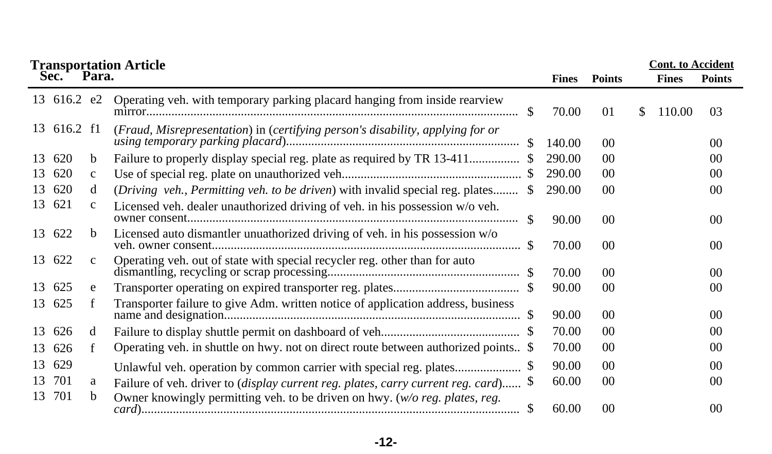**Transportation Article**

| Sec. | | Para. | | Fines | Points | Cont. to Accident Fines | Cont. to Accident Points |
|---|---|---|---|---|---|---|---|
| 13 | 616.2 | e2 | Operating veh. with temporary parking placard hanging from inside rearview mirror | $ 70.00 | 01 | $ 110.00 | 03 |
| 13 | 616.2 | f1 | (*Fraud, Misrepresentation*) in (*certifying person's disability, applying for or using temporary parking placard*) | $ 140.00 | 00 | | 00 |
| 13 | 620 | b | Failure to properly display special reg. plate as required by TR 13-411 | $ 290.00 | 00 | | 00 |
| 13 | 620 | c | Use of special reg. plate on unauthorized veh. | $ 290.00 | 00 | | 00 |
| 13 | 620 | d | (*Driving veh., Permitting veh. to be driven*) with invalid special reg. plates | $ 290.00 | 00 | | 00 |
| 13 | 621 | c | Licensed veh. dealer unauthorized driving of veh. in his possession w/o veh. owner consent | $ 90.00 | 00 | | 00 |
| 13 | 622 | b | Licensed auto dismantler unuathorized driving of veh. in his possession w/o veh. owner consent | $ 70.00 | 00 | | 00 |
| 13 | 622 | c | Operating veh. out of state with special recycler reg. other than for auto dismantling, recycling or scrap processing | $ 70.00 | 00 | | 00 |
| 13 | 625 | e | Transporter operating on expired transporter reg. plates | $ 90.00 | 00 | | 00 |
| 13 | 625 | f | Transporter failure to give Adm. written notice of application address, business name and designation | $ 90.00 | 00 | | 00 |
| 13 | 626 | d | Failure to display shuttle permit on dashboard of veh. | $ 70.00 | 00 | | 00 |
| 13 | 626 | f | Operating veh. in shuttle on hwy. not on direct route between authorized points. | $ 70.00 | 00 | | 00 |
| 13 | 629 | | Unlawful veh. operation by common carrier with special reg. plates | $ 90.00 | 00 | | 00 |
| 13 | 701 | a | Failure of veh. driver to (*display current reg. plates, carry current reg. card*) | $ 60.00 | 00 | | 00 |
| 13 | 701 | b | Owner knowingly permitting veh. to be driven on hwy. (*w/o reg. plates, reg. card*) | $ 60.00 | 00 | | 00 |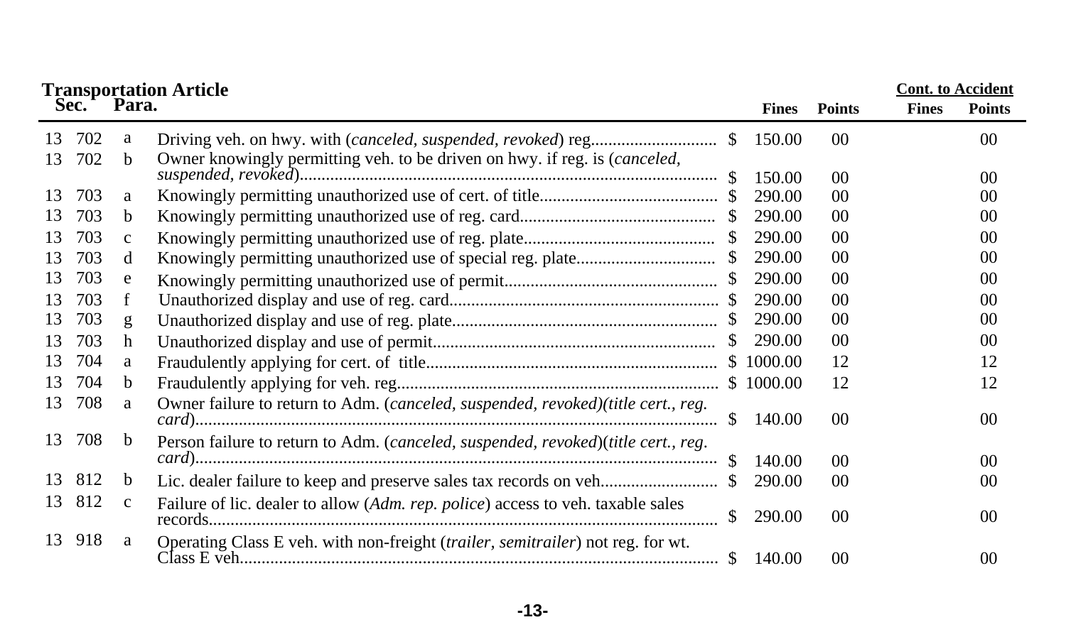| Transportation Article<br>Sec. | | Para. | | Fines | Points | Cont. to Accident<br>Fines | Cont. to Accident<br>Points |
|---|---|---|---|---|---|---|---|
| 13 | 702 | a | Driving veh. on hwy. with (*canceled, suspended, revoked*) reg. | $ 150.00 | 00 | | 00 |
| 13 | 702 | b | Owner knowingly permitting veh. to be driven on hwy. if reg. is (*canceled, suspended, revoked*) | $ 150.00 | 00 | | 00 |
| 13 | 703 | a | Knowingly permitting unauthorized use of cert. of title | $ 290.00 | 00 | | 00 |
| 13 | 703 | b | Knowingly permitting unauthorized use of reg. card | $ 290.00 | 00 | | 00 |
| 13 | 703 | c | Knowingly permitting unauthorized use of reg. plate | $ 290.00 | 00 | | 00 |
| 13 | 703 | d | Knowingly permitting unauthorized use of special reg. plate | $ 290.00 | 00 | | 00 |
| 13 | 703 | e | Knowingly permitting unauthorized use of permit | $ 290.00 | 00 | | 00 |
| 13 | 703 | f | Unauthorized display and use of reg. card | $ 290.00 | 00 | | 00 |
| 13 | 703 | g | Unauthorized display and use of reg. plate | $ 290.00 | 00 | | 00 |
| 13 | 703 | h | Unauthorized display and use of permit | $ 290.00 | 00 | | 00 |
| 13 | 704 | a | Fraudulently applying for cert. of title | $ 1000.00 | 12 | | 12 |
| 13 | 704 | b | Fraudulently applying for veh. reg. | $ 1000.00 | 12 | | 12 |
| 13 | 708 | a | Owner failure to return to Adm. (*canceled, suspended, revoked)(title cert., reg. card*) | $ 140.00 | 00 | | 00 |
| 13 | 708 | b | Person failure to return to Adm. (*canceled, suspended, revoked*)(*title cert., reg. card*) | $ 140.00 | 00 | | 00 |
| 13 | 812 | b | Lic. dealer failure to keep and preserve sales tax records on veh. | $ 290.00 | 00 | | 00 |
| 13 | 812 | c | Failure of lic. dealer to allow (*Adm. rep. police*) access to veh. taxable sales records | $ 290.00 | 00 | | 00 |
| 13 | 918 | a | Operating Class E veh. with non-freight (*trailer, semitrailer*) not reg. for wt. Class E veh. | $ 140.00 | 00 | | 00 |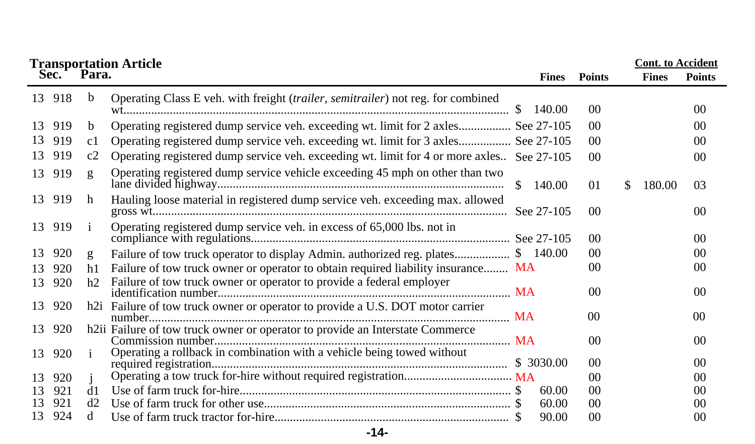**Transportation Article**

| Sec. | Para. | | Fines | Points | Cont. to Accident Fines | Cont. to Accident Points |
|---|---|---|---|---|---|---|
| 13 918 | b | Operating Class E veh. with freight (*trailer, semitrailer*) not reg. for combined wt. | $ 140.00 | 00 | | 00 |
| 13 919 | b | Operating registered dump service veh. exceeding wt. limit for 2 axles | See 27-105 | 00 | | 00 |
| 13 919 | c1 | Operating registered dump service veh. exceeding wt. limit for 3 axles | See 27-105 | 00 | | 00 |
| 13 919 | c2 | Operating registered dump service veh. exceeding wt. limit for 4 or more axles | See 27-105 | 00 | | 00 |
| 13 919 | g | Operating registered dump service vehicle exceeding 45 mph on other than two lane divided highway | $ 140.00 | 01 | $ 180.00 | 03 |
| 13 919 | h | Hauling loose material in registered dump service veh. exceeding max. allowed gross wt. | See 27-105 | 00 | | 00 |
| 13 919 | i | Operating registered dump service veh. in excess of 65,000 lbs. not in compliance with regulations | See 27-105 | 00 | | 00 |
| 13 920 | g | Failure of tow truck operator to display Admin. authorized reg. plates | $ 140.00 | 00 | | 00 |
| 13 920 | h1 | Failure of tow truck owner or operator to obtain required liability insurance | MA | 00 | | 00 |
| 13 920 | h2 | Failure of tow truck owner or operator to provide a federal employer identification number | MA | 00 | | 00 |
| 13 920 | h2i | Failure of tow truck owner or operator to provide a U.S. DOT motor carrier number | MA | 00 | | 00 |
| 13 920 | h2ii | Failure of tow truck owner or operator to provide an Interstate Commerce Commission number | MA | 00 | | 00 |
| 13 920 | i | Operating a rollback in combination with a vehicle being towed without required registration | $ 3030.00 | 00 | | 00 |
| 13 920 | j | Operating a tow truck for-hire without required registration | MA | 00 | | 00 |
| 13 921 | d1 | Use of farm truck for-hire | $ 60.00 | 00 | | 00 |
| 13 921 | d2 | Use of farm truck for other use | $ 60.00 | 00 | | 00 |
| 13 924 | d | Use of farm truck tractor for-hire | $ 90.00 | 00 | | 00 |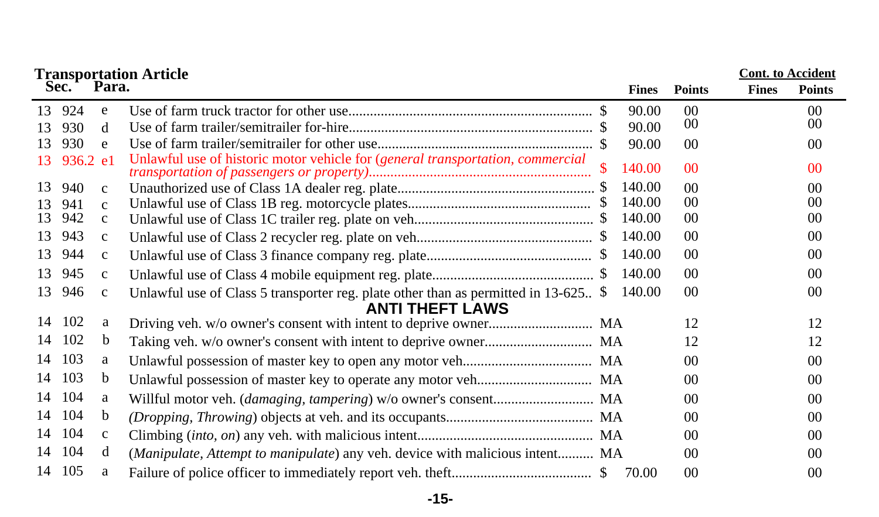**Transportation Article**

| Sec. | | Para. | | | Fines | Points | Cont. to Accident Fines | Cont. to Accident Points |
|---|---|---|---|---|---|---|---|---|
| 13 | 924 | e | Use of farm truck tractor for other use | $ | 90.00 | 00 | | 00 |
| 13 | 930 | d | Use of farm trailer/semitrailer for-hire | $ | 90.00 | 00 | | 00 |
| 13 | 930 | e | Use of farm trailer/semitrailer for other use | $ | 90.00 | 00 | | 00 |
| 13 | 936.2 | e1 | Unlawful use of historic motor vehicle for (*general transportation, commercial transportation of passengers or property*) | $ | 140.00 | 00 | | 00 |
| 13 | 940 | c | Unauthorized use of Class 1A dealer reg. plate | $ | 140.00 | 00 | | 00 |
| 13 | 941 | c | Unlawful use of Class 1B reg. motorcycle plates | $ | 140.00 | 00 | | 00 |
| 13 | 942 | c | Unlawful use of Class 1C trailer reg. plate on veh. | $ | 140.00 | 00 | | 00 |
| 13 | 943 | c | Unlawful use of Class 2 recycler reg. plate on veh. | $ | 140.00 | 00 | | 00 |
| 13 | 944 | c | Unlawful use of Class 3 finance company reg. plate | $ | 140.00 | 00 | | 00 |
| 13 | 945 | c | Unlawful use of Class 4 mobile equipment reg. plate | $ | 140.00 | 00 | | 00 |
| 13 | 946 | c | Unlawful use of Class 5 transporter reg. plate other than as permitted in 13-625. | $ | 140.00 | 00 | | 00 |
| | | | **ANTI THEFT LAWS** | | | | | |
| 14 | 102 | a | Driving veh. w/o owner's consent with intent to deprive owner | MA | | 12 | | 12 |
| 14 | 102 | b | Taking veh. w/o owner's consent with intent to deprive owner | MA | | 12 | | 12 |
| 14 | 103 | a | Unlawful possession of master key to open any motor veh. | MA | | 00 | | 00 |
| 14 | 103 | b | Unlawful possession of master key to operate any motor veh. | MA | | 00 | | 00 |
| 14 | 104 | a | Willful motor veh. (*damaging, tampering*) w/o owner's consent | MA | | 00 | | 00 |
| 14 | 104 | b | (*Dropping, Throwing*) objects at veh. and its occupants | MA | | 00 | | 00 |
| 14 | 104 | c | Climbing (*into, on*) any veh. with malicious intent | MA | | 00 | | 00 |
| 14 | 104 | d | (*Manipulate, Attempt to manipulate*) any veh. device with malicious intent | MA | | 00 | | 00 |
| 14 | 105 | a | Failure of police officer to immediately report veh. theft | $ | 70.00 | 00 | | 00 |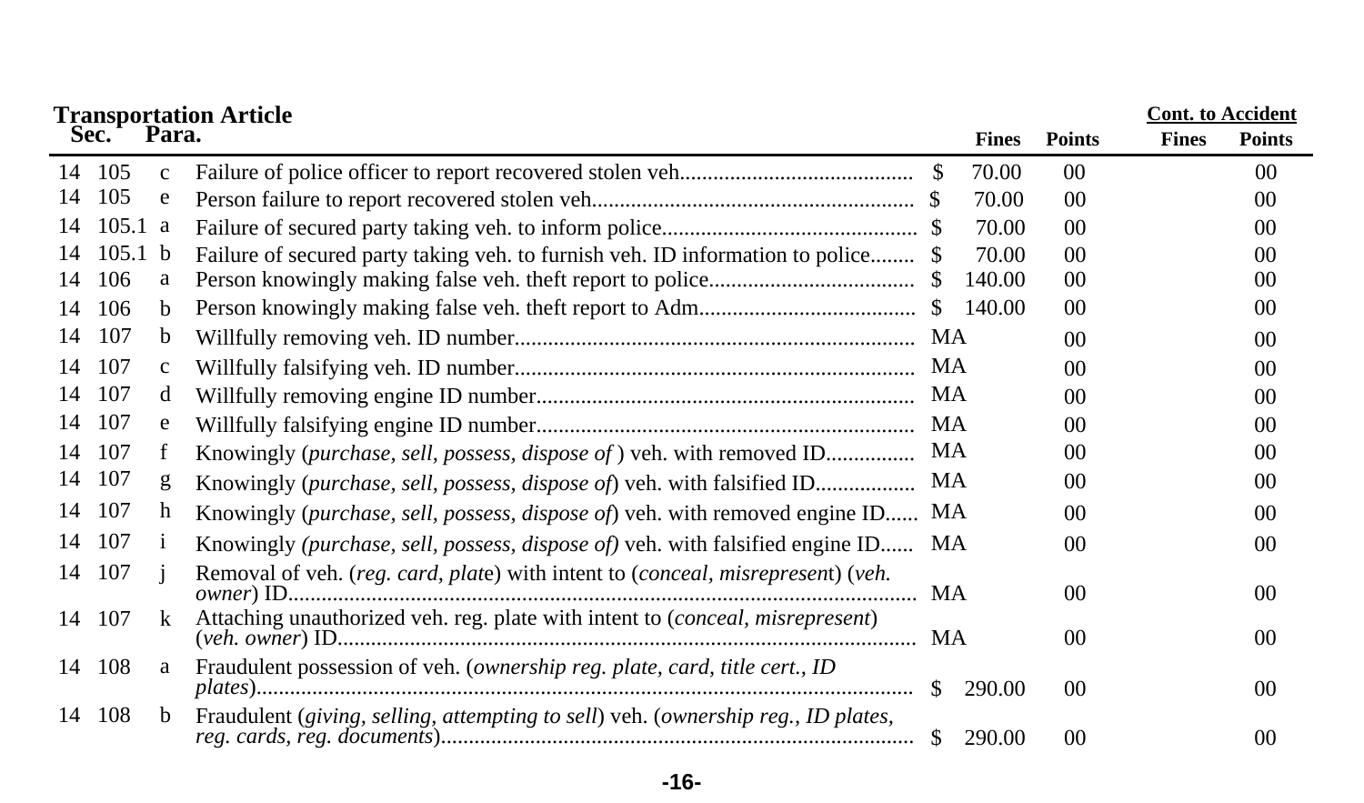**Transportation Article**

| Sec. | | Para. | | | Fines | Points | Cont. to Accident Fines | Cont. to Accident Points |
|---|---|---|---|---|---|---|---|---|
| 14 | 105 | c | Failure of police officer to report recovered stolen veh. | $ | 70.00 | 00 | | 00 |
| 14 | 105 | e | Person failure to report recovered stolen veh. | $ | 70.00 | 00 | | 00 |
| 14 | 105.1 | a | Failure of secured party taking veh. to inform police | $ | 70.00 | 00 | | 00 |
| 14 | 105.1 | b | Failure of secured party taking veh. to furnish veh. ID information to police | $ | 70.00 | 00 | | 00 |
| 14 | 106 | a | Person knowingly making false veh. theft report to police | $ | 140.00 | 00 | | 00 |
| 14 | 106 | b | Person knowingly making false veh. theft report to Adm. | $ | 140.00 | 00 | | 00 |
| 14 | 107 | b | Willfully removing veh. ID number | MA | | 00 | | 00 |
| 14 | 107 | c | Willfully falsifying veh. ID number | MA | | 00 | | 00 |
| 14 | 107 | d | Willfully removing engine ID number | MA | | 00 | | 00 |
| 14 | 107 | e | Willfully falsifying engine ID number | MA | | 00 | | 00 |
| 14 | 107 | f | Knowingly (*purchase, sell, possess, dispose of* ) veh. with removed ID | MA | | 00 | | 00 |
| 14 | 107 | g | Knowingly (*purchase, sell, possess, dispose of*) veh. with falsified ID | MA | | 00 | | 00 |
| 14 | 107 | h | Knowingly (*purchase, sell, possess, dispose of*) veh. with removed engine ID | MA | | 00 | | 00 |
| 14 | 107 | i | Knowingly *(purchase, sell, possess, dispose of)* veh. with falsified engine ID | MA | | 00 | | 00 |
| 14 | 107 | j | Removal of veh. (*reg. card, plate*) with intent to (*conceal, misrepresent*) (*veh. owner*) ID | MA | | 00 | | 00 |
| 14 | 107 | k | Attaching unauthorized veh. reg. plate with intent to (*conceal, misrepresent*) (*veh. owner*) ID | MA | | 00 | | 00 |
| 14 | 108 | a | Fraudulent possession of veh. (*ownership reg. plate, card, title cert., ID plates*) | $ | 290.00 | 00 | | 00 |
| 14 | 108 | b | Fraudulent (*giving, selling, attempting to sell*) veh. (*ownership reg., ID plates, reg. cards, reg. documents*) | $ | 290.00 | 00 | | 00 |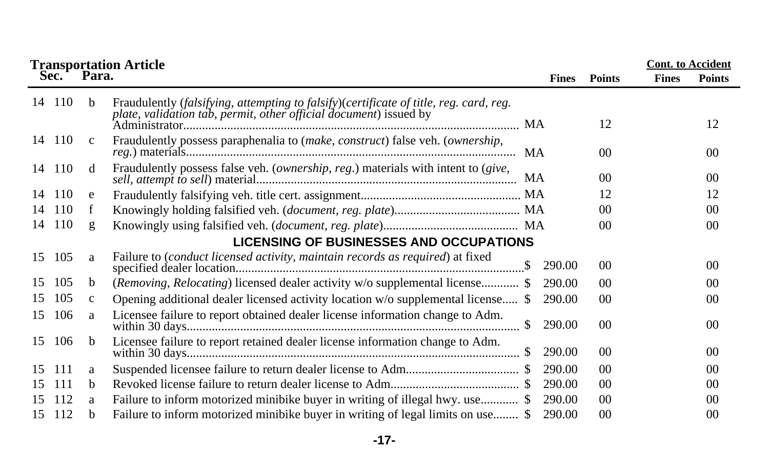**Transportation Article**

| Sec. | | Para. | | Fines | Points | Cont. to Accident Fines | Cont. to Accident Points |
|---|---|---|---|---|---|---|---|
| 14 | 110 | b | Fraudulently (*falsifying, attempting to falsify*)(*certificate of title, reg. card, reg. plate, validation tab, permit, other official document*) issued by Administrator | MA | 12 | | 12 |
| 14 | 110 | c | Fraudulently possess paraphenalia to (*make, construct*) false veh. (*ownership, reg.*) materials | MA | 00 | | 00 |
| 14 | 110 | d | Fraudulently possess false veh. (*ownership, reg.*) materials with intent to (*give, sell, attempt to sell*) material | MA | 00 | | 00 |
| 14 | 110 | e | Fraudulently falsifying veh. title cert. assignment | MA | 12 | | 12 |
| 14 | 110 | f | Knowingly holding falsified veh. (*document, reg. plate*) | MA | 00 | | 00 |
| 14 | 110 | g | Knowingly using falsified veh. (*document, reg. plate*) | MA | 00 | | 00 |
| | | | **LICENSING OF BUSINESSES AND OCCUPATIONS** | | | | |
| 15 | 105 | a | Failure to (*conduct licensed activity, maintain records as required*) at fixed specified dealer location | $ 290.00 | 00 | | 00 |
| 15 | 105 | b | (*Removing, Relocating*) licensed dealer activity w/o supplemental license | $ 290.00 | 00 | | 00 |
| 15 | 105 | c | Opening additional dealer licensed activity location w/o supplemental license | $ 290.00 | 00 | | 00 |
| 15 | 106 | a | Licensee failure to report obtained dealer license information change to Adm. within 30 days | $ 290.00 | 00 | | 00 |
| 15 | 106 | b | Licensee failure to report retained dealer license information change to Adm. within 30 days | $ 290.00 | 00 | | 00 |
| 15 | 111 | a | Suspended licensee failure to return dealer license to Adm | $ 290.00 | 00 | | 00 |
| 15 | 111 | b | Revoked license failure to return dealer license to Adm | $ 290.00 | 00 | | 00 |
| 15 | 112 | a | Failure to inform motorized minibike buyer in writing of illegal hwy. use | $ 290.00 | 00 | | 00 |
| 15 | 112 | b | Failure to inform motorized minibike buyer in writing of legal limits on use | $ 290.00 | 00 | | 00 |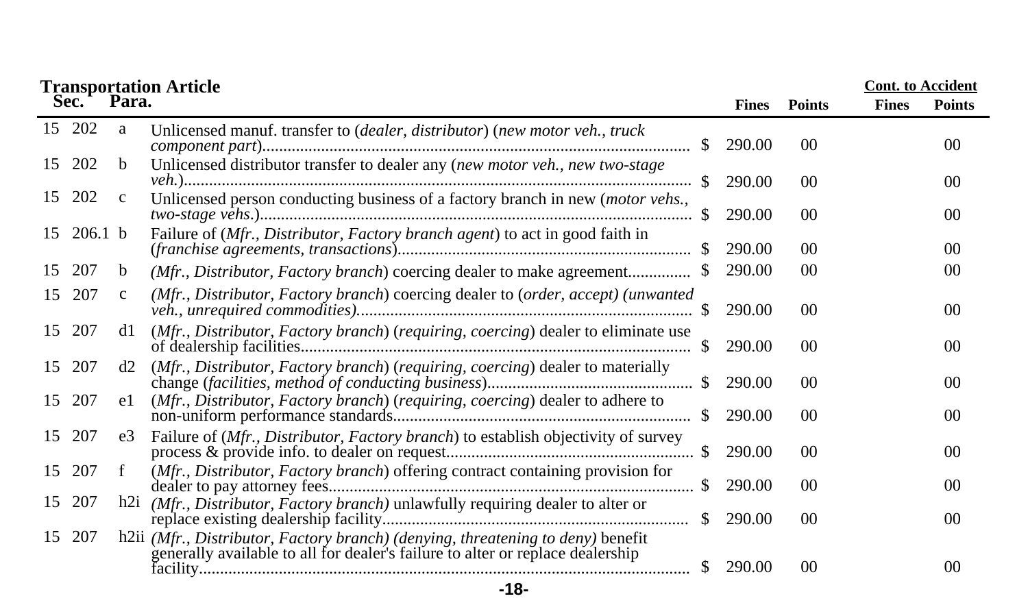**Transportation Article**

| Sec. | | Para. | | Fines | Points | Cont. to Accident Fines | Cont. to Accident Points |
|---|---|---|---|---|---|---|---|
| 15 | 202 | a | Unlicensed manuf. transfer to (*dealer, distributor*) (*new motor veh., truck component part*) | $ 290.00 | 00 | | 00 |
| 15 | 202 | b | Unlicensed distributor transfer to dealer any (*new motor veh., new two-stage veh.*) | $ 290.00 | 00 | | 00 |
| 15 | 202 | c | Unlicensed person conducting business of a factory branch in new (*motor vehs., two-stage vehs.*) | $ 290.00 | 00 | | 00 |
| 15 | 206.1 | b | Failure of (*Mfr., Distributor, Factory branch agent*) to act in good faith in (*franchise agreements, transactions*) | $ 290.00 | 00 | | 00 |
| 15 | 207 | b | (*Mfr., Distributor, Factory branch*) coercing dealer to make agreement | $ 290.00 | 00 | | 00 |
| 15 | 207 | c | (*Mfr., Distributor, Factory branch*) coercing dealer to (*order, accept) (unwanted veh., unrequired commodities).* | $ 290.00 | 00 | | 00 |
| 15 | 207 | d1 | (*Mfr., Distributor, Factory branch*) (*requiring, coercing*) dealer to eliminate use of dealership facilities | $ 290.00 | 00 | | 00 |
| 15 | 207 | d2 | (*Mfr., Distributor, Factory branch*) (*requiring, coercing*) dealer to materially change (*facilities, method of conducting business*) | $ 290.00 | 00 | | 00 |
| 15 | 207 | e1 | (*Mfr., Distributor, Factory branch*) (*requiring, coercing*) dealer to adhere to non-uniform performance standards | $ 290.00 | 00 | | 00 |
| 15 | 207 | e3 | Failure of (*Mfr., Distributor, Factory branch*) to establish objectivity of survey process & provide info. to dealer on request | $ 290.00 | 00 | | 00 |
| 15 | 207 | f | (*Mfr., Distributor, Factory branch*) offering contract containing provision for dealer to pay attorney fees | $ 290.00 | 00 | | 00 |
| 15 | 207 | h2i | *(Mfr., Distributor, Factory branch)* unlawfully requiring dealer to alter or replace existing dealership facility | $ 290.00 | 00 | | 00 |
| 15 | 207 | h2ii | *(Mfr., Distributor, Factory branch) (denying, threatening to deny)* benefit generally available to all for dealer's failure to alter or replace dealership facility | $ 290.00 | 00 | | 00 |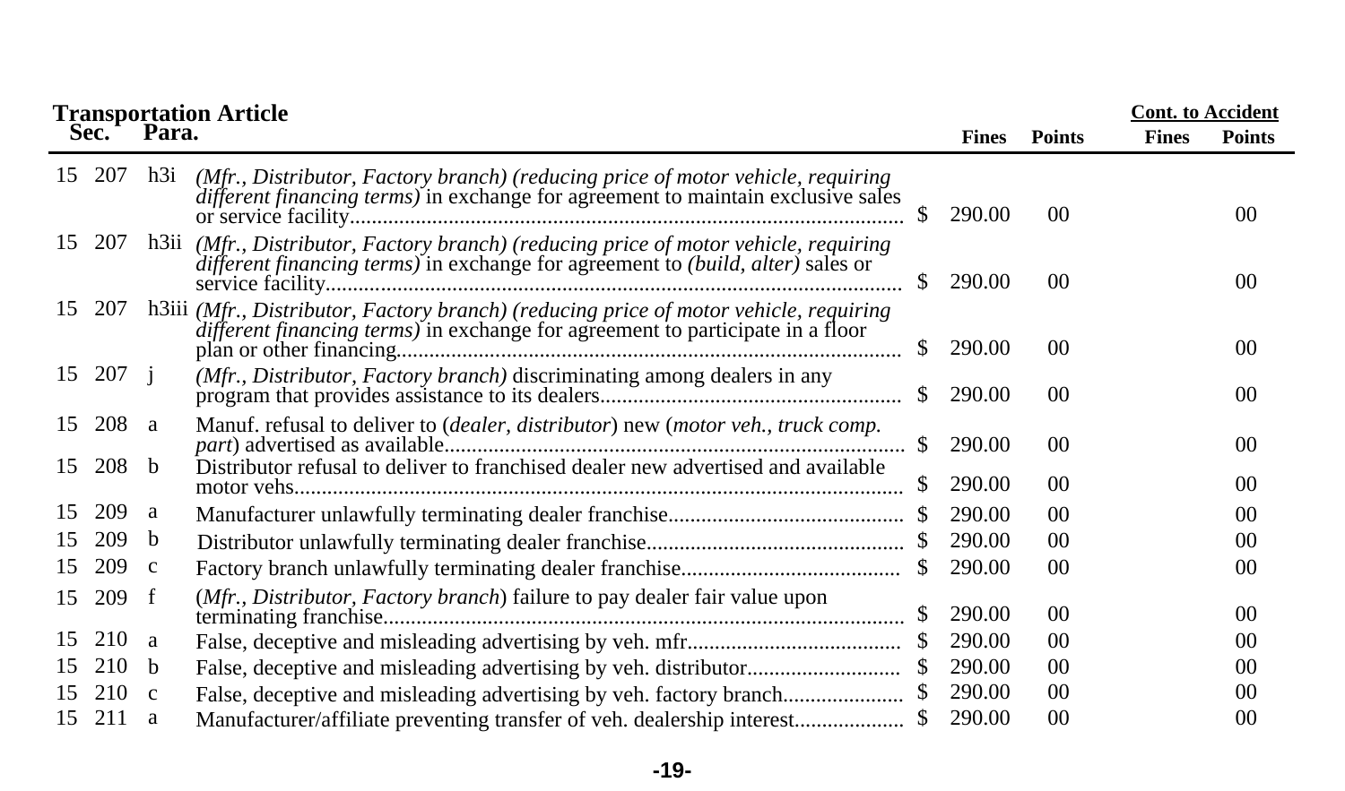**Transportation Article**

| Sec. | | Para. | Description | Fines | Points | Cont. to Accident Fines | Cont. to Accident Points |
|---|---|---|---|---|---|---|---|
| 15 | 207 | h3i | *(Mfr., Distributor, Factory branch) (reducing price of motor vehicle, requiring different financing terms)* in exchange for agreement to maintain exclusive sales or service facility | $ 290.00 | 00 | | 00 |
| 15 | 207 | h3ii | *(Mfr., Distributor, Factory branch) (reducing price of motor vehicle, requiring different financing terms)* in exchange for agreement to *(build, alter)* sales or service facility | $ 290.00 | 00 | | 00 |
| 15 | 207 | h3iii | *(Mfr., Distributor, Factory branch) (reducing price of motor vehicle, requiring different financing terms)* in exchange for agreement to participate in a floor plan or other financing | $ 290.00 | 00 | | 00 |
| 15 | 207 | j | *(Mfr., Distributor, Factory branch)* discriminating among dealers in any program that provides assistance to its dealers | $ 290.00 | 00 | | 00 |
| 15 | 208 | a | Manuf. refusal to deliver to (*dealer, distributor*) new (*motor veh., truck comp. part*) advertised as available | $ 290.00 | 00 | | 00 |
| 15 | 208 | b | Distributor refusal to deliver to franchised dealer new advertised and available motor vehs | $ 290.00 | 00 | | 00 |
| 15 | 209 | a | Manufacturer unlawfully terminating dealer franchise | $ 290.00 | 00 | | 00 |
| 15 | 209 | b | Distributor unlawfully terminating dealer franchise | $ 290.00 | 00 | | 00 |
| 15 | 209 | c | Factory branch unlawfully terminating dealer franchise | $ 290.00 | 00 | | 00 |
| 15 | 209 | f | (*Mfr., Distributor, Factory branch*) failure to pay dealer fair value upon terminating franchise | $ 290.00 | 00 | | 00 |
| 15 | 210 | a | False, deceptive and misleading advertising by veh. mfr | $ 290.00 | 00 | | 00 |
| 15 | 210 | b | False, deceptive and misleading advertising by veh. distributor | $ 290.00 | 00 | | 00 |
| 15 | 210 | c | False, deceptive and misleading advertising by veh. factory branch | $ 290.00 | 00 | | 00 |
| 15 | 211 | a | Manufacturer/affiliate preventing transfer of veh. dealership interest | $ 290.00 | 00 | | 00 |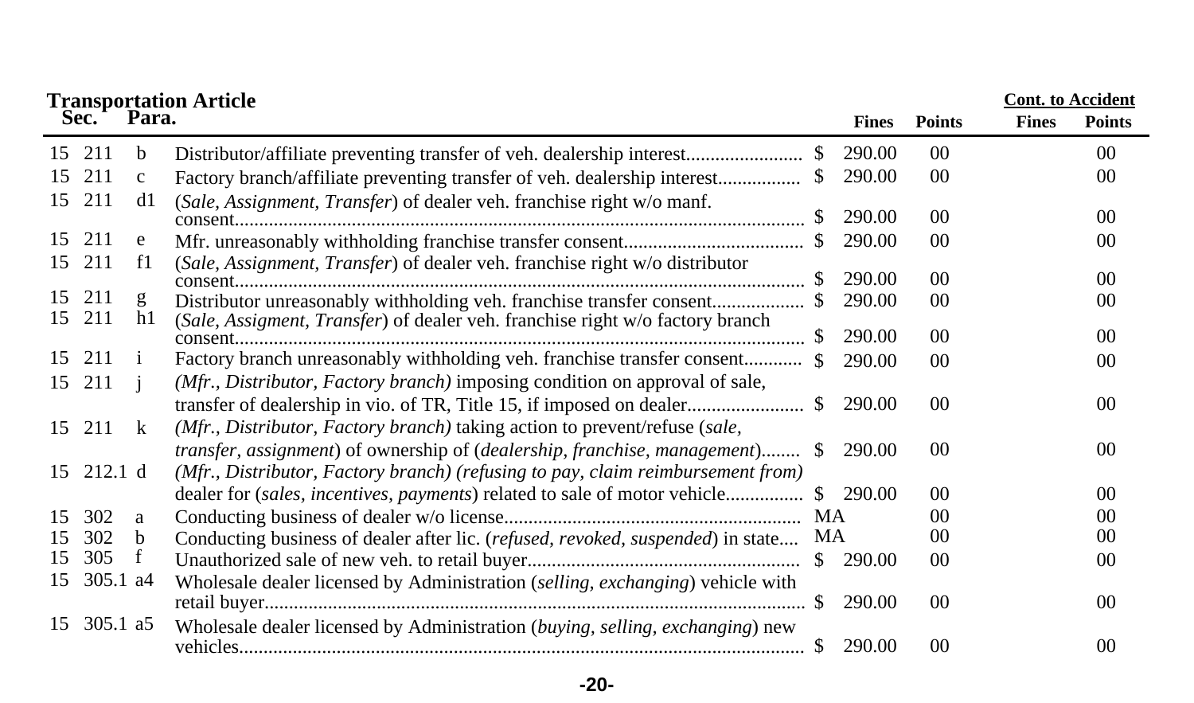## Transportation Article

| Sec. | | Para. | | | Fines | Points | Cont. to Accident Fines | Cont. to Accident Points |
|---|---|---|---|---|---|---|---|---|
| 15 | 211 | b | Distributor/affiliate preventing transfer of veh. dealership interest | $ | 290.00 | 00 | | 00 |
| 15 | 211 | c | Factory branch/affiliate preventing transfer of veh. dealership interest | $ | 290.00 | 00 | | 00 |
| 15 | 211 | d1 | (*Sale, Assignment, Transfer*) of dealer veh. franchise right w/o manf. consent | $ | 290.00 | 00 | | 00 |
| 15 | 211 | e | Mfr. unreasonably withholding franchise transfer consent | $ | 290.00 | 00 | | 00 |
| 15 | 211 | f1 | (*Sale, Assignment, Transfer*) of dealer veh. franchise right w/o distributor consent | $ | 290.00 | 00 | | 00 |
| 15 | 211 | g | Distributor unreasonably withholding veh. franchise transfer consent | $ | 290.00 | 00 | | 00 |
| 15 | 211 | h1 | (*Sale, Assigment, Transfer*) of dealer veh. franchise right w/o factory branch consent | $ | 290.00 | 00 | | 00 |
| 15 | 211 | i | Factory branch unreasonably withholding veh. franchise transfer consent | $ | 290.00 | 00 | | 00 |
| 15 | 211 | j | *(Mfr., Distributor, Factory branch)* imposing condition on approval of sale, transfer of dealership in vio. of TR, Title 15, if imposed on dealer | $ | 290.00 | 00 | | 00 |
| 15 | 211 | k | *(Mfr., Distributor, Factory branch)* taking action to prevent/refuse (*sale, transfer, assignment*) of ownership of (*dealership, franchise, management*) | $ | 290.00 | 00 | | 00 |
| 15 | 212.1 | d | *(Mfr., Distributor, Factory branch) (refusing to pay, claim reimbursement from)* dealer for (*sales, incentives, payments*) related to sale of motor vehicle | $ | 290.00 | 00 | | 00 |
| 15 | 302 | a | Conducting business of dealer w/o license | MA | | 00 | | 00 |
| 15 | 302 | b | Conducting business of dealer after lic. (*refused, revoked, suspended*) in state | MA | | 00 | | 00 |
| 15 | 305 | f | Unauthorized sale of new veh. to retail buyer | $ | 290.00 | 00 | | 00 |
| 15 | 305.1 | a4 | Wholesale dealer licensed by Administration (*selling, exchanging*) vehicle with retail buyer | $ | 290.00 | 00 | | 00 |
| 15 | 305.1 | a5 | Wholesale dealer licensed by Administration (*buying, selling, exchanging*) new vehicles | $ | 290.00 | 00 | | 00 |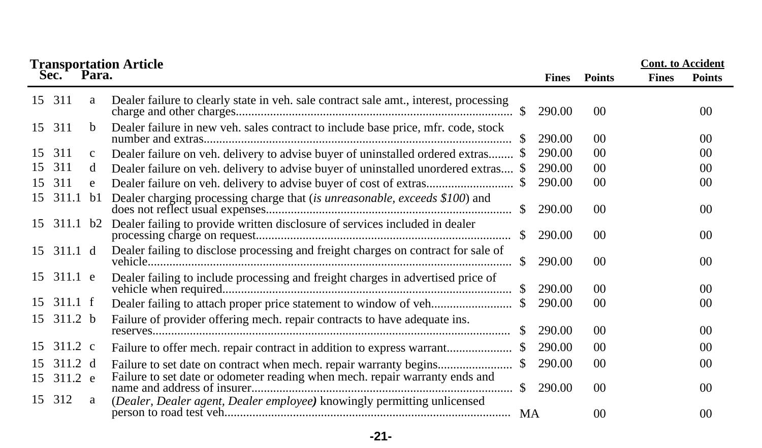**Transportation Article**

| Sec. | | Para. | | Fines | Points | Cont. to Accident Fines | Cont. to Accident Points |
|---|---|---|---|---|---|---|---|
| 15 | 311 | a | Dealer failure to clearly state in veh. sale contract sale amt., interest, processing charge and other charges | $ 290.00 | 00 | | 00 |
| 15 | 311 | b | Dealer failure in new veh. sales contract to include base price, mfr. code, stock number and extras | $ 290.00 | 00 | | 00 |
| 15 | 311 | c | Dealer failure on veh. delivery to advise buyer of uninstalled ordered extras | $ 290.00 | 00 | | 00 |
| 15 | 311 | d | Dealer failure on veh. delivery to advise buyer of uninstalled unordered extras | $ 290.00 | 00 | | 00 |
| 15 | 311 | e | Dealer failure on veh. delivery to advise buyer of cost of extras | $ 290.00 | 00 | | 00 |
| 15 | 311.1 | b1 | Dealer charging processing charge that (*is unreasonable, exceeds $100*) and does not reflect usual expenses | $ 290.00 | 00 | | 00 |
| 15 | 311.1 | b2 | Dealer failing to provide written disclosure of services included in dealer processing charge on request | $ 290.00 | 00 | | 00 |
| 15 | 311.1 | d | Dealer failing to disclose processing and freight charges on contract for sale of vehicle | $ 290.00 | 00 | | 00 |
| 15 | 311.1 | e | Dealer failing to include processing and freight charges in advertised price of vehicle when required | $ 290.00 | 00 | | 00 |
| 15 | 311.1 | f | Dealer failing to attach proper price statement to window of veh | $ 290.00 | 00 | | 00 |
| 15 | 311.2 | b | Failure of provider offering mech. repair contracts to have adequate ins. reserves | $ 290.00 | 00 | | 00 |
| 15 | 311.2 | c | Failure to offer mech. repair contract in addition to express warrant | $ 290.00 | 00 | | 00 |
| 15 | 311.2 | d | Failure to set date on contract when mech. repair warranty begins | $ 290.00 | 00 | | 00 |
| 15 | 311.2 | e | Failure to set date or odometer reading when mech. repair warranty ends and name and address of insurer | $ 290.00 | 00 | | 00 |
| 15 | 312 | a | (*Dealer, Dealer agent, Dealer employee*) knowingly permitting unlicensed person to road test veh | MA | 00 | | 00 |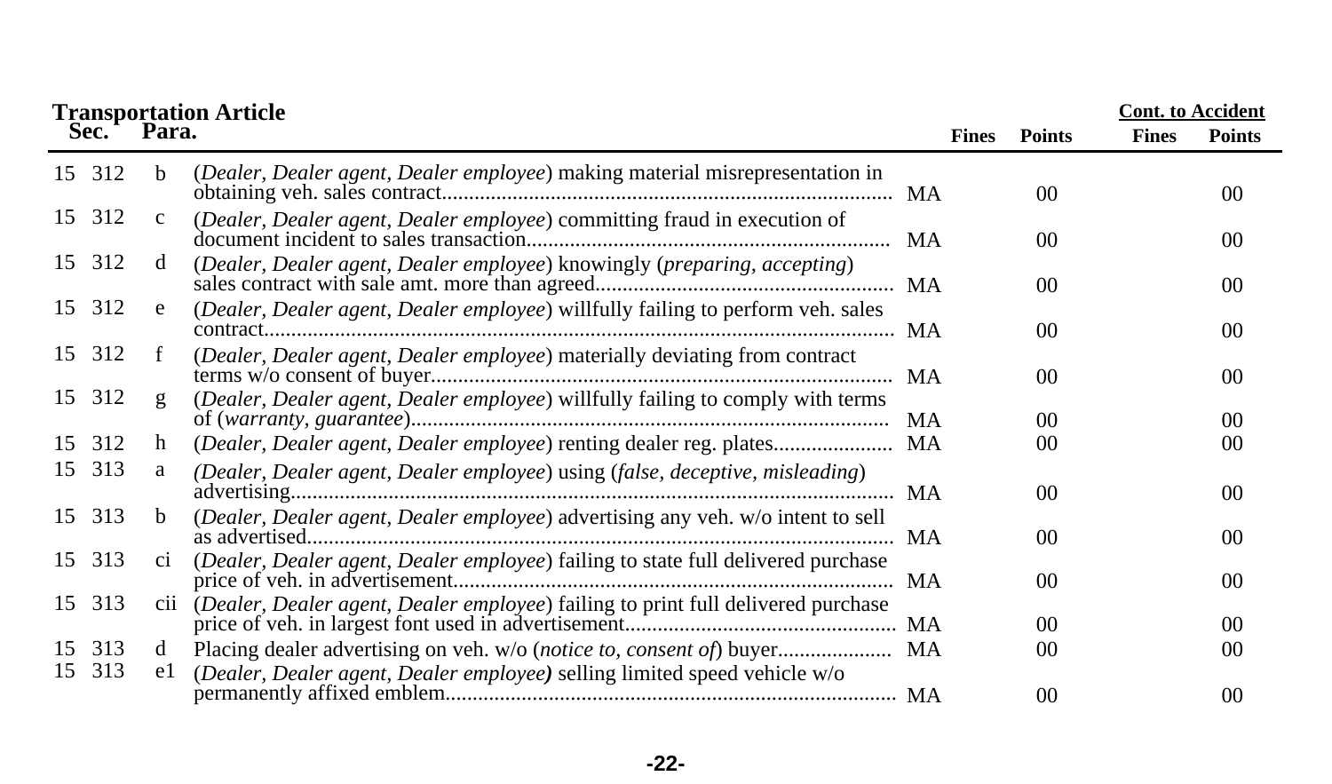| Transportation Article Sec. | Para. | | | Fines | Points | Cont. to Accident Fines | Points |
|---|---|---|---|---|---|---|---|
| 15 312 | b | (*Dealer, Dealer agent, Dealer employee*) making material misrepresentation in obtaining veh. sales contract | MA | | 00 | | 00 |
| 15 312 | c | (*Dealer, Dealer agent, Dealer employee*) committing fraud in execution of document incident to sales transaction | MA | | 00 | | 00 |
| 15 312 | d | (*Dealer, Dealer agent, Dealer employee*) knowingly (*preparing, accepting*) sales contract with sale amt. more than agreed | MA | | 00 | | 00 |
| 15 312 | e | (*Dealer, Dealer agent, Dealer employee*) willfully failing to perform veh. sales contract | MA | | 00 | | 00 |
| 15 312 | f | (*Dealer, Dealer agent, Dealer employee*) materially deviating from contract terms w/o consent of buyer | MA | | 00 | | 00 |
| 15 312 | g | (*Dealer, Dealer agent, Dealer employee*) willfully failing to comply with terms of (*warranty, guarantee*) | MA | | 00 | | 00 |
| 15 312 | h | (*Dealer, Dealer agent, Dealer employee*) renting dealer reg. plates | MA | | 00 | | 00 |
| 15 313 | a | (*Dealer, Dealer agent, Dealer employee*) using (*false, deceptive, misleading*) advertising | MA | | 00 | | 00 |
| 15 313 | b | (*Dealer, Dealer agent, Dealer employee*) advertising any veh. w/o intent to sell as advertised | MA | | 00 | | 00 |
| 15 313 | ci | (*Dealer, Dealer agent, Dealer employee*) failing to state full delivered purchase price of veh. in advertisement | MA | | 00 | | 00 |
| 15 313 | cii | (*Dealer, Dealer agent, Dealer employee*) failing to print full delivered purchase price of veh. in largest font used in advertisement | MA | | 00 | | 00 |
| 15 313 | d | Placing dealer advertising on veh. w/o (*notice to, consent of*) buyer | MA | | 00 | | 00 |
| 15 313 | e1 | (*Dealer, Dealer agent, Dealer employee*) selling limited speed vehicle w/o permanently affixed emblem | MA | | 00 | | 00 |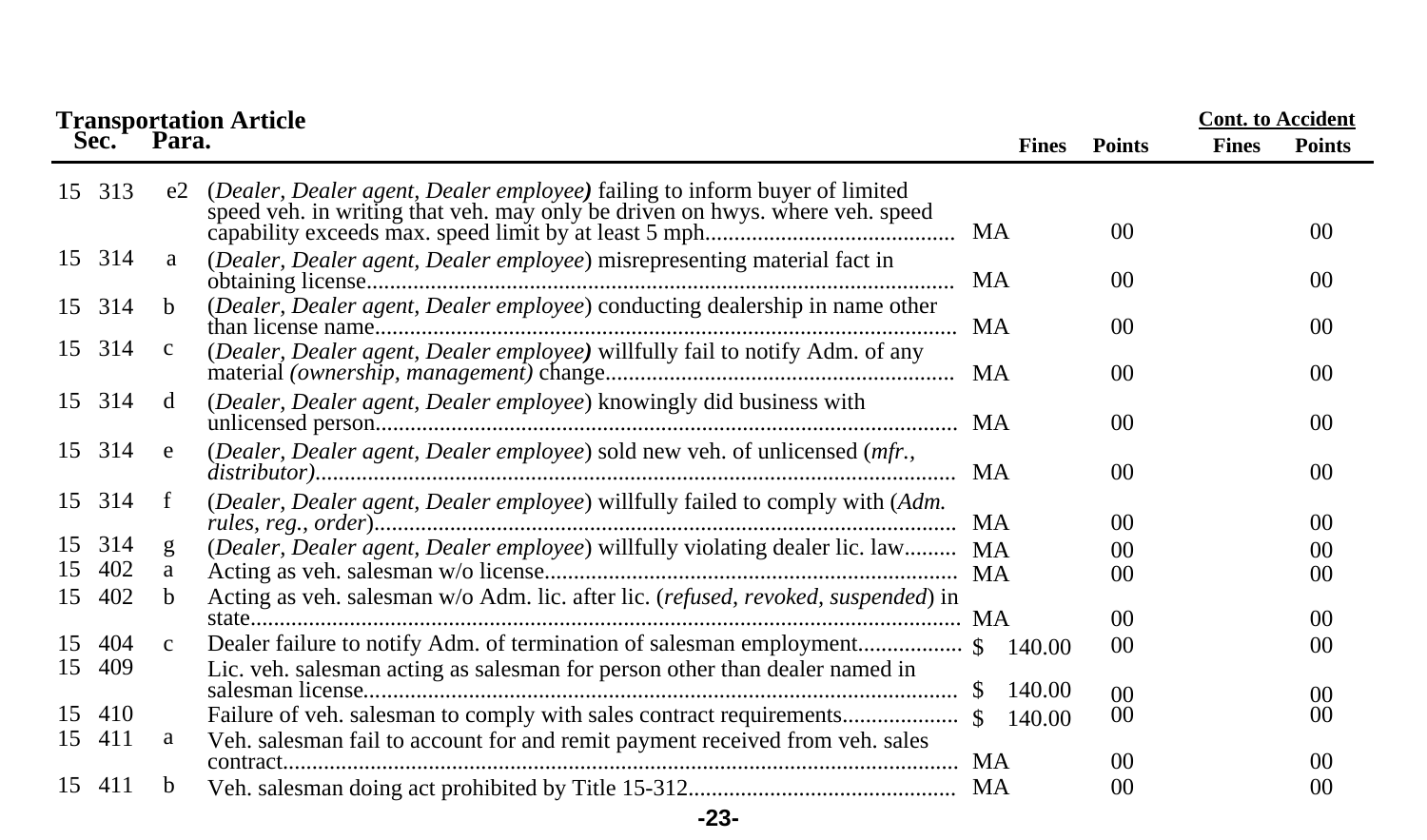**Transportation Article**

| Sec. | | Para. | | Fines | Points | Cont. to Accident Fines | Cont. to Accident Points |
|---|---|---|---|---|---|---|---|
| 15 | 313 | e2 | (*Dealer, Dealer agent, Dealer employee)* failing to inform buyer of limited speed veh. in writing that veh. may only be driven on hwys. where veh. speed capability exceeds max. speed limit by at least 5 mph.......................................... | MA | 00 | | 00 |
| 15 | 314 | a | (*Dealer, Dealer agent, Dealer employee*) misrepresenting material fact in obtaining license.................................................................................................... | MA | 00 | | 00 |
| 15 | 314 | b | (*Dealer, Dealer agent, Dealer employee*) conducting dealership in name other than license name.................................................................................................. | MA | 00 | | 00 |
| 15 | 314 | c | (*Dealer, Dealer agent, Dealer employee)* willfully fail to notify Adm. of any material *(ownership, management)* change............................................................ | MA | 00 | | 00 |
| 15 | 314 | d | (*Dealer, Dealer agent, Dealer employee*) knowingly did business with unlicensed person.................................................................................................. | MA | 00 | | 00 |
| 15 | 314 | e | (*Dealer, Dealer agent, Dealer employee*) sold new veh. of unlicensed (*mfr., distributor)*............................................................................................................ | MA | 00 | | 00 |
| 15 | 314 | f | (*Dealer, Dealer agent, Dealer employee*) willfully failed to comply with (*Adm. rules, reg., order*)................................................................................................... | MA | 00 | | 00 |
| 15 | 314 | g | (*Dealer, Dealer agent, Dealer employee*) willfully violating dealer lic. law......... | MA | 00 | | 00 |
| 15 | 402 | a | Acting as veh. salesman w/o license..................................................................... | MA | 00 | | 00 |
| 15 | 402 | b | Acting as veh. salesman w/o Adm. lic. after lic. (*refused, revoked, suspended*) in state.......................................................................................................................... | MA | 00 | | 00 |
| 15 | 404 | c | Dealer failure to notify Adm. of termination of salesman employment................. | $ 140.00 | 00 | | 00 |
| 15 | 409 | | Lic. veh. salesman acting as salesman for person other than dealer named in salesman license.................................................................................................... | $ 140.00 | 00 | | 00 |
| 15 | 410 | | Failure of veh. salesman to comply with sales contract requirements................... | $ 140.00 | 00 | | 00 |
| 15 | 411 | a | Veh. salesman fail to account for and remit payment received from veh. sales contract.................................................................................................................. | MA | 00 | | 00 |
| 15 | 411 | b | Veh. salesman doing act prohibited by Title 15-312............................................. | MA | 00 | | 00 |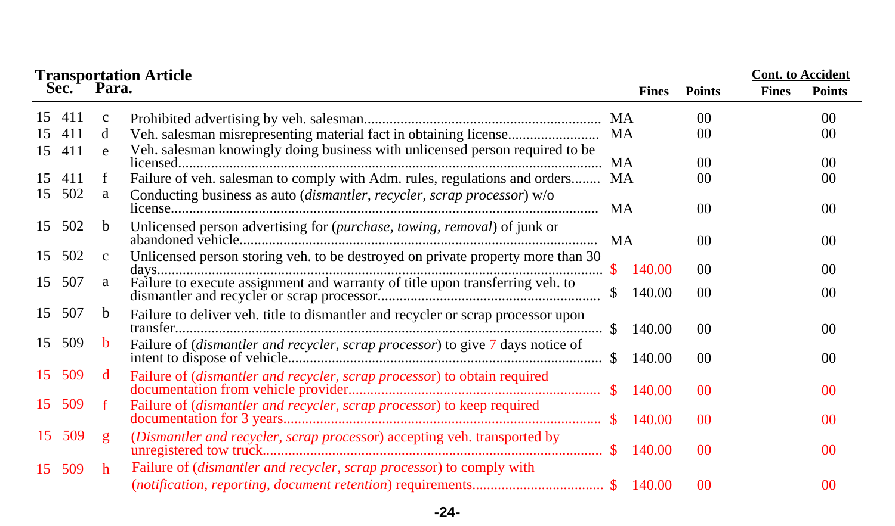## Transportation Article

| Sec. | | Para. | | Fines | Points | Cont. to Accident Fines | Cont. to Accident Points |
|---|---|---|---|---|---|---|---|
| 15 | 411 | c | Prohibited advertising by veh. salesman | MA | 00 | | 00 |
| 15 | 411 | d | Veh. salesman misrepresenting material fact in obtaining license | MA | 00 | | 00 |
| 15 | 411 | e | Veh. salesman knowingly doing business with unlicensed person required to be licensed | MA | 00 | | 00 |
| 15 | 411 | f | Failure of veh. salesman to comply with Adm. rules, regulations and orders | MA | 00 | | 00 |
| 15 | 502 | a | Conducting business as auto (*dismantler, recycler, scrap processor*) w/o license | MA | 00 | | 00 |
| 15 | 502 | b | Unlicensed person advertising for (*purchase, towing, removal*) of junk or abandoned vehicle | MA | 00 | | 00 |
| 15 | 502 | c | Unlicensed person storing veh. to be destroyed on private property more than 30 days | $ 140.00 | 00 | | 00 |
| 15 | 507 | a | Failure to execute assignment and warranty of title upon transferring veh. to dismantler and recycler or scrap processor | $ 140.00 | 00 | | 00 |
| 15 | 507 | b | Failure to deliver veh. title to dismantler and recycler or scrap processor upon transfer | $ 140.00 | 00 | | 00 |
| 15 | 509 | b | Failure of (*dismantler and recycler, scrap processor*) to give 7 days notice of intent to dispose of vehicle | $ 140.00 | 00 | | 00 |
| 15 | 509 | d | Failure of (*dismantler and recycler, scrap processor*) to obtain required documentation from vehicle provider | $ 140.00 | 00 | | 00 |
| 15 | 509 | f | Failure of (*dismantler and recycler, scrap processor*) to keep required documentation for 3 years | $ 140.00 | 00 | | 00 |
| 15 | 509 | g | (*Dismantler and recycler, scrap processor*) accepting veh. transported by unregistered tow truck | $ 140.00 | 00 | | 00 |
| 15 | 509 | h | Failure of (*dismantler and recycler, scrap processor*) to comply with (*notification, reporting, document retention*) requirements | $ 140.00 | 00 | | 00 |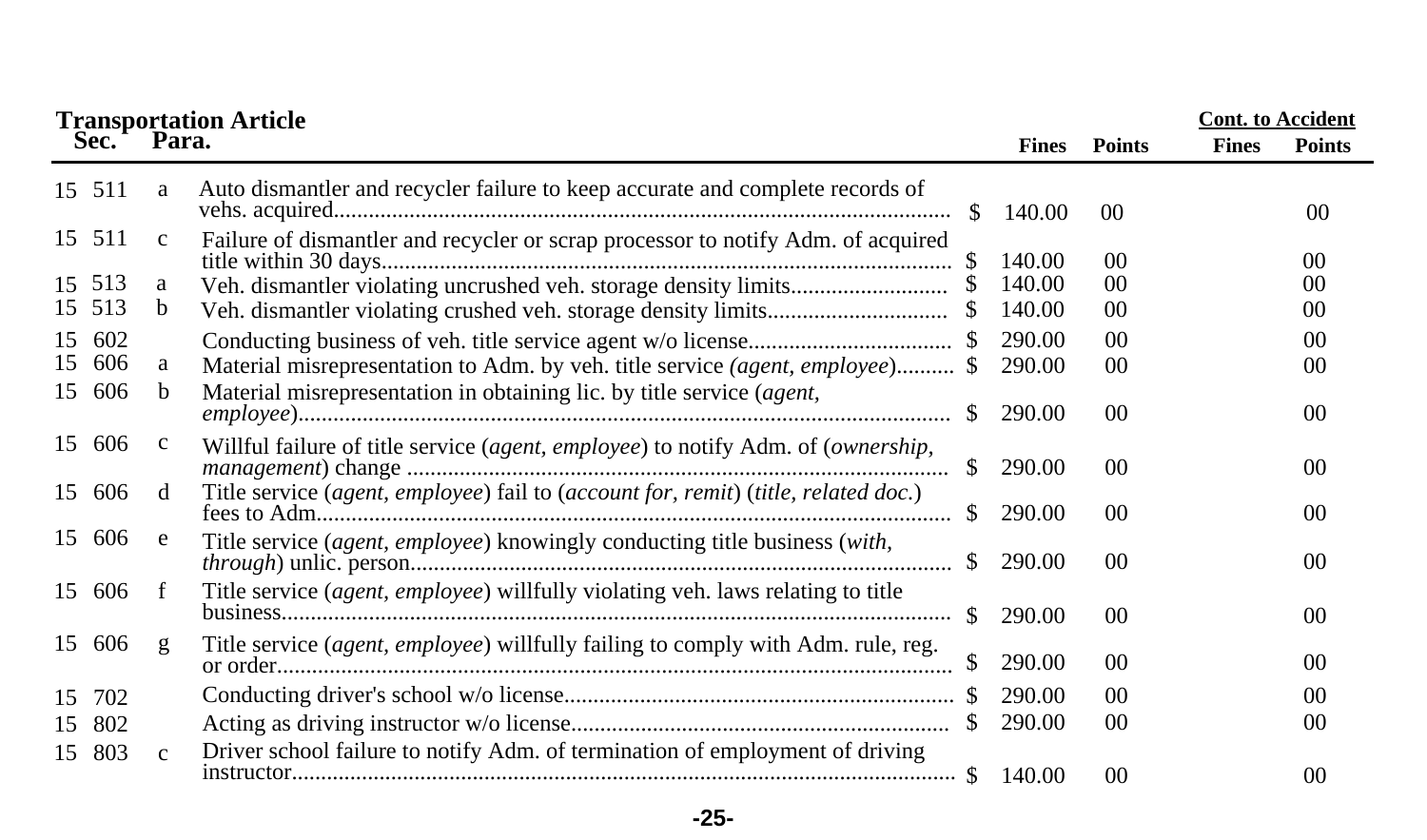| Transportation Article Sec. | Para. | | Fines | Points | Cont. to Accident Fines | Points |
|---|---|---|---|---|---|---|
| 15 511 | a | Auto dismantler and recycler failure to keep accurate and complete records of vehs. acquired | $ 140.00 | 00 | | 00 |
| 15 511 | c | Failure of dismantler and recycler or scrap processor to notify Adm. of acquired title within 30 days | $ 140.00 | 00 | | 00 |
| 15 513 | a | Veh. dismantler violating uncrushed veh. storage density limits | $ 140.00 | 00 | | 00 |
| 15 513 | b | Veh. dismantler violating crushed veh. storage density limits | $ 140.00 | 00 | | 00 |
| 15 602 | | Conducting business of veh. title service agent w/o license | $ 290.00 | 00 | | 00 |
| 15 606 | a | Material misrepresentation to Adm. by veh. title service *(agent, employee)* | $ 290.00 | 00 | | 00 |
| 15 606 | b | Material misrepresentation in obtaining lic. by title service (*agent, employee*) | $ 290.00 | 00 | | 00 |
| 15 606 | c | Willful failure of title service (*agent, employee*) to notify Adm. of (*ownership, management*) change | $ 290.00 | 00 | | 00 |
| 15 606 | d | Title service (*agent, employee*) fail to (*account for, remit*) (*title, related doc.*) fees to Adm. | $ 290.00 | 00 | | 00 |
| 15 606 | e | Title service (*agent, employee*) knowingly conducting title business (*with, through*) unlic. person | $ 290.00 | 00 | | 00 |
| 15 606 | f | Title service (*agent, employee*) willfully violating veh. laws relating to title business | $ 290.00 | 00 | | 00 |
| 15 606 | g | Title service (*agent, employee*) willfully failing to comply with Adm. rule, reg. or order | $ 290.00 | 00 | | 00 |
| 15 702 | | Conducting driver's school w/o license | $ 290.00 | 00 | | 00 |
| 15 802 | | Acting as driving instructor w/o license | $ 290.00 | 00 | | 00 |
| 15 803 | c | Driver school failure to notify Adm. of termination of employment of driving instructor | $ 140.00 | 00 | | 00 |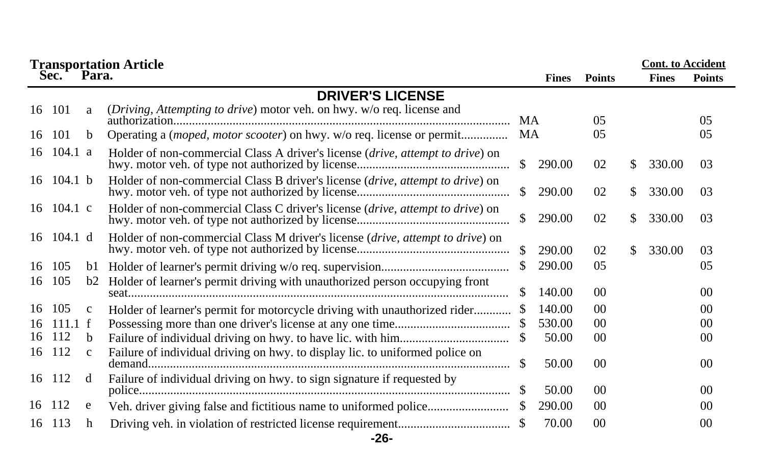**Transportation Article**

| Sec. | | Para. | | Fines | Points | Cont. to Accident Fines | Cont. to Accident Points |
|---|---|---|---|---|---|---|---|
| | | | **DRIVER'S LICENSE** | | | | |
| 16 | 101 | a | (*Driving, Attempting to drive*) motor veh. on hwy. w/o req. license and authorization | MA | 05 | | 05 |
| 16 | 101 | b | Operating a (*moped, motor scooter*) on hwy. w/o req. license or permit | MA | 05 | | 05 |
| 16 | 104.1 | a | Holder of non-commercial Class A driver's license (*drive, attempt to drive*) on hwy. motor veh. of type not authorized by license | $ 290.00 | 02 | $ 330.00 | 03 |
| 16 | 104.1 | b | Holder of non-commercial Class B driver's license (*drive, attempt to drive*) on hwy. motor veh. of type not authorized by license | $ 290.00 | 02 | $ 330.00 | 03 |
| 16 | 104.1 | c | Holder of non-commercial Class C driver's license (*drive, attempt to drive*) on hwy. motor veh. of type not authorized by license | $ 290.00 | 02 | $ 330.00 | 03 |
| 16 | 104.1 | d | Holder of non-commercial Class M driver's license (*drive, attempt to drive*) on hwy. motor veh. of type not authorized by license | $ 290.00 | 02 | $ 330.00 | 03 |
| 16 | 105 | b1 | Holder of learner's permit driving w/o req. supervision | $ 290.00 | 05 | | 05 |
| 16 | 105 | b2 | Holder of learner's permit driving with unauthorized person occupying front seat | $ 140.00 | 00 | | 00 |
| 16 | 105 | c | Holder of learner's permit for motorcycle driving with unauthorized rider | $ 140.00 | 00 | | 00 |
| 16 | 111.1 | f | Possessing more than one driver's license at any one time | $ 530.00 | 00 | | 00 |
| 16 | 112 | b | Failure of individual driving on hwy. to have lic. with him | $ 50.00 | 00 | | 00 |
| 16 | 112 | c | Failure of individual driving on hwy. to display lic. to uniformed police on demand | $ 50.00 | 00 | | 00 |
| 16 | 112 | d | Failure of individual driving on hwy. to sign signature if requested by police | $ 50.00 | 00 | | 00 |
| 16 | 112 | e | Veh. driver giving false and fictitious name to uniformed police | $ 290.00 | 00 | | 00 |
| 16 | 113 | h | Driving veh. in violation of restricted license requirement | $ 70.00 | 00 | | 00 |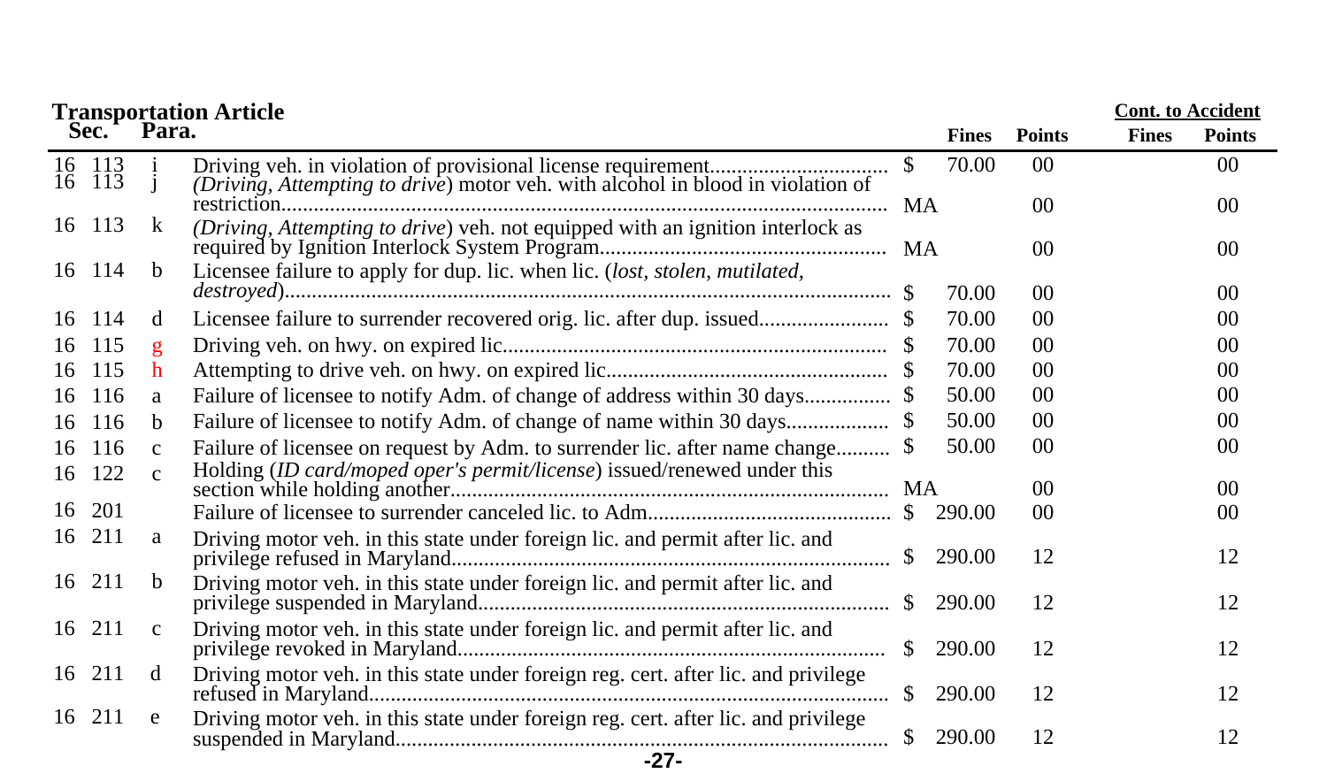## Transportation Article

| Sec. | | Para. | Description | | Fines | Points | Cont. to Accident Fines | Cont. to Accident Points |
|---|---|---|---|---|---|---|---|---|
| 16 | 113 | i | Driving veh. in violation of provisional license requirement | $ | 70.00 | 00 | | 00 |
| 16 | 113 | j | *(Driving, Attempting to drive)* motor veh. with alcohol in blood in violation of restriction | MA | | 00 | | 00 |
| 16 | 113 | k | *(Driving, Attempting to drive)* veh. not equipped with an ignition interlock as required by Ignition Interlock System Program | MA | | 00 | | 00 |
| 16 | 114 | b | Licensee failure to apply for dup. lic. when lic. *(lost, stolen, mutilated, destroyed)* | $ | 70.00 | 00 | | 00 |
| 16 | 114 | d | Licensee failure to surrender recovered orig. lic. after dup. issued | $ | 70.00 | 00 | | 00 |
| 16 | 115 | g | Driving veh. on hwy. on expired lic | $ | 70.00 | 00 | | 00 |
| 16 | 115 | h | Attempting to drive veh. on hwy. on expired lic | $ | 70.00 | 00 | | 00 |
| 16 | 116 | a | Failure of licensee to notify Adm. of change of address within 30 days | $ | 50.00 | 00 | | 00 |
| 16 | 116 | b | Failure of licensee to notify Adm. of change of name within 30 days | $ | 50.00 | 00 | | 00 |
| 16 | 116 | c | Failure of licensee on request by Adm. to surrender lic. after name change | $ | 50.00 | 00 | | 00 |
| 16 | 122 | c | Holding *(ID card/moped oper's permit/license)* issued/renewed under this section while holding another | MA | | 00 | | 00 |
| 16 | 201 | | Failure of licensee to surrender canceled lic. to Adm | $ | 290.00 | 00 | | 00 |
| 16 | 211 | a | Driving motor veh. in this state under foreign lic. and permit after lic. and privilege refused in Maryland | $ | 290.00 | 12 | | 12 |
| 16 | 211 | b | Driving motor veh. in this state under foreign lic. and permit after lic. and privilege suspended in Maryland | $ | 290.00 | 12 | | 12 |
| 16 | 211 | c | Driving motor veh. in this state under foreign lic. and permit after lic. and privilege revoked in Maryland | $ | 290.00 | 12 | | 12 |
| 16 | 211 | d | Driving motor veh. in this state under foreign reg. cert. after lic. and privilege refused in Maryland | $ | 290.00 | 12 | | 12 |
| 16 | 211 | e | Driving motor veh. in this state under foreign reg. cert. after lic. and privilege suspended in Maryland | $ | 290.00 | 12 | | 12 |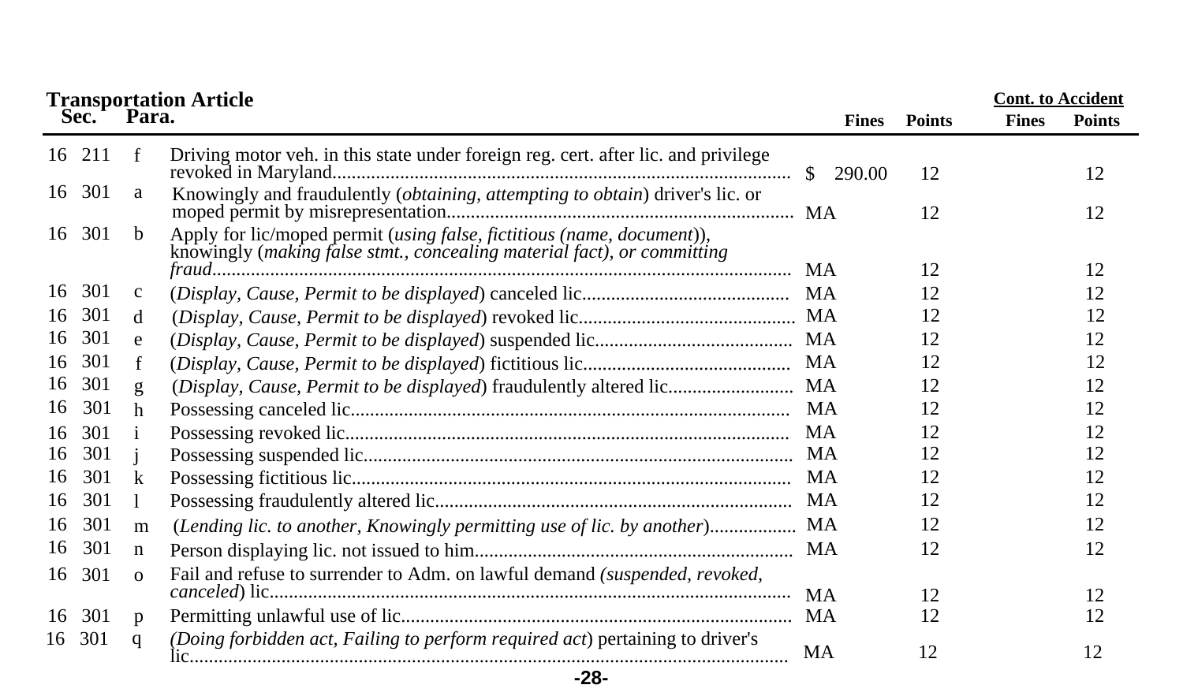**Transportation Article**

| Sec. | | Para. | | Fines | Points | Cont. to Accident Fines | Cont. to Accident Points |
|---|---|---|---|---|---|---|---|
| 16 | 211 | f | Driving motor veh. in this state under foreign reg. cert. after lic. and privilege revoked in Maryland | $ 290.00 | 12 | | 12 |
| 16 | 301 | a | Knowingly and fraudulently (*obtaining, attempting to obtain*) driver's lic. or moped permit by misrepresentation | MA | 12 | | 12 |
| 16 | 301 | b | Apply for lic/moped permit (*using false, fictitious (name, document)*), knowingly (*making false stmt., concealing material fact), or committing fraud* | MA | 12 | | 12 |
| 16 | 301 | c | (*Display, Cause, Permit to be displayed*) canceled lic | MA | 12 | | 12 |
| 16 | 301 | d | (*Display, Cause, Permit to be displayed*) revoked lic | MA | 12 | | 12 |
| 16 | 301 | e | (*Display, Cause, Permit to be displayed*) suspended lic | MA | 12 | | 12 |
| 16 | 301 | f | (*Display, Cause, Permit to be displayed*) fictitious lic | MA | 12 | | 12 |
| 16 | 301 | g | (*Display, Cause, Permit to be displayed*) fraudulently altered lic | MA | 12 | | 12 |
| 16 | 301 | h | Possessing canceled lic | MA | 12 | | 12 |
| 16 | 301 | i | Possessing revoked lic | MA | 12 | | 12 |
| 16 | 301 | j | Possessing suspended lic | MA | 12 | | 12 |
| 16 | 301 | k | Possessing fictitious lic | MA | 12 | | 12 |
| 16 | 301 | l | Possessing fraudulently altered lic | MA | 12 | | 12 |
| 16 | 301 | m | (*Lending lic. to another, Knowingly permitting use of lic. by another*) | MA | 12 | | 12 |
| 16 | 301 | n | Person displaying lic. not issued to him | MA | 12 | | 12 |
| 16 | 301 | o | Fail and refuse to surrender to Adm. on lawful demand *(suspended, revoked, canceled*) lic | MA | 12 | | 12 |
| 16 | 301 | p | Permitting unlawful use of lic | MA | 12 | | 12 |
| 16 | 301 | q | *(Doing forbidden act, Failing to perform required act*) pertaining to driver's lic | MA | 12 | | 12 |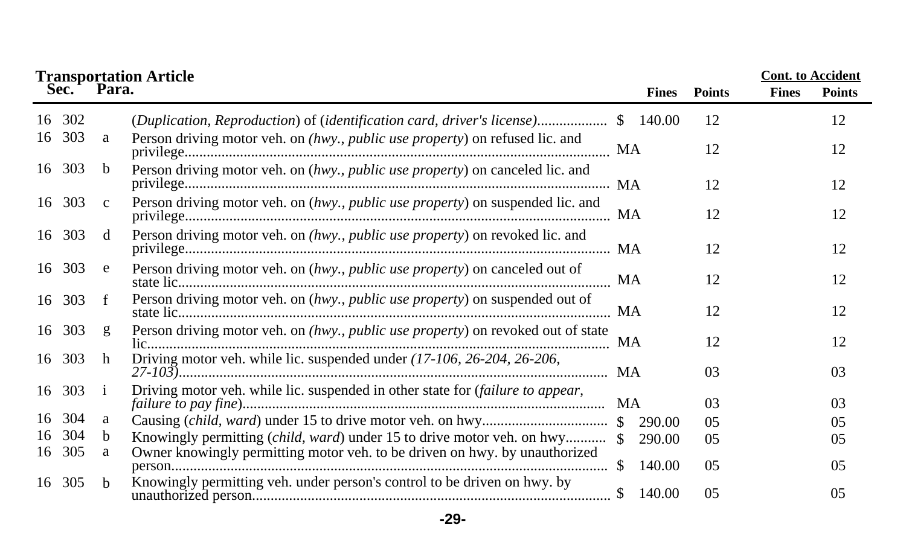## Transportation Article

| Sec. | | Para. | Description | Fines | Points | Cont. to Accident Fines | Cont. to Accident Points |
|---|---|---|---|---|---|---|---|
| 16 | 302 | | (*Duplication, Reproduction*) of (*identification card, driver's license*) | $ 140.00 | 12 | | 12 |
| 16 | 303 | a | Person driving motor veh. on *(hwy., public use property*) on refused lic. and privilege | MA | 12 | | 12 |
| 16 | 303 | b | Person driving motor veh. on (*hwy., public use property*) on canceled lic. and privilege | MA | 12 | | 12 |
| 16 | 303 | c | Person driving motor veh. on (*hwy., public use property*) on suspended lic. and privilege | MA | 12 | | 12 |
| 16 | 303 | d | Person driving motor veh. on *(hwy., public use property*) on revoked lic. and privilege | MA | 12 | | 12 |
| 16 | 303 | e | Person driving motor veh. on (*hwy., public use property*) on canceled out of state lic | MA | 12 | | 12 |
| 16 | 303 | f | Person driving motor veh. on (*hwy., public use property*) on suspended out of state lic | MA | 12 | | 12 |
| 16 | 303 | g | Person driving motor veh. on *(hwy., public use property*) on revoked out of state lic | MA | 12 | | 12 |
| 16 | 303 | h | Driving motor veh. while lic. suspended under *(17-106, 26-204, 26-206, 27-103)* | MA | 03 | | 03 |
| 16 | 303 | i | Driving motor veh. while lic. suspended in other state for (*failure to appear, failure to pay fine*) | MA | 03 | | 03 |
| 16 | 304 | a | Causing (*child, ward*) under 15 to drive motor veh. on hwy | $ 290.00 | 05 | | 05 |
| 16 | 304 | b | Knowingly permitting (*child, ward*) under 15 to drive motor veh. on hwy | $ 290.00 | 05 | | 05 |
| 16 | 305 | a | Owner knowingly permitting motor veh. to be driven on hwy. by unauthorized person | $ 140.00 | 05 | | 05 |
| 16 | 305 | b | Knowingly permitting veh. under person's control to be driven on hwy. by unauthorized person | $ 140.00 | 05 | | 05 |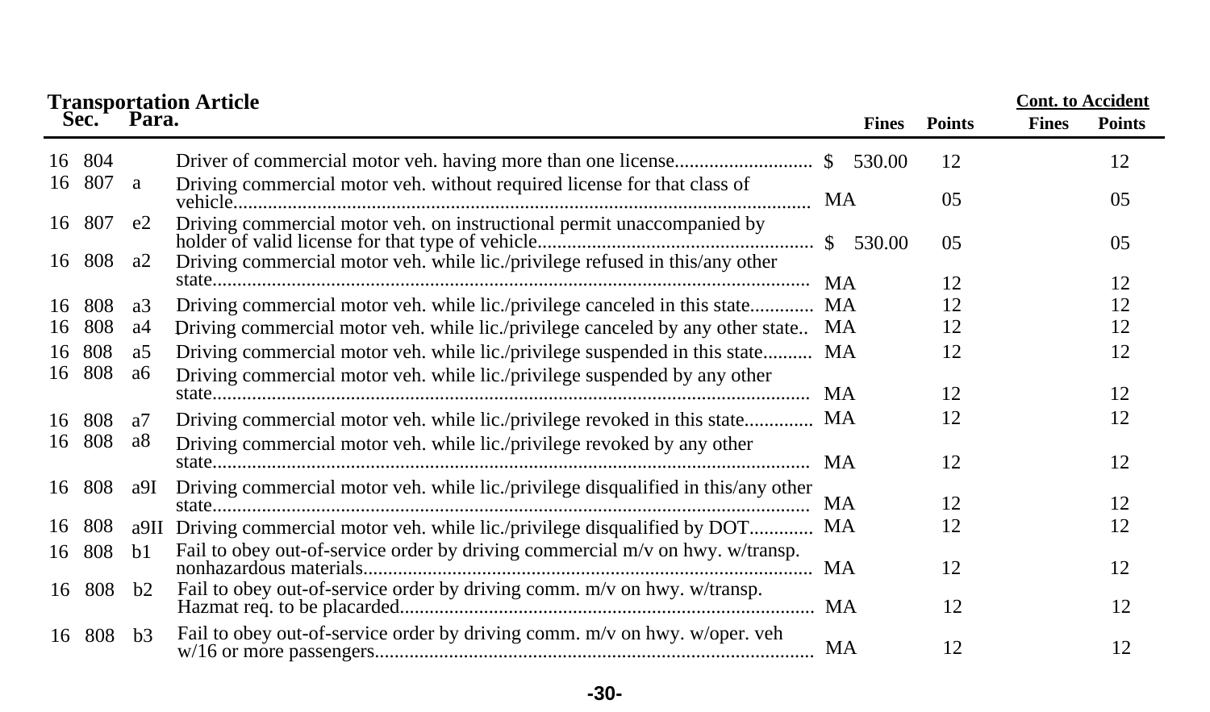## Transportation Article

| Sec. | | Para. | | Fines | Points | Cont. to Accident Fines | Cont. to Accident Points |
|---|---|---|---|---|---|---|---|
| 16 | 804 | | Driver of commercial motor veh. having more than one license | $ 530.00 | 12 | | 12 |
| 16 | 807 | a | Driving commercial motor veh. without required license for that class of vehicle | MA | 05 | | 05 |
| 16 | 807 | e2 | Driving commercial motor veh. on instructional permit unaccompanied by holder of valid license for that type of vehicle | $ 530.00 | 05 | | 05 |
| 16 | 808 | a2 | Driving commercial motor veh. while lic./privilege refused in this/any other state | MA | 12 | | 12 |
| 16 | 808 | a3 | Driving commercial motor veh. while lic./privilege canceled in this state | MA | 12 | | 12 |
| 16 | 808 | a4 | Driving commercial motor veh. while lic./privilege canceled by any other state | MA | 12 | | 12 |
| 16 | 808 | a5 | Driving commercial motor veh. while lic./privilege suspended in this state | MA | 12 | | 12 |
| 16 | 808 | a6 | Driving commercial motor veh. while lic./privilege suspended by any other state | MA | 12 | | 12 |
| 16 | 808 | a7 | Driving commercial motor veh. while lic./privilege revoked in this state | MA | 12 | | 12 |
| 16 | 808 | a8 | Driving commercial motor veh. while lic./privilege revoked by any other state | MA | 12 | | 12 |
| 16 | 808 | a9I | Driving commercial motor veh. while lic./privilege disqualified in this/any other state | MA | 12 | | 12 |
| 16 | 808 | a9II | Driving commercial motor veh. while lic./privilege disqualified by DOT | MA | 12 | | 12 |
| 16 | 808 | b1 | Fail to obey out-of-service order by driving commercial m/v on hwy. w/transp. nonhazardous materials | MA | 12 | | 12 |
| 16 | 808 | b2 | Fail to obey out-of-service order by driving comm. m/v on hwy. w/transp. Hazmat req. to be placarded | MA | 12 | | 12 |
| 16 | 808 | b3 | Fail to obey out-of-service order by driving comm. m/v on hwy. w/oper. veh w/16 or more passengers | MA | 12 | | 12 |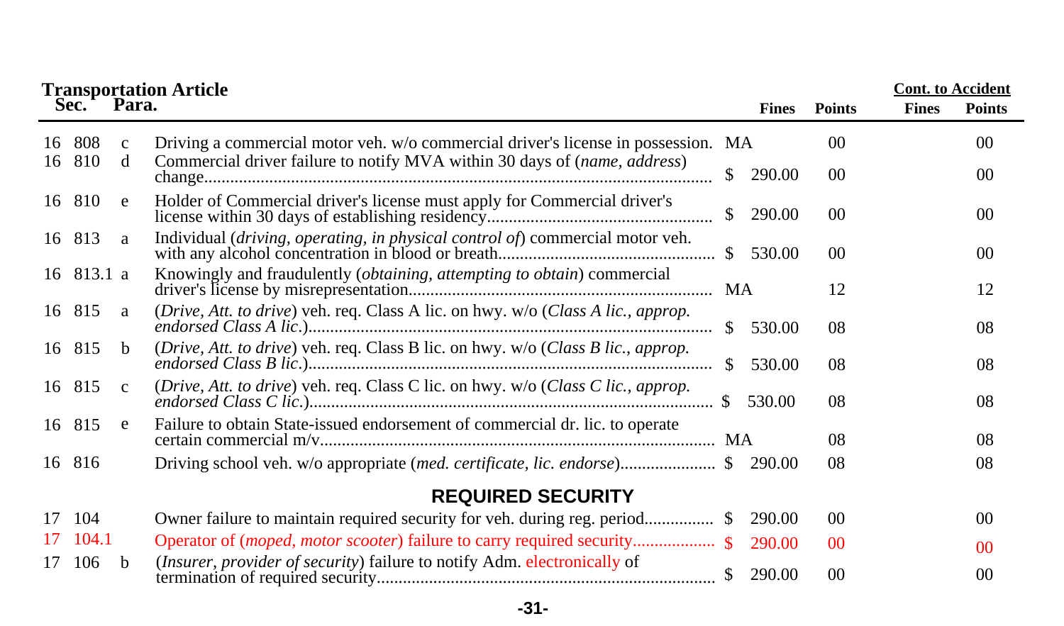## Transportation Article

| Sec. | | Para. | Description | Fines | Points | Cont. to Accident Fines | Cont. to Accident Points |
|---|---|---|---|---|---|---|---|
| 16 | 808 | c | Driving a commercial motor veh. w/o commercial driver's license in possession. | MA | 00 | | 00 |
| 16 | 810 | d | Commercial driver failure to notify MVA within 30 days of (*name, address*) change | $ 290.00 | 00 | | 00 |
| 16 | 810 | e | Holder of Commercial driver's license must apply for Commercial driver's license within 30 days of establishing residency | $ 290.00 | 00 | | 00 |
| 16 | 813 | a | Individual (*driving, operating, in physical control of*) commercial motor veh. with any alcohol concentration in blood or breath | $ 530.00 | 00 | | 00 |
| 16 | 813.1 | a | Knowingly and fraudulently (*obtaining, attempting to obtain*) commercial driver's license by misrepresentation | MA | 12 | | 12 |
| 16 | 815 | a | (*Drive, Att. to drive*) veh. req. Class A lic. on hwy. w/o (*Class A lic., approp. endorsed Class A lic.*) | $ 530.00 | 08 | | 08 |
| 16 | 815 | b | (*Drive, Att. to drive*) veh. req. Class B lic. on hwy. w/o (*Class B lic., approp. endorsed Class B lic.*) | $ 530.00 | 08 | | 08 |
| 16 | 815 | c | (*Drive, Att. to drive*) veh. req. Class C lic. on hwy. w/o (*Class C lic., approp. endorsed Class C lic.*) | $ 530.00 | 08 | | 08 |
| 16 | 815 | e | Failure to obtain State-issued endorsement of commercial dr. lic. to operate certain commercial m/v | MA | 08 | | 08 |
| 16 | 816 | | Driving school veh. w/o appropriate (*med. certificate, lic. endorse*) | $ 290.00 | 08 | | 08 |

### REQUIRED SECURITY

| Sec. | | Para. | Description | Fines | Points | Cont. to Accident Fines | Cont. to Accident Points |
|---|---|---|---|---|---|---|---|
| 17 | 104 | | Owner failure to maintain required security for veh. during reg. period | $ 290.00 | 00 | | 00 |
| 17 | 104.1 | | Operator of (*moped, motor scooter*) failure to carry required security | $ 290.00 | 00 | | 00 |
| 17 | 106 | b | (*Insurer, provider of security*) failure to notify Adm. electronically of termination of required security | $ 290.00 | 00 | | 00 |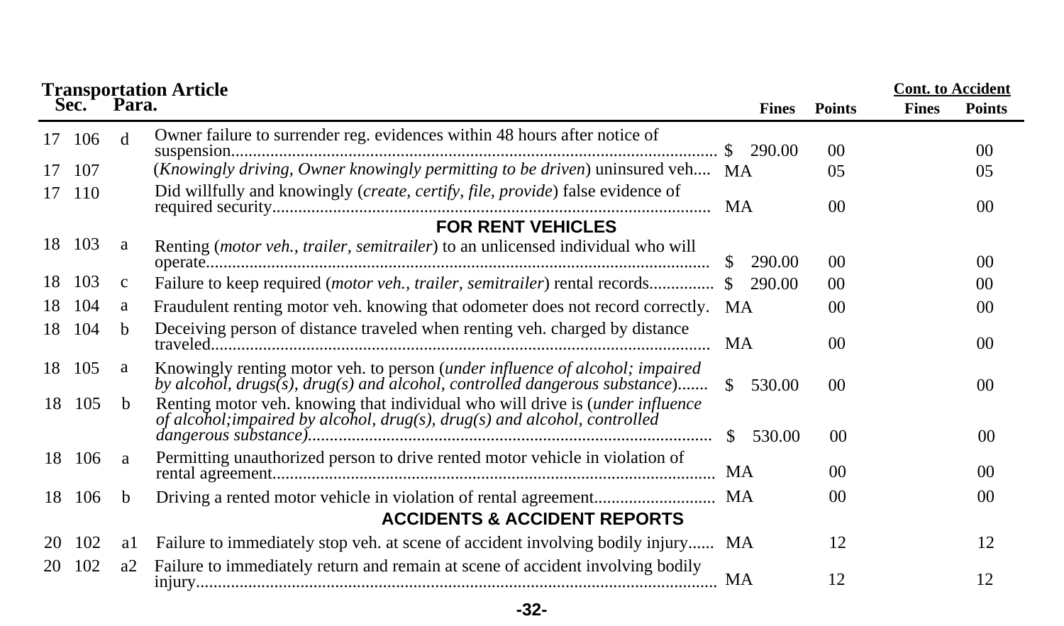**Transportation Article**

| Sec. | | Para. | | Fines | Points | Cont. to Accident Fines | Cont. to Accident Points |
|---|---|---|---|---|---|---|---|
| 17 | 106 | d | Owner failure to surrender reg. evidences within 48 hours after notice of suspension | $ 290.00 | 00 | | 00 |
| 17 | 107 | | (*Knowingly driving, Owner knowingly permitting to be driven*) uninsured veh | MA | 05 | | 05 |
| 17 | 110 | | Did willfully and knowingly (*create, certify, file, provide*) false evidence of required security | MA | 00 | | 00 |
| | | | **FOR RENT VEHICLES** | | | | |
| 18 | 103 | a | Renting (*motor veh., trailer, semitrailer*) to an unlicensed individual who will operate | $ 290.00 | 00 | | 00 |
| 18 | 103 | c | Failure to keep required (*motor veh., trailer, semitrailer*) rental records | $ 290.00 | 00 | | 00 |
| 18 | 104 | a | Fraudulent renting motor veh. knowing that odometer does not record correctly. | MA | 00 | | 00 |
| 18 | 104 | b | Deceiving person of distance traveled when renting veh. charged by distance traveled | MA | 00 | | 00 |
| 18 | 105 | a | Knowingly renting motor veh. to person (*under influence of alcohol; impaired by alcohol, drugs(s), drug(s) and alcohol, controlled dangerous substance*) | $ 530.00 | 00 | | 00 |
| 18 | 105 | b | Renting motor veh. knowing that individual who will drive is (*under influence of alcohol;impaired by alcohol, drug(s), drug(s) and alcohol, controlled dangerous substance)* | $ 530.00 | 00 | | 00 |
| 18 | 106 | a | Permitting unauthorized person to drive rented motor vehicle in violation of rental agreement | MA | 00 | | 00 |
| 18 | 106 | b | Driving a rented motor vehicle in violation of rental agreement | MA | 00 | | 00 |
| | | | **ACCIDENTS & ACCIDENT REPORTS** | | | | |
| 20 | 102 | a1 | Failure to immediately stop veh. at scene of accident involving bodily injury | MA | 12 | | 12 |
| 20 | 102 | a2 | Failure to immediately return and remain at scene of accident involving bodily injury | MA | 12 | | 12 |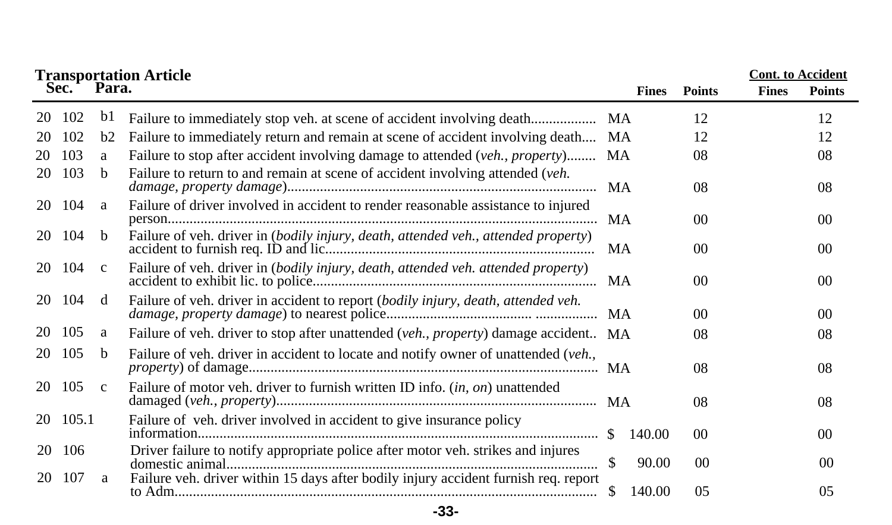| Transportation Article | | | | | | Cont. to Accident | |
|---|---|---|---|---|---|---|---|
| Sec. | | Para. | | Fines | Points | Fines | Points |
| 20 | 102 | b1 | Failure to immediately stop veh. at scene of accident involving death | MA | 12 | | 12 |
| 20 | 102 | b2 | Failure to immediately return and remain at scene of accident involving death | MA | 12 | | 12 |
| 20 | 103 | a | Failure to stop after accident involving damage to attended (*veh., property*) | MA | 08 | | 08 |
| 20 | 103 | b | Failure to return to and remain at scene of accident involving attended (*veh. damage, property damage*) | MA | 08 | | 08 |
| 20 | 104 | a | Failure of driver involved in accident to render reasonable assistance to injured person | MA | 00 | | 00 |
| 20 | 104 | b | Failure of veh. driver in (*bodily injury, death, attended veh., attended property*) accident to furnish req. ID and lic | MA | 00 | | 00 |
| 20 | 104 | c | Failure of veh. driver in (*bodily injury, death, attended veh. attended property*) accident to exhibit lic. to police | MA | 00 | | 00 |
| 20 | 104 | d | Failure of veh. driver in accident to report (*bodily injury, death, attended veh. damage, property damage*) to nearest police | MA | 00 | | 00 |
| 20 | 105 | a | Failure of veh. driver to stop after unattended (*veh., property*) damage accident | MA | 08 | | 08 |
| 20 | 105 | b | Failure of veh. driver in accident to locate and notify owner of unattended (*veh., property*) of damage | MA | 08 | | 08 |
| 20 | 105 | c | Failure of motor veh. driver to furnish written ID info. (*in, on*) unattended damaged (*veh., property*) | MA | 08 | | 08 |
| 20 | 105.1 | | Failure of veh. driver involved in accident to give insurance policy information | $ 140.00 | 00 | | 00 |
| 20 | 106 | | Driver failure to notify appropriate police after motor veh. strikes and injures domestic animal | $ 90.00 | 00 | | 00 |
| 20 | 107 | a | Failure veh. driver within 15 days after bodily injury accident furnish req. report to Adm | $ 140.00 | 05 | | 05 |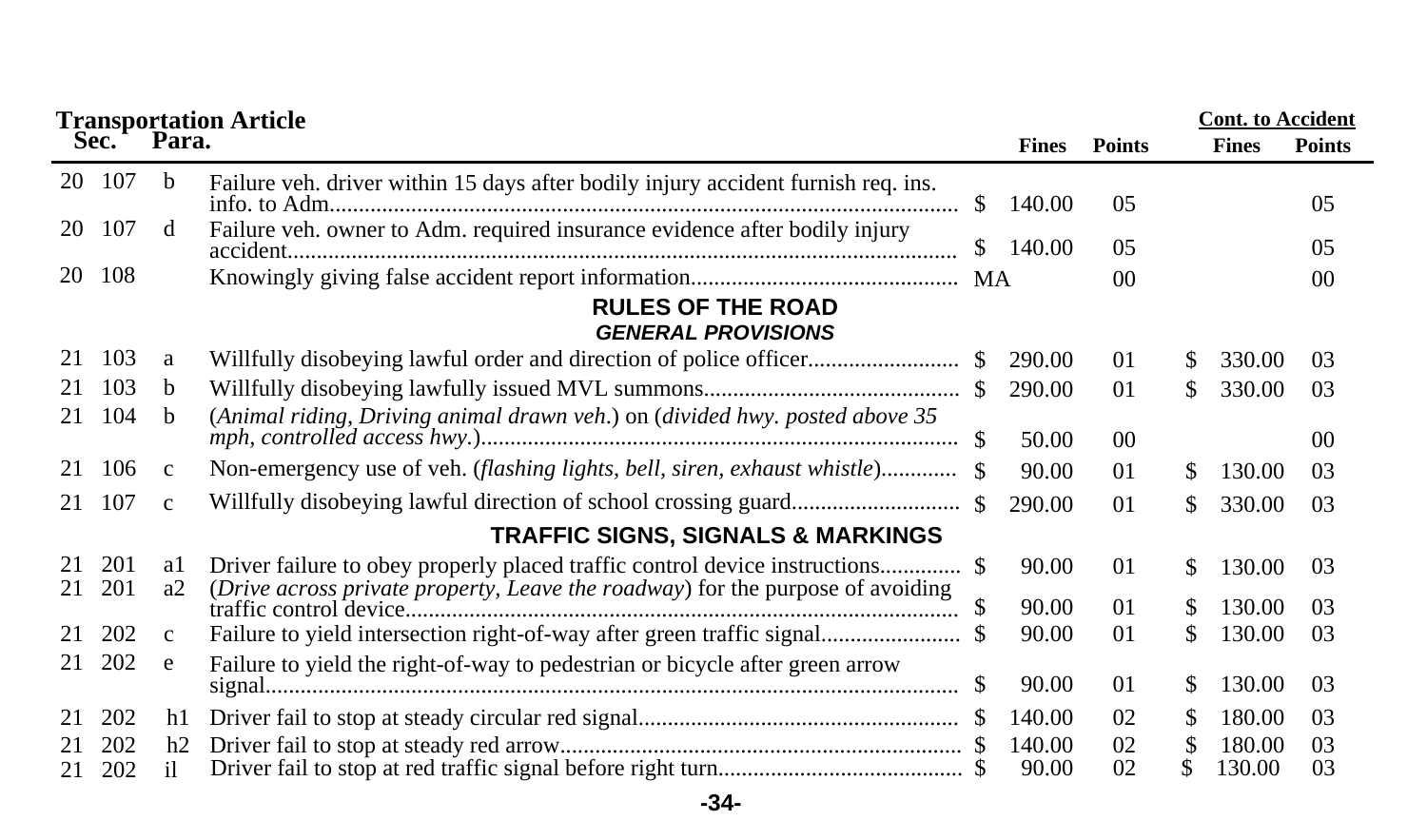| Transportation Article Sec. | | Para. | | Fines | Points | Cont. to Accident Fines | Cont. to Accident Points |
|---|---|---|---|---|---|---|---|
| 20 | 107 | b | Failure veh. driver within 15 days after bodily injury accident furnish req. ins. info. to Adm. | $ 140.00 | 05 | | 05 |
| 20 | 107 | d | Failure veh. owner to Adm. required insurance evidence after bodily injury accident | $ 140.00 | 05 | | 05 |
| 20 | 108 | | Knowingly giving false accident report information | MA | 00 | | 00 |
| | | | **RULES OF THE ROAD** | | | | |
| | | | ***GENERAL PROVISIONS*** | | | | |
| 21 | 103 | a | Willfully disobeying lawful order and direction of police officer | $ 290.00 | 01 | $ 330.00 | 03 |
| 21 | 103 | b | Willfully disobeying lawfully issued MVL summons | $ 290.00 | 01 | $ 330.00 | 03 |
| 21 | 104 | b | (*Animal riding, Driving animal drawn veh.*) on (*divided hwy. posted above 35 mph, controlled access hwy.*) | $ 50.00 | 00 | | 00 |
| 21 | 106 | c | Non-emergency use of veh. (*flashing lights, bell, siren, exhaust whistle*) | $ 90.00 | 01 | $ 130.00 | 03 |
| 21 | 107 | c | Willfully disobeying lawful direction of school crossing guard | $ 290.00 | 01 | $ 330.00 | 03 |
| | | | **TRAFFIC SIGNS, SIGNALS & MARKINGS** | | | | |
| 21 | 201 | a1 | Driver failure to obey properly placed traffic control device instructions | $ 90.00 | 01 | $ 130.00 | 03 |
| 21 | 201 | a2 | (*Drive across private property, Leave the roadway*) for the purpose of avoiding traffic control device | $ 90.00 | 01 | $ 130.00 | 03 |
| 21 | 202 | c | Failure to yield intersection right-of-way after green traffic signal | $ 90.00 | 01 | $ 130.00 | 03 |
| 21 | 202 | e | Failure to yield the right-of-way to pedestrian or bicycle after green arrow signal | $ 90.00 | 01 | $ 130.00 | 03 |
| 21 | 202 | h1 | Driver fail to stop at steady circular red signal | $ 140.00 | 02 | $ 180.00 | 03 |
| 21 | 202 | h2 | Driver fail to stop at steady red arrow | $ 140.00 | 02 | $ 180.00 | 03 |
| 21 | 202 | i1 | Driver fail to stop at red traffic signal before right turn | $ 90.00 | 02 | $ 130.00 | 03 |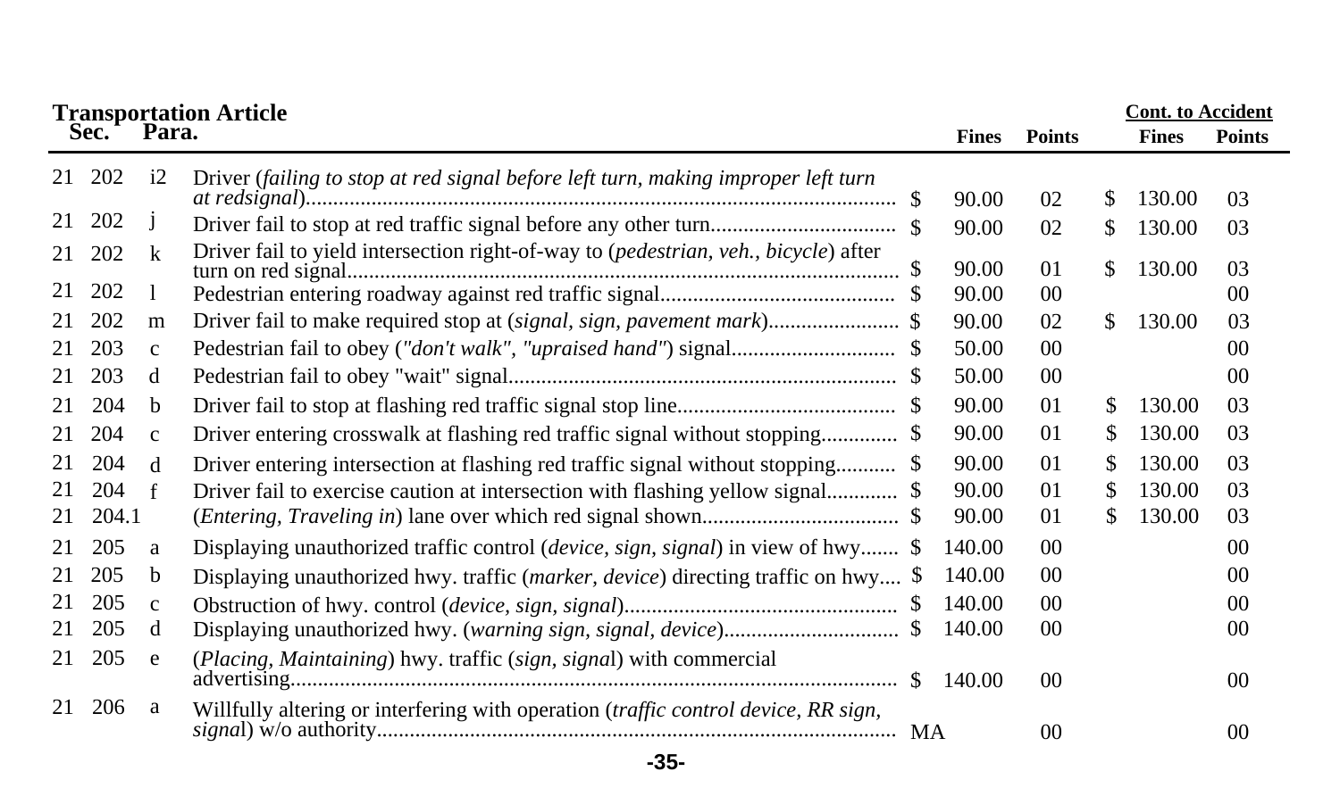**Transportation Article**

| Sec. | | Para. | Description | Fines | Points | Cont. to Accident Fines | Cont. to Accident Points |
|---|---|---|---|---|---|---|---|
| 21 | 202 | i2 | Driver (*failing to stop at red signal before left turn, making improper left turn at redsignal*) | $ 90.00 | 02 | $ 130.00 | 03 |
| 21 | 202 | j | Driver fail to stop at red traffic signal before any other turn | $ 90.00 | 02 | $ 130.00 | 03 |
| 21 | 202 | k | Driver fail to yield intersection right-of-way to (*pedestrian, veh., bicycle*) after turn on red signal | $ 90.00 | 01 | $ 130.00 | 03 |
| 21 | 202 | l | Pedestrian entering roadway against red traffic signal | $ 90.00 | 00 | | 00 |
| 21 | 202 | m | Driver fail to make required stop at (*signal, sign, pavement mark*) | $ 90.00 | 02 | $ 130.00 | 03 |
| 21 | 203 | c | Pedestrian fail to obey (*"don't walk", "upraised hand"*) signal | $ 50.00 | 00 | | 00 |
| 21 | 203 | d | Pedestrian fail to obey "wait" signal | $ 50.00 | 00 | | 00 |
| 21 | 204 | b | Driver fail to stop at flashing red traffic signal stop line | $ 90.00 | 01 | $ 130.00 | 03 |
| 21 | 204 | c | Driver entering crosswalk at flashing red traffic signal without stopping | $ 90.00 | 01 | $ 130.00 | 03 |
| 21 | 204 | d | Driver entering intersection at flashing red traffic signal without stopping | $ 90.00 | 01 | $ 130.00 | 03 |
| 21 | 204 | f | Driver fail to exercise caution at intersection with flashing yellow signal | $ 90.00 | 01 | $ 130.00 | 03 |
| 21 | 204.1 | | (*Entering, Traveling in*) lane over which red signal shown | $ 90.00 | 01 | $ 130.00 | 03 |
| 21 | 205 | a | Displaying unauthorized traffic control (*device, sign, signal*) in view of hwy | $ 140.00 | 00 | | 00 |
| 21 | 205 | b | Displaying unauthorized hwy. traffic (*marker, device*) directing traffic on hwy | $ 140.00 | 00 | | 00 |
| 21 | 205 | c | Obstruction of hwy. control (*device, sign, signal*) | $ 140.00 | 00 | | 00 |
| 21 | 205 | d | Displaying unauthorized hwy. (*warning sign, signal, device*) | $ 140.00 | 00 | | 00 |
| 21 | 205 | e | (*Placing, Maintaining*) hwy. traffic (*sign, signal*) with commercial advertising | $ 140.00 | 00 | | 00 |
| 21 | 206 | a | Willfully altering or interfering with operation (*traffic control device, RR sign, signal*) w/o authority | MA | 00 | | 00 |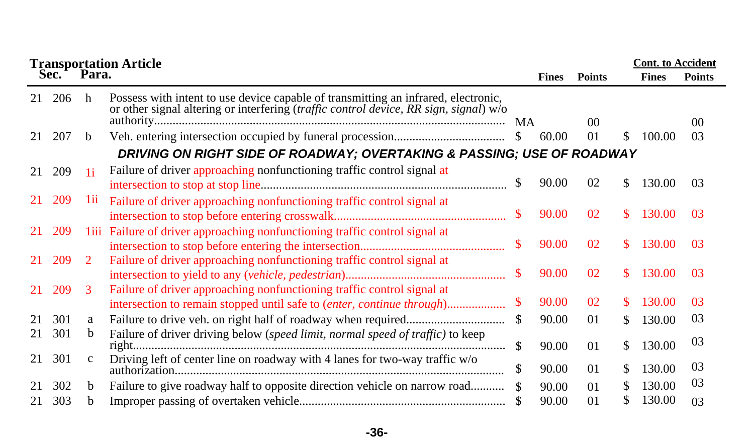| Transportation Article Sec. | | Para. | | | Fines | Points | | Cont. to Accident Fines | Points |
|---|---|---|---|---|---|---|---|---|---|
| 21 | 206 | h | Possess with intent to use device capable of transmitting an infrared, electronic, or other signal altering or interfering (*traffic control device, RR sign, signal*) w/o authority | MA | | 00 | | | 00 |
| 21 | 207 | b | Veh. entering intersection occupied by funeral procession | $ | 60.00 | 01 | $ | 100.00 | 03 |
| **DRIVING ON RIGHT SIDE OF ROADWAY; OVERTAKING & PASSING; USE OF ROADWAY** | | | | | | | | | |
| 21 | 209 | 1i | Failure of driver approaching nonfunctioning traffic control signal at intersection to stop at stop line | $ | 90.00 | 02 | $ | 130.00 | 03 |
| 21 | 209 | 1ii | Failure of driver approaching nonfunctioning traffic control signal at intersection to stop before entering crosswalk | $ | 90.00 | 02 | $ | 130.00 | 03 |
| 21 | 209 | 1iii | Failure of driver approaching nonfunctioning traffic control signal at intersection to stop before entering the intersection | $ | 90.00 | 02 | $ | 130.00 | 03 |
| 21 | 209 | 2 | Failure of driver approaching nonfunctioning traffic control signal at intersection to yield to any (*vehicle, pedestrian*) | $ | 90.00 | 02 | $ | 130.00 | 03 |
| 21 | 209 | 3 | Failure of driver approaching nonfunctioning traffic control signal at intersection to remain stopped until safe to (*enter, continue through*) | $ | 90.00 | 02 | $ | 130.00 | 03 |
| 21 | 301 | a | Failure to drive veh. on right half of roadway when required | $ | 90.00 | 01 | $ | 130.00 | 03 |
| 21 | 301 | b | Failure of driver driving below (*speed limit, normal speed of traffic)* to keep right | $ | 90.00 | 01 | $ | 130.00 | 03 |
| 21 | 301 | c | Driving left of center line on roadway with 4 lanes for two-way traffic w/o authorization | $ | 90.00 | 01 | $ | 130.00 | 03 |
| 21 | 302 | b | Failure to give roadway half to opposite direction vehicle on narrow road | $ | 90.00 | 01 | $ | 130.00 | 03 |
| 21 | 303 | b | Improper passing of overtaken vehicle | $ | 90.00 | 01 | $ | 130.00 | 03 |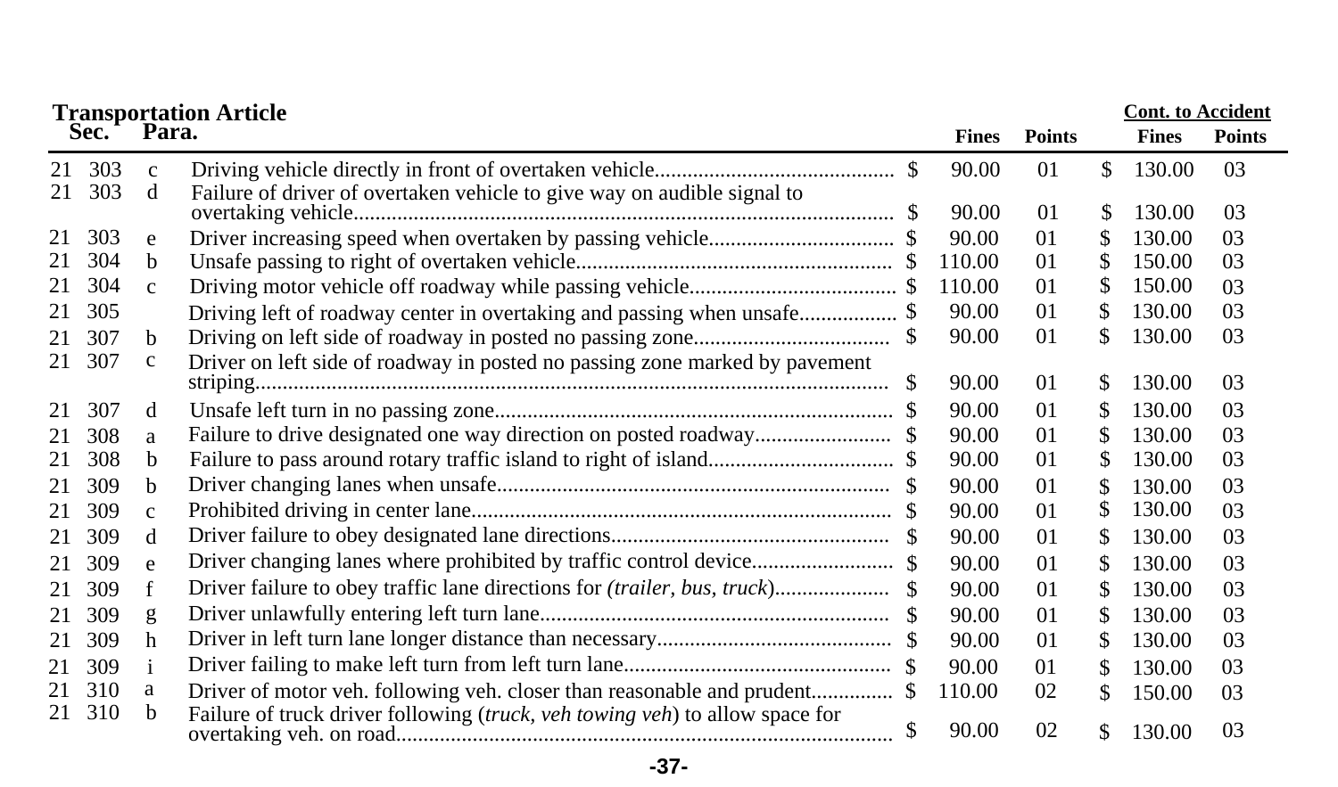**Transportation Article**

| Sec. | | Para. | Description | Fines | Points | Cont. to Accident Fines | Cont. to Accident Points |
|---|---|---|---|---|---|---|---|
| 21 | 303 | c | Driving vehicle directly in front of overtaken vehicle | $ 90.00 | 01 | $ 130.00 | 03 |
| 21 | 303 | d | Failure of driver of overtaken vehicle to give way on audible signal to overtaking vehicle | $ 90.00 | 01 | $ 130.00 | 03 |
| 21 | 303 | e | Driver increasing speed when overtaken by passing vehicle | $ 90.00 | 01 | $ 130.00 | 03 |
| 21 | 304 | b | Unsafe passing to right of overtaken vehicle | $ 110.00 | 01 | $ 150.00 | 03 |
| 21 | 304 | c | Driving motor vehicle off roadway while passing vehicle | $ 110.00 | 01 | $ 150.00 | 03 |
| 21 | 305 | | Driving left of roadway center in overtaking and passing when unsafe | $ 90.00 | 01 | $ 130.00 | 03 |
| 21 | 307 | b | Driving on left side of roadway in posted no passing zone | $ 90.00 | 01 | $ 130.00 | 03 |
| 21 | 307 | c | Driver on left side of roadway in posted no passing zone marked by pavement striping | $ 90.00 | 01 | $ 130.00 | 03 |
| 21 | 307 | d | Unsafe left turn in no passing zone | $ 90.00 | 01 | $ 130.00 | 03 |
| 21 | 308 | a | Failure to drive designated one way direction on posted roadway | $ 90.00 | 01 | $ 130.00 | 03 |
| 21 | 308 | b | Failure to pass around rotary traffic island to right of island | $ 90.00 | 01 | $ 130.00 | 03 |
| 21 | 309 | b | Driver changing lanes when unsafe | $ 90.00 | 01 | $ 130.00 | 03 |
| 21 | 309 | c | Prohibited driving in center lane | $ 90.00 | 01 | $ 130.00 | 03 |
| 21 | 309 | d | Driver failure to obey designated lane directions | $ 90.00 | 01 | $ 130.00 | 03 |
| 21 | 309 | e | Driver changing lanes where prohibited by traffic control device | $ 90.00 | 01 | $ 130.00 | 03 |
| 21 | 309 | f | Driver failure to obey traffic lane directions for *(trailer, bus, truck)* | $ 90.00 | 01 | $ 130.00 | 03 |
| 21 | 309 | g | Driver unlawfully entering left turn lane | $ 90.00 | 01 | $ 130.00 | 03 |
| 21 | 309 | h | Driver in left turn lane longer distance than necessary | $ 90.00 | 01 | $ 130.00 | 03 |
| 21 | 309 | i | Driver failing to make left turn from left turn lane | $ 90.00 | 01 | $ 130.00 | 03 |
| 21 | 310 | a | Driver of motor veh. following veh. closer than reasonable and prudent | $ 110.00 | 02 | $ 150.00 | 03 |
| 21 | 310 | b | Failure of truck driver following (*truck, veh towing veh*) to allow space for overtaking veh. on road | $ 90.00 | 02 | $ 130.00 | 03 |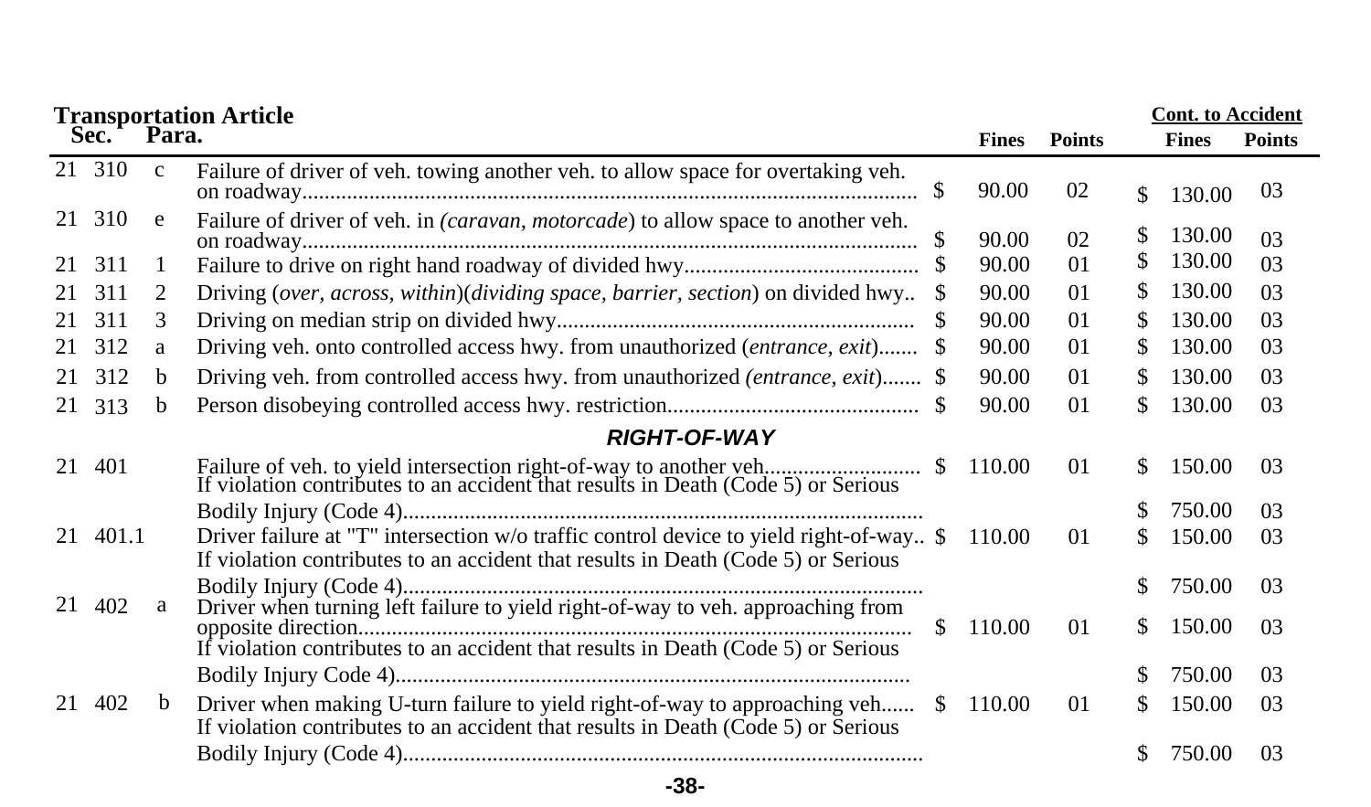**Transportation Article**

| Sec. | | Para. | Description | Fines | Points | Cont. to Accident Fines | Cont. to Accident Points |
|---|---|---|---|---|---|---|---|
| 21 | 310 | c | Failure of driver of veh. towing another veh. to allow space for overtaking veh. on roadway | $ 90.00 | 02 | $ 130.00 | 03 |
| 21 | 310 | e | Failure of driver of veh. in (*caravan, motorcade*) to allow space to another veh. on roadway | $ 90.00 | 02 | $ 130.00 | 03 |
| 21 | 311 | 1 | Failure to drive on right hand roadway of divided hwy | $ 90.00 | 01 | $ 130.00 | 03 |
| 21 | 311 | 2 | Driving (*over, across, within*)(*dividing space, barrier, section*) on divided hwy | $ 90.00 | 01 | $ 130.00 | 03 |
| 21 | 311 | 3 | Driving on median strip on divided hwy | $ 90.00 | 01 | $ 130.00 | 03 |
| 21 | 312 | a | Driving veh. onto controlled access hwy. from unauthorized (*entrance, exit*) | $ 90.00 | 01 | $ 130.00 | 03 |
| 21 | 312 | b | Driving veh. from controlled access hwy. from unauthorized (*entrance, exit*) | $ 90.00 | 01 | $ 130.00 | 03 |
| 21 | 313 | b | Person disobeying controlled access hwy. restriction | $ 90.00 | 01 | $ 130.00 | 03 |
| | | | ***RIGHT-OF-WAY*** | | | | |
| 21 | 401 | | Failure of veh. to yield intersection right-of-way to another veh. | $ 110.00 | 01 | $ 150.00 | 03 |
| | | | If violation contributes to an accident that results in Death (Code 5) or Serious Bodily Injury (Code 4) | | | $ 750.00 | 03 |
| 21 | 401.1 | | Driver failure at "T" intersection w/o traffic control device to yield right-of-way | $ 110.00 | 01 | $ 150.00 | 03 |
| | | | If violation contributes to an accident that results in Death (Code 5) or Serious Bodily Injury (Code 4) | | | $ 750.00 | 03 |
| 21 | 402 | a | Driver when turning left failure to yield right-of-way to veh. approaching from opposite direction | $ 110.00 | 01 | $ 150.00 | 03 |
| | | | If violation contributes to an accident that results in Death (Code 5) or Serious Bodily Injury Code 4) | | | $ 750.00 | 03 |
| 21 | 402 | b | Driver when making U-turn failure to yield right-of-way to approaching veh. | $ 110.00 | 01 | $ 150.00 | 03 |
| | | | If violation contributes to an accident that results in Death (Code 5) or Serious Bodily Injury (Code 4) | | | $ 750.00 | 03 |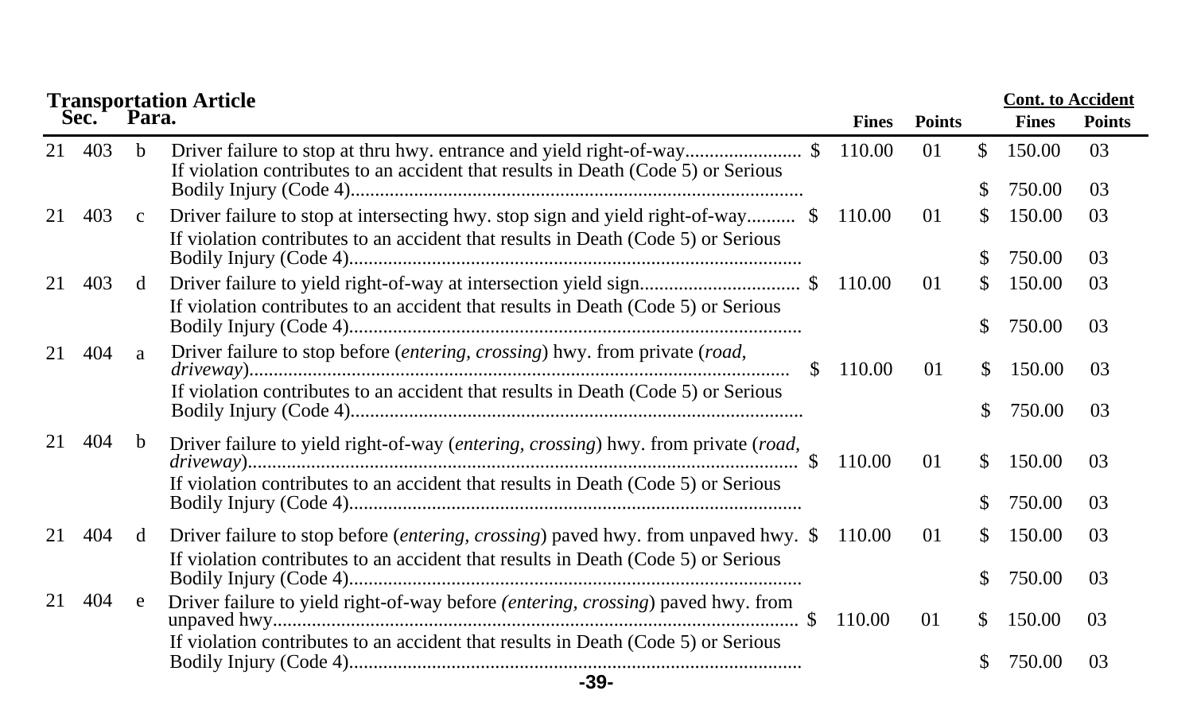**Transportation Article**

| Sec. | | Para. | | Fines | Points | Cont. to Accident Fines | Cont. to Accident Points |
|---|---|---|---|---|---|---|---|
| 21 | 403 | b | Driver failure to stop at thru hwy. entrance and yield right-of-way........................ | $ 110.00 | 01 | $ 150.00 | 03 |
| | | | If violation contributes to an accident that results in Death (Code 5) or Serious Bodily Injury (Code 4)............................................................................................ | | | $ 750.00 | 03 |
| 21 | 403 | c | Driver failure to stop at intersecting hwy. stop sign and yield right-of-way.......... | $ 110.00 | 01 | $ 150.00 | 03 |
| | | | If violation contributes to an accident that results in Death (Code 5) or Serious Bodily Injury (Code 4)............................................................................................ | | | $ 750.00 | 03 |
| 21 | 403 | d | Driver failure to yield right-of-way at intersection yield sign................................ | $ 110.00 | 01 | $ 150.00 | 03 |
| | | | If violation contributes to an accident that results in Death (Code 5) or Serious Bodily Injury (Code 4)............................................................................................ | | | $ 750.00 | 03 |
| 21 | 404 | a | Driver failure to stop before (*entering, crossing*) hwy. from private (*road, driveway*)............................................................................................................ | $ 110.00 | 01 | $ 150.00 | 03 |
| | | | If violation contributes to an accident that results in Death (Code 5) or Serious Bodily Injury (Code 4)............................................................................................ | | | $ 750.00 | 03 |
| 21 | 404 | b | Driver failure to yield right-of-way (*entering, crossing*) hwy. from private (*road, driveway*)............................................................................................................ | $ 110.00 | 01 | $ 150.00 | 03 |
| | | | If violation contributes to an accident that results in Death (Code 5) or Serious Bodily Injury (Code 4)............................................................................................ | | | $ 750.00 | 03 |
| 21 | 404 | d | Driver failure to stop before (*entering, crossing*) paved hwy. from unpaved hwy. | $ 110.00 | 01 | $ 150.00 | 03 |
| | | | If violation contributes to an accident that results in Death (Code 5) or Serious Bodily Injury (Code 4)............................................................................................ | | | $ 750.00 | 03 |
| 21 | 404 | e | Driver failure to yield right-of-way before (*entering, crossing*) paved hwy. from unpaved hwy........................................................................................................ | $ 110.00 | 01 | $ 150.00 | 03 |
| | | | If violation contributes to an accident that results in Death (Code 5) or Serious Bodily Injury (Code 4)............................................................................................ | | | $ 750.00 | 03 |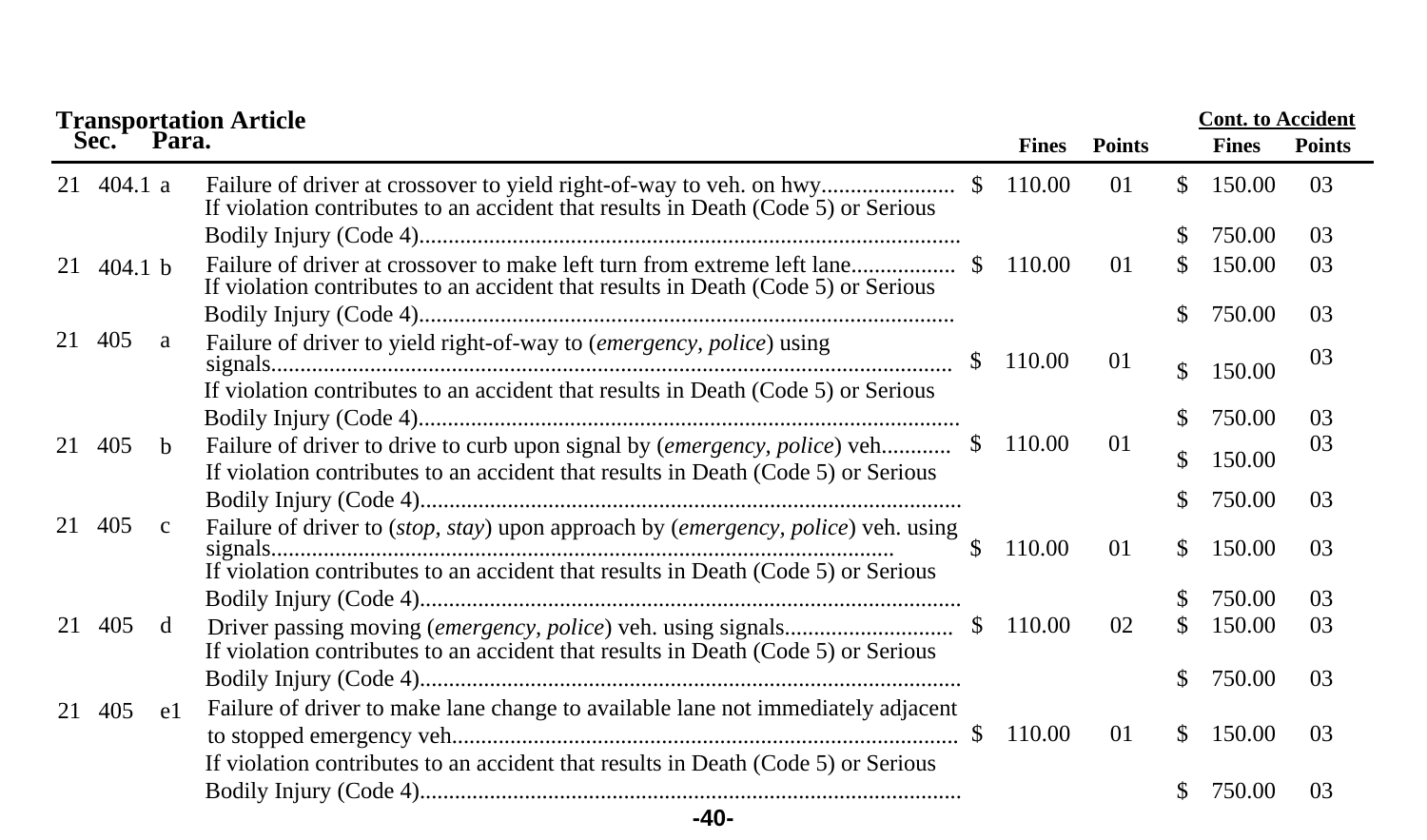**Transportation Article**

| Sec. | | Para. | Description | Fines | Points | Cont. to Accident Fines | Cont. to Accident Points |
|---|---|---|---|---|---|---|---|
| 21 | 404.1 | a | Failure of driver at crossover to yield right-of-way to veh. on hwy...................... | $ 110.00 | 01 | $ 150.00 | 03 |
| | | | If violation contributes to an accident that results in Death (Code 5) or Serious Bodily Injury (Code 4)........................................................................................... | | | $ 750.00 | 03 |
| 21 | 404.1 | b | Failure of driver at crossover to make left turn from extreme left lane................. | $ 110.00 | 01 | $ 150.00 | 03 |
| | | | If violation contributes to an accident that results in Death (Code 5) or Serious Bodily Injury (Code 4)........................................................................................... | | | $ 750.00 | 03 |
| 21 | 405 | a | Failure of driver to yield right-of-way to (*emergency, police*) using signals.................................................................................................................. | $ 110.00 | 01 | $ 150.00 | 03 |
| | | | If violation contributes to an accident that results in Death (Code 5) or Serious Bodily Injury (Code 4)........................................................................................... | | | $ 750.00 | 03 |
| 21 | 405 | b | Failure of driver to drive to curb upon signal by (*emergency, police*) veh........... | $ 110.00 | 01 | $ 150.00 | 03 |
| | | | If violation contributes to an accident that results in Death (Code 5) or Serious Bodily Injury (Code 4)........................................................................................... | | | $ 750.00 | 03 |
| 21 | 405 | c | Failure of driver to (*stop, stay*) upon approach by (*emergency, police*) veh. using signals......................................................................................................... | $ 110.00 | 01 | $ 150.00 | 03 |
| | | | If violation contributes to an accident that results in Death (Code 5) or Serious Bodily Injury (Code 4)........................................................................................... | | | $ 750.00 | 03 |
| 21 | 405 | d | Driver passing moving (*emergency, police*) veh. using signals............................ | $ 110.00 | 02 | $ 150.00 | 03 |
| | | | If violation contributes to an accident that results in Death (Code 5) or Serious Bodily Injury (Code 4)........................................................................................... | | | $ 750.00 | 03 |
| 21 | 405 | e1 | Failure of driver to make lane change to available lane not immediately adjacent to stopped emergency veh..................................................................................... | $ 110.00 | 01 | $ 150.00 | 03 |
| | | | If violation contributes to an accident that results in Death (Code 5) or Serious Bodily Injury (Code 4)........................................................................................... | | | $ 750.00 | 03 |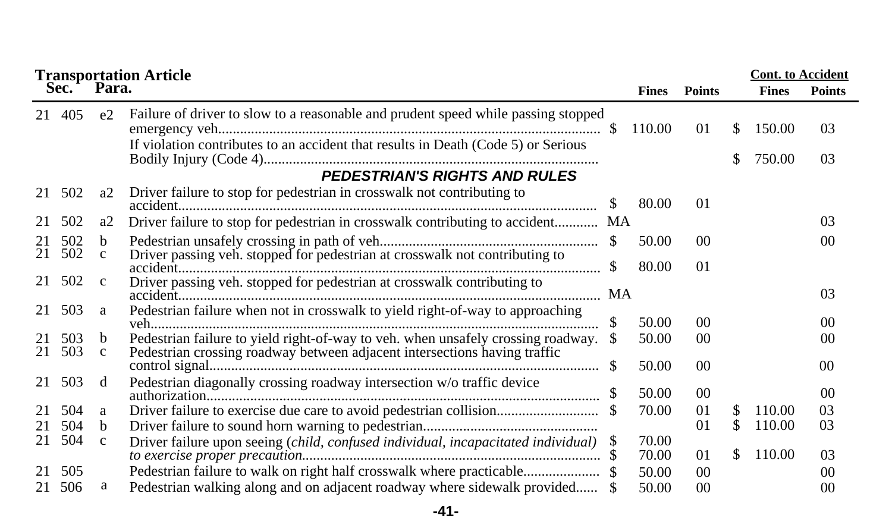| Transportation Article Sec. | | Para. | | Fines | Points | Cont. to Accident Fines | Cont. to Accident Points |
|---|---|---|---|---|---|---|---|
| 21 | 405 | e2 | Failure of driver to slow to a reasonable and prudent speed while passing stopped emergency veh. | $ 110.00 | 01 | $ 150.00 | 03 |
| | | | If violation contributes to an accident that results in Death (Code 5) or Serious Bodily Injury (Code 4) | | | $ 750.00 | 03 |
| | | | ***PEDESTRIAN'S RIGHTS AND RULES*** | | | | |
| 21 | 502 | a2 | Driver failure to stop for pedestrian in crosswalk not contributing to accident | $ 80.00 | 01 | | |
| 21 | 502 | a2 | Driver failure to stop for pedestrian in crosswalk contributing to accident | MA | | | 03 |
| 21 | 502 | b | Pedestrian unsafely crossing in path of veh. | $ 50.00 | 00 | | 00 |
| 21 | 502 | c | Driver passing veh. stopped for pedestrian at crosswalk not contributing to accident | $ 80.00 | 01 | | |
| 21 | 502 | c | Driver passing veh. stopped for pedestrian at crosswalk contributing to accident | MA | | | 03 |
| 21 | 503 | a | Pedestrian failure when not in crosswalk to yield right-of-way to approaching veh. | $ 50.00 | 00 | | 00 |
| 21 | 503 | b | Pedestrian failure to yield right-of-way to veh. when unsafely crossing roadway. | $ 50.00 | 00 | | 00 |
| 21 | 503 | c | Pedestrian crossing roadway between adjacent intersections having traffic control signal | $ 50.00 | 00 | | 00 |
| 21 | 503 | d | Pedestrian diagonally crossing roadway intersection w/o traffic device authorization | $ 50.00 | 00 | | 00 |
| 21 | 504 | a | Driver failure to exercise due care to avoid pedestrian collision | $ 70.00 | 01 | $ 110.00 | 03 |
| 21 | 504 | b | Driver failure to sound horn warning to pedestrian | | 01 | $ 110.00 | 03 |
| 21 | 504 | c | Driver failure upon seeing (*child, confused individual, incapacitated individual*) *to exercise proper precaution* | $ 70.00 / $ 70.00 | 01 | $ 110.00 | 03 |
| 21 | 505 | | Pedestrian failure to walk on right half crosswalk where practicable | $ 50.00 | 00 | | 00 |
| 21 | 506 | a | Pedestrian walking along and on adjacent roadway where sidewalk provided | $ 50.00 | 00 | | 00 |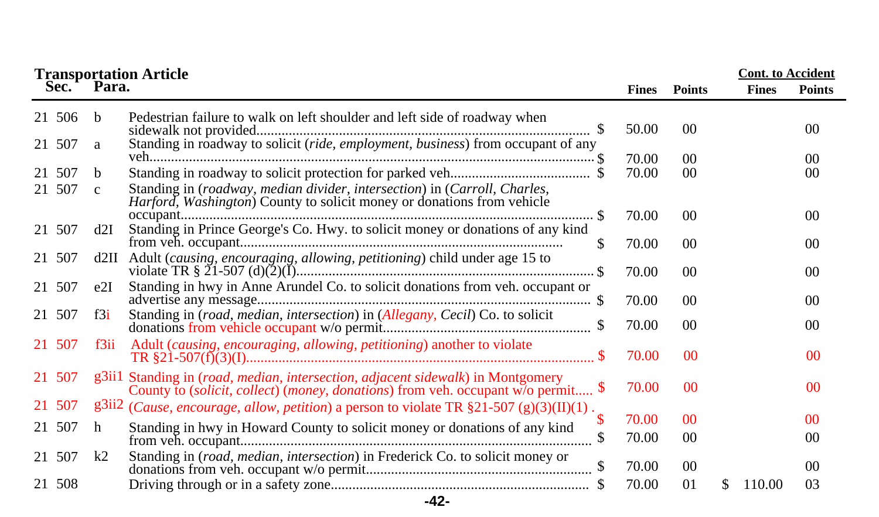**Transportation Article**

| Sec. | Para. | | Fines | Points | Cont. to Accident Fines | Cont. to Accident Points |
|---|---|---|---|---|---|---|
| 21 506 | b | Pedestrian failure to walk on left shoulder and left side of roadway when sidewalk not provided.......... $ | 50.00 | 00 | | 00 |
| 21 507 | a | Standing in roadway to solicit (*ride, employment, business*) from occupant of any veh.......... $ | 70.00 | 00 | | 00 |
| 21 507 | b | Standing in roadway to solicit protection for parked veh.......... $ | 70.00 | 00 | | 00 |
| 21 507 | c | Standing in (*roadway, median divider, intersection*) in (*Carroll, Charles, Harford, Washington*) County to solicit money or donations from vehicle occupant.......... $ | 70.00 | 00 | | 00 |
| 21 507 | d2I | Standing in Prince George's Co. Hwy. to solicit money or donations of any kind from veh. occupant.......... $ | 70.00 | 00 | | 00 |
| 21 507 | d2II | Adult (*causing, encouraging, allowing, petitioning*) child under age 15 to violate TR § 21-507 (d)(2)(I).......... $ | 70.00 | 00 | | 00 |
| 21 507 | e2I | Standing in hwy in Anne Arundel Co. to solicit donations from veh. occupant or advertise any message.......... $ | 70.00 | 00 | | 00 |
| 21 507 | f3i | Standing in (*road, median, intersection*) in (*Allegany, Cecil*) Co. to solicit donations from vehicle occupant w/o permit.......... $ | 70.00 | 00 | | 00 |
| 21 507 | f3ii | Adult (*causing, encouraging, allowing, petitioning*) another to violate TR §21-507(f)(3)(I).......... $ | 70.00 | 00 | | 00 |
| 21 507 | g3ii1 | Standing in (*road, median, intersection, adjacent sidewalk*) in Montgomery County to (*solicit, collect*) (*money, donations*) from veh. occupant w/o permit..... $ | 70.00 | 00 | | 00 |
| 21 507 | g3ii2 | (*Cause, encourage, allow, petition*) a person to violate TR §21-507 (g)(3)(II)(1) . $ | 70.00 | 00 | | 00 |
| 21 507 | h | Standing in hwy in Howard County to solicit money or donations of any kind from veh. occupant.......... $ | 70.00 | 00 | | 00 |
| 21 507 | k2 | Standing in (*road, median, intersection*) in Frederick Co. to solicit money or donations from veh. occupant w/o permit.......... $ | 70.00 | 00 | | 00 |
| 21 508 | | Driving through or in a safety zone.......... $ | 70.00 | 01 | $ 110.00 | 03 |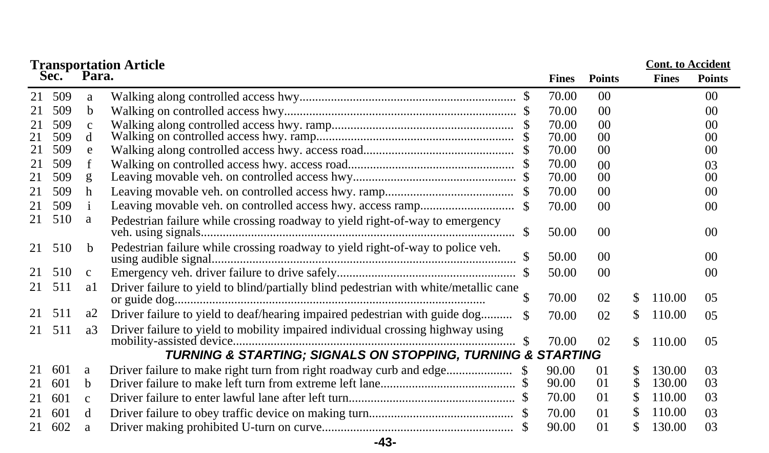**Transportation Article**

| Sec. | | Para. | | | Fines | Points | | Cont. to Accident Fines | Points |
|---|---|---|---|---|---|---|---|---|---|
| 21 | 509 | a | Walking along controlled access hwy | $ | 70.00 | 00 | | | 00 |
| 21 | 509 | b | Walking on controlled access hwy | $ | 70.00 | 00 | | | 00 |
| 21 | 509 | c | Walking along controlled access hwy. ramp | $ | 70.00 | 00 | | | 00 |
| 21 | 509 | d | Walking on controlled access hwy. ramp | $ | 70.00 | 00 | | | 00 |
| 21 | 509 | e | Walking along controlled access hwy. access road | $ | 70.00 | 00 | | | 00 |
| 21 | 509 | f | Walking on controlled access hwy. access road | $ | 70.00 | 00 | | | 03 |
| 21 | 509 | g | Leaving movable veh. on controlled access hwy | $ | 70.00 | 00 | | | 00 |
| 21 | 509 | h | Leaving movable veh. on controlled access hwy. ramp | $ | 70.00 | 00 | | | 00 |
| 21 | 509 | i | Leaving movable veh. on controlled access hwy. access ramp | $ | 70.00 | 00 | | | 00 |
| 21 | 510 | a | Pedestrian failure while crossing roadway to yield right-of-way to emergency veh. using signals | $ | 50.00 | 00 | | | 00 |
| 21 | 510 | b | Pedestrian failure while crossing roadway to yield right-of-way to police veh. using audible signal | $ | 50.00 | 00 | | | 00 |
| 21 | 510 | c | Emergency veh. driver failure to drive safely | $ | 50.00 | 00 | | | 00 |
| 21 | 511 | a1 | Driver failure to yield to blind/partially blind pedestrian with white/metallic cane or guide dog | $ | 70.00 | 02 | $ | 110.00 | 05 |
| 21 | 511 | a2 | Driver failure to yield to deaf/hearing impaired pedestrian with guide dog | $ | 70.00 | 02 | $ | 110.00 | 05 |
| 21 | 511 | a3 | Driver failure to yield to mobility impaired individual crossing highway using mobility-assisted device | $ | 70.00 | 02 | $ | 110.00 | 05 |
| | | | ***TURNING & STARTING; SIGNALS ON STOPPING, TURNING & STARTING*** | | | | | | |
| 21 | 601 | a | Driver failure to make right turn from right roadway curb and edge | $ | 90.00 | 01 | $ | 130.00 | 03 |
| 21 | 601 | b | Driver failure to make left turn from extreme left lane | $ | 90.00 | 01 | $ | 130.00 | 03 |
| 21 | 601 | c | Driver failure to enter lawful lane after left turn | $ | 70.00 | 01 | $ | 110.00 | 03 |
| 21 | 601 | d | Driver failure to obey traffic device on making turn | $ | 70.00 | 01 | $ | 110.00 | 03 |
| 21 | 602 | a | Driver making prohibited U-turn on curve | $ | 90.00 | 01 | $ | 130.00 | 03 |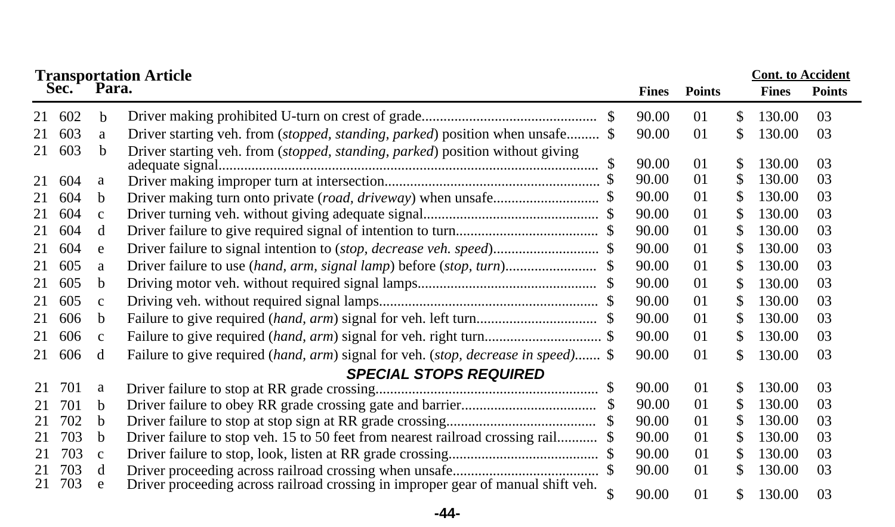| Transportation Article Sec. | Para. | | Fines | Points | Cont. to Accident Fines | Points |
|---|---|---|---|---|---|---|
| 21 602 | b | Driver making prohibited U-turn on crest of grade | $ 90.00 | 01 | $ 130.00 | 03 |
| 21 603 | a | Driver starting veh. from (*stopped, standing, parked*) position when unsafe | $ 90.00 | 01 | $ 130.00 | 03 |
| 21 603 | b | Driver starting veh. from (*stopped, standing, parked*) position without giving adequate signal | $ 90.00 | 01 | $ 130.00 | 03 |
| 21 604 | a | Driver making improper turn at intersection | $ 90.00 | 01 | $ 130.00 | 03 |
| 21 604 | b | Driver making turn onto private (*road, driveway*) when unsafe | $ 90.00 | 01 | $ 130.00 | 03 |
| 21 604 | c | Driver turning veh. without giving adequate signal | $ 90.00 | 01 | $ 130.00 | 03 |
| 21 604 | d | Driver failure to give required signal of intention to turn | $ 90.00 | 01 | $ 130.00 | 03 |
| 21 604 | e | Driver failure to signal intention to (*stop, decrease veh. speed*) | $ 90.00 | 01 | $ 130.00 | 03 |
| 21 605 | a | Driver failure to use (*hand, arm, signal lamp*) before (*stop, turn*) | $ 90.00 | 01 | $ 130.00 | 03 |
| 21 605 | b | Driving motor veh. without required signal lamps | $ 90.00 | 01 | $ 130.00 | 03 |
| 21 605 | c | Driving veh. without required signal lamps | $ 90.00 | 01 | $ 130.00 | 03 |
| 21 606 | b | Failure to give required (*hand, arm*) signal for veh. left turn | $ 90.00 | 01 | $ 130.00 | 03 |
| 21 606 | c | Failure to give required (*hand, arm*) signal for veh. right turn | $ 90.00 | 01 | $ 130.00 | 03 |
| 21 606 | d | Failure to give required (*hand, arm*) signal for veh. (*stop, decrease in speed*) | $ 90.00 | 01 | $ 130.00 | 03 |
| | | ***SPECIAL STOPS REQUIRED*** | | | | |
| 21 701 | a | Driver failure to stop at RR grade crossing | $ 90.00 | 01 | $ 130.00 | 03 |
| 21 701 | b | Driver failure to obey RR grade crossing gate and barrier | $ 90.00 | 01 | $ 130.00 | 03 |
| 21 702 | b | Driver failure to stop at stop sign at RR grade crossing | $ 90.00 | 01 | $ 130.00 | 03 |
| 21 703 | b | Driver failure to stop veh. 15 to 50 feet from nearest railroad crossing rail | $ 90.00 | 01 | $ 130.00 | 03 |
| 21 703 | c | Driver failure to stop, look, listen at RR grade crossing | $ 90.00 | 01 | $ 130.00 | 03 |
| 21 703 | d | Driver proceeding across railroad crossing when unsafe | $ 90.00 | 01 | $ 130.00 | 03 |
| 21 703 | e | Driver proceeding across railroad crossing in improper gear of manual shift veh. | $ 90.00 | 01 | $ 130.00 | 03 |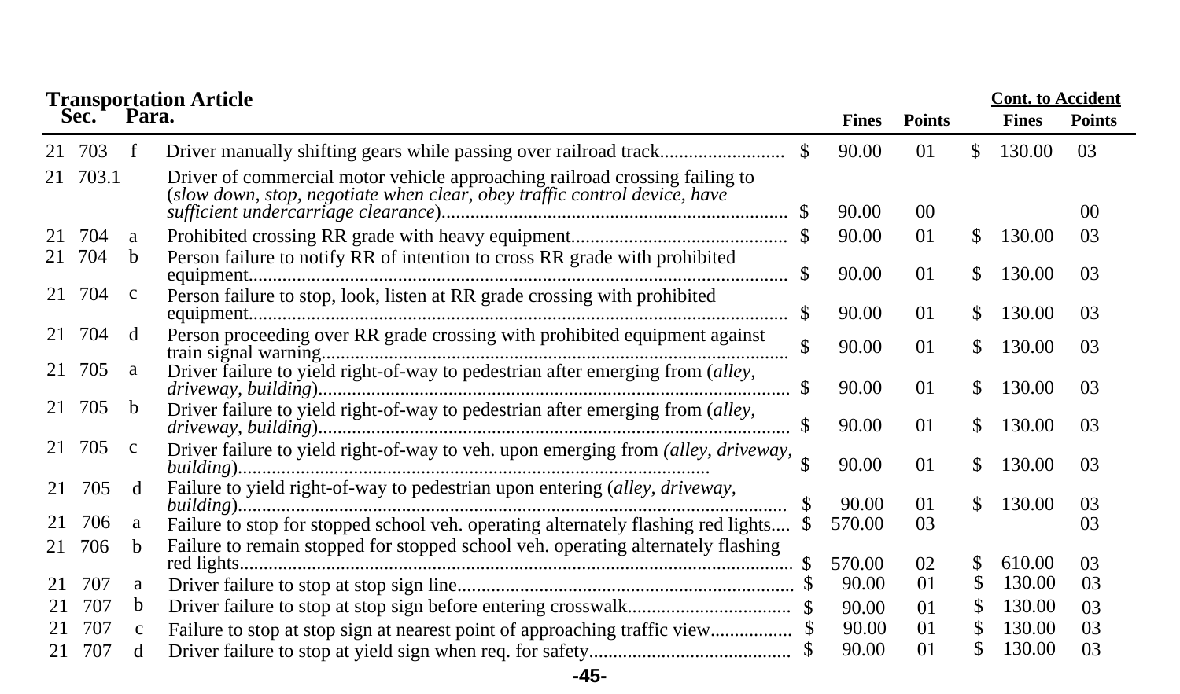| Transportation Article Sec. | Para. | | Fines | Points | Cont. to Accident Fines | Points |
|---|---|---|---|---|---|---|
| 21 703 | f | Driver manually shifting gears while passing over railroad track | $ 90.00 | 01 | $ 130.00 | 03 |
| 21 703.1 | | Driver of commercial motor vehicle approaching railroad crossing failing to (*slow down, stop, negotiate when clear, obey traffic control device, have sufficient undercarriage clearance*) | $ 90.00 | 00 | | 00 |
| 21 704 | a | Prohibited crossing RR grade with heavy equipment | $ 90.00 | 01 | $ 130.00 | 03 |
| 21 704 | b | Person failure to notify RR of intention to cross RR grade with prohibited equipment | $ 90.00 | 01 | $ 130.00 | 03 |
| 21 704 | c | Person failure to stop, look, listen at RR grade crossing with prohibited equipment | $ 90.00 | 01 | $ 130.00 | 03 |
| 21 704 | d | Person proceeding over RR grade crossing with prohibited equipment against train signal warning | $ 90.00 | 01 | $ 130.00 | 03 |
| 21 705 | a | Driver failure to yield right-of-way to pedestrian after emerging from (*alley, driveway, building*) | $ 90.00 | 01 | $ 130.00 | 03 |
| 21 705 | b | Driver failure to yield right-of-way to pedestrian after emerging from (*alley, driveway, building*) | $ 90.00 | 01 | $ 130.00 | 03 |
| 21 705 | c | Driver failure to yield right-of-way to veh. upon emerging from (*alley, driveway, building*) | $ 90.00 | 01 | $ 130.00 | 03 |
| 21 705 | d | Failure to yield right-of-way to pedestrian upon entering (*alley, driveway, building*) | $ 90.00 | 01 | $ 130.00 | 03 |
| 21 706 | a | Failure to stop for stopped school veh. operating alternately flashing red lights | $ 570.00 | 03 | | 03 |
| 21 706 | b | Failure to remain stopped for stopped school veh. operating alternately flashing red lights | $ 570.00 | 02 | $ 610.00 | 03 |
| 21 707 | a | Driver failure to stop at stop sign line | $ 90.00 | 01 | $ 130.00 | 03 |
| 21 707 | b | Driver failure to stop at stop sign before entering crosswalk | $ 90.00 | 01 | $ 130.00 | 03 |
| 21 707 | c | Failure to stop at stop sign at nearest point of approaching traffic view | $ 90.00 | 01 | $ 130.00 | 03 |
| 21 707 | d | Driver failure to stop at yield sign when req. for safety | $ 90.00 | 01 | $ 130.00 | 03 |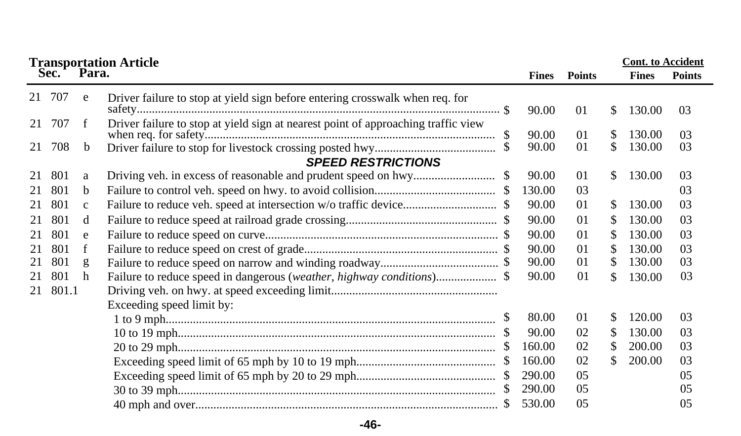**Transportation Article**

| Sec. | | Para. | Description | Fines | Points | Cont. to Accident Fines | Cont. to Accident Points |
|---|---|---|---|---|---|---|---|
| 21 | 707 | e | Driver failure to stop at yield sign before entering crosswalk when req. for safety | $ 90.00 | 01 | $ 130.00 | 03 |
| 21 | 707 | f | Driver failure to stop at yield sign at nearest point of approaching traffic view when req. for safety | $ 90.00 | 01 | $ 130.00 | 03 |
| 21 | 708 | b | Driver failure to stop for livestock crossing posted hwy | $ 90.00 | 01 | $ 130.00 | 03 |
| | | | ***SPEED RESTRICTIONS*** | | | | |
| 21 | 801 | a | Driving veh. in excess of reasonable and prudent speed on hwy | $ 90.00 | 01 | $ 130.00 | 03 |
| 21 | 801 | b | Failure to control veh. speed on hwy. to avoid collision | $ 130.00 | 03 | | 03 |
| 21 | 801 | c | Failure to reduce veh. speed at intersection w/o traffic device | $ 90.00 | 01 | $ 130.00 | 03 |
| 21 | 801 | d | Failure to reduce speed at railroad grade crossing | $ 90.00 | 01 | $ 130.00 | 03 |
| 21 | 801 | e | Failure to reduce speed on curve | $ 90.00 | 01 | $ 130.00 | 03 |
| 21 | 801 | f | Failure to reduce speed on crest of grade | $ 90.00 | 01 | $ 130.00 | 03 |
| 21 | 801 | g | Failure to reduce speed on narrow and winding roadway | $ 90.00 | 01 | $ 130.00 | 03 |
| 21 | 801 | h | Failure to reduce speed in dangerous (*weather, highway conditions*) | $ 90.00 | 01 | $ 130.00 | 03 |
| 21 | 801.1 | | Driving veh. on hwy. at speed exceeding limit | | | | |
| | | | Exceeding speed limit by: | | | | |
| | | | 1 to 9 mph | $ 80.00 | 01 | $ 120.00 | 03 |
| | | | 10 to 19 mph | $ 90.00 | 02 | $ 130.00 | 03 |
| | | | 20 to 29 mph | $ 160.00 | 02 | $ 200.00 | 03 |
| | | | Exceeding speed limit of 65 mph by 10 to 19 mph | $ 160.00 | 02 | $ 200.00 | 03 |
| | | | Exceeding speed limit of 65 mph by 20 to 29 mph | $ 290.00 | 05 | | 05 |
| | | | 30 to 39 mph | $ 290.00 | 05 | | 05 |
| | | | 40 mph and over | $ 530.00 | 05 | | 05 |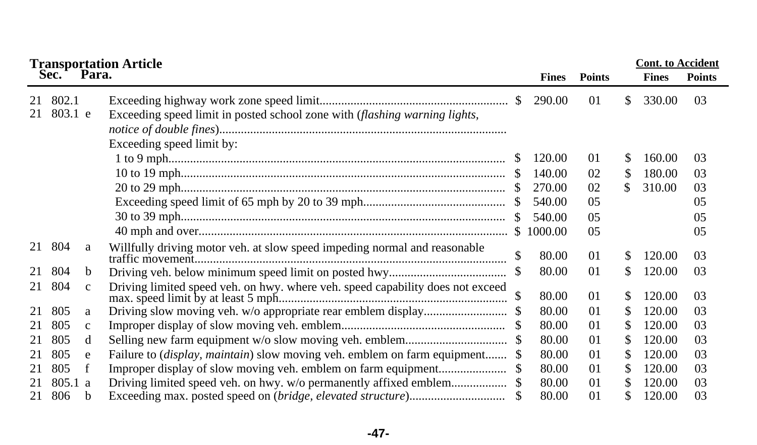**Transportation Article**

| Sec. | | Para. | Description | Fines | Points | Cont. to Accident Fines | Cont. to Accident Points |
|---|---|---|---|---|---|---|---|
| 21 | 802.1 | | Exceeding highway work zone speed limit | $ 290.00 | 01 | $ 330.00 | 03 |
| 21 | 803.1 | e | Exceeding speed limit in posted school zone with (*flashing warning lights, notice of double fines*) | | | | |
| | | | Exceeding speed limit by: | | | | |
| | | | 1 to 9 mph | $ 120.00 | 01 | $ 160.00 | 03 |
| | | | 10 to 19 mph | $ 140.00 | 02 | $ 180.00 | 03 |
| | | | 20 to 29 mph | $ 270.00 | 02 | $ 310.00 | 03 |
| | | | Exceeding speed limit of 65 mph by 20 to 39 mph | $ 540.00 | 05 | | 05 |
| | | | 30 to 39 mph | $ 540.00 | 05 | | 05 |
| | | | 40 mph and over | $ 1000.00 | 05 | | 05 |
| 21 | 804 | a | Willfully driving motor veh. at slow speed impeding normal and reasonable traffic movement | $ 80.00 | 01 | $ 120.00 | 03 |
| 21 | 804 | b | Driving veh. below minimum speed limit on posted hwy | $ 80.00 | 01 | $ 120.00 | 03 |
| 21 | 804 | c | Driving limited speed veh. on hwy. where veh. speed capability does not exceed max. speed limit by at least 5 mph | $ 80.00 | 01 | $ 120.00 | 03 |
| 21 | 805 | a | Driving slow moving veh. w/o appropriate rear emblem display | $ 80.00 | 01 | $ 120.00 | 03 |
| 21 | 805 | c | Improper display of slow moving veh. emblem | $ 80.00 | 01 | $ 120.00 | 03 |
| 21 | 805 | d | Selling new farm equipment w/o slow moving veh. emblem | $ 80.00 | 01 | $ 120.00 | 03 |
| 21 | 805 | e | Failure to (*display, maintain*) slow moving veh. emblem on farm equipment | $ 80.00 | 01 | $ 120.00 | 03 |
| 21 | 805 | f | Improper display of slow moving veh. emblem on farm equipment | $ 80.00 | 01 | $ 120.00 | 03 |
| 21 | 805.1 | a | Driving limited speed veh. on hwy. w/o permanently affixed emblem | $ 80.00 | 01 | $ 120.00 | 03 |
| 21 | 806 | b | Exceeding max. posted speed on (*bridge, elevated structure*) | $ 80.00 | 01 | $ 120.00 | 03 |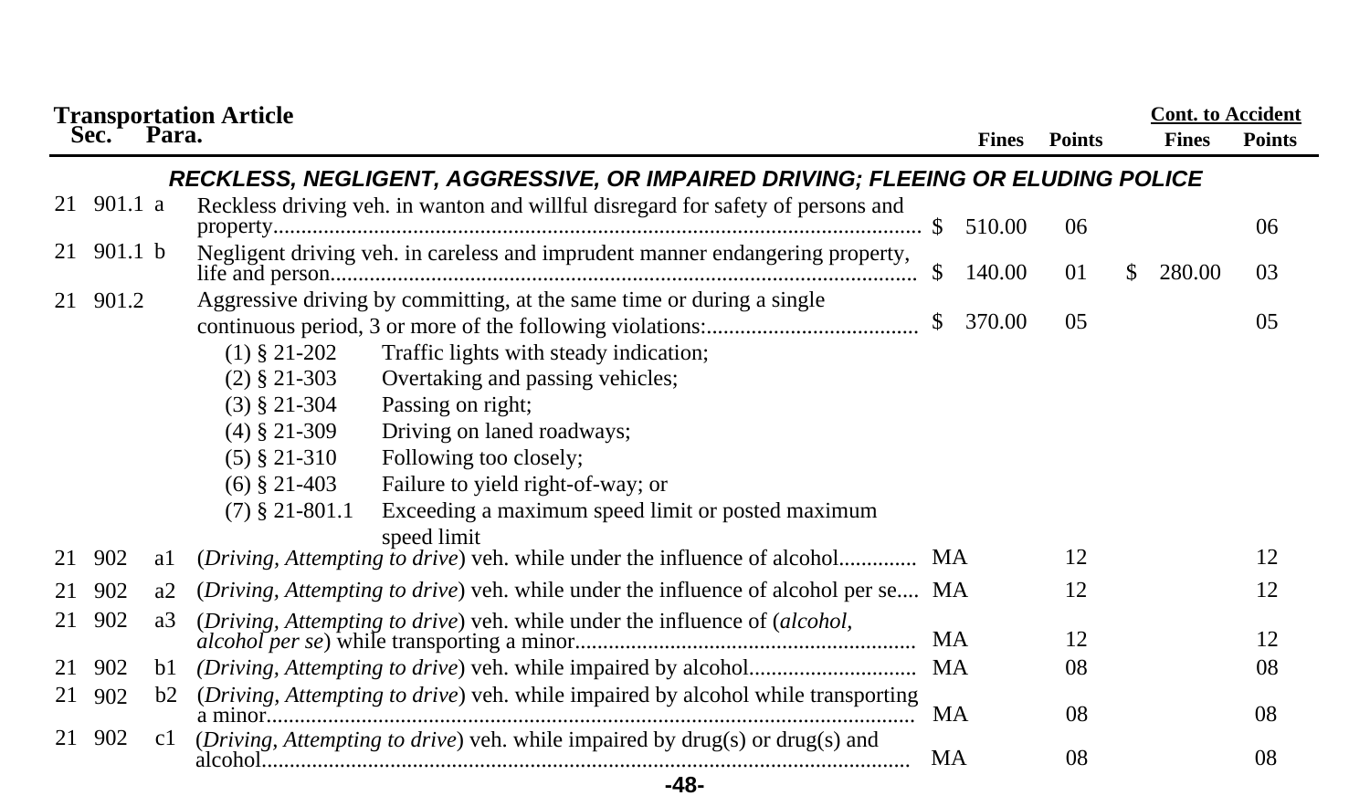| Transportation Article Sec. | Para. | | Fines | Points | Cont. to Accident Fines | Points |
|---|---|---|---|---|---|---|
| | | ***RECKLESS, NEGLIGENT, AGGRESSIVE, OR IMPAIRED DRIVING; FLEEING OR ELUDING POLICE*** | | | | |
| 21 901.1 | a | Reckless driving veh. in wanton and willful disregard for safety of persons and property | $ 510.00 | 06 | | 06 |
| 21 901.1 | b | Negligent driving veh. in careless and imprudent manner endangering property, life and person | $ 140.00 | 01 | $ 280.00 | 03 |
| 21 901.2 | | Aggressive driving by committing, at the same time or during a single continuous period, 3 or more of the following violations:<br>(1) § 21-202 Traffic lights with steady indication;<br>(2) § 21-303 Overtaking and passing vehicles;<br>(3) § 21-304 Passing on right;<br>(4) § 21-309 Driving on laned roadways;<br>(5) § 21-310 Following too closely;<br>(6) § 21-403 Failure to yield right-of-way; or<br>(7) § 21-801.1 Exceeding a maximum speed limit or posted maximum speed limit | $ 370.00 | 05 | | 05 |
| 21 902 | a1 | (*Driving, Attempting to drive*) veh. while under the influence of alcohol | MA | 12 | | 12 |
| 21 902 | a2 | (*Driving, Attempting to drive*) veh. while under the influence of alcohol per se | MA | 12 | | 12 |
| 21 902 | a3 | (*Driving, Attempting to drive*) veh. while under the influence of (*alcohol, alcohol per se*) while transporting a minor | MA | 12 | | 12 |
| 21 902 | b1 | (*Driving, Attempting to drive*) veh. while impaired by alcohol | MA | 08 | | 08 |
| 21 902 | b2 | (*Driving, Attempting to drive*) veh. while impaired by alcohol while transporting a minor | MA | 08 | | 08 |
| 21 902 | c1 | (*Driving, Attempting to drive*) veh. while impaired by drug(s) or drug(s) and alcohol | MA | 08 | | 08 |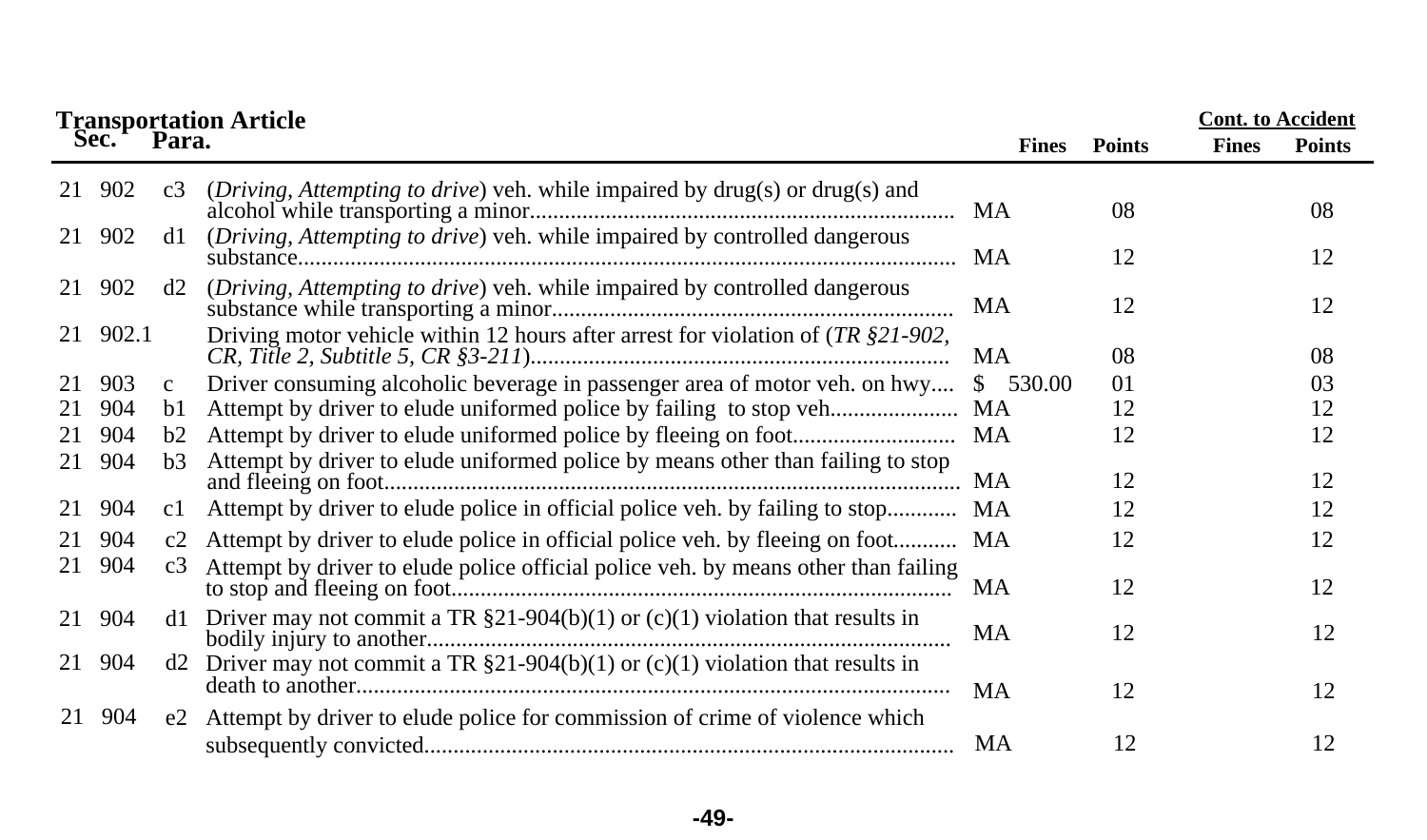## Transportation Article

| Sec. | | Para. | | Fines | Points | Cont. to Accident Fines | Cont. to Accident Points |
|---|---|---|---|---|---|---|---|
| 21 | 902 | c3 | (*Driving, Attempting to drive*) veh. while impaired by drug(s) or drug(s) and alcohol while transporting a minor | MA | 08 | | 08 |
| 21 | 902 | d1 | (*Driving, Attempting to drive*) veh. while impaired by controlled dangerous substance | MA | 12 | | 12 |
| 21 | 902 | d2 | (*Driving, Attempting to drive*) veh. while impaired by controlled dangerous substance while transporting a minor | MA | 12 | | 12 |
| 21 | 902.1 | | Driving motor vehicle within 12 hours after arrest for violation of (*TR §21-902, CR, Title 2, Subtitle 5, CR §3-211*) | MA | 08 | | 08 |
| 21 | 903 | c | Driver consuming alcoholic beverage in passenger area of motor veh. on hwy | $ 530.00 | 01 | | 03 |
| 21 | 904 | b1 | Attempt by driver to elude uniformed police by failing to stop veh | MA | 12 | | 12 |
| 21 | 904 | b2 | Attempt by driver to elude uniformed police by fleeing on foot | MA | 12 | | 12 |
| 21 | 904 | b3 | Attempt by driver to elude uniformed police by means other than failing to stop and fleeing on foot | MA | 12 | | 12 |
| 21 | 904 | c1 | Attempt by driver to elude police in official police veh. by failing to stop | MA | 12 | | 12 |
| 21 | 904 | c2 | Attempt by driver to elude police in official police veh. by fleeing on foot | MA | 12 | | 12 |
| 21 | 904 | c3 | Attempt by driver to elude police official police veh. by means other than failing to stop and fleeing on foot | MA | 12 | | 12 |
| 21 | 904 | d1 | Driver may not commit a TR §21-904(b)(1) or (c)(1) violation that results in bodily injury to another | MA | 12 | | 12 |
| 21 | 904 | d2 | Driver may not commit a TR §21-904(b)(1) or (c)(1) violation that results in death to another | MA | 12 | | 12 |
| 21 | 904 | e2 | Attempt by driver to elude police for commission of crime of violence which subsequently convicted | MA | 12 | | 12 |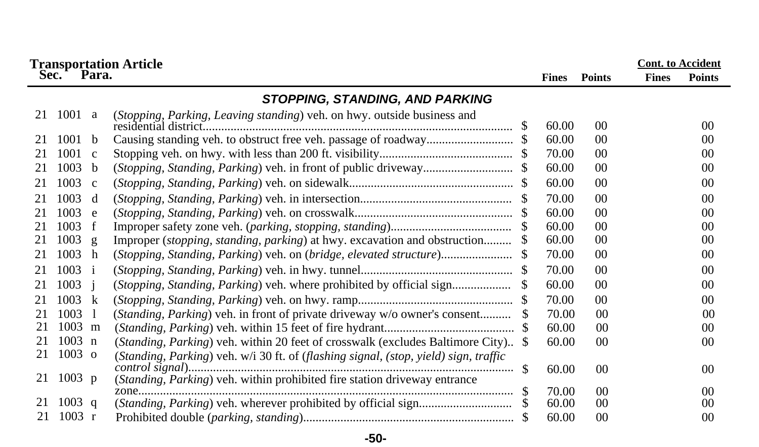| Transportation Article Sec. | | Para. | | | Fines | Points | Cont. to Accident Fines | Points |
|---|---|---|---|---|---|---|---|---|
| | | | **STOPPING, STANDING, AND PARKING** | | | | | |
| 21 | 1001 | a | (*Stopping, Parking, Leaving standing*) veh. on hwy. outside business and residential district | $ | 60.00 | 00 | | 00 |
| 21 | 1001 | b | Causing standing veh. to obstruct free veh. passage of roadway | $ | 60.00 | 00 | | 00 |
| 21 | 1001 | c | Stopping veh. on hwy. with less than 200 ft. visibility | $ | 70.00 | 00 | | 00 |
| 21 | 1003 | b | (*Stopping, Standing, Parking*) veh. in front of public driveway | $ | 60.00 | 00 | | 00 |
| 21 | 1003 | c | (*Stopping, Standing, Parking*) veh. on sidewalk | $ | 60.00 | 00 | | 00 |
| 21 | 1003 | d | (*Stopping, Standing, Parking*) veh. in intersection | $ | 70.00 | 00 | | 00 |
| 21 | 1003 | e | (*Stopping, Standing, Parking*) veh. on crosswalk | $ | 60.00 | 00 | | 00 |
| 21 | 1003 | f | Improper safety zone veh. (*parking, stopping, standing*) | $ | 60.00 | 00 | | 00 |
| 21 | 1003 | g | Improper (*stopping, standing, parking*) at hwy. excavation and obstruction | $ | 60.00 | 00 | | 00 |
| 21 | 1003 | h | (*Stopping, Standing, Parking*) veh. on (*bridge, elevated structure*) | $ | 70.00 | 00 | | 00 |
| 21 | 1003 | i | (*Stopping, Standing, Parking*) veh. in hwy. tunnel | $ | 70.00 | 00 | | 00 |
| 21 | 1003 | j | (*Stopping, Standing, Parking*) veh. where prohibited by official sign | $ | 60.00 | 00 | | 00 |
| 21 | 1003 | k | (*Stopping, Standing, Parking*) veh. on hwy. ramp | $ | 70.00 | 00 | | 00 |
| 21 | 1003 | l | (*Standing, Parking*) veh. in front of private driveway w/o owner's consent | $ | 70.00 | 00 | | 00 |
| 21 | 1003 | m | (*Standing, Parking*) veh. within 15 feet of fire hydrant | $ | 60.00 | 00 | | 00 |
| 21 | 1003 | n | (*Standing, Parking*) veh. within 20 feet of crosswalk (excludes Baltimore City) | $ | 60.00 | 00 | | 00 |
| 21 | 1003 | o | (*Standing, Parking*) veh. w/i 30 ft. of (*flashing signal, (stop, yield) sign, traffic control signal*) | $ | 60.00 | 00 | | 00 |
| 21 | 1003 | p | (*Standing, Parking*) veh. within prohibited fire station driveway entrance zone | $ | 70.00 | 00 | | 00 |
| 21 | 1003 | q | (*Standing, Parking*) veh. wherever prohibited by official sign | $ | 60.00 | 00 | | 00 |
| 21 | 1003 | r | Prohibited double (*parking, standing*) | $ | 60.00 | 00 | | 00 |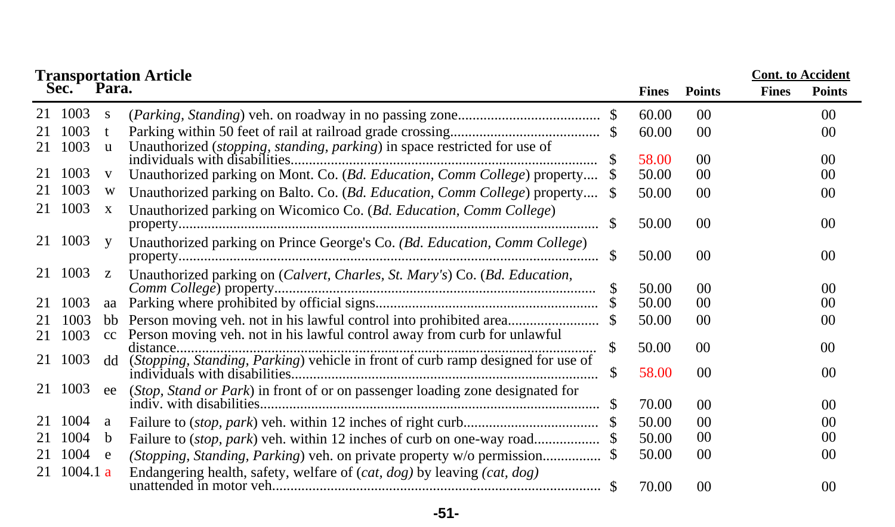## Transportation Article

| Sec. | | Para. | Description | | Fines | Points | Cont. to Accident Fines | Cont. to Accident Points |
|---|---|---|---|---|---|---|---|---|
| 21 | 1003 | s | (*Parking, Standing*) veh. on roadway in no passing zone | $ | 60.00 | 00 | | 00 |
| 21 | 1003 | t | Parking within 50 feet of rail at railroad grade crossing | $ | 60.00 | 00 | | 00 |
| 21 | 1003 | u | Unauthorized (*stopping, standing, parking*) in space restricted for use of individuals with disabilities | $ | 58.00 | 00 | | 00 |
| 21 | 1003 | v | Unauthorized parking on Mont. Co. (*Bd. Education, Comm College*) property | $ | 50.00 | 00 | | 00 |
| 21 | 1003 | w | Unauthorized parking on Balto. Co. (*Bd. Education, Comm College*) property | $ | 50.00 | 00 | | 00 |
| 21 | 1003 | x | Unauthorized parking on Wicomico Co. (*Bd. Education, Comm College*) property | $ | 50.00 | 00 | | 00 |
| 21 | 1003 | y | Unauthorized parking on Prince George's Co. (*Bd. Education, Comm College*) property | $ | 50.00 | 00 | | 00 |
| 21 | 1003 | z | Unauthorized parking on (*Calvert, Charles, St. Mary's*) Co. (*Bd. Education, Comm College*) property | $ | 50.00 | 00 | | 00 |
| 21 | 1003 | aa | Parking where prohibited by official signs | $ | 50.00 | 00 | | 00 |
| 21 | 1003 | bb | Person moving veh. not in his lawful control into prohibited area | $ | 50.00 | 00 | | 00 |
| 21 | 1003 | cc | Person moving veh. not in his lawful control away from curb for unlawful distance | $ | 50.00 | 00 | | 00 |
| 21 | 1003 | dd | (*Stopping, Standing, Parking*) vehicle in front of curb ramp designed for use of individuals with disabilities | $ | 58.00 | 00 | | 00 |
| 21 | 1003 | ee | (*Stop, Stand or Park*) in front of or on passenger loading zone designated for indiv. with disabilities | $ | 70.00 | 00 | | 00 |
| 21 | 1004 | a | Failure to (*stop, park*) veh. within 12 inches of right curb | $ | 50.00 | 00 | | 00 |
| 21 | 1004 | b | Failure to (*stop, park*) veh. within 12 inches of curb on one-way road | $ | 50.00 | 00 | | 00 |
| 21 | 1004 | e | (*Stopping, Standing, Parking*) veh. on private property w/o permission | $ | 50.00 | 00 | | 00 |
| 21 | 1004.1 | a | Endangering health, safety, welfare of (*cat, dog*) by leaving (*cat, dog*) unattended in motor veh. | $ | 70.00 | 00 | | 00 |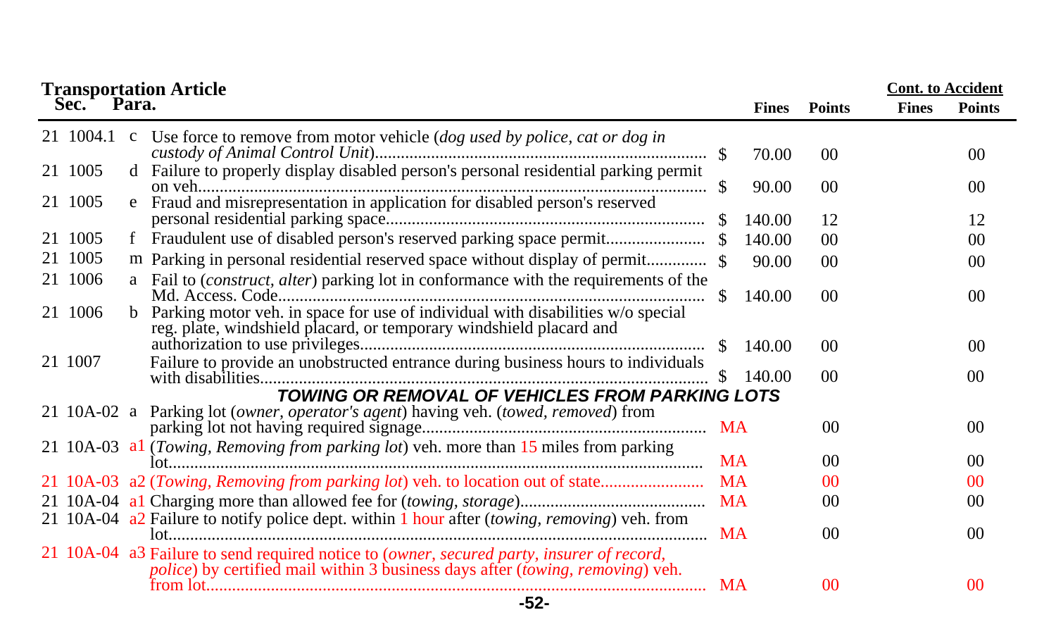**Transportation Article**

| Sec. | Para. | Description | Fines | Points | Cont. to Accident Fines | Cont. to Accident Points |
|---|---|---|---|---|---|---|
| 21 1004.1 | c | Use force to remove from motor vehicle (*dog used by police, cat or dog in custody of Animal Control Unit*) | $ 70.00 | 00 | | 00 |
| 21 1005 | d | Failure to properly display disabled person's personal residential parking permit on veh. | $ 90.00 | 00 | | 00 |
| 21 1005 | e | Fraud and misrepresentation in application for disabled person's reserved personal residential parking space | $ 140.00 | 12 | | 12 |
| 21 1005 | f | Fraudulent use of disabled person's reserved parking space permit | $ 140.00 | 00 | | 00 |
| 21 1005 | m | Parking in personal residential reserved space without display of permit | $ 90.00 | 00 | | 00 |
| 21 1006 | a | Fail to (*construct, alter*) parking lot in conformance with the requirements of the Md. Access. Code | $ 140.00 | 00 | | 00 |
| 21 1006 | b | Parking motor veh. in space for use of individual with disabilities w/o special reg. plate, windshield placard, or temporary windshield placard and authorization to use privileges | $ 140.00 | 00 | | 00 |
| 21 1007 | | Failure to provide an unobstructed entrance during business hours to individuals with disabilities | $ 140.00 | 00 | | 00 |
| | | ***TOWING OR REMOVAL OF VEHICLES FROM PARKING LOTS*** | | | | |
| 21 10A-02 | a | Parking lot (*owner, operator's agent*) having veh. (*towed, removed*) from parking lot not having required signage | MA | 00 | | 00 |
| 21 10A-03 | a1 | (*Towing, Removing from parking lot*) veh. more than 15 miles from parking lot | MA | 00 | | 00 |
| 21 10A-03 | a2 | (*Towing, Removing from parking lot*) veh. to location out of state | MA | 00 | | 00 |
| 21 10A-04 | a1 | Charging more than allowed fee for (*towing, storage*) | MA | 00 | | 00 |
| 21 10A-04 | a2 | Failure to notify police dept. within 1 hour after (*towing, removing*) veh. from lot | MA | 00 | | 00 |
| 21 10A-04 | a3 | Failure to send required notice to (*owner, secured party, insurer of record, police*) by certified mail within 3 business days after (*towing, removing*) veh. from lot | MA | 00 | | 00 |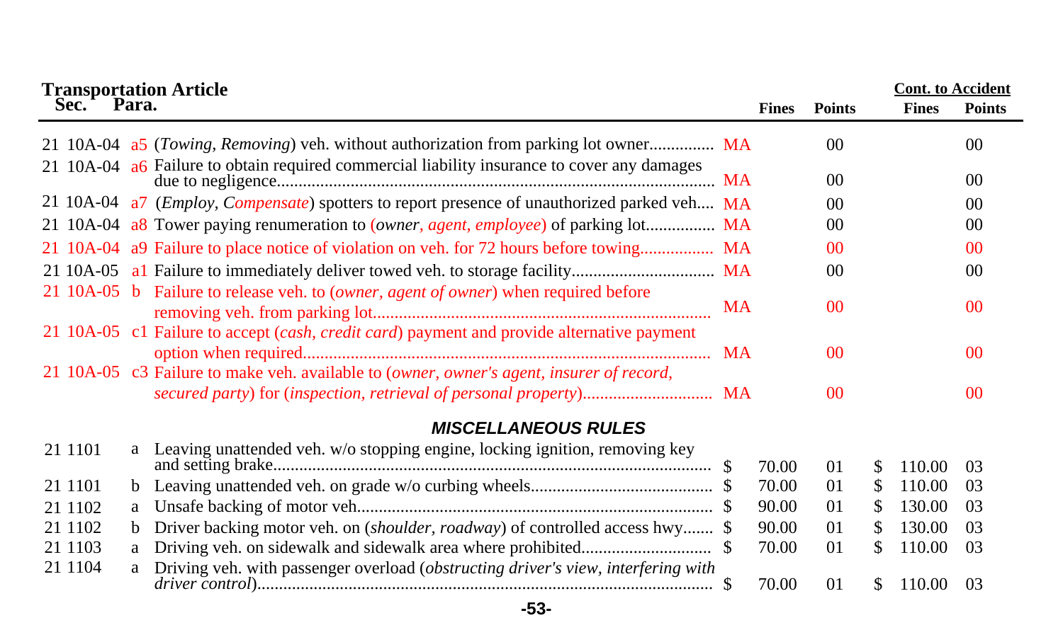**Transportation Article**

| Sec. | Para. | | Fines | Points | Cont. to Accident Fines | Cont. to Accident Points |
|---|---|---|---|---|---|---|
| 21 10A-04 | a5 | (*Towing, Removing*) veh. without authorization from parking lot owner.............. | MA | 00 | | 00 |
| 21 10A-04 | a6 | Failure to obtain required commercial liability insurance to cover any damages due to negligence.................................................................................................. | MA | 00 | | 00 |
| 21 10A-04 | a7 | (*Employ, Compensate*) spotters to report presence of unauthorized parked veh.... | MA | 00 | | 00 |
| 21 10A-04 | a8 | Tower paying renumeration to (*owner, agent, employee*) of parking lot............... | MA | 00 | | 00 |
| 21 10A-04 | a9 | Failure to place notice of violation on veh. for 72 hours before towing................ | MA | 00 | | 00 |
| 21 10A-05 | a1 | Failure to immediately deliver towed veh. to storage facility................................ | MA | 00 | | 00 |
| 21 10A-05 | b | Failure to release veh. to (*owner, agent of owner*) when required before removing veh. from parking lot............................................................................ | MA | 00 | | 00 |
| 21 10A-05 | c1 | Failure to accept (*cash, credit card*) payment and provide alternative payment option when required............................................................................................ | MA | 00 | | 00 |
| 21 10A-05 | c3 | Failure to make veh. available to (*owner, owner's agent, insurer of record, secured party*) for (*inspection, retrieval of personal property*)............................. | MA | 00 | | 00 |

### *MISCELLANEOUS RULES*

| Sec. | Para. | | Fines | Points | Cont. to Accident Fines | Cont. to Accident Points |
|---|---|---|---|---|---|---|
| 21 1101 | a | Leaving unattended veh. w/o stopping engine, locking ignition, removing key and setting brake.................................................................................................. | $ 70.00 | 01 | $ 110.00 | 03 |
| 21 1101 | b | Leaving unattended veh. on grade w/o curbing wheels......................................... | $ 70.00 | 01 | $ 110.00 | 03 |
| 21 1102 | a | Unsafe backing of motor veh................................................................................ | $ 90.00 | 01 | $ 130.00 | 03 |
| 21 1102 | b | Driver backing motor veh. on (*shoulder, roadway*) of controlled access hwy....... | $ 90.00 | 01 | $ 130.00 | 03 |
| 21 1103 | a | Driving veh. on sidewalk and sidewalk area where prohibited............................. | $ 70.00 | 01 | $ 110.00 | 03 |
| 21 1104 | a | Driving veh. with passenger overload (*obstructing driver's view, interfering with driver control*)...................................................................................................... | $ 70.00 | 01 | $ 110.00 | 03 |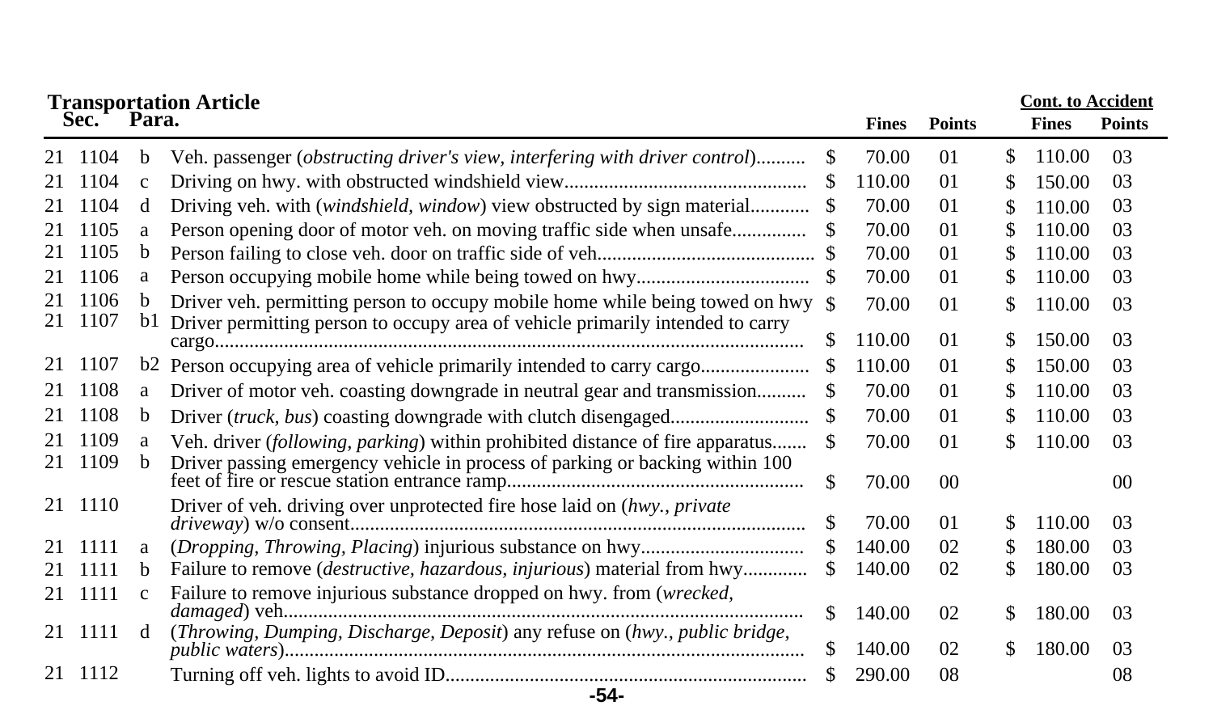**Transportation Article**

| | Sec. | Para. | | Fines | Points | Cont. to Accident Fines | Cont. to Accident Points |
|---|---|---|---|---|---|---|---|
| 21 | 1104 | b | Veh. passenger (*obstructing driver's view, interfering with driver control*).......... | $ 70.00 | 01 | $ 110.00 | 03 |
| 21 | 1104 | c | Driving on hwy. with obstructed windshield view................................................ | $ 110.00 | 01 | $ 150.00 | 03 |
| 21 | 1104 | d | Driving veh. with (*windshield, window*) view obstructed by sign material............ | $ 70.00 | 01 | $ 110.00 | 03 |
| 21 | 1105 | a | Person opening door of motor veh. on moving traffic side when unsafe.............. | $ 70.00 | 01 | $ 110.00 | 03 |
| 21 | 1105 | b | Person failing to close veh. door on traffic side of veh........................................... | $ 70.00 | 01 | $ 110.00 | 03 |
| 21 | 1106 | a | Person occupying mobile home while being towed on hwy.................................. | $ 70.00 | 01 | $ 110.00 | 03 |
| 21 | 1106 | b | Driver veh. permitting person to occupy mobile home while being towed on hwy | $ 70.00 | 01 | $ 110.00 | 03 |
| 21 | 1107 | b1 | Driver permitting person to occupy area of vehicle primarily intended to carry cargo.......................................................................................................... | $ 110.00 | 01 | $ 150.00 | 03 |
| 21 | 1107 | b2 | Person occupying area of vehicle primarily intended to carry cargo..................... | $ 110.00 | 01 | $ 150.00 | 03 |
| 21 | 1108 | a | Driver of motor veh. coasting downgrade in neutral gear and transmission.......... | $ 70.00 | 01 | $ 110.00 | 03 |
| 21 | 1108 | b | Driver (*truck, bus*) coasting downgrade with clutch disengaged........................... | $ 70.00 | 01 | $ 110.00 | 03 |
| 21 | 1109 | a | Veh. driver (*following, parking*) within prohibited distance of fire apparatus....... | $ 70.00 | 01 | $ 110.00 | 03 |
| 21 | 1109 | b | Driver passing emergency vehicle in process of parking or backing within 100 feet of fire or rescue station entrance ramp........................................................... | $ 70.00 | 00 | | 00 |
| 21 | 1110 | | Driver of veh. driving over unprotected fire hose laid on (*hwy., private driveway*) w/o consent.......................................................................................... | $ 70.00 | 01 | $ 110.00 | 03 |
| 21 | 1111 | a | (*Dropping, Throwing, Placing*) injurious substance on hwy................................ | $ 140.00 | 02 | $ 180.00 | 03 |
| 21 | 1111 | b | Failure to remove (*destructive, hazardous, injurious*) material from hwy............ | $ 140.00 | 02 | $ 180.00 | 03 |
| 21 | 1111 | c | Failure to remove injurious substance dropped on hwy. from (*wrecked, damaged*) veh....................................................................................................... | $ 140.00 | 02 | $ 180.00 | 03 |
| 21 | 1111 | d | (*Throwing, Dumping, Discharge, Deposit*) any refuse on (*hwy., public bridge, public waters*)........................................................................................ | $ 140.00 | 02 | $ 180.00 | 03 |
| 21 | 1112 | | Turning off veh. lights to avoid ID......................................................................... | $ 290.00 | 08 | | 08 |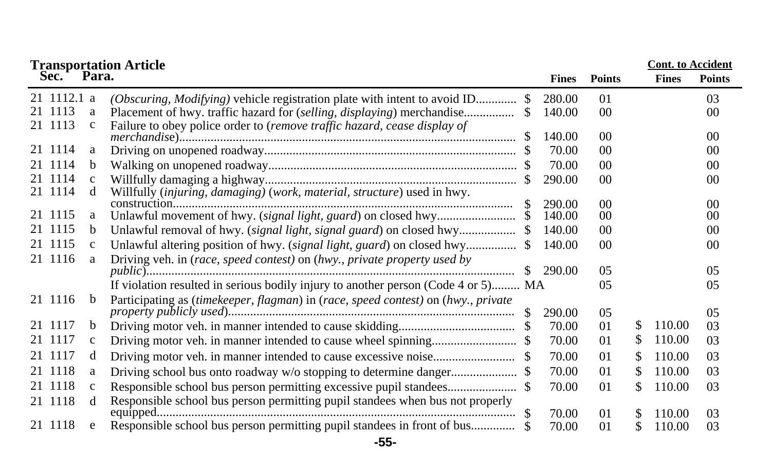**Transportation Article**

| Sec. | Para. | | Fines | Points | Cont. to Accident Fines | Cont. to Accident Points |
|---|---|---|---|---|---|---|
| 21 1112.1 | a | *(Obscuring, Modifying)* vehicle registration plate with intent to avoid ID | $ 280.00 | 01 | | 03 |
| 21 1113 | a | Placement of hwy. traffic hazard for (*selling, displaying*) merchandise | $ 140.00 | 00 | | 00 |
| 21 1113 | c | Failure to obey police order to (*remove traffic hazard, cease display of merchandise*) | $ 140.00 | 00 | | 00 |
| 21 1114 | a | Driving on unopened roadway | $ 70.00 | 00 | | 00 |
| 21 1114 | b | Walking on unopened roadway | $ 70.00 | 00 | | 00 |
| 21 1114 | c | Willfully damaging a highway | $ 290.00 | 00 | | 00 |
| 21 1114 | d | Willfully (*injuring, damaging*) (*work, material, structure*) used in hwy. construction | $ 290.00 | 00 | | 00 |
| 21 1115 | a | Unlawful movement of hwy. (*signal light, guard*) on closed hwy | $ 140.00 | 00 | | 00 |
| 21 1115 | b | Unlawful removal of hwy. (*signal light, signal guard*) on closed hwy | $ 140.00 | 00 | | 00 |
| 21 1115 | c | Unlawful altering position of hwy. (*signal light, guard*) on closed hwy | $ 140.00 | 00 | | 00 |
| 21 1116 | a | Driving veh. in (*race, speed contest*) on (*hwy., private property used by public*) | $ 290.00 | 05 | | 05 |
| | | If violation resulted in serious bodily injury to another person (Code 4 or 5) | MA | 05 | | 05 |
| 21 1116 | b | Participating as (*timekeeper, flagman*) in (*race, speed contest*) on (*hwy., private property publicly used*) | $ 290.00 | 05 | | 05 |
| 21 1117 | b | Driving motor veh. in manner intended to cause skidding | $ 70.00 | 01 | $ 110.00 | 03 |
| 21 1117 | c | Driving motor veh. in manner intended to cause wheel spinning | $ 70.00 | 01 | $ 110.00 | 03 |
| 21 1117 | d | Driving motor veh. in manner intended to cause excessive noise | $ 70.00 | 01 | $ 110.00 | 03 |
| 21 1118 | a | Driving school bus onto roadway w/o stopping to determine danger | $ 70.00 | 01 | $ 110.00 | 03 |
| 21 1118 | c | Responsible school bus person permitting excessive pupil standees | $ 70.00 | 01 | $ 110.00 | 03 |
| 21 1118 | d | Responsible school bus person permitting pupil standees when bus not properly equipped | $ 70.00 | 01 | $ 110.00 | 03 |
| 21 1118 | e | Responsible school bus person permitting pupil standees in front of bus | $ 70.00 | 01 | $ 110.00 | 03 |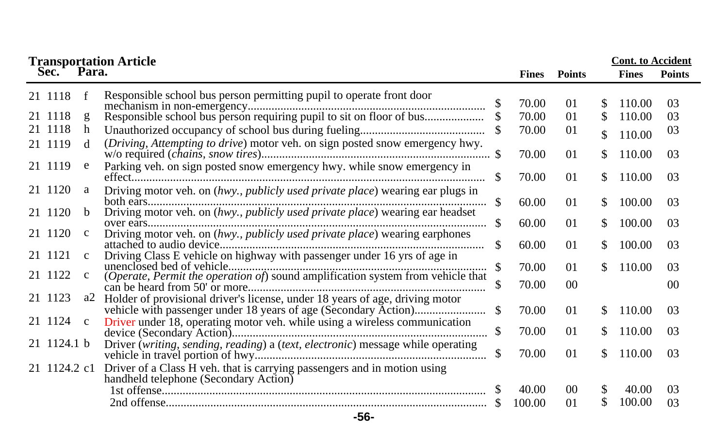## Transportation Article

| Sec. | Para. | | | Fines | Points | Cont. to Accident Fines | Cont. to Accident Points |
|---|---|---|---|---|---|---|---|
| 21 1118 | f | Responsible school bus person permitting pupil to operate front door mechanism in non-emergency | $ | 70.00 | 01 | $ 110.00 | 03 |
| 21 1118 | g | Responsible school bus person requiring pupil to sit on floor of bus | $ | 70.00 | 01 | $ 110.00 | 03 |
| 21 1118 | h | Unauthorized occupancy of school bus during fueling | $ | 70.00 | 01 | $ 110.00 | 03 |
| 21 1119 | d | (*Driving, Attempting to drive*) motor veh. on sign posted snow emergency hwy. w/o required (*chains, snow tires*) | $ | 70.00 | 01 | $ 110.00 | 03 |
| 21 1119 | e | Parking veh. on sign posted snow emergency hwy. while snow emergency in effect | $ | 70.00 | 01 | $ 110.00 | 03 |
| 21 1120 | a | Driving motor veh. on (*hwy., publicly used private place*) wearing ear plugs in both ears | $ | 60.00 | 01 | $ 100.00 | 03 |
| 21 1120 | b | Driving motor veh. on (*hwy., publicly used private place*) wearing ear headset over ears | $ | 60.00 | 01 | $ 100.00 | 03 |
| 21 1120 | c | Driving motor veh. on (*hwy., publicly used private place*) wearing earphones attached to audio device | $ | 60.00 | 01 | $ 100.00 | 03 |
| 21 1121 | c | Driving Class E vehicle on highway with passenger under 16 yrs of age in unenclosed bed of vehicle | $ | 70.00 | 01 | $ 110.00 | 03 |
| 21 1122 | c | (*Operate, Permit the operation of*) sound amplification system from vehicle that can be heard from 50' or more | $ | 70.00 | 00 | | 00 |
| 21 1123 | a2 | Holder of provisional driver's license, under 18 years of age, driving motor vehicle with passenger under 18 years of age (Secondary Action) | $ | 70.00 | 01 | $ 110.00 | 03 |
| 21 1124 | c | Driver under 18, operating motor veh. while using a wireless communication device (Secondary Action) | $ | 70.00 | 01 | $ 110.00 | 03 |
| 21 1124.1 | b | Driver (*writing, sending, reading*) a (*text, electronic*) message while operating vehicle in travel portion of hwy | $ | 70.00 | 01 | $ 110.00 | 03 |
| 21 1124.2 | c1 | Driver of a Class H veh. that is carrying passengers and in motion using handheld telephone (Secondary Action) | | | | | |
| | | 1st offense | $ | 40.00 | 00 | $ 40.00 | 03 |
| | | 2nd offense | $ | 100.00 | 01 | $ 100.00 | 03 |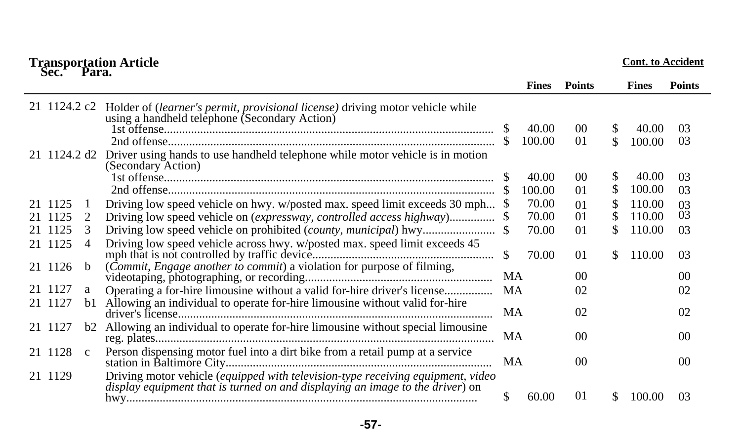**Transportation Article**

| Sec. | | Para. | Description | Fines | Points | Cont. to Accident Fines | Cont. to Accident Points |
|---|---|---|---|---|---|---|---|
| 21 | 1124.2 | c2 | Holder of (*learner's permit, provisional license)* driving motor vehicle while using a handheld telephone (Secondary Action) | | | | |
| | | | 1st offense | $ 40.00 | 00 | $ 40.00 | 03 |
| | | | 2nd offense | $ 100.00 | 01 | $ 100.00 | 03 |
| 21 | 1124.2 | d2 | Driver using hands to use handheld telephone while motor vehicle is in motion (Secondary Action) | | | | |
| | | | 1st offense | $ 40.00 | 00 | $ 40.00 | 03 |
| | | | 2nd offense | $ 100.00 | 01 | $ 100.00 | 03 |
| 21 | 1125 | 1 | Driving low speed vehicle on hwy. w/posted max. speed limit exceeds 30 mph | $ 70.00 | 01 | $ 110.00 | 03 |
| 21 | 1125 | 2 | Driving low speed vehicle on (*expressway, controlled access highway*) | $ 70.00 | 01 | $ 110.00 | 03 |
| 21 | 1125 | 3 | Driving low speed vehicle on prohibited (*county, municipal*) hwy | $ 70.00 | 01 | $ 110.00 | 03 |
| 21 | 1125 | 4 | Driving low speed vehicle across hwy. w/posted max. speed limit exceeds 45 mph that is not controlled by traffic device | $ 70.00 | 01 | $ 110.00 | 03 |
| 21 | 1126 | b | (*Commit, Engage another to commit*) a violation for purpose of filming, videotaping, photographing, or recording | MA | 00 | | 00 |
| 21 | 1127 | a | Operating a for-hire limousine without a valid for-hire driver's license | MA | 02 | | 02 |
| 21 | 1127 | b1 | Allowing an individual to operate for-hire limousine without valid for-hire driver's license | MA | 02 | | 02 |
| 21 | 1127 | b2 | Allowing an individual to operate for-hire limousine without special limousine reg. plates | MA | 00 | | 00 |
| 21 | 1128 | c | Person dispensing motor fuel into a dirt bike from a retail pump at a service station in Baltimore City | MA | 00 | | 00 |
| 21 | 1129 | | Driving motor vehicle (*equipped with television-type receiving equipment, video display equipment that is turned on and displaying an image to the driver*) on hwy | $ 60.00 | 01 | $ 100.00 | 03 |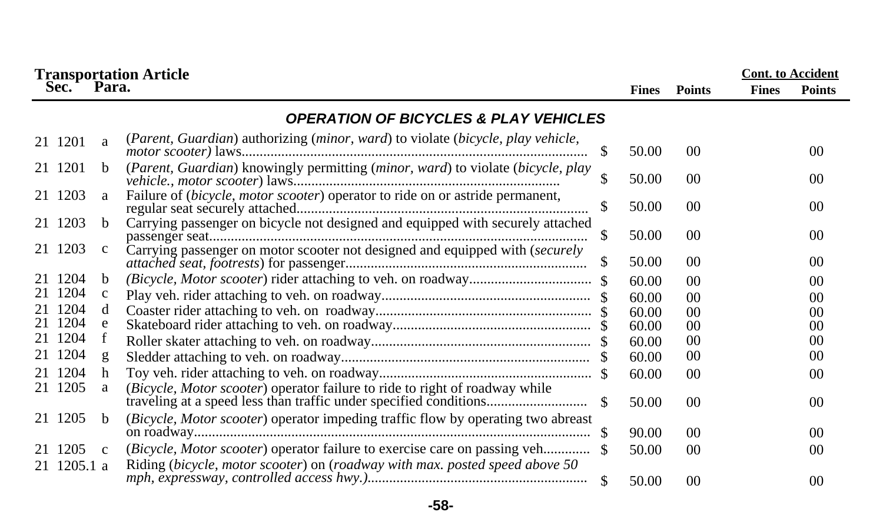## Transportation Article

| Sec. | | Para. | | | Fines | Points | Cont. to Accident Fines | Cont. to Accident Points |
|---|---|---|---|---|---|---|---|---|
| | | | **OPERATION OF BICYCLES & PLAY VEHICLES** | | | | | |
| 21 | 1201 | a | (*Parent, Guardian*) authorizing (*minor, ward*) to violate (*bicycle, play vehicle, motor scooter*) laws | $ | 50.00 | 00 | | 00 |
| 21 | 1201 | b | (*Parent, Guardian*) knowingly permitting (*minor, ward*) to violate (*bicycle, play vehicle., motor scooter*) laws | $ | 50.00 | 00 | | 00 |
| 21 | 1203 | a | Failure of (*bicycle, motor scooter*) operator to ride on or astride permanent, regular seat securely attached | $ | 50.00 | 00 | | 00 |
| 21 | 1203 | b | Carrying passenger on bicycle not designed and equipped with securely attached passenger seat | $ | 50.00 | 00 | | 00 |
| 21 | 1203 | c | Carrying passenger on motor scooter not designed and equipped with (*securely attached seat, footrests*) for passenger | $ | 50.00 | 00 | | 00 |
| 21 | 1204 | b | (*Bicycle, Motor scooter*) rider attaching to veh. on roadway | $ | 60.00 | 00 | | 00 |
| 21 | 1204 | c | Play veh. rider attaching to veh. on roadway | $ | 60.00 | 00 | | 00 |
| 21 | 1204 | d | Coaster rider attaching to veh. on roadway | $ | 60.00 | 00 | | 00 |
| 21 | 1204 | e | Skateboard rider attaching to veh. on roadway | $ | 60.00 | 00 | | 00 |
| 21 | 1204 | f | Roller skater attaching to veh. on roadway | $ | 60.00 | 00 | | 00 |
| 21 | 1204 | g | Sledder attaching to veh. on roadway | $ | 60.00 | 00 | | 00 |
| 21 | 1204 | h | Toy veh. rider attaching to veh. on roadway | $ | 60.00 | 00 | | 00 |
| 21 | 1205 | a | (*Bicycle, Motor scooter*) operator failure to ride to right of roadway while traveling at a speed less than traffic under specified conditions | $ | 50.00 | 00 | | 00 |
| 21 | 1205 | b | (*Bicycle, Motor scooter*) operator impeding traffic flow by operating two abreast on roadway | $ | 90.00 | 00 | | 00 |
| 21 | 1205 | c | (*Bicycle, Motor scooter*) operator failure to exercise care on passing veh. | $ | 50.00 | 00 | | 00 |
| 21 | 1205.1 | a | Riding (*bicycle, motor scooter*) on (*roadway with max. posted speed above 50 mph, expressway, controlled access hwy.)* | $ | 50.00 | 00 | | 00 |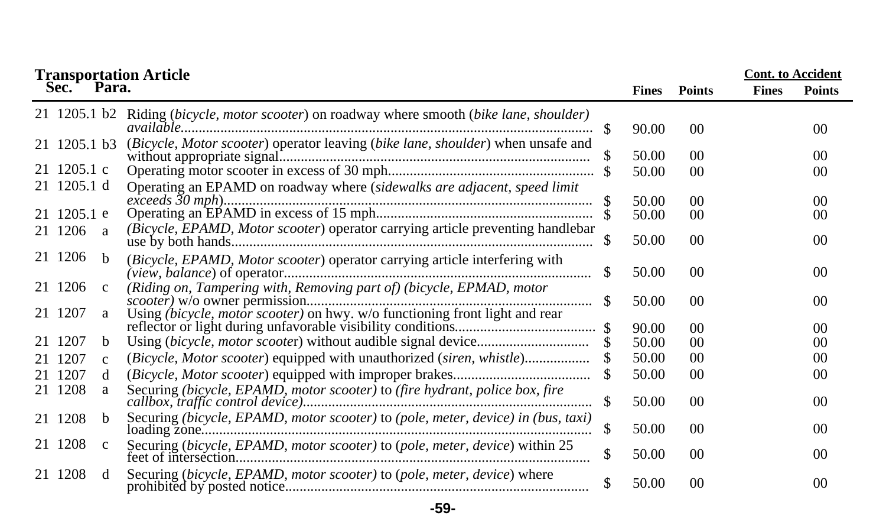| Transportation Article | | | | | | Cont. to Accident | |
|---|---|---|---|---|---|---|---|
| Sec. | Para. | | | Fines | Points | Fines | Points |
| 21 1205.1 | b2 | Riding (*bicycle, motor scooter*) on roadway where smooth (*bike lane, shoulder) available*................................................................................................ | $ | 90.00 | 00 | | 00 |
| 21 1205.1 | b3 | (*Bicycle, Motor scooter*) operator leaving (*bike lane, shoulder*) when unsafe and without appropriate signal.................................................................................... | $ | 50.00 | 00 | | 00 |
| 21 1205.1 | c | Operating motor scooter in excess of 30 mph....................................................... | $ | 50.00 | 00 | | 00 |
| 21 1205.1 | d | Operating an EPAMD on roadway where (*sidewalks are adjacent, speed limit exceeds 30 mph*)................................................................................................... | $ | 50.00 | 00 | | 00 |
| 21 1205.1 | e | Operating an EPAMD in excess of 15 mph.......................................................... | $ | 50.00 | 00 | | 00 |
| 21 1206 | a | (*Bicycle, EPAMD, Motor scooter*) operator carrying article preventing handlebar use by both hands.................................................................................................. | $ | 50.00 | 00 | | 00 |
| 21 1206 | b | (*Bicycle, EPAMD, Motor scooter*) operator carrying article interfering with (*view, balance*) of operator................................................................................. | $ | 50.00 | 00 | | 00 |
| 21 1206 | c | *(Riding on, Tampering with, Removing part of) (bicycle, EPMAD, motor scooter)* w/o owner permission............................................................................ | $ | 50.00 | 00 | | 00 |
| 21 1207 | a | Using *(bicycle, motor scooter)* on hwy. w/o functioning front light and rear reflector or light during unfavorable visibility conditions...................................... | $ | 90.00 | 00 | | 00 |
| 21 1207 | b | Using (*bicycle, motor scoote*r) without audible signal device.............................. | $ | 50.00 | 00 | | 00 |
| 21 1207 | c | (*Bicycle, Motor scooter*) equipped with unauthorized (*siren, whistle*)................. | $ | 50.00 | 00 | | 00 |
| 21 1207 | d | (*Bicycle, Motor scooter*) equipped with improper brakes..................................... | $ | 50.00 | 00 | | 00 |
| 21 1208 | a | Securing *(bicycle, EPAMD, motor scooter)* to *(fire hydrant, police box, fire callbox, traffic control device)*.............................................................................. | $ | 50.00 | 00 | | 00 |
| 21 1208 | b | Securing *(bicycle, EPAMD, motor scooter)* to *(pole, meter, device) in (bus, taxi)* loading zone......................................................................................................... | $ | 50.00 | 00 | | 00 |
| 21 1208 | c | Securing (*bicycle, EPAMD, motor scooter*) to (*pole, meter, device*) within 25 feet of intersection................................................................................................ | $ | 50.00 | 00 | | 00 |
| 21 1208 | d | Securing *(bicycle, EPAMD, motor scooter)* to (*pole, meter, device*) where prohibited by posted notice.................................................................................. | $ | 50.00 | 00 | | 00 |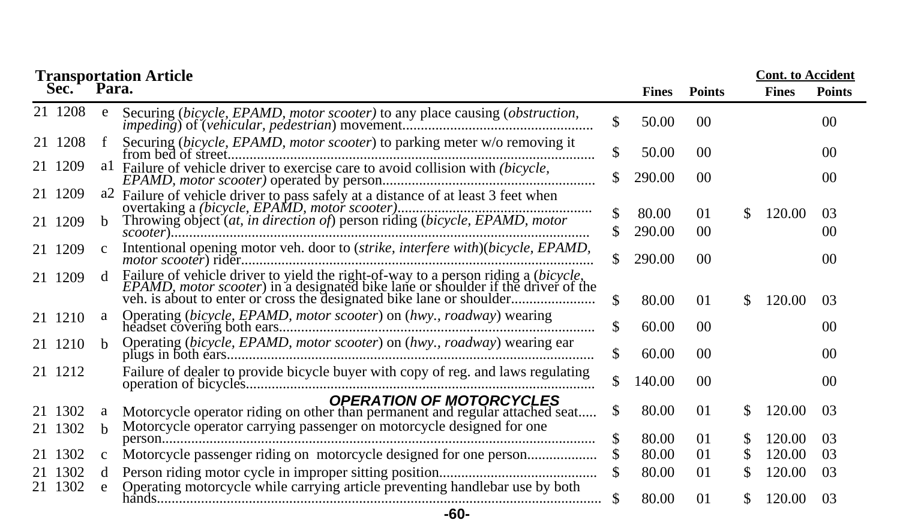| Transportation Article Sec. | Para. | | Fines | Points | Cont. to Accident Fines | Points |
|---|---|---|---|---|---|---|
| 21 1208 | e | Securing (*bicycle, EPAMD, motor scooter)* to any place causing (*obstruction, impeding*) of (*vehicular, pedestrian*) movement.................................................. | $ 50.00 | 00 | | 00 |
| 21 1208 | f | Securing (*bicycle, EPAMD, motor scooter*) to parking meter w/o removing it from bed of street.................................................................................................. | $ 50.00 | 00 | | 00 |
| 21 1209 | a1 | Failure of vehicle driver to exercise care to avoid collision with *(bicycle, EPAMD, motor scooter)* operated by person......................................................... | $ 290.00 | 00 | | 00 |
| 21 1209 | a2 | Failure of vehicle driver to pass safely at a distance of at least 3 feet when overtaking a *(bicycle, EPAMD, motor scooter)*.................................................... | $ 80.00 | 01 | $ 120.00 | 03 |
| 21 1209 | b | Throwing object (*at, in direction of*) person riding (*bicycle, EPAMD, motor scooter*)................................................................................................. | $ 290.00 | 00 | | 00 |
| 21 1209 | c | Intentional opening motor veh. door to (*strike, interfere with*)(*bicycle, EPAMD, motor scooter*) rider............................................................................................. | $ 290.00 | 00 | | 00 |
| 21 1209 | d | Failure of vehicle driver to yield the right-of-way to a person riding a (*bicycle, EPAMD, motor scooter*) in a designated bike lane or shoulder if the driver of the veh. is about to enter or cross the designated bike lane or shoulder...................... | $ 80.00 | 01 | $ 120.00 | 03 |
| 21 1210 | a | Operating (*bicycle, EPAMD, motor scooter*) on (*hwy., roadway*) wearing headset covering both ears.................................................................................. | $ 60.00 | 00 | | 00 |
| 21 1210 | b | Operating (*bicycle, EPAMD, motor scooter*) on (*hwy., roadway*) wearing ear plugs in both ears.................................................................................................. | $ 60.00 | 00 | | 00 |
| 21 1212 | | Failure of dealer to provide bicycle buyer with copy of reg. and laws regulating operation of bicycles............................................................................................ | $ 140.00 | 00 | | 00 |
| | | ***OPERATION OF MOTORCYCLES*** | | | | |
| 21 1302 | a | Motorcycle operator riding on other than permanent and regular attached seat..... | $ 80.00 | 01 | $ 120.00 | 03 |
| 21 1302 | b | Motorcycle operator carrying passenger on motorcycle designed for one person.................................................................................................................... | $ 80.00 | 01 | $ 120.00 | 03 |
| 21 1302 | c | Motorcycle passenger riding on motorcycle designed for one person.................. | $ 80.00 | 01 | $ 120.00 | 03 |
| 21 1302 | d | Person riding motor cycle in improper sitting position.......................................... | $ 80.00 | 01 | $ 120.00 | 03 |
| 21 1302 | e | Operating motorcycle while carrying article preventing handlebar use by both hands...................................................................................................................... | $ 80.00 | 01 | $ 120.00 | 03 |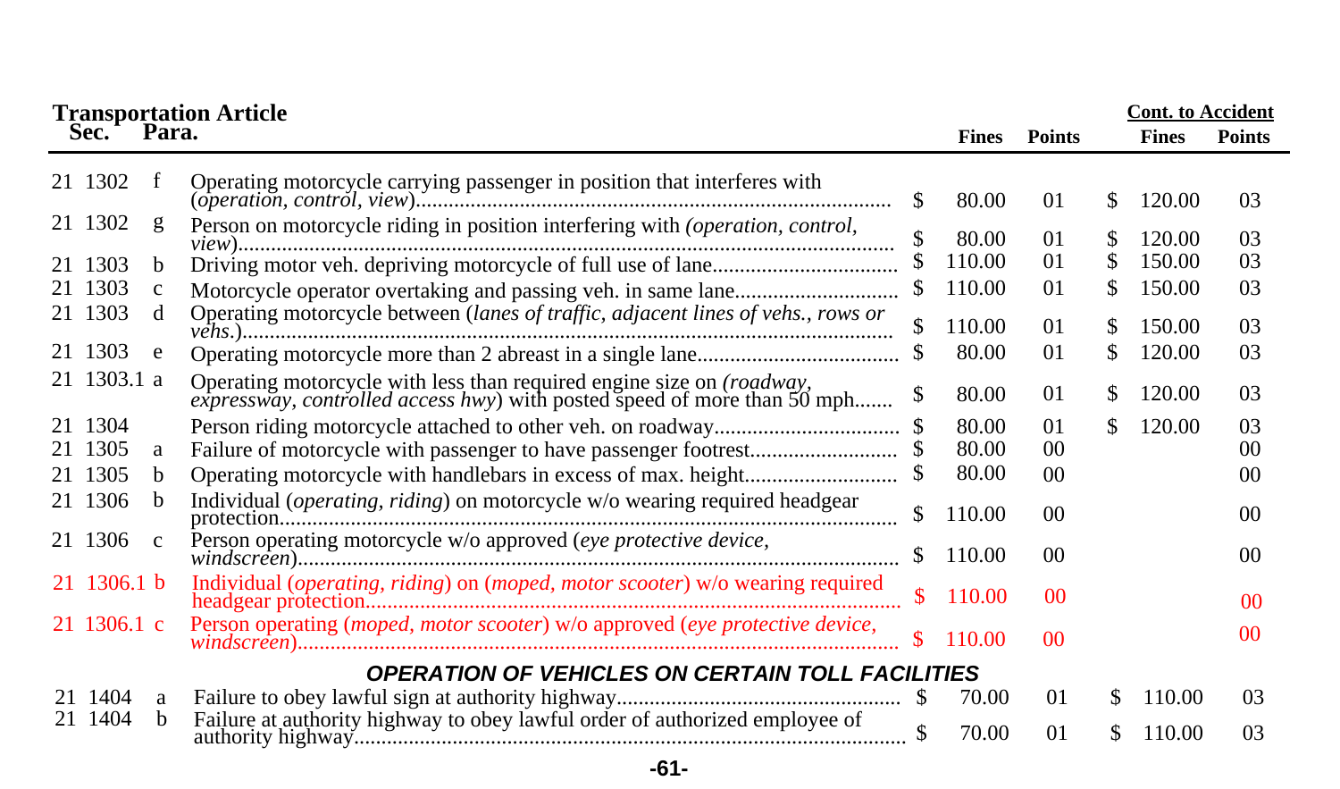| Transportation Article Sec. | Para. | | Fines | Points | Cont. to Accident Fines | Cont. to Accident Points |
|---|---|---|---|---|---|---|
| 21 1302 | f | Operating motorcycle carrying passenger in position that interferes with (*operation, control, view*) | $ 80.00 | 01 | $ 120.00 | 03 |
| 21 1302 | g | Person on motorcycle riding in position interfering with (*operation, control, view*) | $ 80.00 | 01 | $ 120.00 | 03 |
| 21 1303 | b | Driving motor veh. depriving motorcycle of full use of lane | $ 110.00 | 01 | $ 150.00 | 03 |
| 21 1303 | c | Motorcycle operator overtaking and passing veh. in same lane | $ 110.00 | 01 | $ 150.00 | 03 |
| 21 1303 | d | Operating motorcycle between (*lanes of traffic, adjacent lines of vehs., rows or vehs.*) | $ 110.00 | 01 | $ 150.00 | 03 |
| 21 1303 | e | Operating motorcycle more than 2 abreast in a single lane | $ 80.00 | 01 | $ 120.00 | 03 |
| 21 1303.1 | a | Operating motorcycle with less than required engine size on (*roadway, expressway, controlled access hwy*) with posted speed of more than 50 mph | $ 80.00 | 01 | $ 120.00 | 03 |
| 21 1304 | | Person riding motorcycle attached to other veh. on roadway | $ 80.00 | 01 | $ 120.00 | 03 |
| 21 1305 | a | Failure of motorcycle with passenger to have passenger footrest | $ 80.00 | 00 | | 00 |
| 21 1305 | b | Operating motorcycle with handlebars in excess of max. height | $ 80.00 | 00 | | 00 |
| 21 1306 | b | Individual (*operating, riding*) on motorcycle w/o wearing required headgear protection | $ 110.00 | 00 | | 00 |
| 21 1306 | c | Person operating motorcycle w/o approved (*eye protective device, windscreen*) | $ 110.00 | 00 | | 00 |
| 21 1306.1 | b | Individual (*operating, riding*) on (*moped, motor scooter*) w/o wearing required headgear protection | $ 110.00 | 00 | | 00 |
| 21 1306.1 | c | Person operating (*moped, motor scooter*) w/o approved (*eye protective device, windscreen*) | $ 110.00 | 00 | | 00 |
| | | ***OPERATION OF VEHICLES ON CERTAIN TOLL FACILITIES*** | | | | |
| 21 1404 | a | Failure to obey lawful sign at authority highway | $ 70.00 | 01 | $ 110.00 | 03 |
| 21 1404 | b | Failure at authority highway to obey lawful order of authorized employee of authority highway | $ 70.00 | 01 | $ 110.00 | 03 |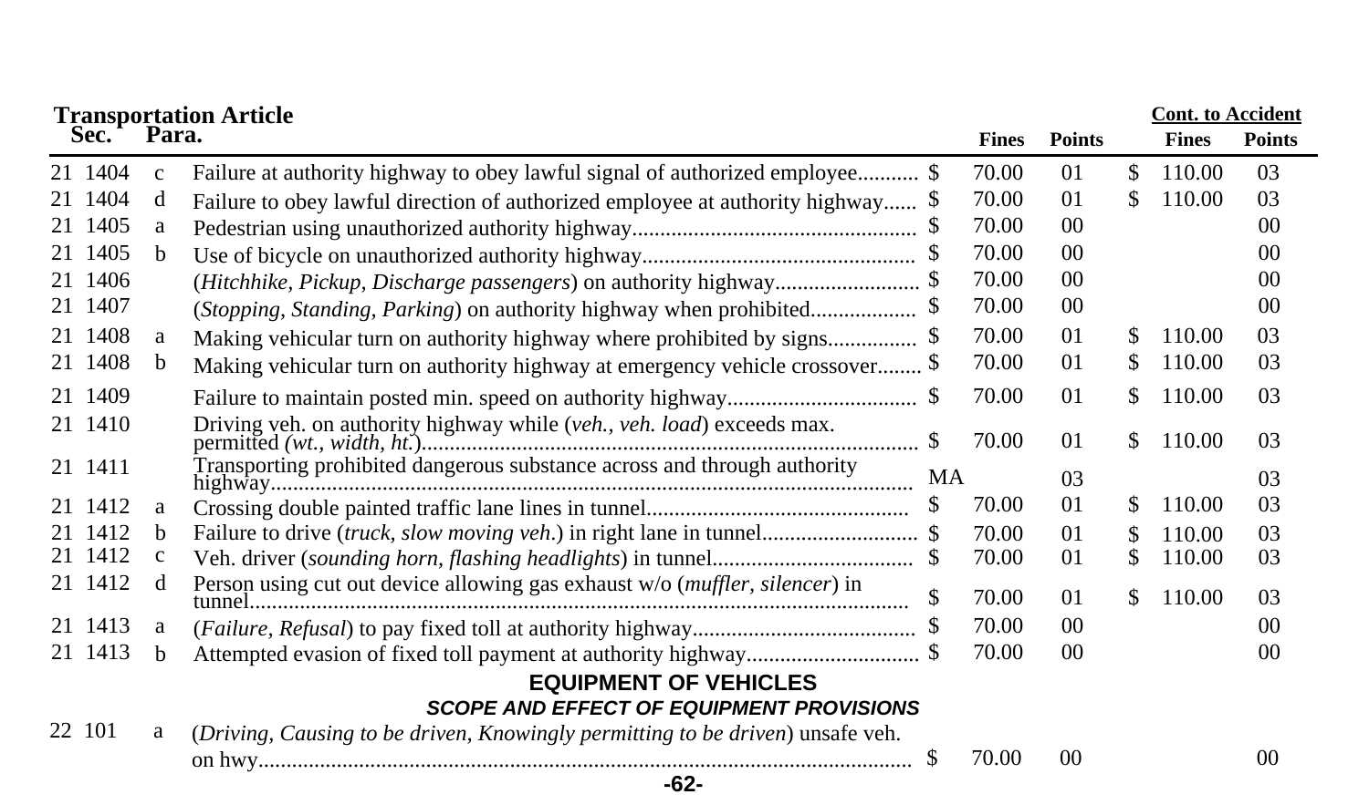**Transportation Article**

| Sec. | Para. | Description | | Fines | Points | | Cont. to Accident Fines | Cont. to Accident Points |
|---|---|---|---|---|---|---|---|---|
| 21 1404 | c | Failure at authority highway to obey lawful signal of authorized employee | $ | 70.00 | 01 | $ | 110.00 | 03 |
| 21 1404 | d | Failure to obey lawful direction of authorized employee at authority highway | $ | 70.00 | 01 | $ | 110.00 | 03 |
| 21 1405 | a | Pedestrian using unauthorized authority highway | $ | 70.00 | 00 | | | 00 |
| 21 1405 | b | Use of bicycle on unauthorized authority highway | $ | 70.00 | 00 | | | 00 |
| 21 1406 | | (*Hitchhike, Pickup, Discharge passengers*) on authority highway | $ | 70.00 | 00 | | | 00 |
| 21 1407 | | (*Stopping, Standing, Parking*) on authority highway when prohibited | $ | 70.00 | 00 | | | 00 |
| 21 1408 | a | Making vehicular turn on authority highway where prohibited by signs | $ | 70.00 | 01 | $ | 110.00 | 03 |
| 21 1408 | b | Making vehicular turn on authority highway at emergency vehicle crossover | $ | 70.00 | 01 | $ | 110.00 | 03 |
| 21 1409 | | Failure to maintain posted min. speed on authority highway | $ | 70.00 | 01 | $ | 110.00 | 03 |
| 21 1410 | | Driving veh. on authority highway while (*veh., veh. load*) exceeds max. permitted (*wt., width, ht.*) | $ | 70.00 | 01 | $ | 110.00 | 03 |
| 21 1411 | | Transporting prohibited dangerous substance across and through authority highway | MA | | 03 | | | 03 |
| 21 1412 | a | Crossing double painted traffic lane lines in tunnel | $ | 70.00 | 01 | $ | 110.00 | 03 |
| 21 1412 | b | Failure to drive (*truck, slow moving veh.*) in right lane in tunnel | $ | 70.00 | 01 | $ | 110.00 | 03 |
| 21 1412 | c | Veh. driver (*sounding horn, flashing headlights*) in tunnel | $ | 70.00 | 01 | $ | 110.00 | 03 |
| 21 1412 | d | Person using cut out device allowing gas exhaust w/o (*muffler, silencer*) in tunnel | $ | 70.00 | 01 | $ | 110.00 | 03 |
| 21 1413 | a | (*Failure, Refusal*) to pay fixed toll at authority highway | $ | 70.00 | 00 | | | 00 |
| 21 1413 | b | Attempted evasion of fixed toll payment at authority highway | $ | 70.00 | 00 | | | 00 |

## EQUIPMENT OF VEHICLES

### *SCOPE AND EFFECT OF EQUIPMENT PROVISIONS*

| Sec. | Para. | Description | | Fines | Points | | Cont. to Accident Fines | Cont. to Accident Points |
|---|---|---|---|---|---|---|---|---|
| 22 101 | a | (*Driving, Causing to be driven, Knowingly permitting to be driven*) unsafe veh. on hwy | $ | 70.00 | 00 | | | 00 |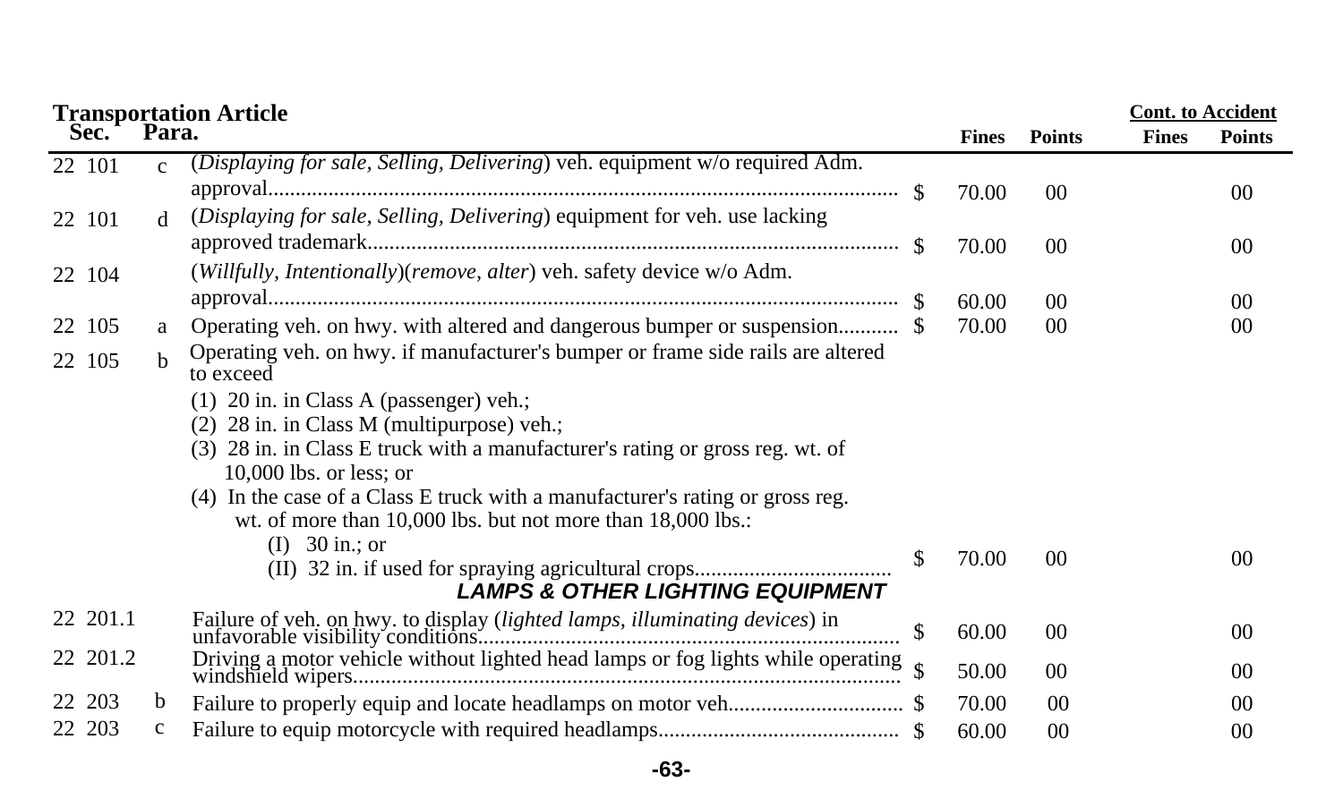**Transportation Article**

| Sec. | Para. | | | Fines | Points | Cont. to Accident Fines | Cont. to Accident Points |
|---|---|---|---|---|---|---|---|
| 22 101 | c | (*Displaying for sale, Selling, Delivering*) veh. equipment w/o required Adm. approval | $ | 70.00 | 00 | | 00 |
| 22 101 | d | (*Displaying for sale, Selling, Delivering*) equipment for veh. use lacking approved trademark | $ | 70.00 | 00 | | 00 |
| 22 104 | | (*Willfully, Intentionally*)(*remove, alter*) veh. safety device w/o Adm. approval | $ | 60.00 | 00 | | 00 |
| 22 105 | a | Operating veh. on hwy. with altered and dangerous bumper or suspension | $ | 70.00 | 00 | | 00 |
| 22 105 | b | Operating veh. on hwy. if manufacturer's bumper or frame side rails are altered to exceed<br>(1) 20 in. in Class A (passenger) veh.;<br>(2) 28 in. in Class M (multipurpose) veh.;<br>(3) 28 in. in Class E truck with a manufacturer's rating or gross reg. wt. of 10,000 lbs. or less; or<br>(4) In the case of a Class E truck with a manufacturer's rating or gross reg. wt. of more than 10,000 lbs. but not more than 18,000 lbs.:<br>(I) 30 in.; or<br>(II) 32 in. if used for spraying agricultural crops | $ | 70.00 | 00 | | 00 |
| | | ***LAMPS & OTHER LIGHTING EQUIPMENT*** | | | | | |
| 22 201.1 | | Failure of veh. on hwy. to display (*lighted lamps, illuminating devices*) in unfavorable visibility conditions | $ | 60.00 | 00 | | 00 |
| 22 201.2 | | Driving a motor vehicle without lighted head lamps or fog lights while operating windshield wipers | $ | 50.00 | 00 | | 00 |
| 22 203 | b | Failure to properly equip and locate headlamps on motor veh. | $ | 70.00 | 00 | | 00 |
| 22 203 | c | Failure to equip motorcycle with required headlamps | $ | 60.00 | 00 | | 00 |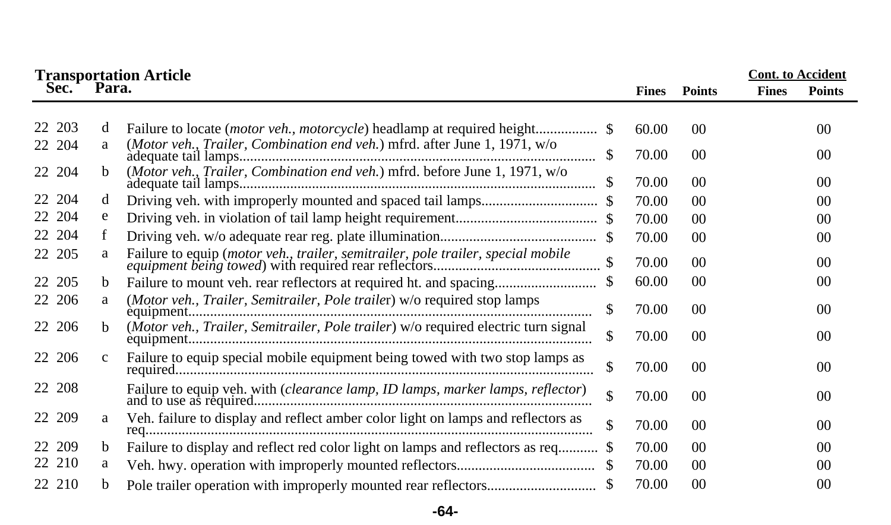| Transportation Article Sec. | Para. | | Fines | Points | Cont. to Accident Fines | Points |
|---|---|---|---|---|---|---|
| 22 203 | d | Failure to locate (*motor veh., motorcycle*) headlamp at required height | $ 60.00 | 00 | | 00 |
| 22 204 | a | (*Motor veh., Trailer, Combination end veh.*) mfrd. after June 1, 1971, w/o adequate tail lamps | $ 70.00 | 00 | | 00 |
| 22 204 | b | (*Motor veh., Trailer, Combination end veh.*) mfrd. before June 1, 1971, w/o adequate tail lamps | $ 70.00 | 00 | | 00 |
| 22 204 | d | Driving veh. with improperly mounted and spaced tail lamps | $ 70.00 | 00 | | 00 |
| 22 204 | e | Driving veh. in violation of tail lamp height requirement | $ 70.00 | 00 | | 00 |
| 22 204 | f | Driving veh. w/o adequate rear reg. plate illumination | $ 70.00 | 00 | | 00 |
| 22 205 | a | Failure to equip (*motor veh., trailer, semitrailer, pole trailer, special mobile equipment being towed*) with required rear reflectors | $ 70.00 | 00 | | 00 |
| 22 205 | b | Failure to mount veh. rear reflectors at required ht. and spacing | $ 60.00 | 00 | | 00 |
| 22 206 | a | (*Motor veh., Trailer, Semitrailer, Pole traile*r) w/o required stop lamps equipment | $ 70.00 | 00 | | 00 |
| 22 206 | b | (*Motor veh., Trailer, Semitrailer, Pole trailer*) w/o required electric turn signal equipment | $ 70.00 | 00 | | 00 |
| 22 206 | c | Failure to equip special mobile equipment being towed with two stop lamps as required | $ 70.00 | 00 | | 00 |
| 22 208 | | Failure to equip veh. with (*clearance lamp, ID lamps, marker lamps, reflector*) and to use as required | $ 70.00 | 00 | | 00 |
| 22 209 | a | Veh. failure to display and reflect amber color light on lamps and reflectors as req. | $ 70.00 | 00 | | 00 |
| 22 209 | b | Failure to display and reflect red color light on lamps and reflectors as req. | $ 70.00 | 00 | | 00 |
| 22 210 | a | Veh. hwy. operation with improperly mounted reflectors | $ 70.00 | 00 | | 00 |
| 22 210 | b | Pole trailer operation with improperly mounted rear reflectors | $ 70.00 | 00 | | 00 |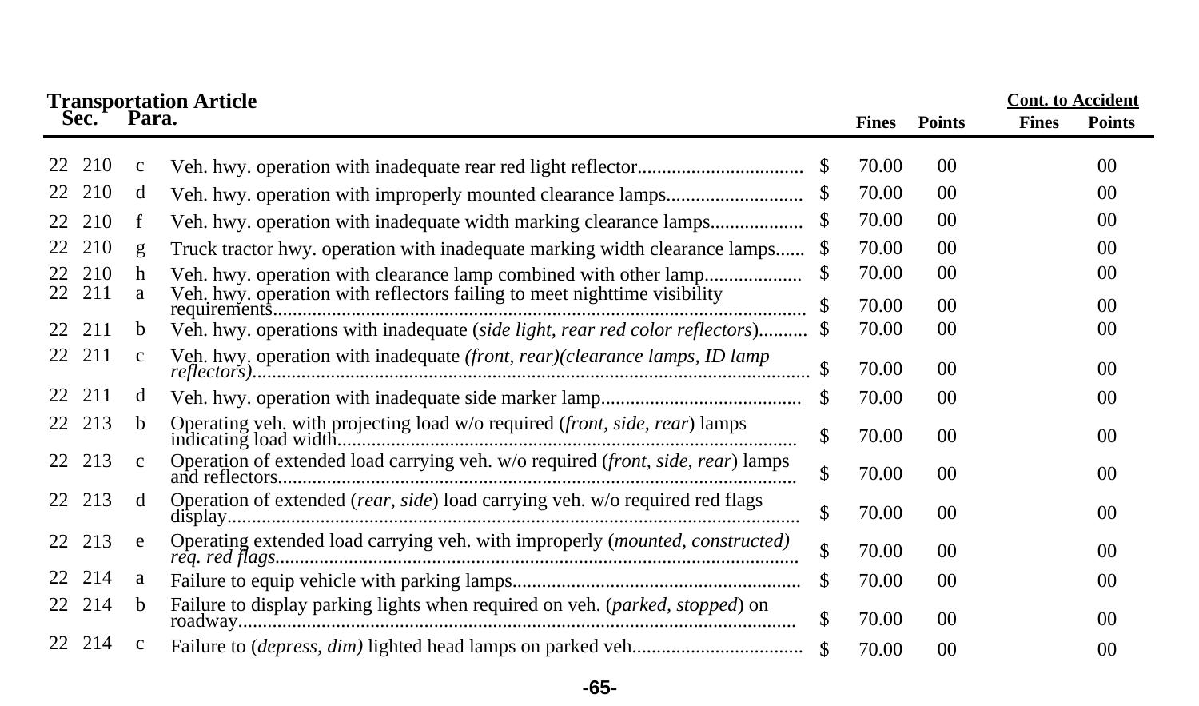**Transportation Article**

| Sec. | | Para. | | | Fines | Points | Cont. to Accident Fines | Cont. to Accident Points |
|---|---|---|---|---|---|---|---|---|
| 22 | 210 | c | Veh. hwy. operation with inadequate rear red light reflector | $ | 70.00 | 00 | | 00 |
| 22 | 210 | d | Veh. hwy. operation with improperly mounted clearance lamps | $ | 70.00 | 00 | | 00 |
| 22 | 210 | f | Veh. hwy. operation with inadequate width marking clearance lamps | $ | 70.00 | 00 | | 00 |
| 22 | 210 | g | Truck tractor hwy. operation with inadequate marking width clearance lamps | $ | 70.00 | 00 | | 00 |
| 22 | 210 | h | Veh. hwy. operation with clearance lamp combined with other lamp | $ | 70.00 | 00 | | 00 |
| 22 | 211 | a | Veh. hwy. operation with reflectors failing to meet nighttime visibility requirements | $ | 70.00 | 00 | | 00 |
| 22 | 211 | b | Veh. hwy. operations with inadequate (*side light, rear red color reflectors*) | $ | 70.00 | 00 | | 00 |
| 22 | 211 | c | Veh. hwy. operation with inadequate *(front, rear)(clearance lamps, ID lamp reflectors)* | $ | 70.00 | 00 | | 00 |
| 22 | 211 | d | Veh. hwy. operation with inadequate side marker lamp | $ | 70.00 | 00 | | 00 |
| 22 | 213 | b | Operating veh. with projecting load w/o required (*front, side, rear*) lamps indicating load width | $ | 70.00 | 00 | | 00 |
| 22 | 213 | c | Operation of extended load carrying veh. w/o required (*front, side, rear*) lamps and reflectors | $ | 70.00 | 00 | | 00 |
| 22 | 213 | d | Operation of extended (*rear, side*) load carrying veh. w/o required red flags display | $ | 70.00 | 00 | | 00 |
| 22 | 213 | e | Operating extended load carrying veh. with improperly (*mounted, constructed) req. red flags* | $ | 70.00 | 00 | | 00 |
| 22 | 214 | a | Failure to equip vehicle with parking lamps | $ | 70.00 | 00 | | 00 |
| 22 | 214 | b | Failure to display parking lights when required on veh. (*parked, stopped*) on roadway | $ | 70.00 | 00 | | 00 |
| 22 | 214 | c | Failure to (*depress, dim)* lighted head lamps on parked veh. | $ | 70.00 | 00 | | 00 |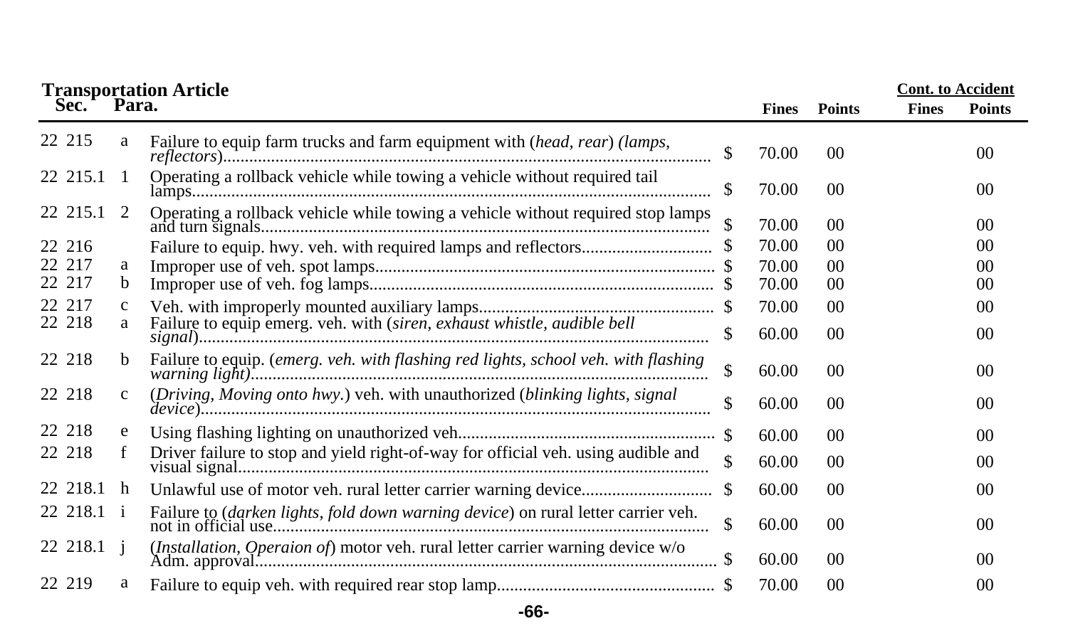| Transportation Article Sec. | Para. | | | Fines | Points | Cont. to Accident Fines | Cont. to Accident Points |
|---|---|---|---|---|---|---|---|
| 22 215 | a | Failure to equip farm trucks and farm equipment with (*head, rear*) (*lamps, reflectors*)............................................................................................................ | $ | 70.00 | 00 | | 00 |
| 22 215.1 | 1 | Operating a rollback vehicle while towing a vehicle without required tail lamps.................................................................................................................... | $ | 70.00 | 00 | | 00 |
| 22 215.1 | 2 | Operating a rollback vehicle while towing a vehicle without required stop lamps and turn signals.................................................................................................... | $ | 70.00 | 00 | | 00 |
| 22 216 | | Failure to equip. hwy. veh. with required lamps and reflectors............................. | $ | 70.00 | 00 | | 00 |
| 22 217 | a | Improper use of veh. spot lamps............................................................................ | $ | 70.00 | 00 | | 00 |
| 22 217 | b | Improper use of veh. fog lamps.............................................................................. | $ | 70.00 | 00 | | 00 |
| 22 217 | c | Veh. with improperly mounted auxiliary lamps..................................................... | $ | 70.00 | 00 | | 00 |
| 22 218 | a | Failure to equip emerg. veh. with (*siren, exhaust whistle, audible bell signal*)............................................................................................................................ | $ | 60.00 | 00 | | 00 |
| 22 218 | b | Failure to equip. (*emerg. veh. with flashing red lights, school veh. with flashing warning light*)........................................................................................................ | $ | 60.00 | 00 | | 00 |
| 22 218 | c | (*Driving, Moving onto hwy.*) veh. with unauthorized (*blinking lights, signal device*)................................................................................................................... | $ | 60.00 | 00 | | 00 |
| 22 218 | e | Using flashing lighting on unauthorized veh.......................................................... | $ | 60.00 | 00 | | 00 |
| 22 218 | f | Driver failure to stop and yield right-of-way for official veh. using audible and visual signal........................................................................................................... | $ | 60.00 | 00 | | 00 |
| 22 218.1 | h | Unlawful use of motor veh. rural letter carrier warning device............................. | $ | 60.00 | 00 | | 00 |
| 22 218.1 | i | Failure to (*darken lights, fold down warning device*) on rural letter carrier veh. not in official use.................................................................................................. | $ | 60.00 | 00 | | 00 |
| 22 218.1 | j | (*Installation, Operaion of*) motor veh. rural letter carrier warning device w/o Adm. approval......................................................................................................... | $ | 60.00 | 00 | | 00 |
| 22 219 | a | Failure to equip veh. with required rear stop lamp................................................. | $ | 70.00 | 00 | | 00 |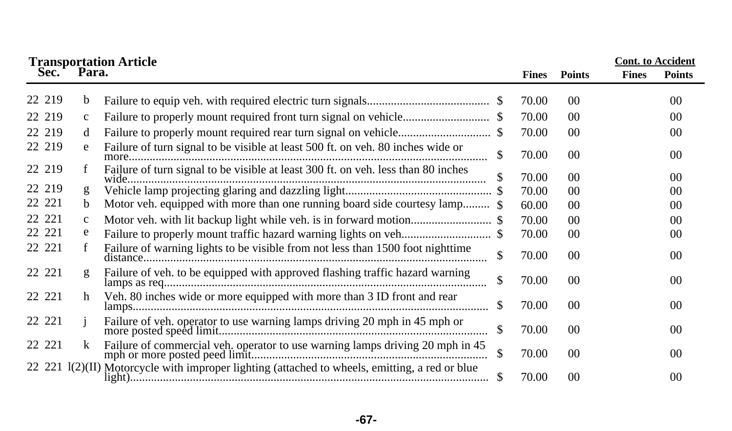| Transportation Article Sec. | Para. | | | Fines | Points | Cont. to Accident Fines | Cont. to Accident Points |
|---|---|---|---|---|---|---|---|
| 22 219 | b | Failure to equip veh. with required electric turn signals | $ | 70.00 | 00 | | 00 |
| 22 219 | c | Failure to properly mount required front turn signal on vehicle | $ | 70.00 | 00 | | 00 |
| 22 219 | d | Failure to properly mount required rear turn signal on vehicle | $ | 70.00 | 00 | | 00 |
| 22 219 | e | Failure of turn signal to be visible at least 500 ft. on veh. 80 inches wide or more | $ | 70.00 | 00 | | 00 |
| 22 219 | f | Failure of turn signal to be visible at least 300 ft. on veh. less than 80 inches wide | $ | 70.00 | 00 | | 00 |
| 22 219 | g | Vehicle lamp projecting glaring and dazzling light | $ | 70.00 | 00 | | 00 |
| 22 221 | b | Motor veh. equipped with more than one running board side courtesy lamp | $ | 60.00 | 00 | | 00 |
| 22 221 | c | Motor veh. with lit backup light while veh. is in forward motion | $ | 70.00 | 00 | | 00 |
| 22 221 | e | Failure to properly mount traffic hazard warning lights on veh | $ | 70.00 | 00 | | 00 |
| 22 221 | f | Failure of warning lights to be visible from not less than 1500 foot nighttime distance | $ | 70.00 | 00 | | 00 |
| 22 221 | g | Failure of veh. to be equipped with approved flashing traffic hazard warning lamps as req | $ | 70.00 | 00 | | 00 |
| 22 221 | h | Veh. 80 inches wide or more equipped with more than 3 ID front and rear lamps | $ | 70.00 | 00 | | 00 |
| 22 221 | j | Failure of veh. operator to use warning lamps driving 20 mph in 45 mph or more posted speed limit | $ | 70.00 | 00 | | 00 |
| 22 221 | k | Failure of commercial veh. operator to use warning lamps driving 20 mph in 45 mph or more posted peed limit | $ | 70.00 | 00 | | 00 |
| 22 221 | l(2)(II) | Motorcycle with improper lighting (attached to wheels, emitting, a red or blue light) | $ | 70.00 | 00 | | 00 |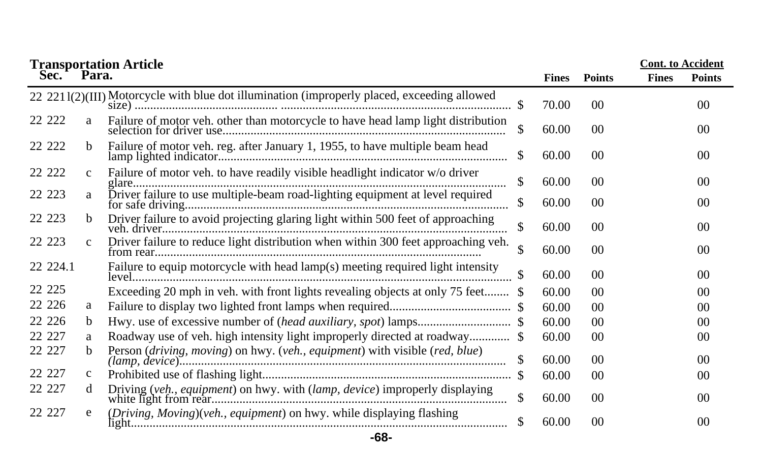**Transportation Article**

| Sec. | Para. | | | Fines | Points | Cont. to Accident Fines | Cont. to Accident Points |
|---|---|---|---|---|---|---|---|
| 22 221 | l(2)(III) | Motorcycle with blue dot illumination (improperly placed, exceeding allowed size) | $ | 70.00 | 00 | | 00 |
| 22 222 | a | Failure of motor veh. other than motorcycle to have head lamp light distribution selection for driver use | $ | 60.00 | 00 | | 00 |
| 22 222 | b | Failure of motor veh. reg. after January 1, 1955, to have multiple beam head lamp lighted indicator | $ | 60.00 | 00 | | 00 |
| 22 222 | c | Failure of motor veh. to have readily visible headlight indicator w/o driver glare | $ | 60.00 | 00 | | 00 |
| 22 223 | a | Driver failure to use multiple-beam road-lighting equipment at level required for safe driving | $ | 60.00 | 00 | | 00 |
| 22 223 | b | Driver failure to avoid projecting glaring light within 500 feet of approaching veh. driver | $ | 60.00 | 00 | | 00 |
| 22 223 | c | Driver failure to reduce light distribution when within 300 feet approaching veh. from rear | $ | 60.00 | 00 | | 00 |
| 22 224.1 | | Failure to equip motorcycle with head lamp(s) meeting required light intensity level | $ | 60.00 | 00 | | 00 |
| 22 225 | | Exceeding 20 mph in veh. with front lights revealing objects at only 75 feet | $ | 60.00 | 00 | | 00 |
| 22 226 | a | Failure to display two lighted front lamps when required | $ | 60.00 | 00 | | 00 |
| 22 226 | b | Hwy. use of excessive number of (*head auxiliary, spot*) lamps | $ | 60.00 | 00 | | 00 |
| 22 227 | a | Roadway use of veh. high intensity light improperly directed at roadway | $ | 60.00 | 00 | | 00 |
| 22 227 | b | Person (*driving, moving*) on hwy. (*veh., equipment*) with visible (*red, blue*) (*lamp, device*) | $ | 60.00 | 00 | | 00 |
| 22 227 | c | Prohibited use of flashing light | $ | 60.00 | 00 | | 00 |
| 22 227 | d | Driving (*veh., equipment*) on hwy. with (*lamp, device*) improperly displaying white light from rear | $ | 60.00 | 00 | | 00 |
| 22 227 | e | (*Driving, Moving*)(*veh., equipment*) on hwy. while displaying flashing light | $ | 60.00 | 00 | | 00 |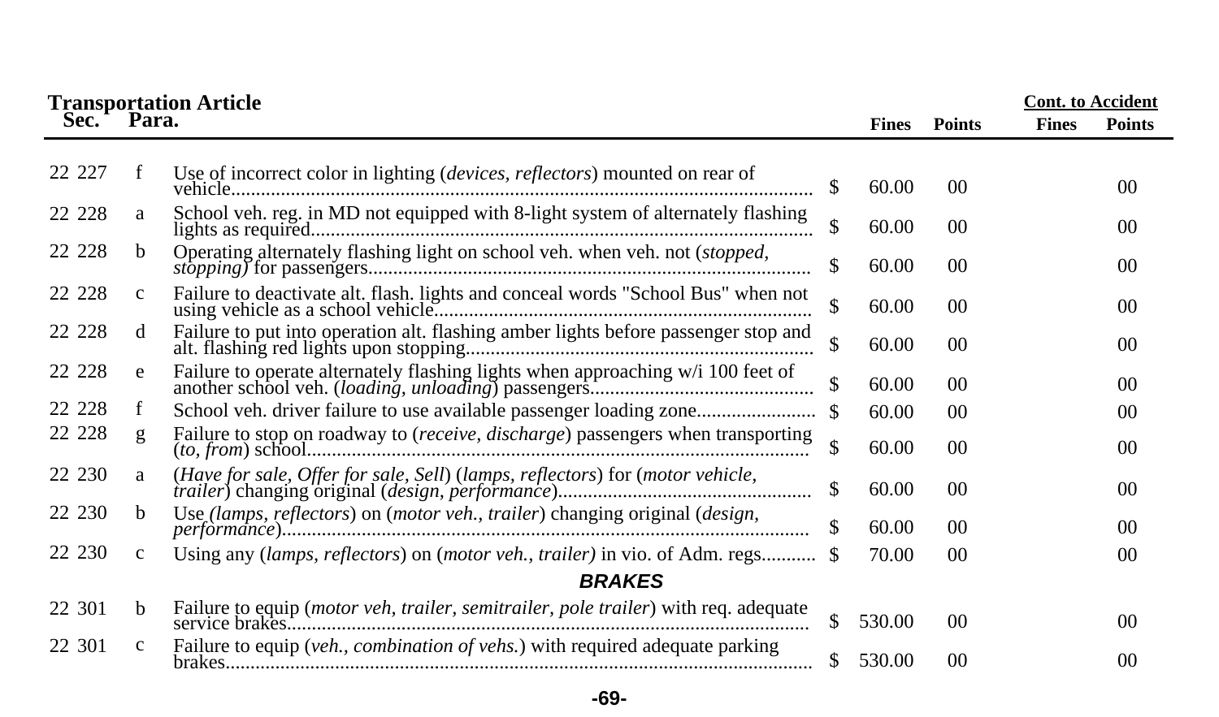**Transportation Article**

| Sec. | Para. | | | Fines | Points | Cont. to Accident Fines | Cont. to Accident Points |
|---|---|---|---|---|---|---|---|
| 22 227 | f | Use of incorrect color in lighting (*devices, reflectors*) mounted on rear of vehicle | $ | 60.00 | 00 | | 00 |
| 22 228 | a | School veh. reg. in MD not equipped with 8-light system of alternately flashing lights as required | $ | 60.00 | 00 | | 00 |
| 22 228 | b | Operating alternately flashing light on school veh. when veh. not (*stopped, stopping)* for passengers | $ | 60.00 | 00 | | 00 |
| 22 228 | c | Failure to deactivate alt. flash. lights and conceal words "School Bus" when not using vehicle as a school vehicle | $ | 60.00 | 00 | | 00 |
| 22 228 | d | Failure to put into operation alt. flashing amber lights before passenger stop and alt. flashing red lights upon stopping | $ | 60.00 | 00 | | 00 |
| 22 228 | e | Failure to operate alternately flashing lights when approaching w/i 100 feet of another school veh. (*loading, unloading*) passengers | $ | 60.00 | 00 | | 00 |
| 22 228 | f | School veh. driver failure to use available passenger loading zone | $ | 60.00 | 00 | | 00 |
| 22 228 | g | Failure to stop on roadway to (*receive, discharge*) passengers when transporting (*to, from*) school | $ | 60.00 | 00 | | 00 |
| 22 230 | a | (*Have for sale, Offer for sale, Sell*) (*lamps, reflectors*) for (*motor vehicle, trailer*) changing original (*design, performance*) | $ | 60.00 | 00 | | 00 |
| 22 230 | b | Use *(lamps, reflectors*) on (*motor veh., trailer*) changing original (*design, performance*) | $ | 60.00 | 00 | | 00 |
| 22 230 | c | Using any (*lamps, reflectors*) on (*motor veh., trailer)* in vio. of Adm. regs | $ | 70.00 | 00 | | 00 |
| | | ***BRAKES*** | | | | | |
| 22 301 | b | Failure to equip (*motor veh, trailer, semitrailer, pole trailer*) with req. adequate service brakes | $ | 530.00 | 00 | | 00 |
| 22 301 | c | Failure to equip (*veh., combination of vehs.*) with required adequate parking brakes | $ | 530.00 | 00 | | 00 |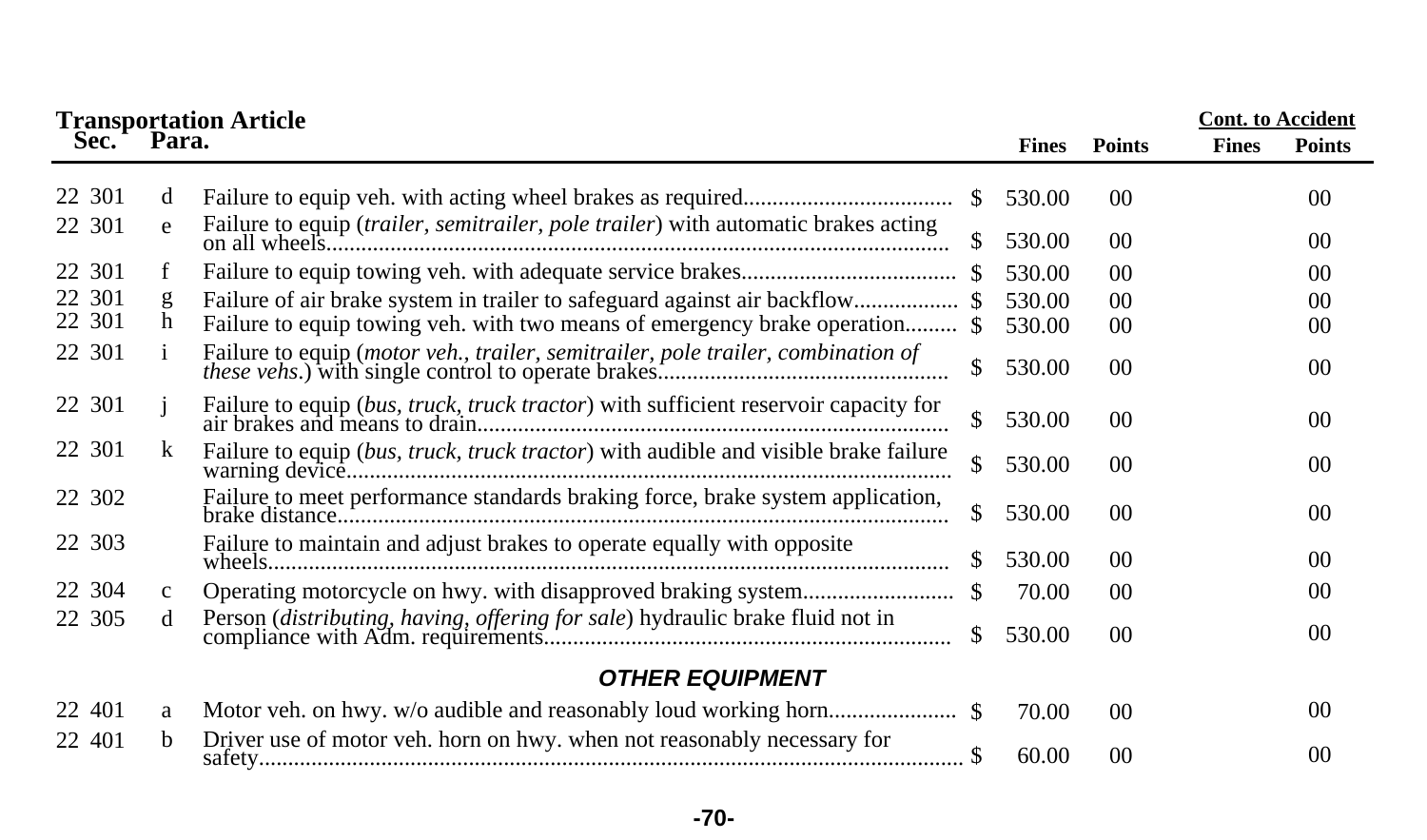**Transportation Article**

| Sec. | Para. | Description | Fines | Points | Cont. to Accident Fines | Cont. to Accident Points |
|---|---|---|---|---|---|---|
| 22 301 | d | Failure to equip veh. with acting wheel brakes as required | $ 530.00 | 00 | | 00 |
| 22 301 | e | Failure to equip (*trailer, semitrailer, pole trailer*) with automatic brakes acting on all wheels | $ 530.00 | 00 | | 00 |
| 22 301 | f | Failure to equip towing veh. with adequate service brakes | $ 530.00 | 00 | | 00 |
| 22 301 | g | Failure of air brake system in trailer to safeguard against air backflow | $ 530.00 | 00 | | 00 |
| 22 301 | h | Failure to equip towing veh. with two means of emergency brake operation | $ 530.00 | 00 | | 00 |
| 22 301 | i | Failure to equip (*motor veh., trailer, semitrailer, pole trailer, combination of these vehs*.) with single control to operate brakes | $ 530.00 | 00 | | 00 |
| 22 301 | j | Failure to equip (*bus, truck, truck tractor*) with sufficient reservoir capacity for air brakes and means to drain | $ 530.00 | 00 | | 00 |
| 22 301 | k | Failure to equip (*bus, truck, truck tractor*) with audible and visible brake failure warning device | $ 530.00 | 00 | | 00 |
| 22 302 | | Failure to meet performance standards braking force, brake system application, brake distance | $ 530.00 | 00 | | 00 |
| 22 303 | | Failure to maintain and adjust brakes to operate equally with opposite wheels | $ 530.00 | 00 | | 00 |
| 22 304 | c | Operating motorcycle on hwy. with disapproved braking system | $ 70.00 | 00 | | 00 |
| 22 305 | d | Person (*distributing, having, offering for sale*) hydraulic brake fluid not in compliance with Adm. requirements | $ 530.00 | 00 | | 00 |
| | | ***OTHER EQUIPMENT*** | | | | |
| 22 401 | a | Motor veh. on hwy. w/o audible and reasonably loud working horn | $ 70.00 | 00 | | 00 |
| 22 401 | b | Driver use of motor veh. horn on hwy. when not reasonably necessary for safety | $ 60.00 | 00 | | 00 |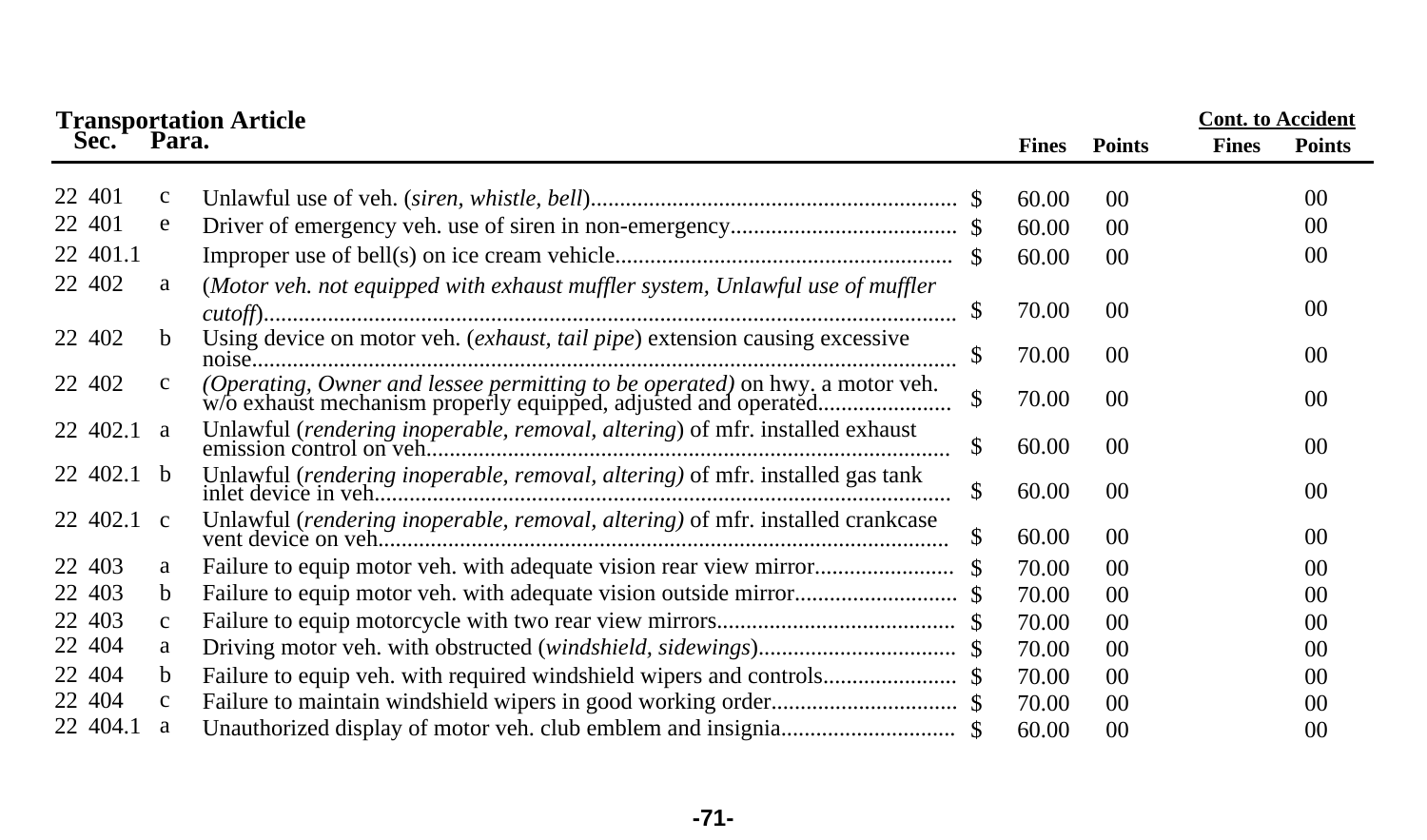**Transportation Article**

| Sec. | Para. | | Fines | Points | Cont. to Accident Fines | Cont. to Accident Points |
|---|---|---|---|---|---|---|
| 22 401 | c | Unlawful use of veh. (*siren, whistle, bell*) | $ 60.00 | 00 | | 00 |
| 22 401 | e | Driver of emergency veh. use of siren in non-emergency | $ 60.00 | 00 | | 00 |
| 22 401.1 | | Improper use of bell(s) on ice cream vehicle | $ 60.00 | 00 | | 00 |
| 22 402 | a | (*Motor veh. not equipped with exhaust muffler system, Unlawful use of muffler cutoff*) | $ 70.00 | 00 | | 00 |
| 22 402 | b | Using device on motor veh. (*exhaust, tail pipe*) extension causing excessive noise | $ 70.00 | 00 | | 00 |
| 22 402 | c | (*Operating, Owner and lessee permitting to be operated)* on hwy. a motor veh. w/o exhaust mechanism properly equipped, adjusted and operated | $ 70.00 | 00 | | 00 |
| 22 402.1 | a | Unlawful (*rendering inoperable, removal, altering*) of mfr. installed exhaust emission control on veh. | $ 60.00 | 00 | | 00 |
| 22 402.1 | b | Unlawful (*rendering inoperable, removal, altering*) of mfr. installed gas tank inlet device in veh. | $ 60.00 | 00 | | 00 |
| 22 402.1 | c | Unlawful (*rendering inoperable, removal, altering)* of mfr. installed crankcase vent device on veh. | $ 60.00 | 00 | | 00 |
| 22 403 | a | Failure to equip motor veh. with adequate vision rear view mirror | $ 70.00 | 00 | | 00 |
| 22 403 | b | Failure to equip motor veh. with adequate vision outside mirror | $ 70.00 | 00 | | 00 |
| 22 403 | c | Failure to equip motorcycle with two rear view mirrors | $ 70.00 | 00 | | 00 |
| 22 404 | a | Driving motor veh. with obstructed (*windshield, sidewings*) | $ 70.00 | 00 | | 00 |
| 22 404 | b | Failure to equip veh. with required windshield wipers and controls | $ 70.00 | 00 | | 00 |
| 22 404 | c | Failure to maintain windshield wipers in good working order | $ 70.00 | 00 | | 00 |
| 22 404.1 | a | Unauthorized display of motor veh. club emblem and insignia | $ 60.00 | 00 | | 00 |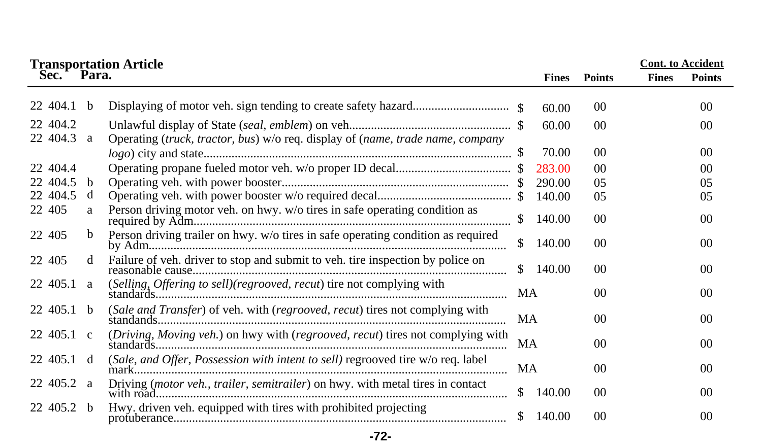**Transportation Article**

| Sec. | Para. | | Fines | Points | Cont. to Accident Fines | Cont. to Accident Points |
|---|---|---|---|---|---|---|
| 22 404.1 | b | Displaying of motor veh. sign tending to create safety hazard.............................. | $ 60.00 | 00 | | 00 |
| 22 404.2 | | Unlawful display of State (*seal, emblem*) on veh.................................................. | $ 60.00 | 00 | | 00 |
| 22 404.3 | a | Operating (*truck, tractor, bus*) w/o req. display of (*name, trade name, company logo*) city and state................................................................................................ | $ 70.00 | 00 | | 00 |
| 22 404.4 | | Operating propane fueled motor veh. w/o proper ID decal.................................... | $ 283.00 | 00 | | 00 |
| 22 404.5 | b | Operating veh. with power booster....................................................................... | $ 290.00 | 05 | | 05 |
| 22 404.5 | d | Operating veh. with power booster w/o required decal.......................................... | $ 140.00 | 05 | | 05 |
| 22 405 | a | Person driving motor veh. on hwy. w/o tires in safe operating condition as required by Adm.................................................................................................... | $ 140.00 | 00 | | 00 |
| 22 405 | b | Person driving trailer on hwy. w/o tires in safe operating condition as required by Adm................................................................................................................ | $ 140.00 | 00 | | 00 |
| 22 405 | d | Failure of veh. driver to stop and submit to veh. tire inspection by police on reasonable cause.................................................................................................. | $ 140.00 | 00 | | 00 |
| 22 405.1 | a | (*Selling, Offering to sell*)(*regrooved, recut*) tire not complying with standards................................................................................................................ | MA | 00 | | 00 |
| 22 405.1 | b | (*Sale and Transfer*) of veh. with (*regrooved, recut*) tires not complying with standards............................................................................................................... | MA | 00 | | 00 |
| 22 405.1 | c | (*Driving, Moving veh.*) on hwy with (*regrooved, recut*) tires not complying with standards............................................................................................................... | MA | 00 | | 00 |
| 22 405.1 | d | (*Sale, and Offer, Possession with intent to sell*) regrooved tire w/o req. label mark...................................................................................................................... | MA | 00 | | 00 |
| 22 405.2 | a | Driving (*motor veh., trailer, semitrailer*) on hwy. with metal tires in contact with road............................................................................................................... | $ 140.00 | 00 | | 00 |
| 22 405.2 | b | Hwy. driven veh. equipped with tires with prohibited projecting protuberance........................................................................................................ | $ 140.00 | 00 | | 00 |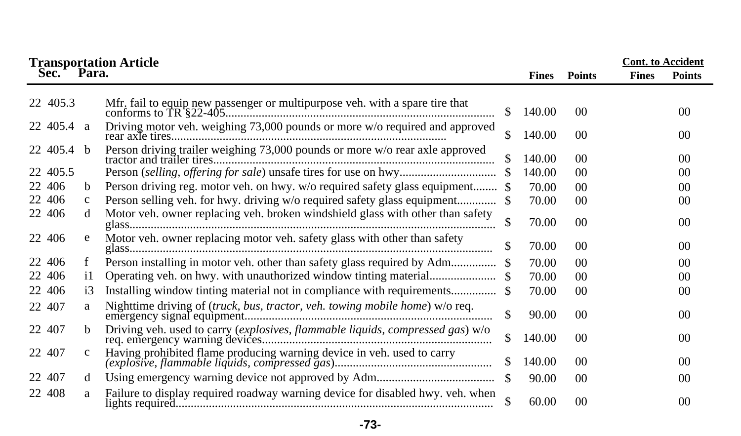## Transportation Article

| Sec. | Para. | | Fines | Points | Cont. to Accident Fines | Cont. to Accident Points |
|---|---|---|---|---|---|---|
| 22 405.3 | | Mfr. fail to equip new passenger or multipurpose veh. with a spare tire that conforms to TR §22-405 | $ 140.00 | 00 | | 00 |
| 22 405.4 | a | Driving motor veh. weighing 73,000 pounds or more w/o required and approved rear axle tires | $ 140.00 | 00 | | 00 |
| 22 405.4 | b | Person driving trailer weighing 73,000 pounds or more w/o rear axle approved tractor and trailer tires | $ 140.00 | 00 | | 00 |
| 22 405.5 | | Person (*selling, offering for sale*) unsafe tires for use on hwy | $ 140.00 | 00 | | 00 |
| 22 406 | b | Person driving reg. motor veh. on hwy. w/o required safety glass equipment | $ 70.00 | 00 | | 00 |
| 22 406 | c | Person selling veh. for hwy. driving w/o required safety glass equipment | $ 70.00 | 00 | | 00 |
| 22 406 | d | Motor veh. owner replacing veh. broken windshield glass with other than safety glass | $ 70.00 | 00 | | 00 |
| 22 406 | e | Motor veh. owner replacing motor veh. safety glass with other than safety glass | $ 70.00 | 00 | | 00 |
| 22 406 | f | Person installing in motor veh. other than safety glass required by Adm | $ 70.00 | 00 | | 00 |
| 22 406 | i1 | Operating veh. on hwy. with unauthorized window tinting material | $ 70.00 | 00 | | 00 |
| 22 406 | i3 | Installing window tinting material not in compliance with requirements | $ 70.00 | 00 | | 00 |
| 22 407 | a | Nighttime driving of (*truck, bus, tractor, veh. towing mobile home*) w/o req. emergency signal equipment | $ 90.00 | 00 | | 00 |
| 22 407 | b | Driving veh. used to carry (*explosives, flammable liquids, compressed gas*) w/o req. emergency warning devices | $ 140.00 | 00 | | 00 |
| 22 407 | c | Having prohibited flame producing warning device in veh. used to carry (*explosive, flammable liquids, compressed gas*) | $ 140.00 | 00 | | 00 |
| 22 407 | d | Using emergency warning device not approved by Adm | $ 90.00 | 00 | | 00 |
| 22 408 | a | Failure to display required roadway warning device for disabled hwy. veh. when lights required | $ 60.00 | 00 | | 00 |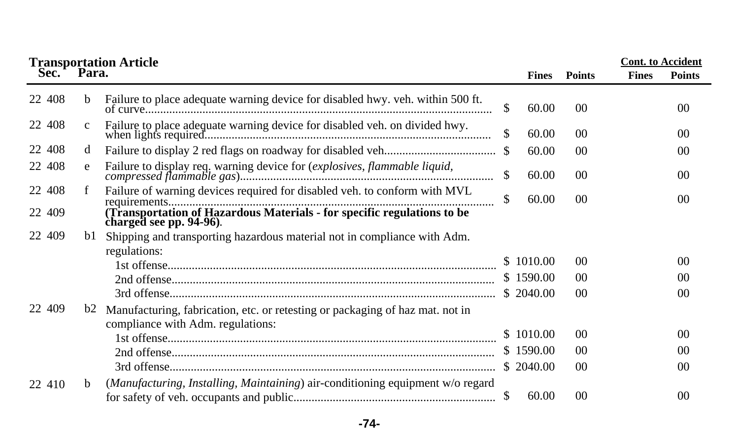| Transportation Article Sec. | Para. | | Fines | Points | Cont. to Accident Fines | Cont. to Accident Points |
|---|---|---|---|---|---|---|
| 22 408 | b | Failure to place adequate warning device for disabled hwy. veh. within 500 ft. of curve | $ 60.00 | 00 | | 00 |
| 22 408 | c | Failure to place adequate warning device for disabled veh. on divided hwy. when lights required | $ 60.00 | 00 | | 00 |
| 22 408 | d | Failure to display 2 red flags on roadway for disabled veh | $ 60.00 | 00 | | 00 |
| 22 408 | e | Failure to display req. warning device for (*explosives, flammable liquid, compressed flammable gas*) | $ 60.00 | 00 | | 00 |
| 22 408 | f | Failure of warning devices required for disabled veh. to conform with MVL requirements | $ 60.00 | 00 | | 00 |
| 22 409 | | **(Transportation of Hazardous Materials - for specific regulations to be charged see pp. 94-96)**. | | | | |
| 22 409 | b1 | Shipping and transporting hazardous material not in compliance with Adm. regulations: | | | | |
| | | 1st offense | $ 1010.00 | 00 | | 00 |
| | | 2nd offense | $ 1590.00 | 00 | | 00 |
| | | 3rd offense | $ 2040.00 | 00 | | 00 |
| 22 409 | b2 | Manufacturing, fabrication, etc. or retesting or packaging of haz mat. not in compliance with Adm. regulations: | | | | |
| | | 1st offense | $ 1010.00 | 00 | | 00 |
| | | 2nd offense | $ 1590.00 | 00 | | 00 |
| | | 3rd offense | $ 2040.00 | 00 | | 00 |
| 22 410 | b | (*Manufacturing, Installing, Maintaining*) air-conditioning equipment w/o regard for safety of veh. occupants and public | $ 60.00 | 00 | | 00 |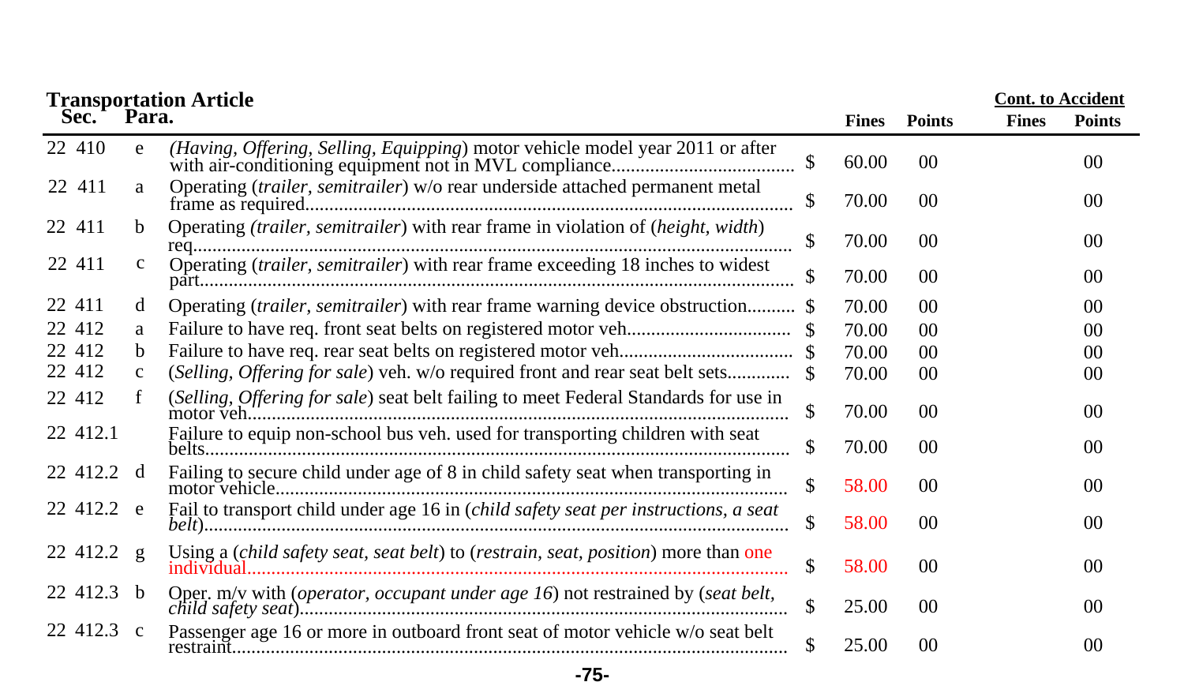**Transportation Article**

| Sec. | Para. | | | Fines | Points | Cont. to Accident Fines | Cont. to Accident Points |
|---|---|---|---|---|---|---|---|
| 22 410 | e | *(Having, Offering, Selling, Equipping)* motor vehicle model year 2011 or after with air-conditioning equipment not in MVL compliance | $ | 60.00 | 00 | | 00 |
| 22 411 | a | Operating (*trailer, semitrailer*) w/o rear underside attached permanent metal frame as required | $ | 70.00 | 00 | | 00 |
| 22 411 | b | Operating *(trailer, semitrailer*) with rear frame in violation of (*height, width*) req | $ | 70.00 | 00 | | 00 |
| 22 411 | c | Operating (*trailer, semitrailer*) with rear frame exceeding 18 inches to widest part | $ | 70.00 | 00 | | 00 |
| 22 411 | d | Operating (*trailer, semitrailer*) with rear frame warning device obstruction | $ | 70.00 | 00 | | 00 |
| 22 412 | a | Failure to have req. front seat belts on registered motor veh | $ | 70.00 | 00 | | 00 |
| 22 412 | b | Failure to have req. rear seat belts on registered motor veh | $ | 70.00 | 00 | | 00 |
| 22 412 | c | (*Selling, Offering for sale*) veh. w/o required front and rear seat belt sets | $ | 70.00 | 00 | | 00 |
| 22 412 | f | (*Selling, Offering for sale*) seat belt failing to meet Federal Standards for use in motor veh | $ | 70.00 | 00 | | 00 |
| 22 412.1 | | Failure to equip non-school bus veh. used for transporting children with seat belts | $ | 70.00 | 00 | | 00 |
| 22 412.2 | d | Failing to secure child under age of 8 in child safety seat when transporting in motor vehicle | $ | 58.00 | 00 | | 00 |
| 22 412.2 | e | Fail to transport child under age 16 in (*child safety seat per instructions, a seat belt*) | $ | 58.00 | 00 | | 00 |
| 22 412.2 | g | Using a (*child safety seat, seat belt*) to (*restrain, seat, position*) more than one individual | $ | 58.00 | 00 | | 00 |
| 22 412.3 | b | Oper. m/v with (*operator, occupant under age 16*) not restrained by (*seat belt, child safety seat*) | $ | 25.00 | 00 | | 00 |
| 22 412.3 | c | Passenger age 16 or more in outboard front seat of motor vehicle w/o seat belt restraint | $ | 25.00 | 00 | | 00 |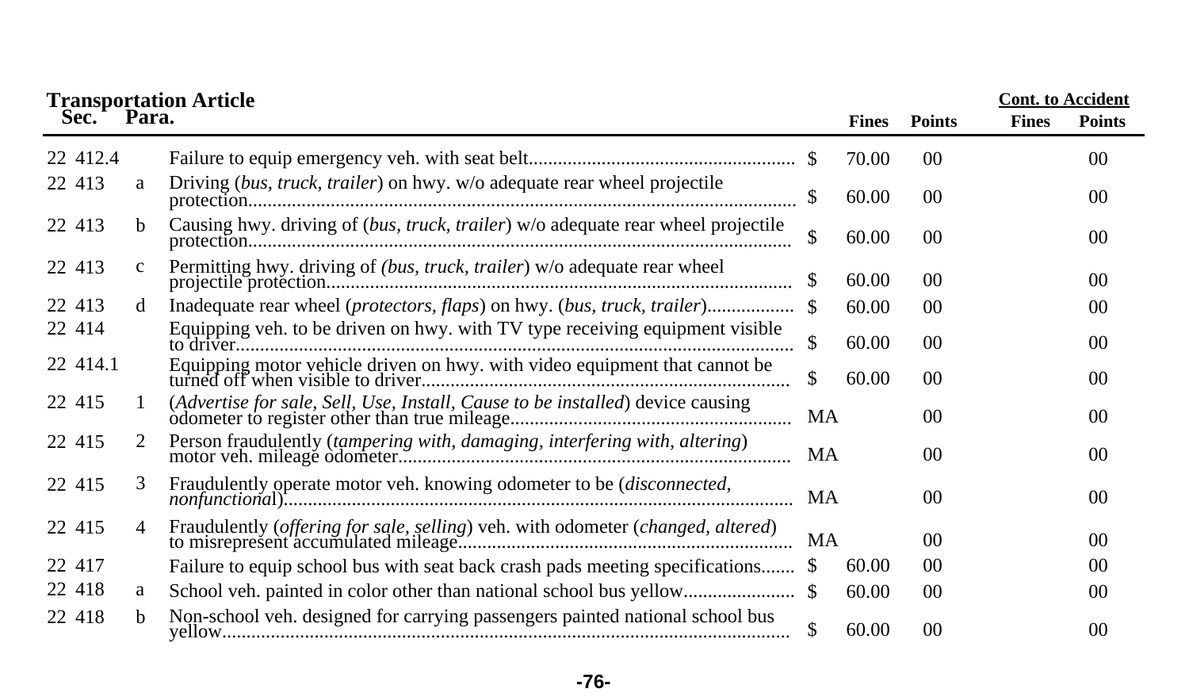**Transportation Article**

| Sec. | Para. | | | Fines | Points | Cont. to Accident Fines | Cont. to Accident Points |
|---|---|---|---|---|---|---|---|
| 22 412.4 | | Failure to equip emergency veh. with seat belt | $ | 70.00 | 00 | | 00 |
| 22 413 | a | Driving (*bus, truck, trailer*) on hwy. w/o adequate rear wheel projectile protection | $ | 60.00 | 00 | | 00 |
| 22 413 | b | Causing hwy. driving of (*bus, truck, trailer*) w/o adequate rear wheel projectile protection | $ | 60.00 | 00 | | 00 |
| 22 413 | c | Permitting hwy. driving of (*bus, truck, trailer*) w/o adequate rear wheel projectile protection | $ | 60.00 | 00 | | 00 |
| 22 413 | d | Inadequate rear wheel (*protectors, flaps*) on hwy. (*bus, truck, trailer*) | $ | 60.00 | 00 | | 00 |
| 22 414 | | Equipping veh. to be driven on hwy. with TV type receiving equipment visible to driver | $ | 60.00 | 00 | | 00 |
| 22 414.1 | | Equipping motor vehicle driven on hwy. with video equipment that cannot be turned off when visible to driver | $ | 60.00 | 00 | | 00 |
| 22 415 | 1 | (*Advertise for sale, Sell, Use, Install, Cause to be installed*) device causing odometer to register other than true mileage | MA | | 00 | | 00 |
| 22 415 | 2 | Person fraudulently (*tampering with, damaging, interfering with, altering*) motor veh. mileage odometer | MA | | 00 | | 00 |
| 22 415 | 3 | Fraudulently operate motor veh. knowing odometer to be (*disconnected, nonfunctional*) | MA | | 00 | | 00 |
| 22 415 | 4 | Fraudulently (*offering for sale, selling*) veh. with odometer (*changed, altered*) to misrepresent accumulated mileage | MA | | 00 | | 00 |
| 22 417 | | Failure to equip school bus with seat back crash pads meeting specifications | $ | 60.00 | 00 | | 00 |
| 22 418 | a | School veh. painted in color other than national school bus yellow | $ | 60.00 | 00 | | 00 |
| 22 418 | b | Non-school veh. designed for carrying passengers painted national school bus yellow | $ | 60.00 | 00 | | 00 |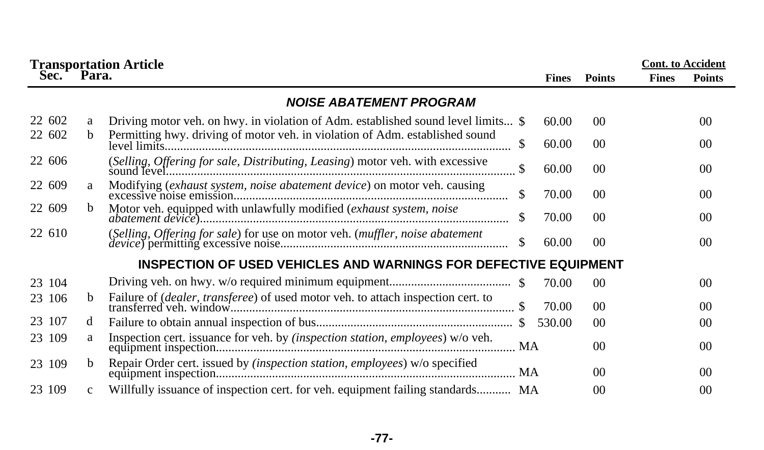| Transportation Article Sec. | Para. | | Fines | Points | Cont. to Accident Fines | Cont. to Accident Points |
|---|---|---|---|---|---|---|
| | | ***NOISE ABATEMENT PROGRAM*** | | | | |
| 22 602 | a | Driving motor veh. on hwy. in violation of Adm. established sound level limits... | $ 60.00 | 00 | | 00 |
| 22 602 | b | Permitting hwy. driving of motor veh. in violation of Adm. established sound level limits | $ 60.00 | 00 | | 00 |
| 22 606 | | (*Selling, Offering for sale, Distributing, Leasing*) motor veh. with excessive sound level | $ 60.00 | 00 | | 00 |
| 22 609 | a | Modifying (*exhaust system, noise abatement device*) on motor veh. causing excessive noise emission | $ 70.00 | 00 | | 00 |
| 22 609 | b | Motor veh. equipped with unlawfully modified (*exhaust system, noise abatement device*) | $ 70.00 | 00 | | 00 |
| 22 610 | | (*Selling, Offering for sale*) for use on motor veh. (*muffler, noise abatement device*) permitting excessive noise | $ 60.00 | 00 | | 00 |
| | | **INSPECTION OF USED VEHICLES AND WARNINGS FOR DEFECTIVE EQUIPMENT** | | | | |
| 23 104 | | Driving veh. on hwy. w/o required minimum equipment | $ 70.00 | 00 | | 00 |
| 23 106 | b | Failure of (*dealer, transferee*) of used motor veh. to attach inspection cert. to transferred veh. window | $ 70.00 | 00 | | 00 |
| 23 107 | d | Failure to obtain annual inspection of bus | $ 530.00 | 00 | | 00 |
| 23 109 | a | Inspection cert. issuance for veh. by (*inspection station, employees*) w/o veh. equipment inspection | MA | 00 | | 00 |
| 23 109 | b | Repair Order cert. issued by (*inspection station, employees*) w/o specified equipment inspection | MA | 00 | | 00 |
| 23 109 | c | Willfully issuance of inspection cert. for veh. equipment failing standards | MA | 00 | | 00 |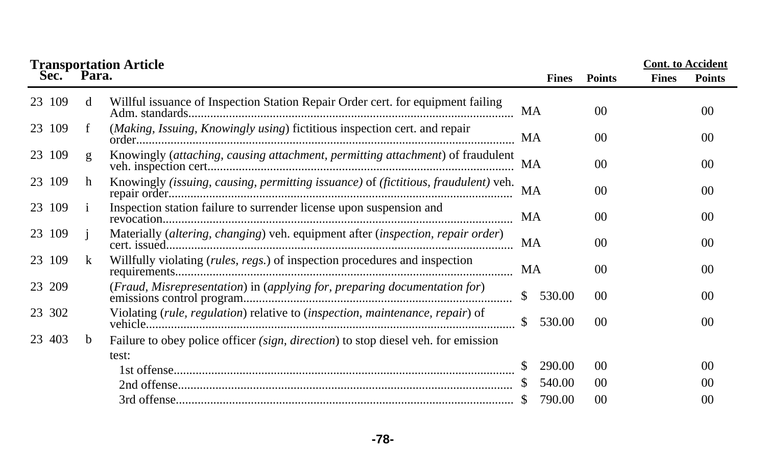| Transportation Article Sec. | Para. | | Fines | Points | Cont. to Accident Fines | Points |
|---|---|---|---|---|---|---|
| 23 109 | d | Willful issuance of Inspection Station Repair Order cert. for equipment failing Adm. standards | MA | 00 | | 00 |
| 23 109 | f | (*Making, Issuing, Knowingly using*) fictitious inspection cert. and repair order | MA | 00 | | 00 |
| 23 109 | g | Knowingly (*attaching, causing attachment, permitting attachment*) of fraudulent veh. inspection cert | MA | 00 | | 00 |
| 23 109 | h | Knowingly *(issuing, causing, permitting issuance)* of *(fictitious, fraudulent)* veh. repair order | MA | 00 | | 00 |
| 23 109 | i | Inspection station failure to surrender license upon suspension and revocation | MA | 00 | | 00 |
| 23 109 | j | Materially (*altering, changing*) veh. equipment after (*inspection, repair order*) cert. issued | MA | 00 | | 00 |
| 23 109 | k | Willfully violating (*rules, regs.*) of inspection procedures and inspection requirements | MA | 00 | | 00 |
| 23 209 | | (*Fraud, Misrepresentation*) in (*applying for, preparing documentation for*) emissions control program | $ 530.00 | 00 | | 00 |
| 23 302 | | Violating (*rule, regulation*) relative to (*inspection, maintenance, repair*) of vehicle | $ 530.00 | 00 | | 00 |
| 23 403 | b | Failure to obey police officer *(sign, direction*) to stop diesel veh. for emission test: | | | | |
| | | 1st offense | $ 290.00 | 00 | | 00 |
| | | 2nd offense | $ 540.00 | 00 | | 00 |
| | | 3rd offense | $ 790.00 | 00 | | 00 |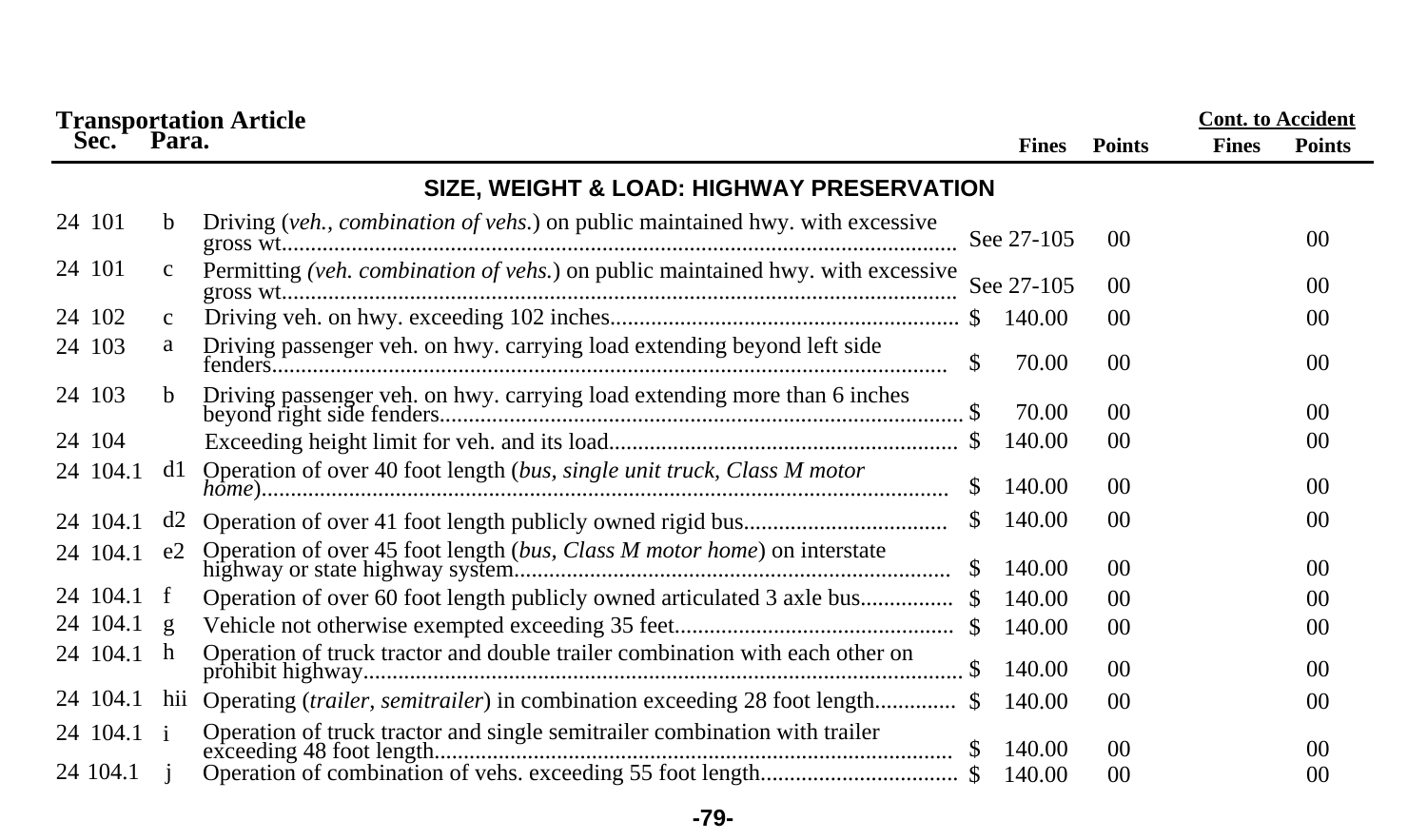**Transportation Article**

| Sec. | Para. | | Fines | Points | Cont. to Accident Fines | Cont. to Accident Points |
|---|---|---|---|---|---|---|
| | | **SIZE, WEIGHT & LOAD: HIGHWAY PRESERVATION** | | | | |
| 24 101 | b | Driving (*veh., combination of vehs.*) on public maintained hwy. with excessive gross wt. | See 27-105 | 00 | | 00 |
| 24 101 | c | Permitting (*veh. combination of vehs.*) on public maintained hwy. with excessive gross wt. | See 27-105 | 00 | | 00 |
| 24 102 | c | Driving veh. on hwy. exceeding 102 inches | $ 140.00 | 00 | | 00 |
| 24 103 | a | Driving passenger veh. on hwy. carrying load extending beyond left side fenders | $ 70.00 | 00 | | 00 |
| 24 103 | b | Driving passenger veh. on hwy. carrying load extending more than 6 inches beyond right side fenders | $ 70.00 | 00 | | 00 |
| 24 104 | | Exceeding height limit for veh. and its load | $ 140.00 | 00 | | 00 |
| 24 104.1 | d1 | Operation of over 40 foot length (*bus, single unit truck, Class M motor home*) | $ 140.00 | 00 | | 00 |
| 24 104.1 | d2 | Operation of over 41 foot length publicly owned rigid bus | $ 140.00 | 00 | | 00 |
| 24 104.1 | e2 | Operation of over 45 foot length (*bus, Class M motor home*) on interstate highway or state highway system | $ 140.00 | 00 | | 00 |
| 24 104.1 | f | Operation of over 60 foot length publicly owned articulated 3 axle bus | $ 140.00 | 00 | | 00 |
| 24 104.1 | g | Vehicle not otherwise exempted exceeding 35 feet | $ 140.00 | 00 | | 00 |
| 24 104.1 | h | Operation of truck tractor and double trailer combination with each other on prohibit highway | $ 140.00 | 00 | | 00 |
| 24 104.1 | hii | Operating (*trailer, semitrailer*) in combination exceeding 28 foot length | $ 140.00 | 00 | | 00 |
| 24 104.1 | i | Operation of truck tractor and single semitrailer combination with trailer exceeding 48 foot length | $ 140.00 | 00 | | 00 |
| 24 104.1 | j | Operation of combination of vehs. exceeding 55 foot length | $ 140.00 | 00 | | 00 |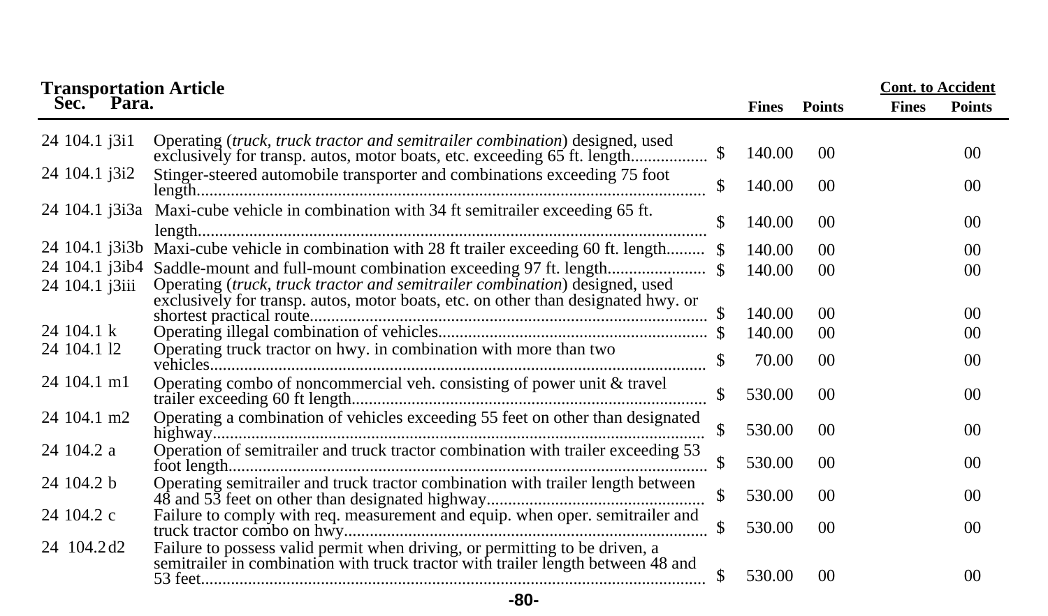## Transportation Article

| Sec. | Para. | | | Fines | Points | Cont. to Accident Fines | Cont. to Accident Points |
|---|---|---|---|---|---|---|---|
| 24 | 104.1 j3i1 | Operating (*truck, truck tractor and semitrailer combination*) designed, used exclusively for transp. autos, motor boats, etc. exceeding 65 ft. length | $ | 140.00 | 00 | | 00 |
| 24 | 104.1 j3i2 | Stinger-steered automobile transporter and combinations exceeding 75 foot length | $ | 140.00 | 00 | | 00 |
| 24 | 104.1 j3i3a | Maxi-cube vehicle in combination with 34 ft semitrailer exceeding 65 ft. length | $ | 140.00 | 00 | | 00 |
| 24 | 104.1 j3i3b | Maxi-cube vehicle in combination with 28 ft trailer exceeding 60 ft. length | $ | 140.00 | 00 | | 00 |
| 24 | 104.1 j3ib4 | Saddle-mount and full-mount combination exceeding 97 ft. length | $ | 140.00 | 00 | | 00 |
| 24 | 104.1 j3iii | Operating (*truck, truck tractor and semitrailer combination*) designed, used exclusively for transp. autos, motor boats, etc. on other than designated hwy. or shortest practical route | $ | 140.00 | 00 | | 00 |
| 24 | 104.1 k | Operating illegal combination of vehicles | $ | 140.00 | 00 | | 00 |
| 24 | 104.1 l2 | Operating truck tractor on hwy. in combination with more than two vehicles | $ | 70.00 | 00 | | 00 |
| 24 | 104.1 m1 | Operating combo of noncommercial veh. consisting of power unit & travel trailer exceeding 60 ft length | $ | 530.00 | 00 | | 00 |
| 24 | 104.1 m2 | Operating a combination of vehicles exceeding 55 feet on other than designated highway | $ | 530.00 | 00 | | 00 |
| 24 | 104.2 a | Operation of semitrailer and truck tractor combination with trailer exceeding 53 foot length | $ | 530.00 | 00 | | 00 |
| 24 | 104.2 b | Operating semitrailer and truck tractor combination with trailer length between 48 and 53 feet on other than designated highway | $ | 530.00 | 00 | | 00 |
| 24 | 104.2 c | Failure to comply with req. measurement and equip. when oper. semitrailer and truck tractor combo on hwy | $ | 530.00 | 00 | | 00 |
| 24 | 104.2 d2 | Failure to possess valid permit when driving, or permitting to be driven, a semitrailer in combination with truck tractor with trailer length between 48 and 53 feet | $ | 530.00 | 00 | | 00 |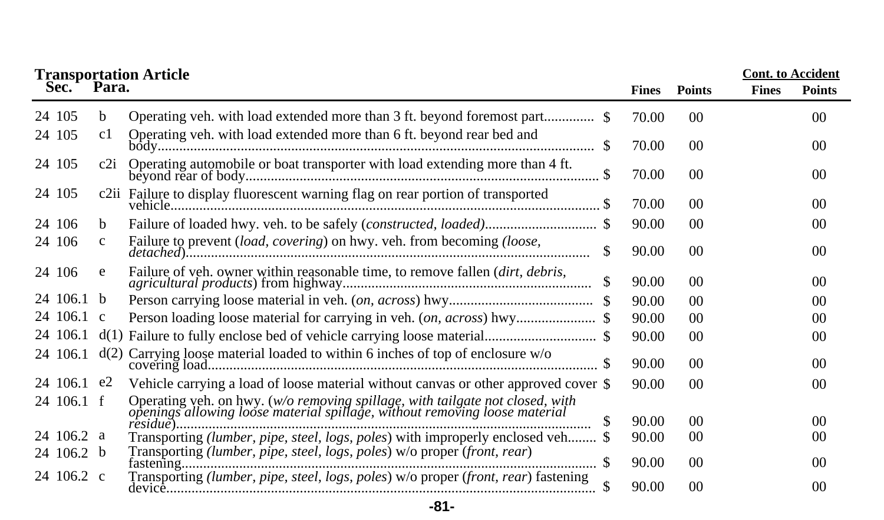**Transportation Article**

| Sec. | Para. | | Fines | Points | Cont. to Accident Fines | Cont. to Accident Points |
|---|---|---|---|---|---|---|
| 24 105 | b | Operating veh. with load extended more than 3 ft. beyond foremost part.............. $ | 70.00 | 00 | | 00 |
| 24 105 | c1 | Operating veh. with load extended more than 6 ft. beyond rear bed and body............................................................................................................ $ | 70.00 | 00 | | 00 |
| 24 105 | c2i | Operating automobile or boat transporter with load extending more than 4 ft. beyond rear of body.................................................................................... $ | 70.00 | 00 | | 00 |
| 24 105 | c2ii | Failure to display fluorescent warning flag on rear portion of transported vehicle............................................................................................................ $ | 70.00 | 00 | | 00 |
| 24 106 | b | Failure of loaded hwy. veh. to be safely (*constructed, loaded*).............................. $ | 90.00 | 00 | | 00 |
| 24 106 | c | Failure to prevent (*load, covering*) on hwy. veh. from becoming (*loose, detached*)............................................................................................... $ | 90.00 | 00 | | 00 |
| 24 106 | e | Failure of veh. owner within reasonable time, to remove fallen (*dirt, debris, agricultural products*) from highway.................................................................... $ | 90.00 | 00 | | 00 |
| 24 106.1 | b | Person carrying loose material in veh. (*on, across*) hwy........................................ $ | 90.00 | 00 | | 00 |
| 24 106.1 | c | Person loading loose material for carrying in veh. (*on, across*) hwy...................... $ | 90.00 | 00 | | 00 |
| 24 106.1 | d(1) | Failure to fully enclose bed of vehicle carrying loose material.............................. $ | 90.00 | 00 | | 00 |
| 24 106.1 | d(2) | Carrying loose material loaded to within 6 inches of top of enclosure w/o covering load........................................................................................................ $ | 90.00 | 00 | | 00 |
| 24 106.1 | e2 | Vehicle carrying a load of loose material without canvas or other approved cover $ | 90.00 | 00 | | 00 |
| 24 106.1 | f | Operating veh. on hwy. (*w/o removing spillage, with tailgate not closed, with openings allowing loose material spillage, without removing loose material residue*)................................................................................................... $ | 90.00 | 00 | | 00 |
| 24 106.2 | a | Transporting (*lumber, pipe, steel, logs, poles*) with improperly enclosed veh........ $ | 90.00 | 00 | | 00 |
| 24 106.2 | b | Transporting (*lumber, pipe, steel, logs, poles*) w/o proper (*front, rear*) fastening.................................................................................................... $ | 90.00 | 00 | | 00 |
| 24 106.2 | c | Transporting (*lumber, pipe, steel, logs, poles*) w/o proper (*front, rear*) fastening device........................................................................................................ $ | 90.00 | 00 | | 00 |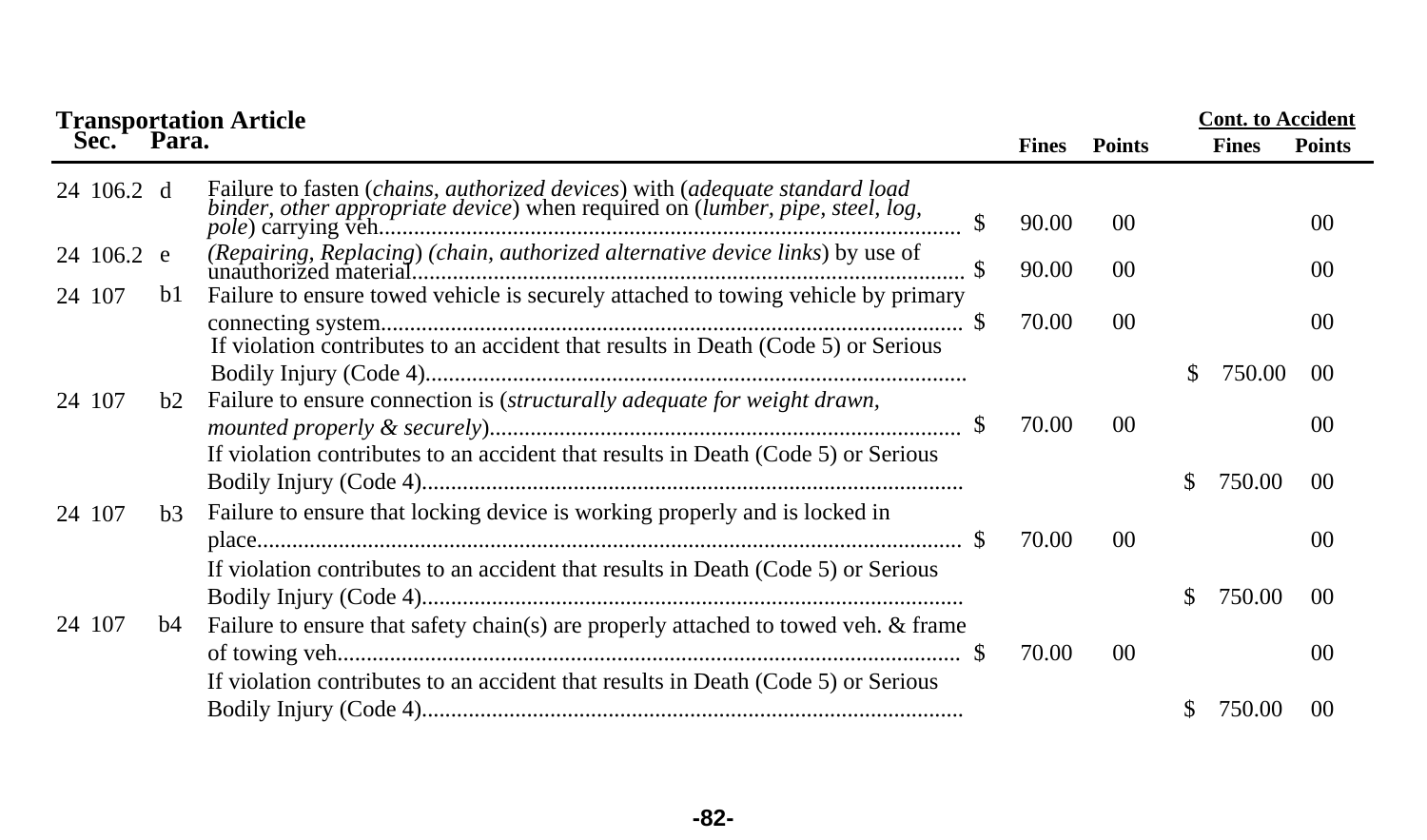**Transportation Article**

| Sec. | Para. | | | Fines | Points | Cont. to Accident Fines | Cont. to Accident Points |
|---|---|---|---|---|---|---|---|
| 24 106.2 | d | Failure to fasten (*chains, authorized devices*) with (*adequate standard load binder, other appropriate device*) when required on (*lumber, pipe, steel, log, pole*) carrying veh. | $ | 90.00 | 00 | | 00 |
| 24 106.2 | e | (*Repairing, Replacing*) (*chain, authorized alternative device links*) by use of unauthorized material | $ | 90.00 | 00 | | 00 |
| 24 107 | b1 | Failure to ensure towed vehicle is securely attached to towing vehicle by primary connecting system | $ | 70.00 | 00 | | 00 |
| | | If violation contributes to an accident that results in Death (Code 5) or Serious Bodily Injury (Code 4) | | | | $ 750.00 | 00 |
| 24 107 | b2 | Failure to ensure connection is (*structurally adequate for weight drawn, mounted properly & securely*) | $ | 70.00 | 00 | | 00 |
| | | If violation contributes to an accident that results in Death (Code 5) or Serious Bodily Injury (Code 4) | | | | $ 750.00 | 00 |
| 24 107 | b3 | Failure to ensure that locking device is working properly and is locked in place | $ | 70.00 | 00 | | 00 |
| | | If violation contributes to an accident that results in Death (Code 5) or Serious Bodily Injury (Code 4) | | | | $ 750.00 | 00 |
| 24 107 | b4 | Failure to ensure that safety chain(s) are properly attached to towed veh. & frame of towing veh. | $ | 70.00 | 00 | | 00 |
| | | If violation contributes to an accident that results in Death (Code 5) or Serious Bodily Injury (Code 4) | | | | $ 750.00 | 00 |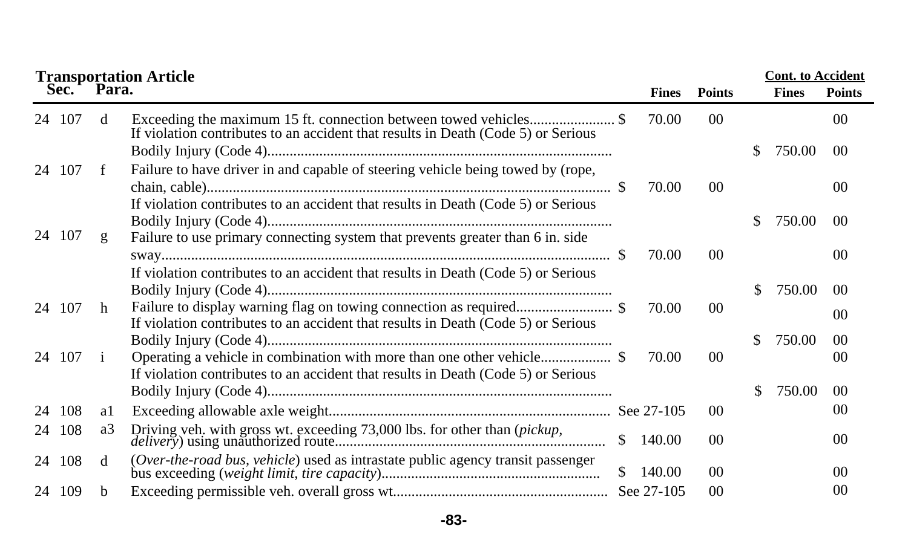**Transportation Article**

| Sec. | | Para. | | Fines | Points | Cont. to Accident Fines | Cont. to Accident Points |
|---|---|---|---|---|---|---|---|
| 24 | 107 | d | Exceeding the maximum 15 ft. connection between towed vehicles | $ 70.00 | 00 | | 00 |
| | | | If violation contributes to an accident that results in Death (Code 5) or Serious Bodily Injury (Code 4) | | | $ 750.00 | 00 |
| 24 | 107 | f | Failure to have driver in and capable of steering vehicle being towed by (rope, chain, cable) | $ 70.00 | 00 | | 00 |
| | | | If violation contributes to an accident that results in Death (Code 5) or Serious Bodily Injury (Code 4) | | | $ 750.00 | 00 |
| 24 | 107 | g | Failure to use primary connecting system that prevents greater than 6 in. side sway | $ 70.00 | 00 | | 00 |
| | | | If violation contributes to an accident that results in Death (Code 5) or Serious Bodily Injury (Code 4) | | | $ 750.00 | 00 |
| 24 | 107 | h | Failure to display warning flag on towing connection as required | $ 70.00 | 00 | | 00 |
| | | | If violation contributes to an accident that results in Death (Code 5) or Serious Bodily Injury (Code 4) | | | $ 750.00 | 00 |
| 24 | 107 | i | Operating a vehicle in combination with more than one other vehicle | $ 70.00 | 00 | | 00 |
| | | | If violation contributes to an accident that results in Death (Code 5) or Serious Bodily Injury (Code 4) | | | $ 750.00 | 00 |
| 24 | 108 | a1 | Exceeding allowable axle weight | See 27-105 | 00 | | 00 |
| 24 | 108 | a3 | Driving veh. with gross wt. exceeding 73,000 lbs. for other than (*pickup, delivery*) using unauthorized route | $ 140.00 | 00 | | 00 |
| 24 | 108 | d | (*Over-the-road bus, vehicle*) used as intrastate public agency transit passenger bus exceeding (*weight limit, tire capacity*) | $ 140.00 | 00 | | 00 |
| 24 | 109 | b | Exceeding permissible veh. overall gross wt. | See 27-105 | 00 | | 00 |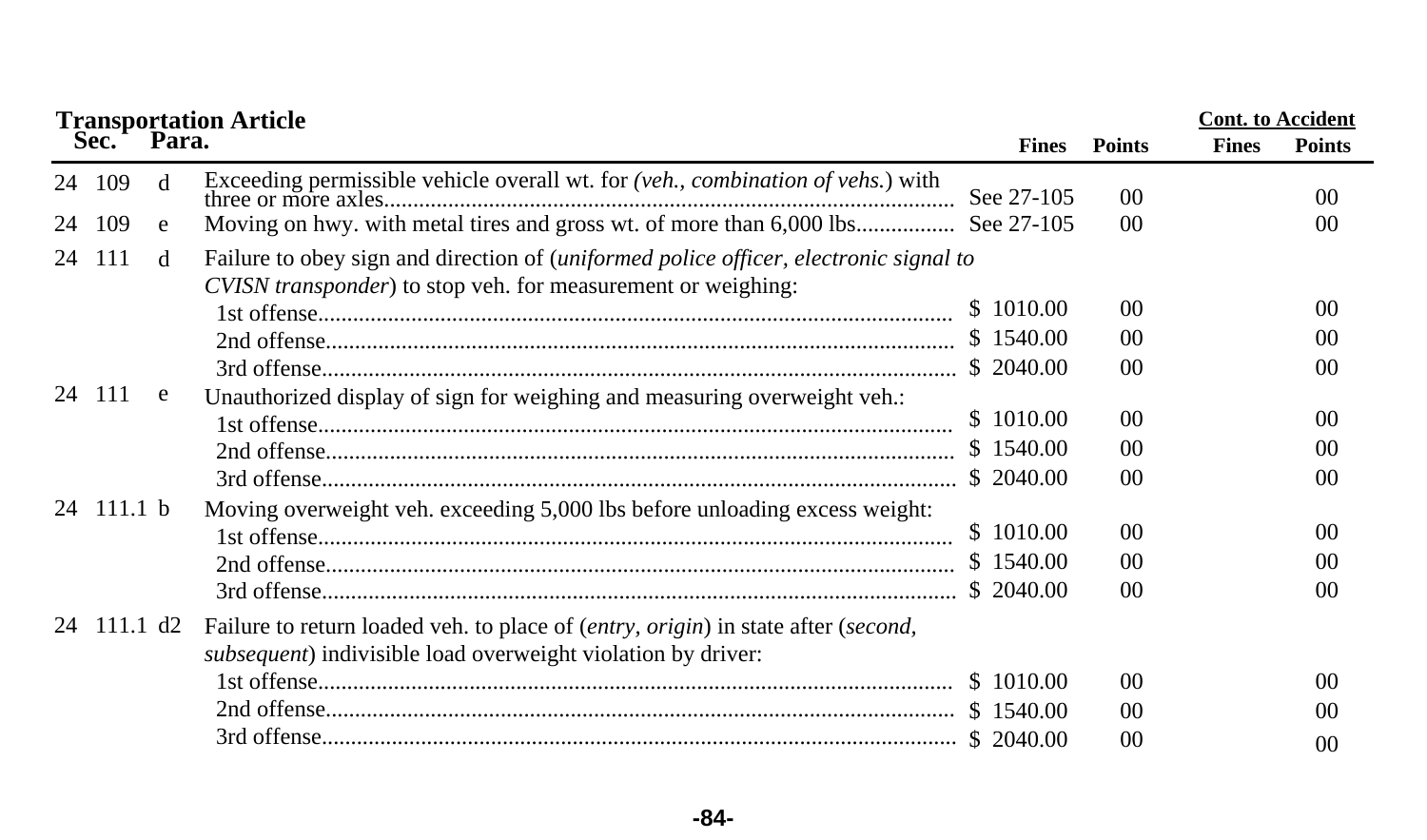## Transportation Article

| Sec. | | Para. | | Fines | Points | Cont. to Accident Fines | Cont. to Accident Points |
|---|---|---|---|---|---|---|---|
| 24 | 109 | d | Exceeding permissible vehicle overall wt. for *(veh., combination of vehs.)* with three or more axles | See 27-105 | 00 | | 00 |
| 24 | 109 | e | Moving on hwy. with metal tires and gross wt. of more than 6,000 lbs | See 27-105 | 00 | | 00 |
| 24 | 111 | d | Failure to obey sign and direction of (*uniformed police officer, electronic signal to CVISN transponder*) to stop veh. for measurement or weighing: | | | | |
| | | | 1st offense | $ 1010.00 | 00 | | 00 |
| | | | 2nd offense | $ 1540.00 | 00 | | 00 |
| | | | 3rd offense | $ 2040.00 | 00 | | 00 |
| 24 | 111 | e | Unauthorized display of sign for weighing and measuring overweight veh.: | | | | |
| | | | 1st offense | $ 1010.00 | 00 | | 00 |
| | | | 2nd offense | $ 1540.00 | 00 | | 00 |
| | | | 3rd offense | $ 2040.00 | 00 | | 00 |
| 24 | 111.1 | b | Moving overweight veh. exceeding 5,000 lbs before unloading excess weight: | | | | |
| | | | 1st offense | $ 1010.00 | 00 | | 00 |
| | | | 2nd offense | $ 1540.00 | 00 | | 00 |
| | | | 3rd offense | $ 2040.00 | 00 | | 00 |
| 24 | 111.1 | d2 | Failure to return loaded veh. to place of (*entry, origin*) in state after (*second, subsequent*) indivisible load overweight violation by driver: | | | | |
| | | | 1st offense | $ 1010.00 | 00 | | 00 |
| | | | 2nd offense | $ 1540.00 | 00 | | 00 |
| | | | 3rd offense | $ 2040.00 | 00 | | 00 |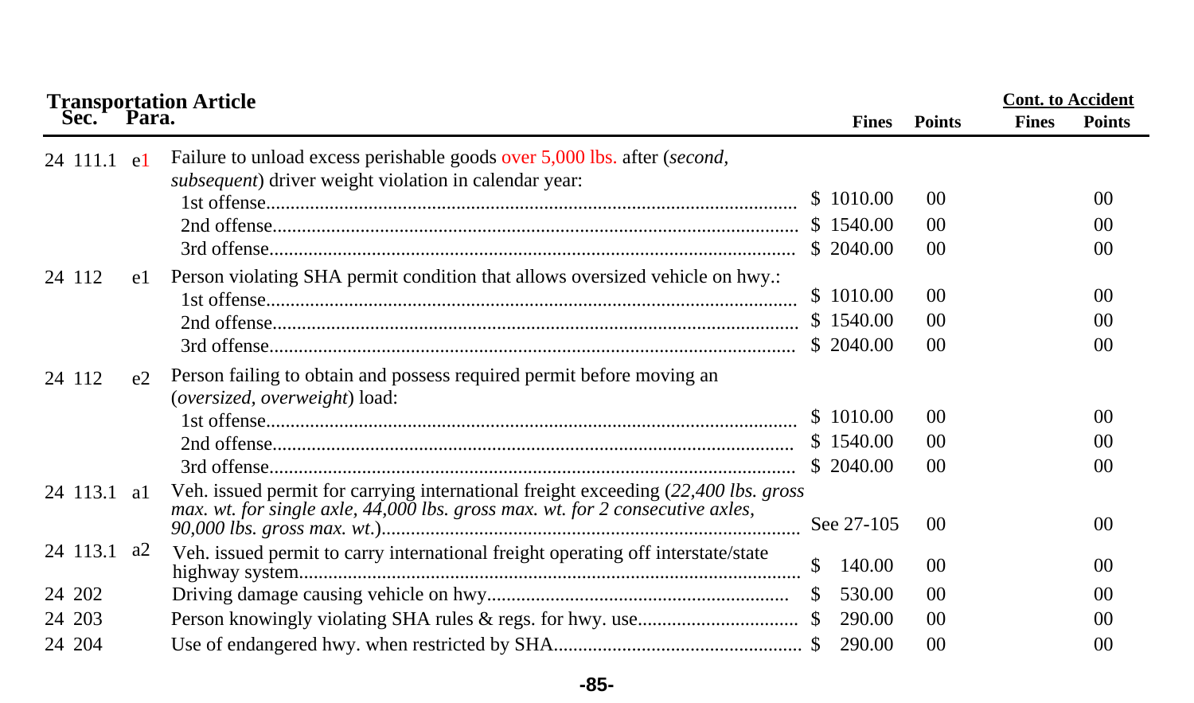## Transportation Article

| Sec. | Para. | | Fines | Points | Cont. to Accident Fines | Cont. to Accident Points |
|---|---|---|---|---|---|---|
| 24 111.1 | e1 | Failure to unload excess perishable goods over 5,000 lbs. after (*second, subsequent*) driver weight violation in calendar year: | | | | |
| | | 1st offense | $ 1010.00 | 00 | | 00 |
| | | 2nd offense | $ 1540.00 | 00 | | 00 |
| | | 3rd offense | $ 2040.00 | 00 | | 00 |
| 24 112 | e1 | Person violating SHA permit condition that allows oversized vehicle on hwy.: | | | | |
| | | 1st offense | $ 1010.00 | 00 | | 00 |
| | | 2nd offense | $ 1540.00 | 00 | | 00 |
| | | 3rd offense | $ 2040.00 | 00 | | 00 |
| 24 112 | e2 | Person failing to obtain and possess required permit before moving an (*oversized, overweight*) load: | | | | |
| | | 1st offense | $ 1010.00 | 00 | | 00 |
| | | 2nd offense | $ 1540.00 | 00 | | 00 |
| | | 3rd offense | $ 2040.00 | 00 | | 00 |
| 24 113.1 | a1 | Veh. issued permit for carrying international freight exceeding (*22,400 lbs. gross max. wt. for single axle, 44,000 lbs. gross max. wt. for 2 consecutive axles, 90,000 lbs. gross max. wt.*) | See 27-105 | 00 | | 00 |
| 24 113.1 | a2 | Veh. issued permit to carry international freight operating off interstate/state highway system | $ 140.00 | 00 | | 00 |
| 24 202 | | Driving damage causing vehicle on hwy | $ 530.00 | 00 | | 00 |
| 24 203 | | Person knowingly violating SHA rules & regs. for hwy. use | $ 290.00 | 00 | | 00 |
| 24 204 | | Use of endangered hwy. when restricted by SHA | $ 290.00 | 00 | | 00 |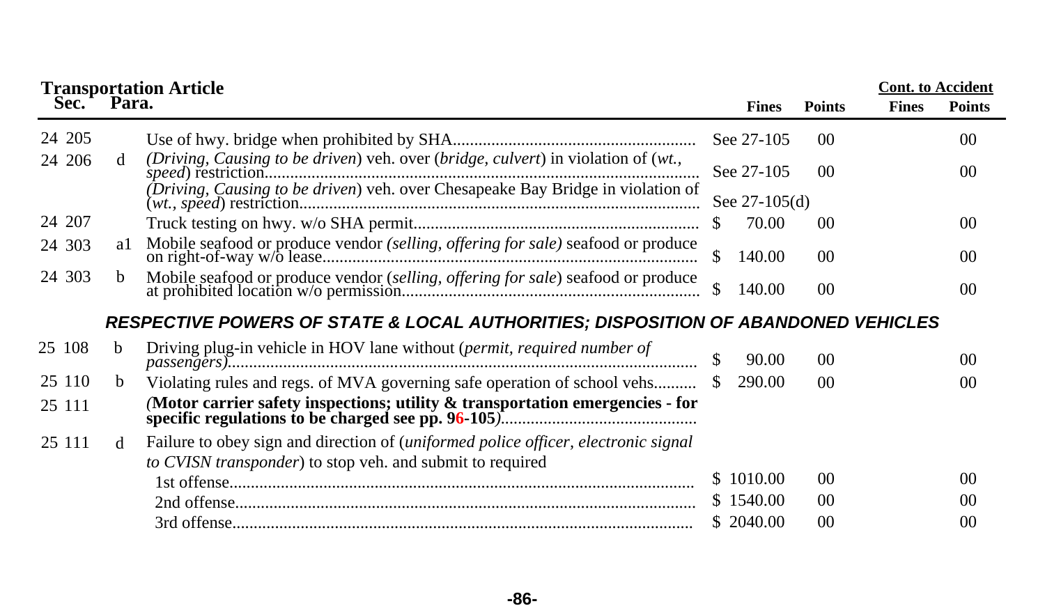## Transportation Article

| Sec. | Para. | | Fines | Points | Cont. to Accident Fines | Cont. to Accident Points |
|---|---|---|---|---|---|---|
| 24 205 | | Use of hwy. bridge when prohibited by SHA | See 27-105 | 00 | | 00 |
| 24 206 | d | (*Driving, Causing to be driven*) veh. over (*bridge, culvert*) in violation of (*wt., speed*) restriction | See 27-105 | 00 | | 00 |
| | | (*Driving, Causing to be driven*) veh. over Chesapeake Bay Bridge in violation of (*wt., speed*) restriction | See 27-105(d) | | | |
| 24 207 | | Truck testing on hwy. w/o SHA permit | $ 70.00 | 00 | | 00 |
| 24 303 | a1 | Mobile seafood or produce vendor *(selling, offering for sale)* seafood or produce on right-of-way w/o lease | $ 140.00 | 00 | | 00 |
| 24 303 | b | Mobile seafood or produce vendor (*selling, offering for sale*) seafood or produce at prohibited location w/o permission | $ 140.00 | 00 | | 00 |

### *RESPECTIVE POWERS OF STATE & LOCAL AUTHORITIES; DISPOSITION OF ABANDONED VEHICLES*

| Sec. | Para. | | Fines | Points | Cont. to Accident Fines | Cont. to Accident Points |
|---|---|---|---|---|---|---|
| 25 108 | b | Driving plug-in vehicle in HOV lane without (*permit, required number of passengers)* | $ 90.00 | 00 | | 00 |
| 25 110 | b | Violating rules and regs. of MVA governing safe operation of school vehs | $ 290.00 | 00 | | 00 |
| 25 111 | | *(***Motor carrier safety inspections; utility & transportation emergencies - for specific regulations to be charged see pp. 96-105***)* | | | | |
| 25 111 | d | Failure to obey sign and direction of (*uniformed police officer, electronic signal to CVISN transponder*) to stop veh. and submit to required | | | | |
| | | 1st offense | $ 1010.00 | 00 | | 00 |
| | | 2nd offense | $ 1540.00 | 00 | | 00 |
| | | 3rd offense | $ 2040.00 | 00 | | 00 |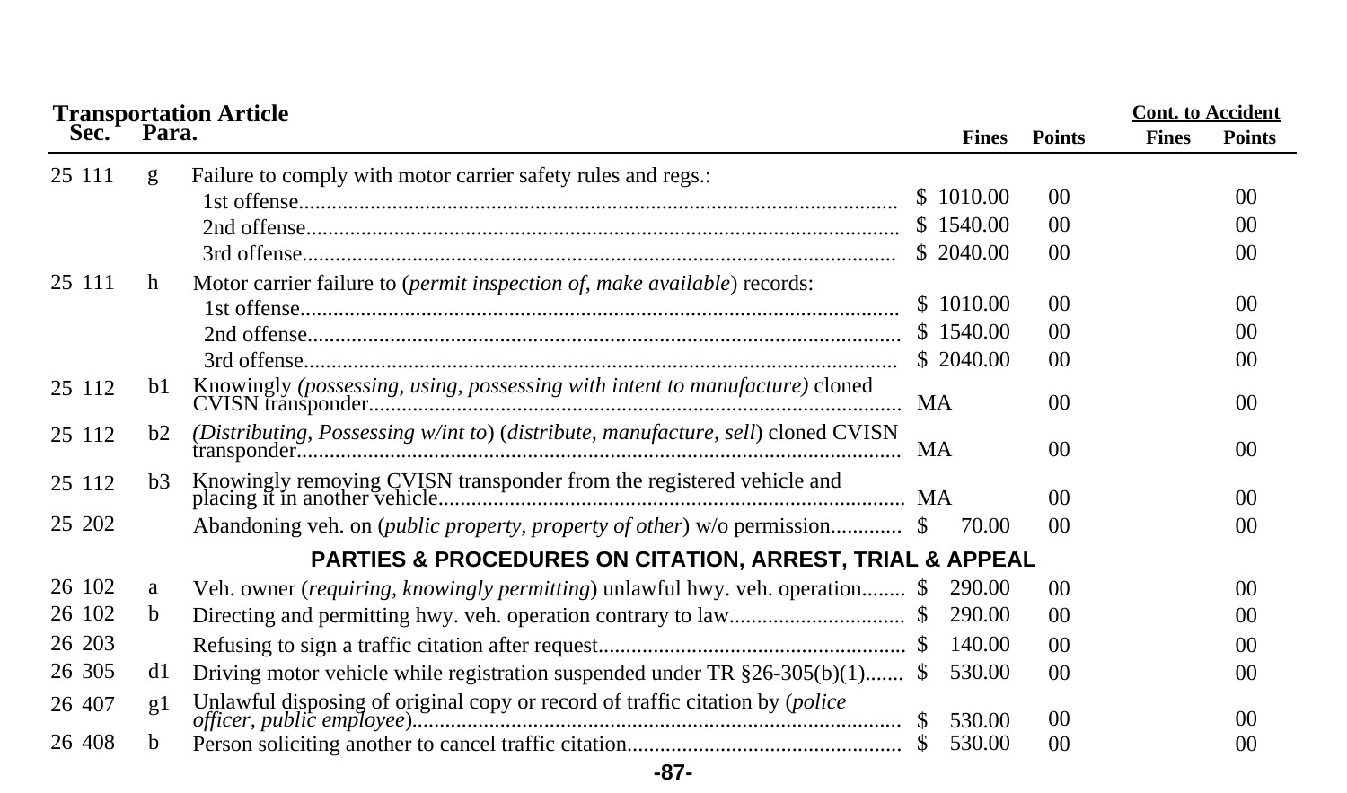**Transportation Article**

| Sec. | Para. | | Fines | Points | Cont. to Accident Fines | Cont. to Accident Points |
|---|---|---|---|---|---|---|
| 25 111 | g | Failure to comply with motor carrier safety rules and regs.: | | | | |
| | | 1st offense | $ 1010.00 | 00 | | 00 |
| | | 2nd offense | $ 1540.00 | 00 | | 00 |
| | | 3rd offense | $ 2040.00 | 00 | | 00 |
| 25 111 | h | Motor carrier failure to (*permit inspection of, make available*) records: | | | | |
| | | 1st offense | $ 1010.00 | 00 | | 00 |
| | | 2nd offense | $ 1540.00 | 00 | | 00 |
| | | 3rd offense | $ 2040.00 | 00 | | 00 |
| 25 112 | b1 | Knowingly *(possessing, using, possessing with intent to manufacture)* cloned CVISN transponder | MA | 00 | | 00 |
| 25 112 | b2 | *(Distributing, Possessing w/int to*) (*distribute, manufacture, sell*) cloned CVISN transponder | MA | 00 | | 00 |
| 25 112 | b3 | Knowingly removing CVISN transponder from the registered vehicle and placing it in another vehicle | MA | 00 | | 00 |
| 25 202 | | Abandoning veh. on (*public property, property of other*) w/o permission | $ 70.00 | 00 | | 00 |
| | | **PARTIES & PROCEDURES ON CITATION, ARREST, TRIAL & APPEAL** | | | | |
| 26 102 | a | Veh. owner (*requiring, knowingly permitting*) unlawful hwy. veh. operation | $ 290.00 | 00 | | 00 |
| 26 102 | b | Directing and permitting hwy. veh. operation contrary to law | $ 290.00 | 00 | | 00 |
| 26 203 | | Refusing to sign a traffic citation after request | $ 140.00 | 00 | | 00 |
| 26 305 | d1 | Driving motor vehicle while registration suspended under TR §26-305(b)(1) | $ 530.00 | 00 | | 00 |
| 26 407 | g1 | Unlawful disposing of original copy or record of traffic citation by (*police officer, public employee*) | $ 530.00 | 00 | | 00 |
| 26 408 | b | Person soliciting another to cancel traffic citation | $ 530.00 | 00 | | 00 |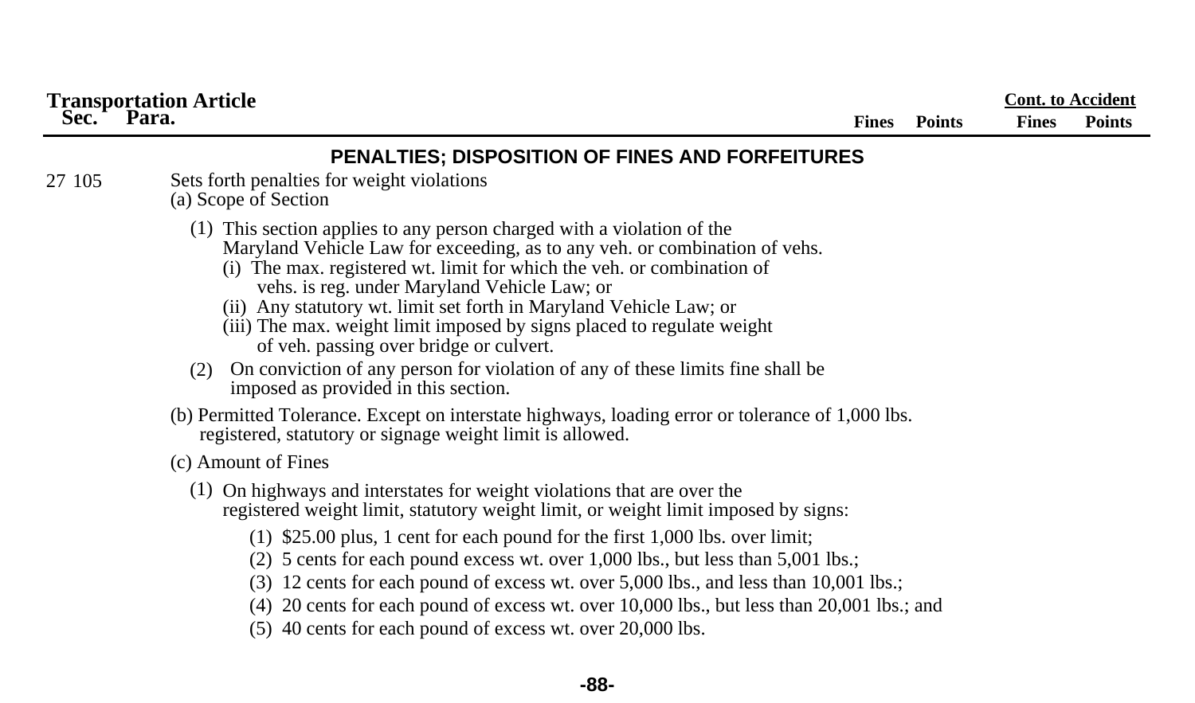| Transportation Article Sec. | Para. | | Fines | Points | Cont. to Accident Fines | Points |
|---|---|---|---|---|---|---|

## PENALTIES; DISPOSITION OF FINES AND FORFEITURES

27 105 Sets forth penalties for weight violations

(a) Scope of Section

(1) This section applies to any person charged with a violation of the Maryland Vehicle Law for exceeding, as to any veh. or combination of vehs.

- (i) The max. registered wt. limit for which the veh. or combination of vehs. is reg. under Maryland Vehicle Law; or
- (ii) Any statutory wt. limit set forth in Maryland Vehicle Law; or
- (iii) The max. weight limit imposed by signs placed to regulate weight of veh. passing over bridge or culvert.

(2) On conviction of any person for violation of any of these limits fine shall be imposed as provided in this section.

(b) Permitted Tolerance. Except on interstate highways, loading error or tolerance of 1,000 lbs. registered, statutory or signage weight limit is allowed.

(c) Amount of Fines

(1) On highways and interstates for weight violations that are over the registered weight limit, statutory weight limit, or weight limit imposed by signs:

- (1) $25.00 plus, 1 cent for each pound for the first 1,000 lbs. over limit;
- (2) 5 cents for each pound excess wt. over 1,000 lbs., but less than 5,001 lbs.;
- (3) 12 cents for each pound of excess wt. over 5,000 lbs., and less than 10,001 lbs.;
- (4) 20 cents for each pound of excess wt. over 10,000 lbs., but less than 20,001 lbs.; and
- (5) 40 cents for each pound of excess wt. over 20,000 lbs.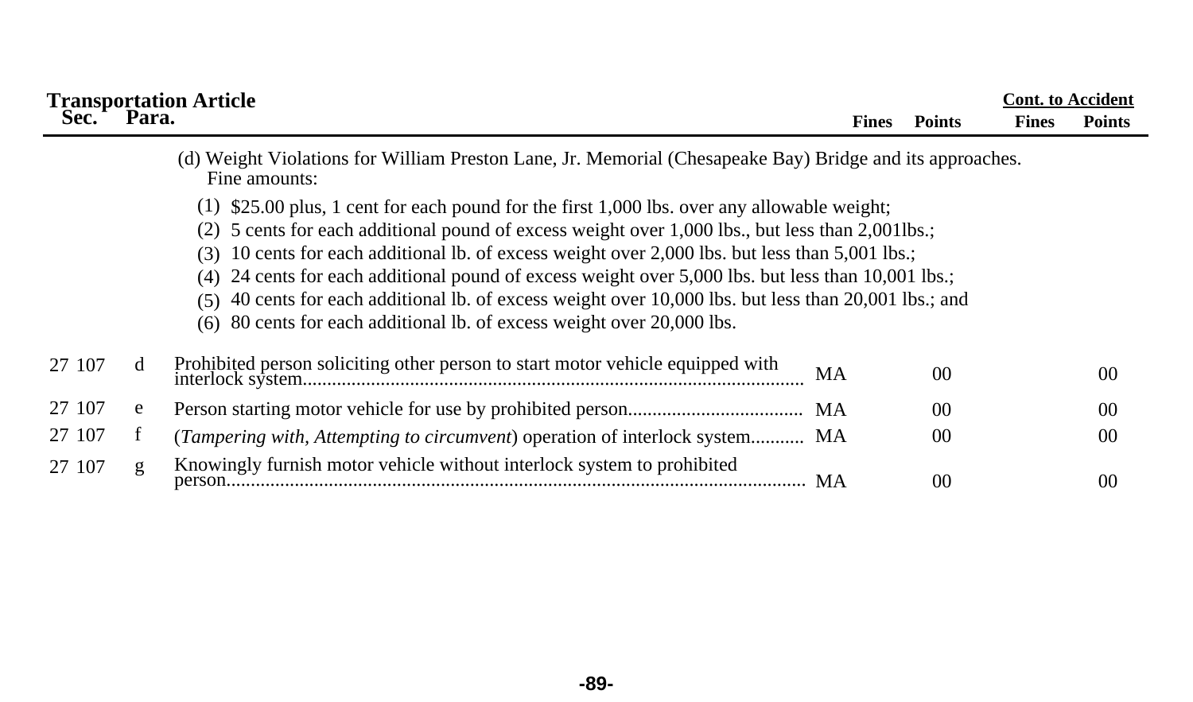| Transportation Article Sec. | Para. | | Fines | Points | Cont. to Accident Fines | Points |
|---|---|---|---|---|---|---|
| | | (d) Weight Violations for William Preston Lane, Jr. Memorial (Chesapeake Bay) Bridge and its approaches. Fine amounts: | | | | |
| | | (1) $25.00 plus, 1 cent for each pound for the first 1,000 lbs. over any allowable weight; | | | | |
| | | (2) 5 cents for each additional pound of excess weight over 1,000 lbs., but less than 2,001lbs.; | | | | |
| | | (3) 10 cents for each additional lb. of excess weight over 2,000 lbs. but less than 5,001 lbs.; | | | | |
| | | (4) 24 cents for each additional pound of excess weight over 5,000 lbs. but less than 10,001 lbs.; | | | | |
| | | (5) 40 cents for each additional lb. of excess weight over 10,000 lbs. but less than 20,001 lbs.; and | | | | |
| | | (6) 80 cents for each additional lb. of excess weight over 20,000 lbs. | | | | |
| 27 107 | d | Prohibited person soliciting other person to start motor vehicle equipped with interlock system | MA | 00 | | 00 |
| 27 107 | e | Person starting motor vehicle for use by prohibited person | MA | 00 | | 00 |
| 27 107 | f | (*Tampering with, Attempting to circumvent*) operation of interlock system | MA | 00 | | 00 |
| 27 107 | g | Knowingly furnish motor vehicle without interlock system to prohibited person | MA | 00 | | 00 |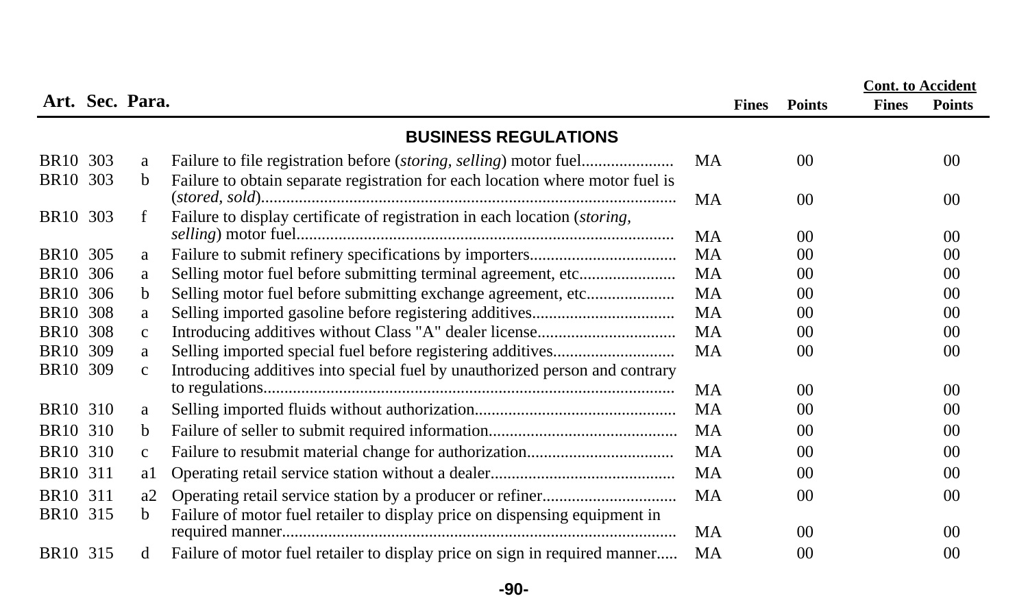| Art. | Sec. | Para. | | | Fines | Points | Cont. to Accident Fines | Cont. to Accident Points |
|---|---|---|---|---|---|---|---|---|
| | | | **BUSINESS REGULATIONS** | | | | | |
| BR10 | 303 | a | Failure to file registration before (*storing, selling*) motor fuel | MA | | 00 | | 00 |
| BR10 | 303 | b | Failure to obtain separate registration for each location where motor fuel is (*stored, sold*) | MA | | 00 | | 00 |
| BR10 | 303 | f | Failure to display certificate of registration in each location (*storing, selling*) motor fuel | MA | | 00 | | 00 |
| BR10 | 305 | a | Failure to submit refinery specifications by importers | MA | | 00 | | 00 |
| BR10 | 306 | a | Selling motor fuel before submitting terminal agreement, etc | MA | | 00 | | 00 |
| BR10 | 306 | b | Selling motor fuel before submitting exchange agreement, etc | MA | | 00 | | 00 |
| BR10 | 308 | a | Selling imported gasoline before registering additives | MA | | 00 | | 00 |
| BR10 | 308 | c | Introducing additives without Class "A" dealer license | MA | | 00 | | 00 |
| BR10 | 309 | a | Selling imported special fuel before registering additives | MA | | 00 | | 00 |
| BR10 | 309 | c | Introducing additives into special fuel by unauthorized person and contrary to regulations | MA | | 00 | | 00 |
| BR10 | 310 | a | Selling imported fluids without authorization | MA | | 00 | | 00 |
| BR10 | 310 | b | Failure of seller to submit required information | MA | | 00 | | 00 |
| BR10 | 310 | c | Failure to resubmit material change for authorization | MA | | 00 | | 00 |
| BR10 | 311 | a1 | Operating retail service station without a dealer | MA | | 00 | | 00 |
| BR10 | 311 | a2 | Operating retail service station by a producer or refiner | MA | | 00 | | 00 |
| BR10 | 315 | b | Failure of motor fuel retailer to display price on dispensing equipment in required manner | MA | | 00 | | 00 |
| BR10 | 315 | d | Failure of motor fuel retailer to display price on sign in required manner | MA | | 00 | | 00 |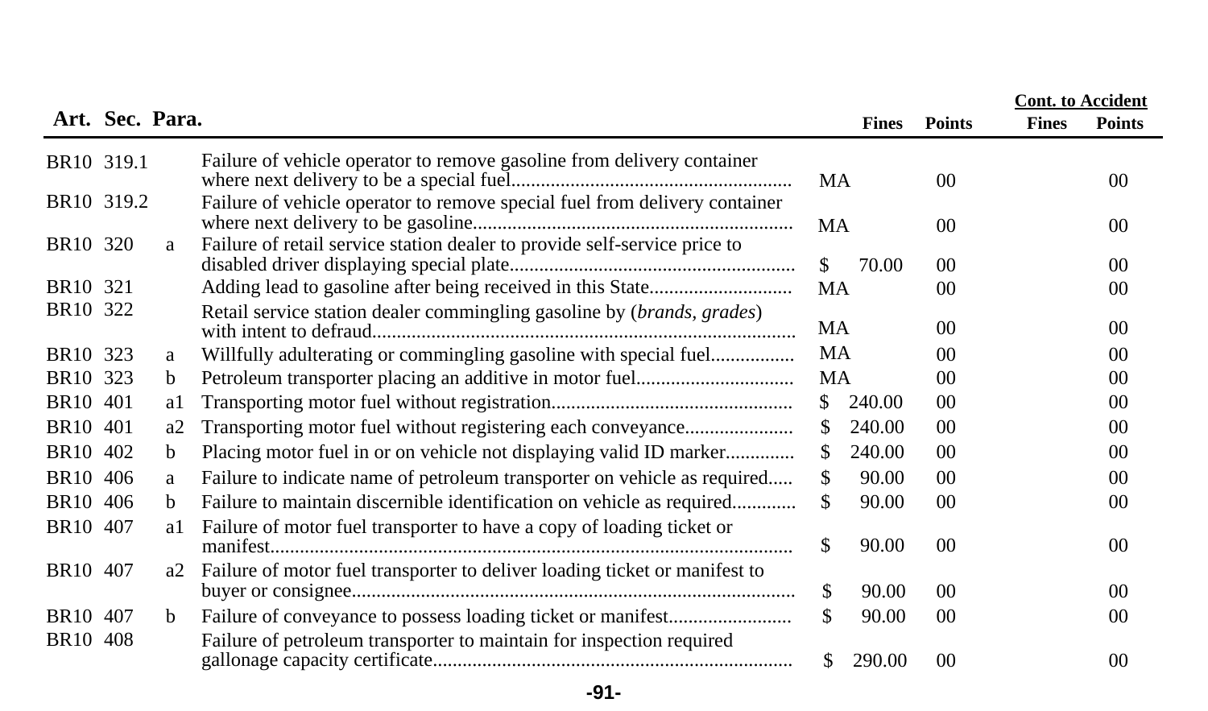| Art. | Sec. | Para. | | Fines | Points | Cont. to Accident Fines | Cont. to Accident Points |
|---|---|---|---|---|---|---|---|
| BR10 | 319.1 | | Failure of vehicle operator to remove gasoline from delivery container where next delivery to be a special fuel | MA | 00 | | 00 |
| BR10 | 319.2 | | Failure of vehicle operator to remove special fuel from delivery container where next delivery to be gasoline | MA | 00 | | 00 |
| BR10 | 320 | a | Failure of retail service station dealer to provide self-service price to disabled driver displaying special plate | $ 70.00 | 00 | | 00 |
| BR10 | 321 | | Adding lead to gasoline after being received in this State | MA | 00 | | 00 |
| BR10 | 322 | | Retail service station dealer commingling gasoline by (*brands, grades*) with intent to defraud | MA | 00 | | 00 |
| BR10 | 323 | a | Willfully adulterating or commingling gasoline with special fuel | MA | 00 | | 00 |
| BR10 | 323 | b | Petroleum transporter placing an additive in motor fuel | MA | 00 | | 00 |
| BR10 | 401 | a1 | Transporting motor fuel without registration | $ 240.00 | 00 | | 00 |
| BR10 | 401 | a2 | Transporting motor fuel without registering each conveyance | $ 240.00 | 00 | | 00 |
| BR10 | 402 | b | Placing motor fuel in or on vehicle not displaying valid ID marker | $ 240.00 | 00 | | 00 |
| BR10 | 406 | a | Failure to indicate name of petroleum transporter on vehicle as required | $ 90.00 | 00 | | 00 |
| BR10 | 406 | b | Failure to maintain discernible identification on vehicle as required | $ 90.00 | 00 | | 00 |
| BR10 | 407 | a1 | Failure of motor fuel transporter to have a copy of loading ticket or manifest | $ 90.00 | 00 | | 00 |
| BR10 | 407 | a2 | Failure of motor fuel transporter to deliver loading ticket or manifest to buyer or consignee | $ 90.00 | 00 | | 00 |
| BR10 | 407 | b | Failure of conveyance to possess loading ticket or manifest | $ 90.00 | 00 | | 00 |
| BR10 | 408 | | Failure of petroleum transporter to maintain for inspection required gallonage capacity certificate | $ 290.00 | 00 | | 00 |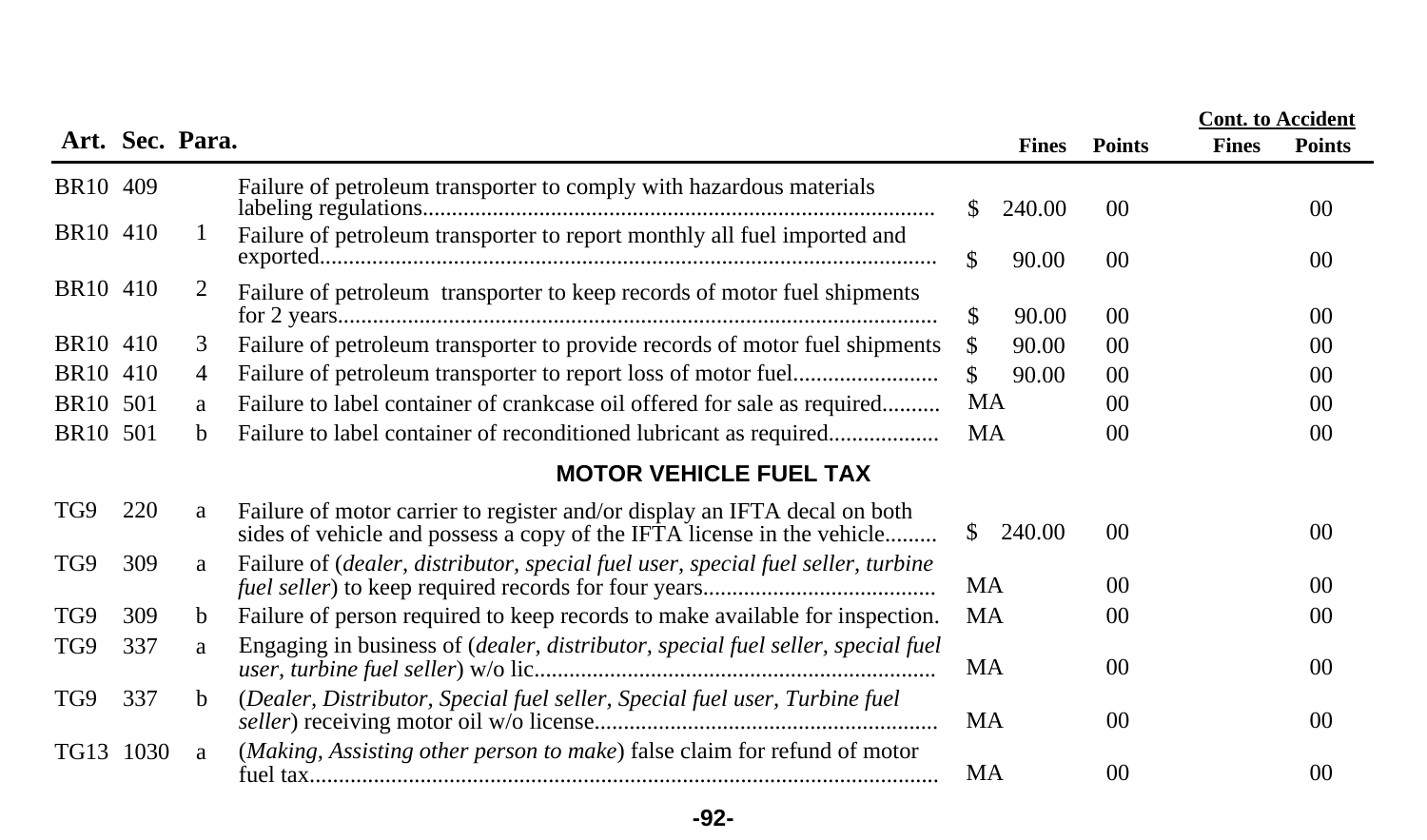| Art. | Sec. | Para. | | Fines | Points | Cont. to Accident Fines | Cont. to Accident Points |
|---|---|---|---|---|---|---|---|
| BR10 | 409 | | Failure of petroleum transporter to comply with hazardous materials labeling regulations........................................................................................ | $ 240.00 | 00 | | 00 |
| BR10 | 410 | 1 | Failure of petroleum transporter to report monthly all fuel imported and exported........................................................................................................... | $ 90.00 | 00 | | 00 |
| BR10 | 410 | 2 | Failure of petroleum transporter to keep records of motor fuel shipments for 2 years........................................................................................................ | $ 90.00 | 00 | | 00 |
| BR10 | 410 | 3 | Failure of petroleum transporter to provide records of motor fuel shipments | $ 90.00 | 00 | | 00 |
| BR10 | 410 | 4 | Failure of petroleum transporter to report loss of motor fuel........................ | $ 90.00 | 00 | | 00 |
| BR10 | 501 | a | Failure to label container of crankcase oil offered for sale as required.......... | MA | 00 | | 00 |
| BR10 | 501 | b | Failure to label container of reconditioned lubricant as required.................. | MA | 00 | | 00 |
| | | | **MOTOR VEHICLE FUEL TAX** | | | | |
| TG9 | 220 | a | Failure of motor carrier to register and/or display an IFTA decal on both sides of vehicle and possess a copy of the IFTA license in the vehicle......... | $ 240.00 | 00 | | 00 |
| TG9 | 309 | a | Failure of (*dealer, distributor, special fuel user, special fuel seller, turbine fuel seller*) to keep required records for four years....................................... | MA | 00 | | 00 |
| TG9 | 309 | b | Failure of person required to keep records to make available for inspection. | MA | 00 | | 00 |
| TG9 | 337 | a | Engaging in business of (*dealer, distributor, special fuel seller, special fuel user, turbine fuel seller*) w/o lic.................................................................... | MA | 00 | | 00 |
| TG9 | 337 | b | (*Dealer, Distributor, Special fuel seller, Special fuel user, Turbine fuel seller*) receiving motor oil w/o license.......................................................... | MA | 00 | | 00 |
| TG13 | 1030 | a | (*Making, Assisting other person to make*) false claim for refund of motor fuel tax........................................................................................................... | MA | 00 | | 00 |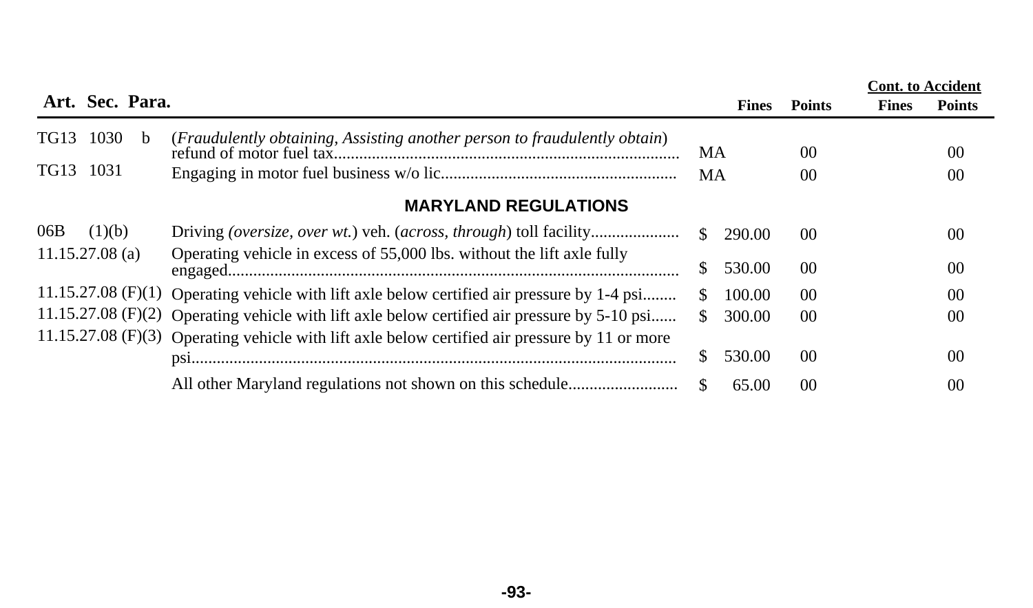| Art. Sec. Para. | | Fines | Points | Cont. to Accident Fines | Cont. to Accident Points |
|---|---|---|---|---|---|
| TG13 1030 b | (*Fraudulently obtaining, Assisting another person to fraudulently obtain*) refund of motor fuel tax | MA | 00 | | 00 |
| TG13 1031 | Engaging in motor fuel business w/o lic | MA | 00 | | 00 |
| | **MARYLAND REGULATIONS** | | | | |
| 06B (1)(b) | Driving (*oversize, over wt.*) veh. (*across, through*) toll facility | $ 290.00 | 00 | | 00 |
| 11.15.27.08 (a) | Operating vehicle in excess of 55,000 lbs. without the lift axle fully engaged | $ 530.00 | 00 | | 00 |
| 11.15.27.08 (F)(1) | Operating vehicle with lift axle below certified air pressure by 1-4 psi | $ 100.00 | 00 | | 00 |
| 11.15.27.08 (F)(2) | Operating vehicle with lift axle below certified air pressure by 5-10 psi | $ 300.00 | 00 | | 00 |
| 11.15.27.08 (F)(3) | Operating vehicle with lift axle below certified air pressure by 11 or more psi | $ 530.00 | 00 | | 00 |
| | All other Maryland regulations not shown on this schedule | $ 65.00 | 00 | | 00 |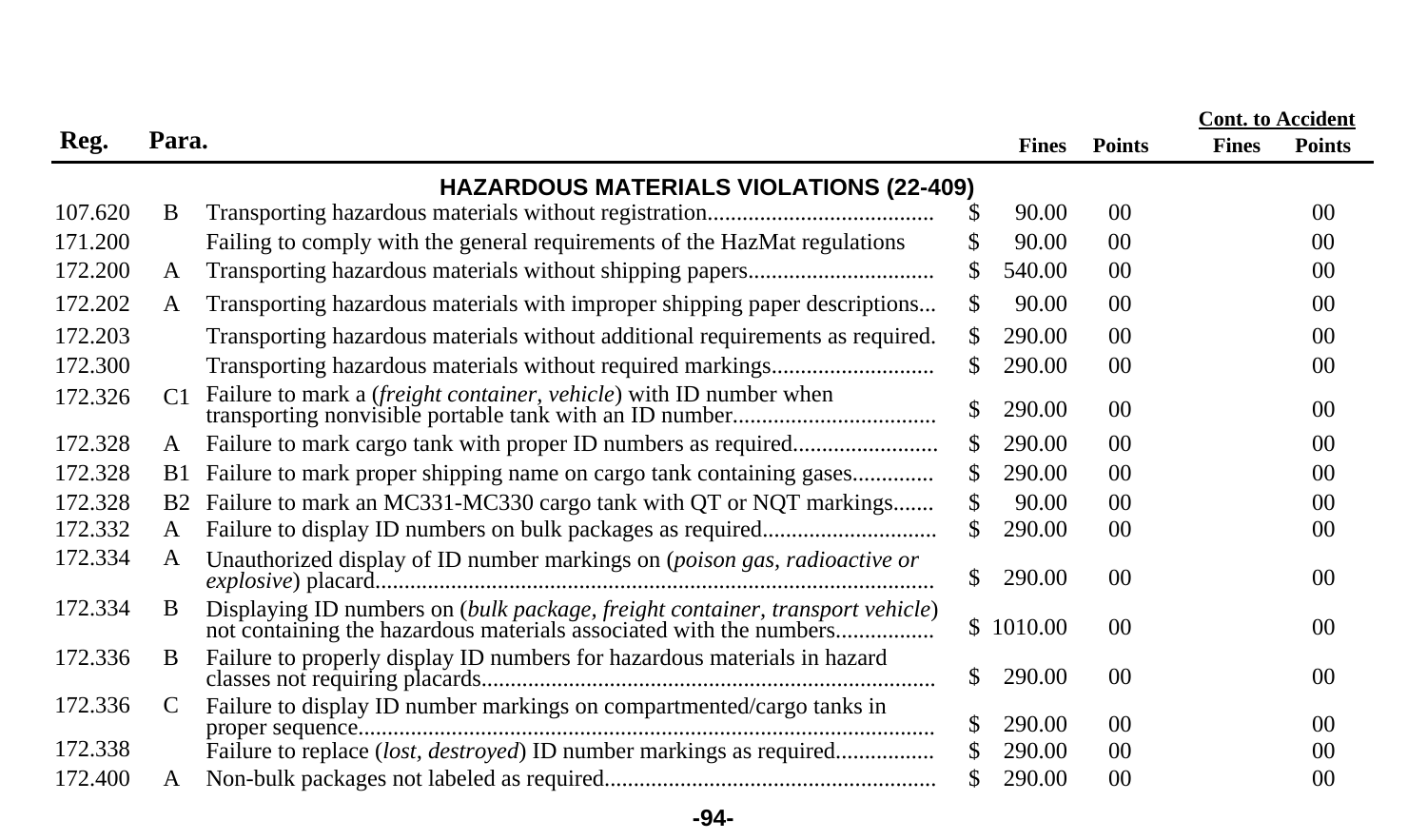| Reg. | Para. | | Fines | Points | Cont. to Accident Fines | Cont. to Accident Points |
|---|---|---|---|---|---|---|
| | | **HAZARDOUS MATERIALS VIOLATIONS (22-409)** | | | | |
| 107.620 | B | Transporting hazardous materials without registration...................................... | $ 90.00 | 00 | | 00 |
| 171.200 | | Failing to comply with the general requirements of the HazMat regulations | $ 90.00 | 00 | | 00 |
| 172.200 | A | Transporting hazardous materials without shipping papers............................... | $ 540.00 | 00 | | 00 |
| 172.202 | A | Transporting hazardous materials with improper shipping paper descriptions... | $ 90.00 | 00 | | 00 |
| 172.203 | | Transporting hazardous materials without additional requirements as required. | $ 290.00 | 00 | | 00 |
| 172.300 | | Transporting hazardous materials without required markings........................... | $ 290.00 | 00 | | 00 |
| 172.326 | C1 | Failure to mark a (*freight container, vehicle*) with ID number when transporting nonvisible portable tank with an ID number.................................. | $ 290.00 | 00 | | 00 |
| 172.328 | A | Failure to mark cargo tank with proper ID numbers as required........................ | $ 290.00 | 00 | | 00 |
| 172.328 | B1 | Failure to mark proper shipping name on cargo tank containing gases............. | $ 290.00 | 00 | | 00 |
| 172.328 | B2 | Failure to mark an MC331-MC330 cargo tank with QT or NQT markings....... | $ 90.00 | 00 | | 00 |
| 172.332 | A | Failure to display ID numbers on bulk packages as required............................. | $ 290.00 | 00 | | 00 |
| 172.334 | A | Unauthorized display of ID number markings on (*poison gas, radioactive or explosive*) placard............................................................................................... | $ 290.00 | 00 | | 00 |
| 172.334 | B | Displaying ID numbers on (*bulk package, freight container, transport vehicle*) not containing the hazardous materials associated with the numbers................ | $ 1010.00 | 00 | | 00 |
| 172.336 | B | Failure to properly display ID numbers for hazardous materials in hazard classes not requiring placards............................................................................ | $ 290.00 | 00 | | 00 |
| 172.336 | C | Failure to display ID number markings on compartmented/cargo tanks in proper sequence................................................................................................. | $ 290.00 | 00 | | 00 |
| 172.338 | | Failure to replace (*lost, destroyed*) ID number markings as required................ | $ 290.00 | 00 | | 00 |
| 172.400 | A | Non-bulk packages not labeled as required........................................................ | $ 290.00 | 00 | | 00 |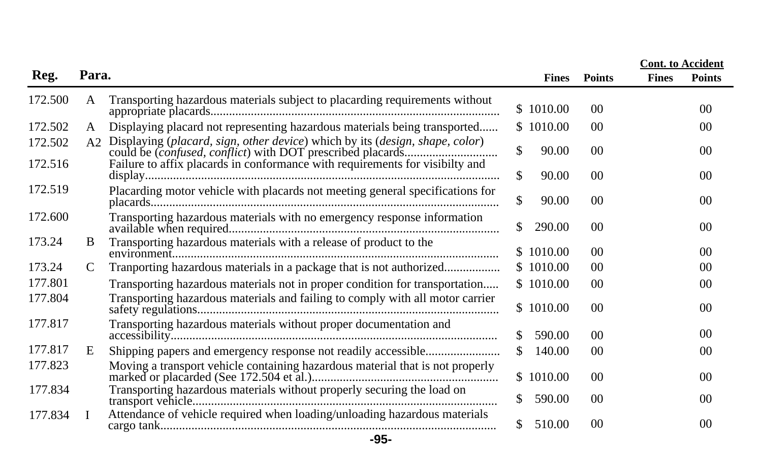| Reg. | Para. | | Fines | Points | Cont. to Accident Fines | Cont. to Accident Points |
|---|---|---|---|---|---|---|
| 172.500 | A | Transporting hazardous materials subject to placarding requirements without appropriate placards............................................................................................ | $ 1010.00 | 00 | | 00 |
| 172.502 | A | Displaying placard not representing hazardous materials being transported...... | $ 1010.00 | 00 | | 00 |
| 172.502 | A2 | Displaying (*placard, sign, other device*) which by its (*design, shape, color*) could be (*confused, conflict*) with DOT prescribed placards............................. | $ 90.00 | 00 | | 00 |
| 172.516 | | Failure to affix placards in conformance with requirements for visibilty and display................................................................................................................ | $ 90.00 | 00 | | 00 |
| 172.519 | | Placarding motor vehicle with placards not meeting general specifications for placards............................................................................................................... | $ 90.00 | 00 | | 00 |
| 172.600 | | Transporting hazardous materials with no emergency response information available when required...................................................................................... | $ 290.00 | 00 | | 00 |
| 173.24 | B | Transporting hazardous materials with a release of product to the environment........................................................................................................ | $ 1010.00 | 00 | | 00 |
| 173.24 | C | Tranporting hazardous materials in a package that is not authorized.................. | $ 1010.00 | 00 | | 00 |
| 177.801 | | Transporting hazardous materials not in proper condition for transportation..... | $ 1010.00 | 00 | | 00 |
| 177.804 | | Transporting hazardous materials and failing to comply with all motor carrier safety regulations................................................................................................ | $ 1010.00 | 00 | | 00 |
| 177.817 | | Transporting hazardous materials without proper documentation and accessibility........................................................................................................ | $ 590.00 | 00 | | 00 |
| 177.817 | E | Shipping papers and emergency response not readily accessible....................... | $ 140.00 | 00 | | 00 |
| 177.823 | | Moving a transport vehicle containing hazardous material that is not properly marked or placarded (See 172.504 et al.).......................................................... | $ 1010.00 | 00 | | 00 |
| 177.834 | | Transporting hazardous materials without properly securing the load on transport vehicle................................................................................................. | $ 590.00 | 00 | | 00 |
| 177.834 | I | Attendance of vehicle required when loading/unloading hazardous materials cargo tank........................................................................................................... | $ 510.00 | 00 | | 00 |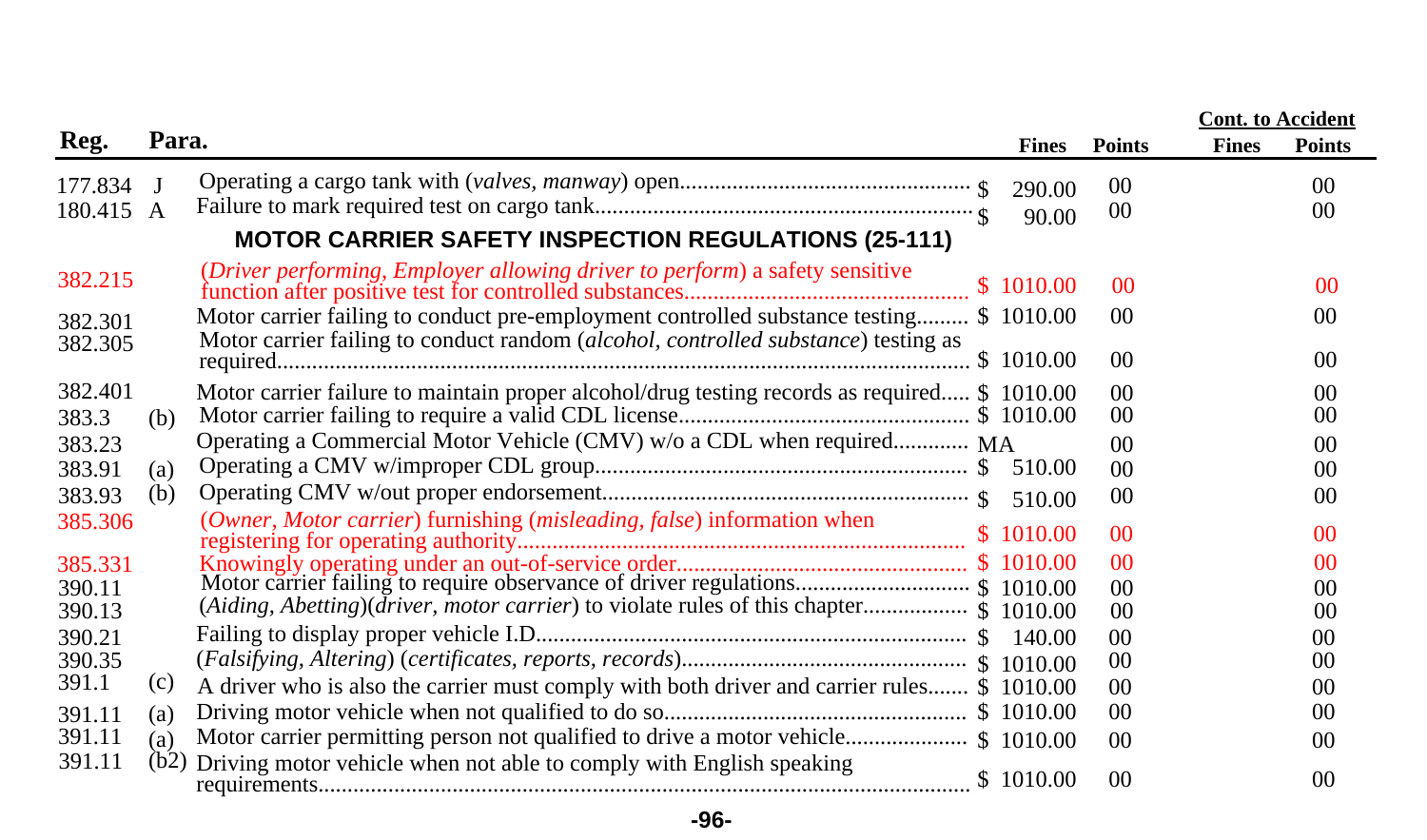| Reg. | Para. | | Fines | Points | Cont. to Accident Fines | Cont. to Accident Points |
|---|---|---|---|---|---|---|
| 177.834 | J | Operating a cargo tank with (*valves, manway*) open | $ 290.00 | 00 | | 00 |
| 180.415 | A | Failure to mark required test on cargo tank | $ 90.00 | 00 | | 00 |
| **MOTOR CARRIER SAFETY INSPECTION REGULATIONS (25-111)** | | | | | | |
| 382.215 | | (*Driver performing, Employer allowing driver to perform*) a safety sensitive function after positive test for controlled substances | $ 1010.00 | 00 | | 00 |
| 382.301 | | Motor carrier failing to conduct pre-employment controlled substance testing | $ 1010.00 | 00 | | 00 |
| 382.305 | | Motor carrier failing to conduct random (*alcohol, controlled substance*) testing as required | $ 1010.00 | 00 | | 00 |
| 382.401 | | Motor carrier failure to maintain proper alcohol/drug testing records as required | $ 1010.00 | 00 | | 00 |
| 383.3 | (b) | Motor carrier failing to require a valid CDL license | $ 1010.00 | 00 | | 00 |
| 383.23 | | Operating a Commercial Motor Vehicle (CMV) w/o a CDL when required | MA | 00 | | 00 |
| 383.91 | (a) | Operating a CMV w/improper CDL group | $ 510.00 | 00 | | 00 |
| 383.93 | (b) | Operating CMV w/out proper endorsement | $ 510.00 | 00 | | 00 |
| 385.306 | | (*Owner, Motor carrier*) furnishing (*misleading, false*) information when registering for operating authority | $ 1010.00 | 00 | | 00 |
| 385.331 | | Knowingly operating under an out-of-service order | $ 1010.00 | 00 | | 00 |
| 390.11 | | Motor carrier failing to require observance of driver regulations | $ 1010.00 | 00 | | 00 |
| 390.13 | | (*Aiding, Abetting*)(*driver, motor carrier*) to violate rules of this chapter | $ 1010.00 | 00 | | 00 |
| 390.21 | | Failing to display proper vehicle I.D. | $ 140.00 | 00 | | 00 |
| 390.35 | | (*Falsifying, Altering*) (*certificates, reports, records*) | $ 1010.00 | 00 | | 00 |
| 391.1 | (c) | A driver who is also the carrier must comply with both driver and carrier rules | $ 1010.00 | 00 | | 00 |
| 391.11 | (a) | Driving motor vehicle when not qualified to do so | $ 1010.00 | 00 | | 00 |
| 391.11 | (a) | Motor carrier permitting person not qualified to drive a motor vehicle | $ 1010.00 | 00 | | 00 |
| 391.11 | (b2) | Driving motor vehicle when not able to comply with English speaking requirements | $ 1010.00 | 00 | | 00 |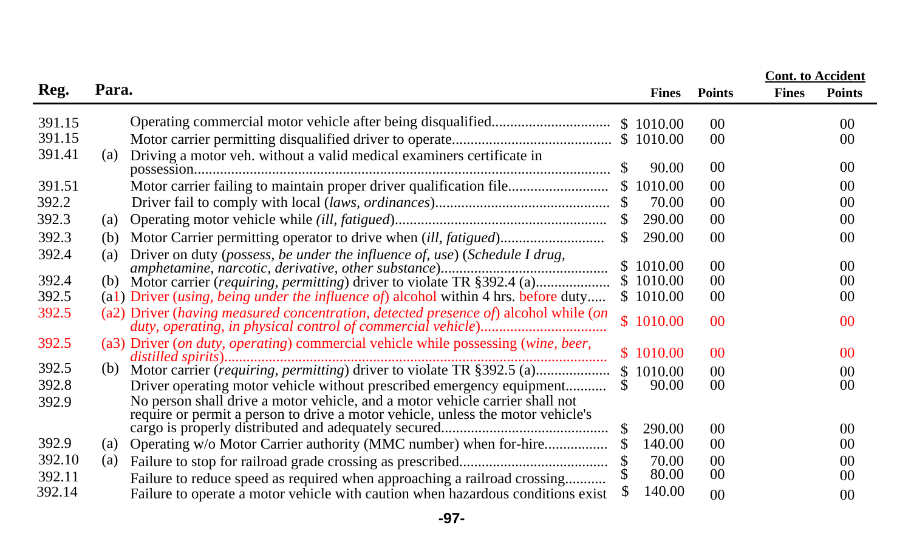| Reg. | Para. | | Fines | Points | Cont. to Accident Fines | Cont. to Accident Points |
|---|---|---|---|---|---|---|
| 391.15 | | Operating commercial motor vehicle after being disqualified | $ 1010.00 | 00 | | 00 |
| 391.15 | | Motor carrier permitting disqualified driver to operate | $ 1010.00 | 00 | | 00 |
| 391.41 | (a) | Driving a motor veh. without a valid medical examiners certificate in possession | $ 90.00 | 00 | | 00 |
| 391.51 | | Motor carrier failing to maintain proper driver qualification file | $ 1010.00 | 00 | | 00 |
| 392.2 | | Driver fail to comply with local (*laws, ordinances*) | $ 70.00 | 00 | | 00 |
| 392.3 | (a) | Operating motor vehicle while *(ill, fatigued)* | $ 290.00 | 00 | | 00 |
| 392.3 | (b) | Motor Carrier permitting operator to drive when (*ill, fatigued*) | $ 290.00 | 00 | | 00 |
| 392.4 | (a) | Driver on duty (*possess, be under the influence of, use*) (*Schedule I drug, amphetamine, narcotic, derivative, other substance*) | $ 1010.00 | 00 | | 00 |
| 392.4 | (b) | Motor carrier (*requiring, permitting*) driver to violate TR §392.4 (a) | $ 1010.00 | 00 | | 00 |
| 392.5 | (a1) | Driver (*using, being under the influence of*) alcohol within 4 hrs. before duty | $ 1010.00 | 00 | | 00 |
| 392.5 | (a2) | Driver (*having measured concentration, detected presence of*) alcohol while (*on duty, operating, in physical control of commercial vehicle*) | $ 1010.00 | 00 | | 00 |
| 392.5 | (a3) | Driver (*on duty, operating*) commercial vehicle while possessing (*wine, beer, distilled spirits*) | $ 1010.00 | 00 | | 00 |
| 392.5 | (b) | Motor carrier (*requiring, permitting*) driver to violate TR §392.5 (a) | $ 1010.00 | 00 | | 00 |
| 392.8 | | Driver operating motor vehicle without prescribed emergency equipment | $ 90.00 | 00 | | 00 |
| 392.9 | | No person shall drive a motor vehicle, and a motor vehicle carrier shall not require or permit a person to drive a motor vehicle, unless the motor vehicle's cargo is properly distributed and adequately secured | $ 290.00 | 00 | | 00 |
| 392.9 | (a) | Operating w/o Motor Carrier authority (MMC number) when for-hire | $ 140.00 | 00 | | 00 |
| 392.10 | (a) | Failure to stop for railroad grade crossing as prescribed | $ 70.00 | 00 | | 00 |
| 392.11 | | Failure to reduce speed as required when approaching a railroad crossing | $ 80.00 | 00 | | 00 |
| 392.14 | | Failure to operate a motor vehicle with caution when hazardous conditions exist | $ 140.00 | 00 | | 00 |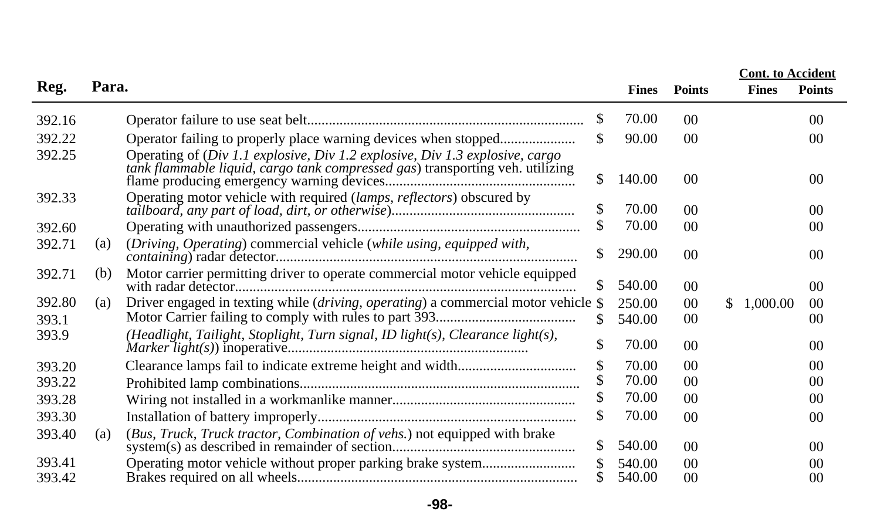| Reg. | Para. | | Fines | Points | Cont. to Accident Fines | Cont. to Accident Points |
|---|---|---|---|---|---|---|
| 392.16 | | Operator failure to use seat belt | $ 70.00 | 00 | | 00 |
| 392.22 | | Operator failing to properly place warning devices when stopped | $ 90.00 | 00 | | 00 |
| 392.25 | | Operating of (*Div 1.1 explosive, Div 1.2 explosive, Div 1.3 explosive, cargo tank flammable liquid, cargo tank compressed gas*) transporting veh. utilizing flame producing emergency warning devices | $ 140.00 | 00 | | 00 |
| 392.33 | | Operating motor vehicle with required (*lamps, reflectors*) obscured by *tailboard, any part of load, dirt, or otherwise*) | $ 70.00 | 00 | | 00 |
| 392.60 | | Operating with unauthorized passengers | $ 70.00 | 00 | | 00 |
| 392.71 | (a) | (*Driving, Operating*) commercial vehicle (*while using, equipped with, containing*) radar detector | $ 290.00 | 00 | | 00 |
| 392.71 | (b) | Motor carrier permitting driver to operate commercial motor vehicle equipped with radar detector | $ 540.00 | 00 | | 00 |
| 392.80 | (a) | Driver engaged in texting while (*driving, operating*) a commercial motor vehicle | $ 250.00 | 00 | $ 1,000.00 | 00 |
| 393.1 | | Motor Carrier failing to comply with rules to part 393 | $ 540.00 | 00 | | 00 |
| 393.9 | | (*Headlight, Tailight, Stoplight, Turn signal, ID light(s), Clearance light(s), Marker light(s)*) inoperative | $ 70.00 | 00 | | 00 |
| 393.20 | | Clearance lamps fail to indicate extreme height and width | $ 70.00 | 00 | | 00 |
| 393.22 | | Prohibited lamp combinations | $ 70.00 | 00 | | 00 |
| 393.28 | | Wiring not installed in a workmanlike manner | $ 70.00 | 00 | | 00 |
| 393.30 | | Installation of battery improperly | $ 70.00 | 00 | | 00 |
| 393.40 | (a) | (*Bus, Truck, Truck tractor, Combination of vehs.*) not equipped with brake system(s) as described in remainder of section | $ 540.00 | 00 | | 00 |
| 393.41 | | Operating motor vehicle without proper parking brake system | $ 540.00 | 00 | | 00 |
| 393.42 | | Brakes required on all wheels | $ 540.00 | 00 | | 00 |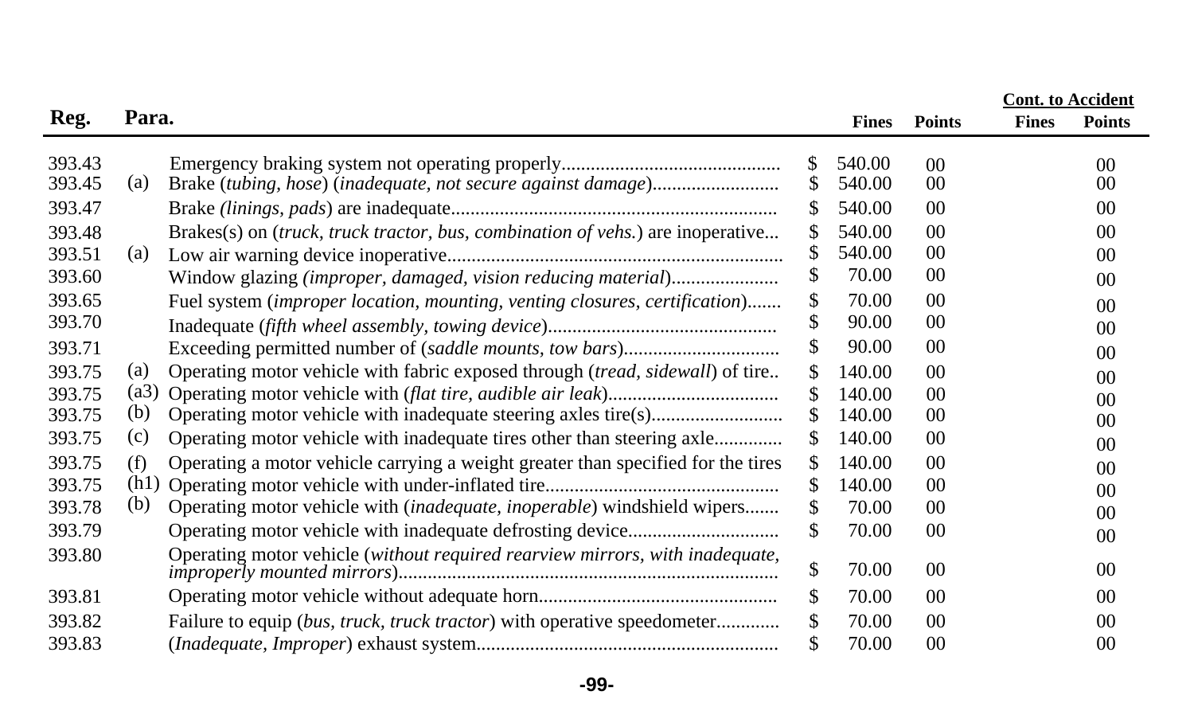| Reg. | Para. | | Fines | Points | Cont. to Accident Fines | Cont. to Accident Points |
|---|---|---|---|---|---|---|
| 393.43 | | Emergency braking system not operating properly............................................ | $ 540.00 | 00 | | 00 |
| 393.45 | (a) | Brake (*tubing, hose*) (*inadequate, not secure against damage*)......................... | $ 540.00 | 00 | | 00 |
| 393.47 | | Brake *(linings, pads*) are inadequate................................................................. | $ 540.00 | 00 | | 00 |
| 393.48 | | Brakes(s) on (*truck, truck tractor, bus, combination of vehs.*) are inoperative... | $ 540.00 | 00 | | 00 |
| 393.51 | (a) | Low air warning device inoperative.................................................................. | $ 540.00 | 00 | | 00 |
| 393.60 | | Window glazing *(improper, damaged, vision reducing material*)..................... | $ 70.00 | 00 | | 00 |
| 393.65 | | Fuel system (*improper location, mounting, venting closures, certification*)....... | $ 70.00 | 00 | | 00 |
| 393.70 | | Inadequate (*fifth wheel assembly, towing device*).............................................. | $ 90.00 | 00 | | 00 |
| 393.71 | | Exceeding permitted number of (*saddle mounts, tow bars*)............................... | $ 90.00 | 00 | | 00 |
| 393.75 | (a) | Operating motor vehicle with fabric exposed through (*tread, sidewall*) of tire.. | $ 140.00 | 00 | | 00 |
| 393.75 | (a3) | Operating motor vehicle with (*flat tire, audible air leak*).................................. | $ 140.00 | 00 | | 00 |
| 393.75 | (b) | Operating motor vehicle with inadequate steering axles tire(s).......................... | $ 140.00 | 00 | | 00 |
| 393.75 | (c) | Operating motor vehicle with inadequate tires other than steering axle............. | $ 140.00 | 00 | | 00 |
| 393.75 | (f) | Operating a motor vehicle carrying a weight greater than specified for the tires | $ 140.00 | 00 | | 00 |
| 393.75 | (h1) | Operating motor vehicle with under-inflated tire............................................... | $ 140.00 | 00 | | 00 |
| 393.78 | (b) | Operating motor vehicle with (*inadequate, inoperable*) windshield wipers....... | $ 70.00 | 00 | | 00 |
| 393.79 | | Operating motor vehicle with inadequate defrosting device.............................. | $ 70.00 | 00 | | 00 |
| 393.80 | | Operating motor vehicle (*without required rearview mirrors, with inadequate, improperly mounted mirrors*)............................................................................ | $ 70.00 | 00 | | 00 |
| 393.81 | | Operating motor vehicle without adequate horn................................................ | $ 70.00 | 00 | | 00 |
| 393.82 | | Failure to equip (*bus, truck, truck tractor*) with operative speedometer............ | $ 70.00 | 00 | | 00 |
| 393.83 | | (*Inadequate, Improper*) exhaust system............................................................ | $ 70.00 | 00 | | 00 |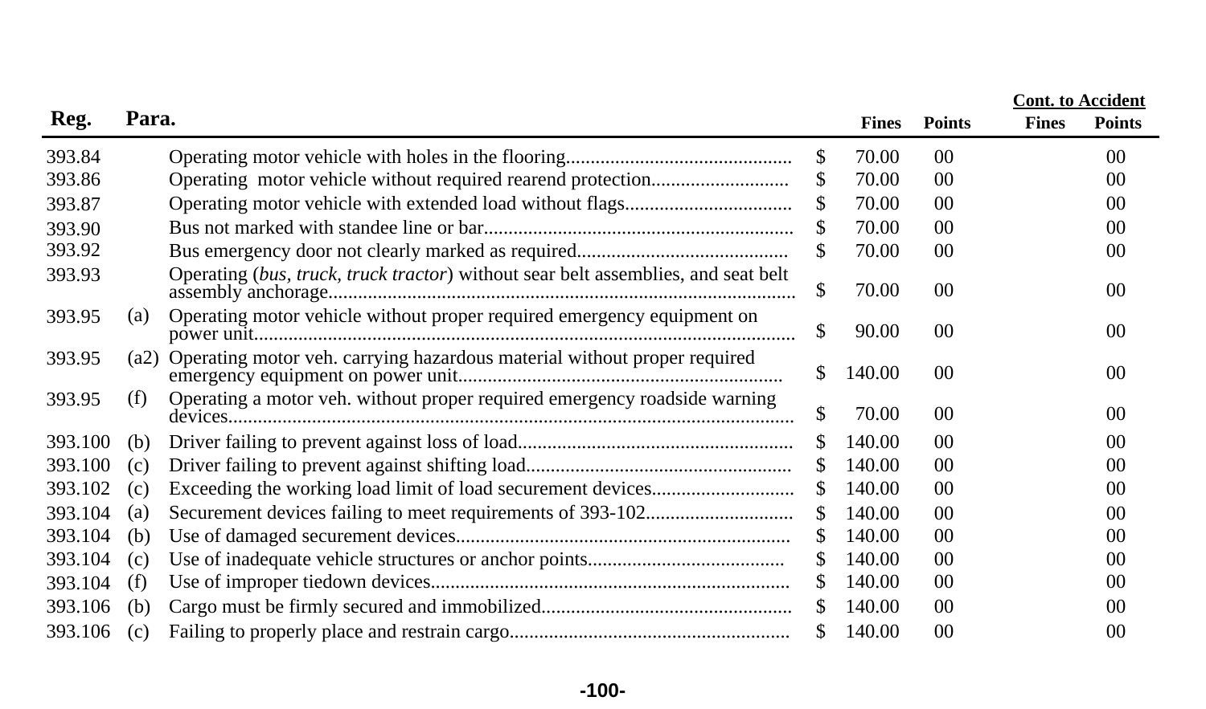| Reg. | Para. | | Fines | Points | Cont. to Accident Fines | Cont. to Accident Points |
|---|---|---|---|---|---|---|
| 393.84 | | Operating motor vehicle with holes in the flooring | $ 70.00 | 00 | | 00 |
| 393.86 | | Operating motor vehicle without required rearend protection | $ 70.00 | 00 | | 00 |
| 393.87 | | Operating motor vehicle with extended load without flags | $ 70.00 | 00 | | 00 |
| 393.90 | | Bus not marked with standee line or bar | $ 70.00 | 00 | | 00 |
| 393.92 | | Bus emergency door not clearly marked as required | $ 70.00 | 00 | | 00 |
| 393.93 | | Operating (*bus, truck, truck tractor*) without sear belt assemblies, and seat belt assembly anchorage | $ 70.00 | 00 | | 00 |
| 393.95 | (a) | Operating motor vehicle without proper required emergency equipment on power unit | $ 90.00 | 00 | | 00 |
| 393.95 | (a2) | Operating motor veh. carrying hazardous material without proper required emergency equipment on power unit | $ 140.00 | 00 | | 00 |
| 393.95 | (f) | Operating a motor veh. without proper required emergency roadside warning devices | $ 70.00 | 00 | | 00 |
| 393.100 | (b) | Driver failing to prevent against loss of load | $ 140.00 | 00 | | 00 |
| 393.100 | (c) | Driver failing to prevent against shifting load | $ 140.00 | 00 | | 00 |
| 393.102 | (c) | Exceeding the working load limit of load securement devices | $ 140.00 | 00 | | 00 |
| 393.104 | (a) | Securement devices failing to meet requirements of 393-102 | $ 140.00 | 00 | | 00 |
| 393.104 | (b) | Use of damaged securement devices | $ 140.00 | 00 | | 00 |
| 393.104 | (c) | Use of inadequate vehicle structures or anchor points | $ 140.00 | 00 | | 00 |
| 393.104 | (f) | Use of improper tiedown devices | $ 140.00 | 00 | | 00 |
| 393.106 | (b) | Cargo must be firmly secured and immobilized | $ 140.00 | 00 | | 00 |
| 393.106 | (c) | Failing to properly place and restrain cargo | $ 140.00 | 00 | | 00 |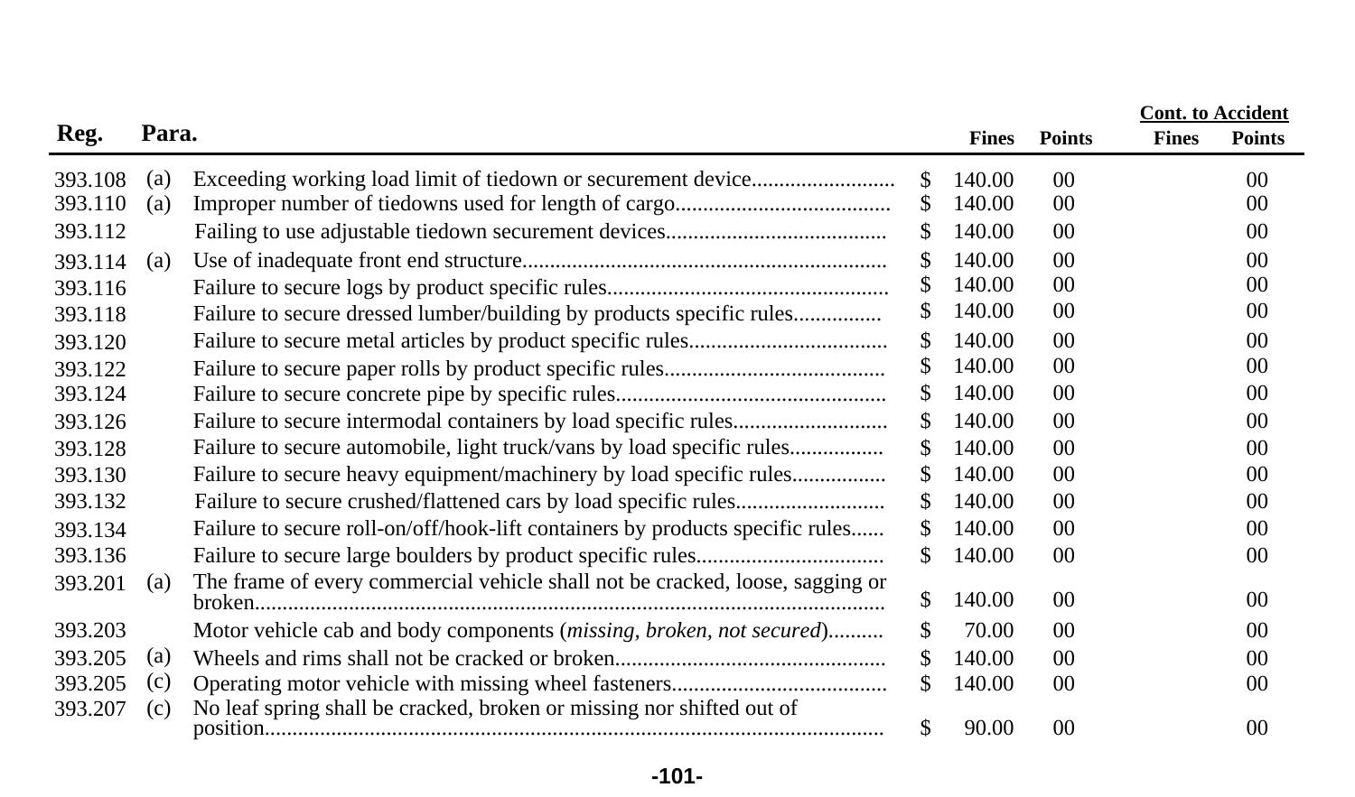| Reg. | Para. | | Fines | Points | Cont. to Accident Fines | Cont. to Accident Points |
|---|---|---|---|---|---|---|
| 393.108 | (a) | Exceeding working load limit of tiedown or securement device.......................... | $ 140.00 | 00 | | 00 |
| 393.110 | (a) | Improper number of tiedowns used for length of cargo....................................... | $ 140.00 | 00 | | 00 |
| 393.112 | | Failing to use adjustable tiedown securement devices....................................... | $ 140.00 | 00 | | 00 |
| 393.114 | (a) | Use of inadequate front end structure................................................................. | $ 140.00 | 00 | | 00 |
| 393.116 | | Failure to secure logs by product specific rules.................................................. | $ 140.00 | 00 | | 00 |
| 393.118 | | Failure to secure dressed lumber/building by products specific rules................ | $ 140.00 | 00 | | 00 |
| 393.120 | | Failure to secure metal articles by product specific rules.................................... | $ 140.00 | 00 | | 00 |
| 393.122 | | Failure to secure paper rolls by product specific rules....................................... | $ 140.00 | 00 | | 00 |
| 393.124 | | Failure to secure concrete pipe by specific rules................................................ | $ 140.00 | 00 | | 00 |
| 393.126 | | Failure to secure intermodal containers by load specific rules........................... | $ 140.00 | 00 | | 00 |
| 393.128 | | Failure to secure automobile, light truck/vans by load specific rules................. | $ 140.00 | 00 | | 00 |
| 393.130 | | Failure to secure heavy equipment/machinery by load specific rules................ | $ 140.00 | 00 | | 00 |
| 393.132 | | Failure to secure crushed/flattened cars by load specific rules........................... | $ 140.00 | 00 | | 00 |
| 393.134 | | Failure to secure roll-on/off/hook-lift containers by products specific rules...... | $ 140.00 | 00 | | 00 |
| 393.136 | | Failure to secure large boulders by product specific rules.................................. | $ 140.00 | 00 | | 00 |
| 393.201 | (a) | The frame of every commercial vehicle shall not be cracked, loose, sagging or broken................................................................................................................ | $ 140.00 | 00 | | 00 |
| 393.203 | | Motor vehicle cab and body components (*missing, broken, not secured*).......... | $ 70.00 | 00 | | 00 |
| 393.205 | (a) | Wheels and rims shall not be cracked or broken................................................ | $ 140.00 | 00 | | 00 |
| 393.205 | (c) | Operating motor vehicle with missing wheel fasteners....................................... | $ 140.00 | 00 | | 00 |
| 393.207 | (c) | No leaf spring shall be cracked, broken or missing nor shifted out of position.............................................................................................................. | $ 90.00 | 00 | | 00 |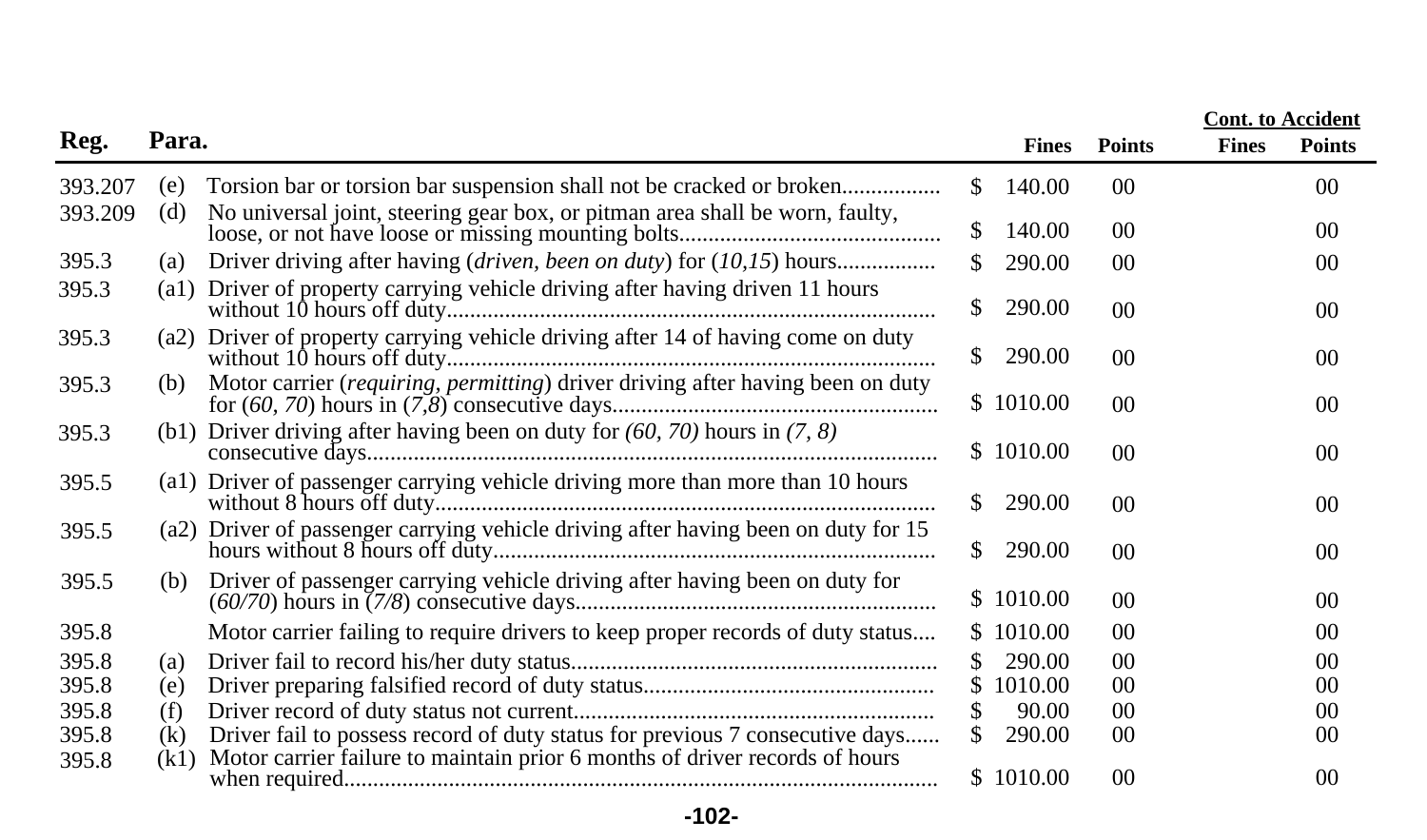| Reg. | Para. | | Fines | Points | Cont. to Accident Fines | Cont. to Accident Points |
|---|---|---|---|---|---|---|
| 393.207 | (e) | Torsion bar or torsion bar suspension shall not be cracked or broken................ | $ 140.00 | 00 | | 00 |
| 393.209 | (d) | No universal joint, steering gear box, or pitman area shall be worn, faulty, loose, or not have loose or missing mounting bolts............................................ | $ 140.00 | 00 | | 00 |
| 395.3 | (a) | Driver driving after having (*driven, been on duty*) for (*10,15*) hours................. | $ 290.00 | 00 | | 00 |
| 395.3 | (a1) | Driver of property carrying vehicle driving after having driven 11 hours without 10 hours off duty................................................................................... | $ 290.00 | 00 | | 00 |
| 395.3 | (a2) | Driver of property carrying vehicle driving after 14 of having come on duty without 10 hours off duty................................................................................... | $ 290.00 | 00 | | 00 |
| 395.3 | (b) | Motor carrier (*requiring, permitting*) driver driving after having been on duty for (*60, 70*) hours in (*7,8*) consecutive days....................................................... | $ 1010.00 | 00 | | 00 |
| 395.3 | (b1) | Driver driving after having been on duty for *(60, 70)* hours in *(7, 8)* consecutive days................................................................................................ | $ 1010.00 | 00 | | 00 |
| 395.5 | (a1) | Driver of passenger carrying vehicle driving more than more than 10 hours without 8 hours off duty..................................................................................... | $ 290.00 | 00 | | 00 |
| 395.5 | (a2) | Driver of passenger carrying vehicle driving after having been on duty for 15 hours without 8 hours off duty........................................................................... | $ 290.00 | 00 | | 00 |
| 395.5 | (b) | Driver of passenger carrying vehicle driving after having been on duty for (*60/70*) hours in (*7/8*) consecutive days............................................................. | $ 1010.00 | 00 | | 00 |
| 395.8 | | Motor carrier failing to require drivers to keep proper records of duty status.... | $ 1010.00 | 00 | | 00 |
| 395.8 | (a) | Driver fail to record his/her duty status.............................................................. | $ 290.00 | 00 | | 00 |
| 395.8 | (e) | Driver preparing falsified record of duty status.................................................. | $ 1010.00 | 00 | | 00 |
| 395.8 | (f) | Driver record of duty status not current............................................................. | $ 90.00 | 00 | | 00 |
| 395.8 | (k) | Driver fail to possess record of duty status for previous 7 consecutive days...... | $ 290.00 | 00 | | 00 |
| 395.8 | (k1) | Motor carrier failure to maintain prior 6 months of driver records of hours when required...................................................................................................... | $ 1010.00 | 00 | | 00 |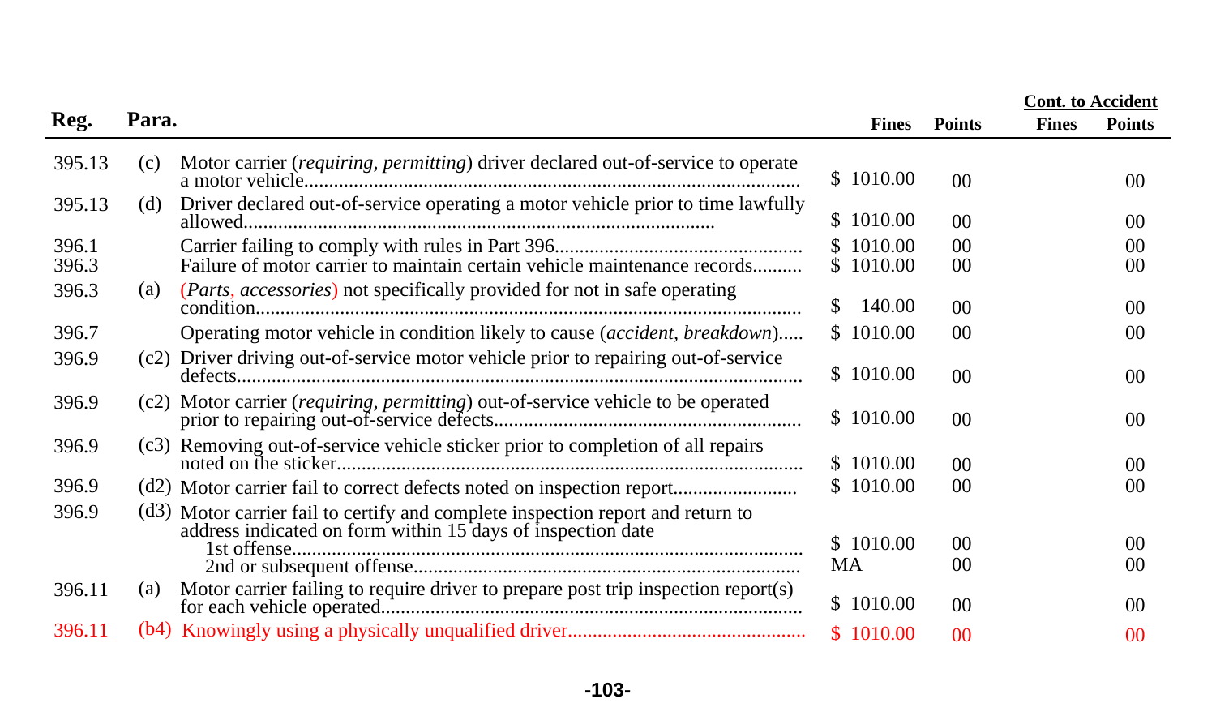| Reg. | Para. | | Fines | Points | Cont. to Accident Fines | Cont. to Accident Points |
|---|---|---|---|---|---|---|
| 395.13 | (c) | Motor carrier (*requiring, permitting*) driver declared out-of-service to operate a motor vehicle | $ 1010.00 | 00 | | 00 |
| 395.13 | (d) | Driver declared out-of-service operating a motor vehicle prior to time lawfully allowed | $ 1010.00 | 00 | | 00 |
| 396.1 | | Carrier failing to comply with rules in Part 396 | $ 1010.00 | 00 | | 00 |
| 396.3 | | Failure of motor carrier to maintain certain vehicle maintenance records | $ 1010.00 | 00 | | 00 |
| 396.3 | (a) | (*Parts, accessories*) not specifically provided for not in safe operating condition | $ 140.00 | 00 | | 00 |
| 396.7 | | Operating motor vehicle in condition likely to cause (*accident, breakdown*) | $ 1010.00 | 00 | | 00 |
| 396.9 | (c2) | Driver driving out-of-service motor vehicle prior to repairing out-of-service defects | $ 1010.00 | 00 | | 00 |
| 396.9 | (c2) | Motor carrier (*requiring, permitting*) out-of-service vehicle to be operated prior to repairing out-of-service defects | $ 1010.00 | 00 | | 00 |
| 396.9 | (c3) | Removing out-of-service vehicle sticker prior to completion of all repairs noted on the sticker | $ 1010.00 | 00 | | 00 |
| 396.9 | (d2) | Motor carrier fail to correct defects noted on inspection report | $ 1010.00 | 00 | | 00 |
| 396.9 | (d3) | Motor carrier fail to certify and complete inspection report and return to address indicated on form within 15 days of inspection date | | | | |
| | | 1st offense | $ 1010.00 | 00 | | 00 |
| | | 2nd or subsequent offense | MA | 00 | | 00 |
| 396.11 | (a) | Motor carrier failing to require driver to prepare post trip inspection report(s) for each vehicle operated | $ 1010.00 | 00 | | 00 |
| 396.11 | (b4) | Knowingly using a physically unqualified driver | $ 1010.00 | 00 | | 00 |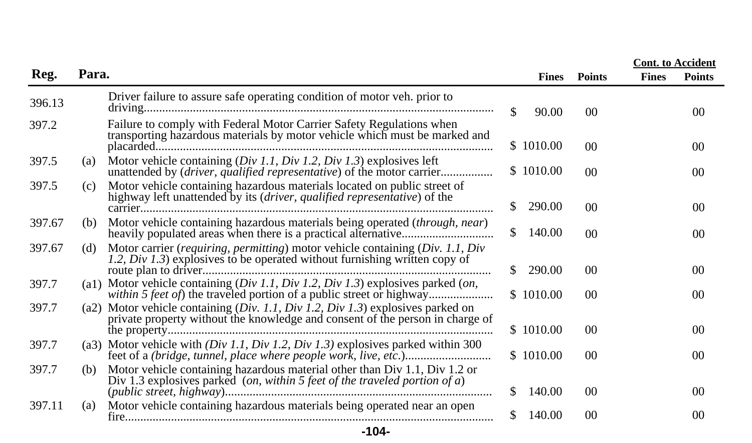| Reg. | Para. | | Fines | Points | Cont. to Accident Fines | Cont. to Accident Points |
|---|---|---|---|---|---|---|
| 396.13 | | Driver failure to assure safe operating condition of motor veh. prior to driving | $ 90.00 | 00 | | 00 |
| 397.2 | | Failure to comply with Federal Motor Carrier Safety Regulations when transporting hazardous materials by motor vehicle which must be marked and placarded | $ 1010.00 | 00 | | 00 |
| 397.5 | (a) | Motor vehicle containing (*Div 1.1, Div 1.2, Div 1.3*) explosives left unattended by (*driver, qualified representative*) of the motor carrier | $ 1010.00 | 00 | | 00 |
| 397.5 | (c) | Motor vehicle containing hazardous materials located on public street of highway left unattended by its (*driver, qualified representative*) of the carrier | $ 290.00 | 00 | | 00 |
| 397.67 | (b) | Motor vehicle containing hazardous materials being operated (*through, near*) heavily populated areas when there is a practical alternative | $ 140.00 | 00 | | 00 |
| 397.67 | (d) | Motor carrier (*requiring, permitting*) motor vehicle containing (*Div. 1.1, Div 1.2, Div 1.3*) explosives to be operated without furnishing written copy of route plan to driver | $ 290.00 | 00 | | 00 |
| 397.7 | (a1) | Motor vehicle containing (*Div 1.1, Div 1.2, Div 1.3*) explosives parked (*on, within 5 feet of*) the traveled portion of a public street or highway | $ 1010.00 | 00 | | 00 |
| 397.7 | (a2) | Motor vehicle containing (*Div. 1.1, Div 1.2, Div 1.3*) explosives parked on private property without the knowledge and consent of the person in charge of the property | $ 1010.00 | 00 | | 00 |
| 397.7 | (a3) | Motor vehicle with *(Div 1.1, Div 1.2, Div 1.3)* explosives parked within 300 feet of a *(bridge, tunnel, place where people work, live, etc.)* | $ 1010.00 | 00 | | 00 |
| 397.7 | (b) | Motor vehicle containing hazardous material other than Div 1.1, Div 1.2 or Div 1.3 explosives parked (*on, within 5 feet of the traveled portion of a*) (*public street, highway*) | $ 140.00 | 00 | | 00 |
| 397.11 | (a) | Motor vehicle containing hazardous materials being operated near an open fire | $ 140.00 | 00 | | 00 |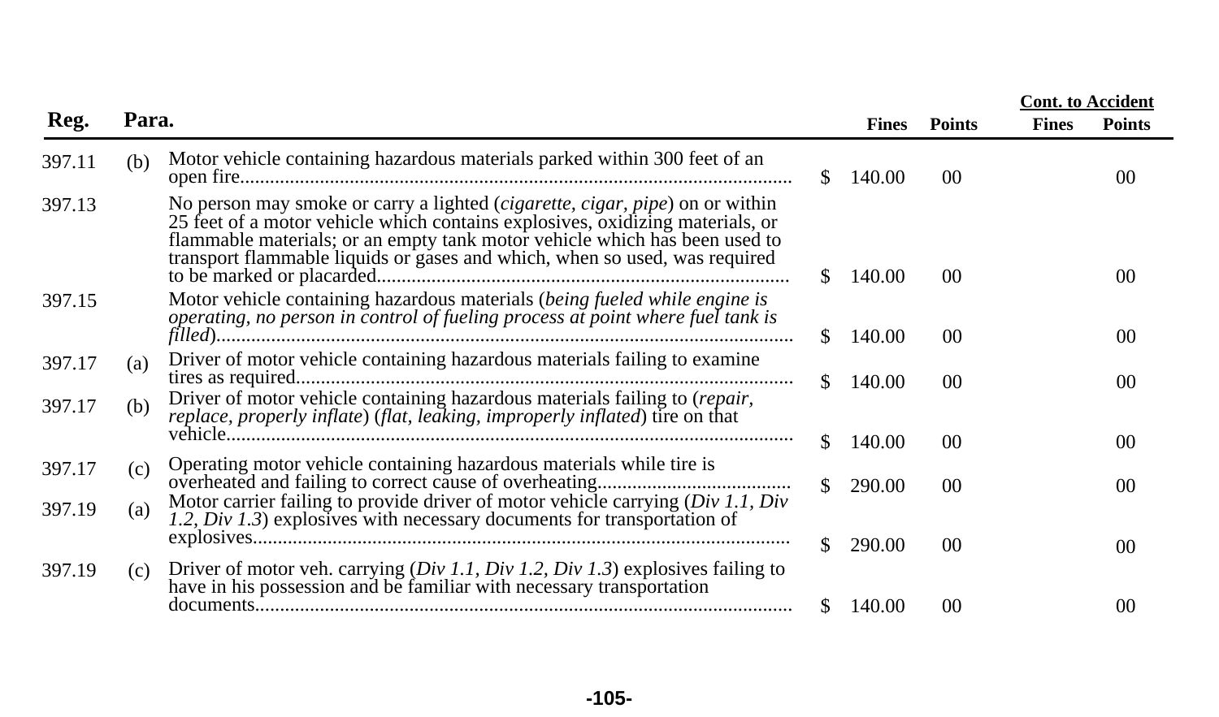| Reg. | Para. | | Fines | Points | Cont. to Accident Fines | Cont. to Accident Points |
|---|---|---|---|---|---|---|
| 397.11 | (b) | Motor vehicle containing hazardous materials parked within 300 feet of an open fire............................................................................................................ | $ 140.00 | 00 | | 00 |
| 397.13 | | No person may smoke or carry a lighted (*cigarette, cigar, pipe*) on or within 25 feet of a motor vehicle which contains explosives, oxidizing materials, or flammable materials; or an empty tank motor vehicle which has been used to transport flammable liquids or gases and which, when so used, was required to be marked or placarded.................................................................................. | $ 140.00 | 00 | | 00 |
| 397.15 | | Motor vehicle containing hazardous materials (*being fueled while engine is operating, no person in control of fueling process at point where fuel tank is filled*)................................................................................................................. | $ 140.00 | 00 | | 00 |
| 397.17 | (a) | Driver of motor vehicle containing hazardous materials failing to examine tires as required.................................................................................................. | $ 140.00 | 00 | | 00 |
| 397.17 | (b) | Driver of motor vehicle containing hazardous materials failing to (*repair, replace, properly inflate*) (*flat, leaking, improperly inflated*) tire on that vehicle............................................................................................................... | $ 140.00 | 00 | | 00 |
| 397.17 | (c) | Operating motor vehicle containing hazardous materials while tire is overheated and failing to correct cause of overheating...................................... | $ 290.00 | 00 | | 00 |
| 397.19 | (a) | Motor carrier failing to provide driver of motor vehicle carrying (*Div 1.1, Div 1.2, Div 1.3*) explosives with necessary documents for transportation of explosives......................................................................................................... | $ 290.00 | 00 | | 00 |
| 397.19 | (c) | Driver of motor veh. carrying (*Div 1.1, Div 1.2, Div 1.3*) explosives failing to have in his possession and be familiar with necessary transportation documents......................................................................................................... | $ 140.00 | 00 | | 00 |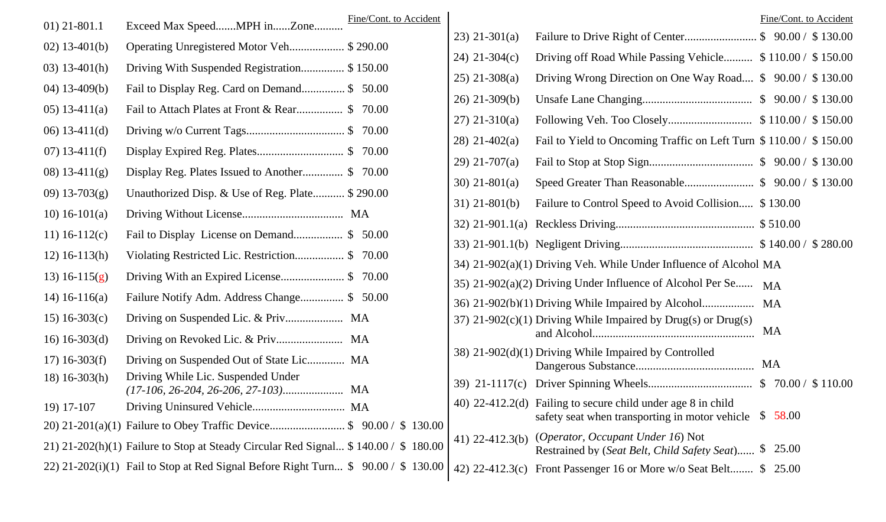| | | | Fine/Cont. to Accident |
|---|---|---|---|
| 01) | 21-801.1 | Exceed Max Speed.......MPH in......Zone.......... | |
| 02) | 13-401(b) | Operating Unregistered Motor Veh................... | $ 290.00 |
| 03) | 13-401(h) | Driving With Suspended Registration............... | $ 150.00 |
| 04) | 13-409(b) | Fail to Display Reg. Card on Demand............... | $ 50.00 |
| 05) | 13-411(a) | Fail to Attach Plates at Front & Rear................ | $ 70.00 |
| 06) | 13-411(d) | Driving w/o Current Tags.................................. | $ 70.00 |
| 07) | 13-411(f) | Display Expired Reg. Plates.............................. | $ 70.00 |
| 08) | 13-411(g) | Display Reg. Plates Issued to Another.............. | $ 70.00 |
| 09) | 13-703(g) | Unauthorized Disp. & Use of Reg. Plate........... | $ 290.00 |
| 10) | 16-101(a) | Driving Without License................................... | MA |
| 11) | 16-112(c) | Fail to Display License on Demand................. | $ 50.00 |
| 12) | 16-113(h) | Violating Restricted Lic. Restriction................. | $ 70.00 |
| 13) | 16-115(g) | Driving With an Expired License...................... | $ 70.00 |
| 14) | 16-116(a) | Failure Notify Adm. Address Change............... | $ 50.00 |
| 15) | 16-303(c) | Driving on Suspended Lic. & Priv.................... | MA |
| 16) | 16-303(d) | Driving on Revoked Lic. & Priv....................... | MA |
| 17) | 16-303(f) | Driving on Suspended Out of State Lic............. | MA |
| 18) | 16-303(h) | Driving While Lic. Suspended Under *(17-106, 26-204, 26-206, 27-103)*..................... | MA |
| 19) | 17-107 | Driving Uninsured Vehicle................................ | MA |
| 20) | 21-201(a)(1) | Failure to Obey Traffic Device.......................... | $ 90.00 / $ 130.00 |
| 21) | 21-202(h)(1) | Failure to Stop at Steady Circular Red Signal... | $ 140.00 / $ 180.00 |
| 22) | 21-202(i)(1) | Fail to Stop at Red Signal Before Right Turn... | $ 90.00 / $ 130.00 |

| | | | Fine/Cont. to Accident |
|---|---|---|---|
| 23) | 21-301(a) | Failure to Drive Right of Center......................... | $ 90.00 / $ 130.00 |
| 24) | 21-304(c) | Driving off Road While Passing Vehicle.......... | $ 110.00 / $ 150.00 |
| 25) | 21-308(a) | Driving Wrong Direction on One Way Road.... | $ 90.00 / $ 130.00 |
| 26) | 21-309(b) | Unsafe Lane Changing..................................... | $ 90.00 / $ 130.00 |
| 27) | 21-310(a) | Following Veh. Too Closely............................ | $ 110.00 / $ 150.00 |
| 28) | 21-402(a) | Fail to Yield to Oncoming Traffic on Left Turn | $ 110.00 / $ 150.00 |
| 29) | 21-707(a) | Fail to Stop at Stop Sign................................... | $ 90.00 / $ 130.00 |
| 30) | 21-801(a) | Speed Greater Than Reasonable....................... | $ 90.00 / $ 130.00 |
| 31) | 21-801(b) | Failure to Control Speed to Avoid Collision..... | $ 130.00 |
| 32) | 21-901.1(a) | Reckless Driving............................................... | $ 510.00 |
| 33) | 21-901.1(b) | Negligent Driving............................................. | $ 140.00 / $ 280.00 |
| 34) | 21-902(a)(1) | Driving Veh. While Under Influence of Alcohol | MA |
| 35) | 21-902(a)(2) | Driving Under Influence of Alcohol Per Se...... | MA |
| 36) | 21-902(b)(1) | Driving While Impaired by Alcohol.................. | MA |
| 37) | 21-902(c)(1) | Driving While Impaired by Drug(s) or Drug(s) and Alcohol........................................................ | MA |
| 38) | 21-902(d)(1) | Driving While Impaired by Controlled Dangerous Substance........................................ | MA |
| 39) | 21-1117(c) | Driver Spinning Wheels.................................... | $ 70.00 / $ 110.00 |
| 40) | 22-412.2(d) | Failing to secure child under age 8 in child safety seat when transporting in motor vehicle | $ 58.00 |
| 41) | 22-412.3(b) | (*Operator, Occupant Under 16*) Not Restrained by (*Seat Belt, Child Safety Seat*)...... | $ 25.00 |
| 42) | 22-412.3(c) | Front Passenger 16 or More w/o Seat Belt........ | $ 25.00 |